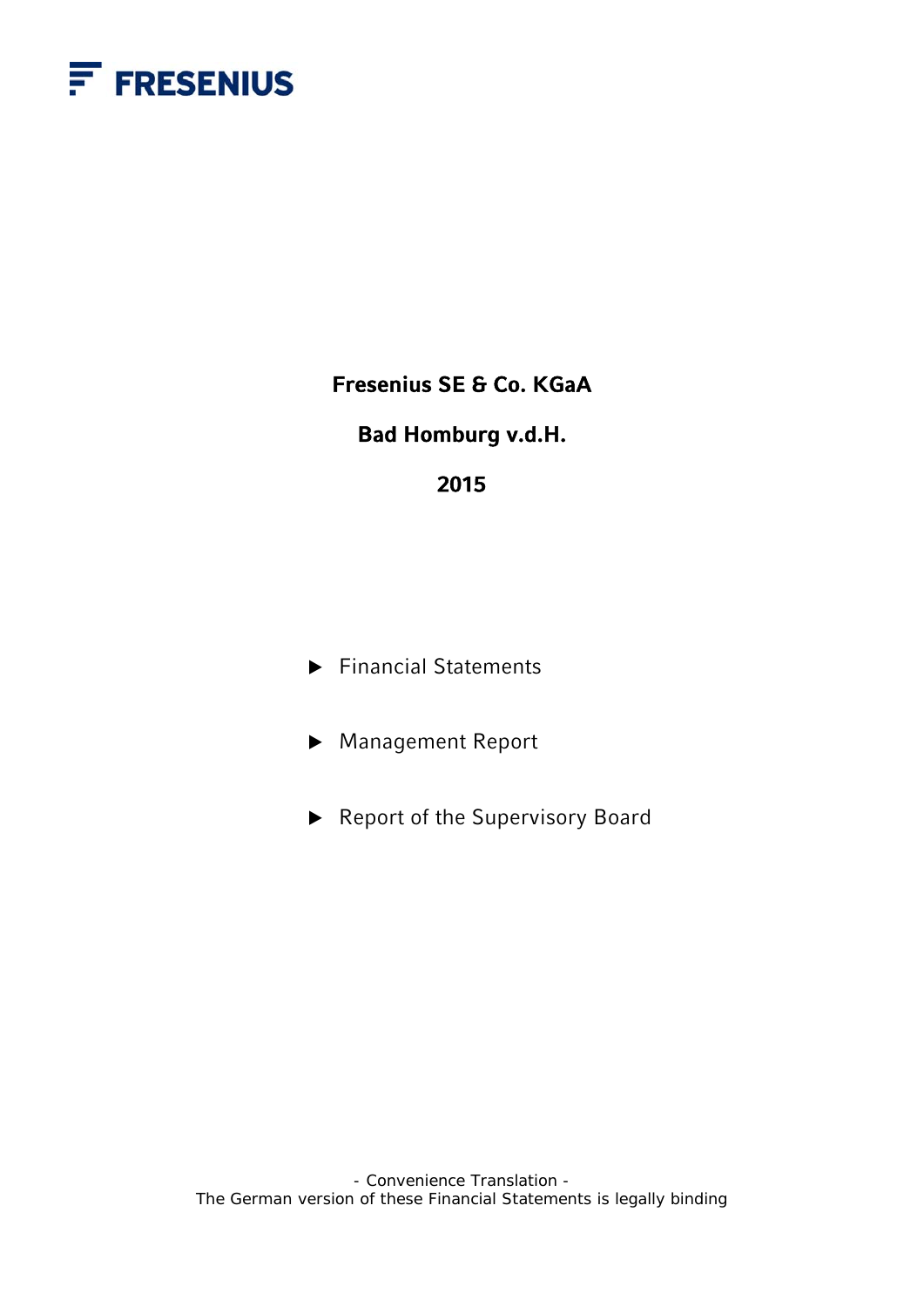FRESENIUS

# Fresenius SE & Co. KGaA

## Bad Homburg v.d.H.

## 2015

- Financial Statements
- Management Report
- Report of the Supervisory Board

- Convenience Translation -
The German version of these Financial Statements is legally binding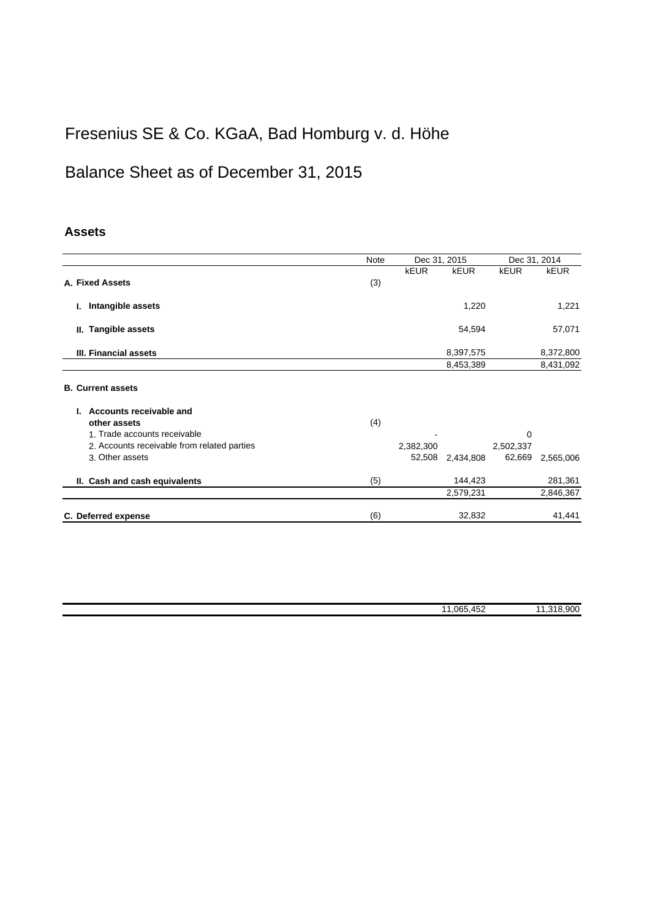# Fresenius SE & Co. KGaA, Bad Homburg v. d. Höhe

## Balance Sheet as of December 31, 2015

### Assets

| | Note | Dec 31, 2015 | | Dec 31, 2014 | |
|---|---|---|---|---|---|
| | | kEUR | kEUR | kEUR | kEUR |
| **A. Fixed Assets** | (3) | | | | |
| **I. Intangible assets** | | | 1,220 | | 1,221 |
| **II. Tangible assets** | | | 54,594 | | 57,071 |
| **III. Financial assets** | | | 8,397,575 | | 8,372,800 |
| | | | 8,453,389 | | 8,431,092 |
| **B. Current assets** | | | | | |
| **I. Accounts receivable and other assets** | (4) | | | | |
| 1. Trade accounts receivable | | - | | 0 | |
| 2. Accounts receivable from related parties | | 2,382,300 | | 2,502,337 | |
| 3. Other assets | | 52,508 | 2,434,808 | 62,669 | 2,565,006 |
| **II. Cash and cash equivalents** | (5) | | 144,423 | | 281,361 |
| | | | 2,579,231 | | 2,846,367 |
| **C. Deferred expense** | (6) | | 32,832 | | 41,441 |
| | | | 11,065,452 | | 11,318,900 |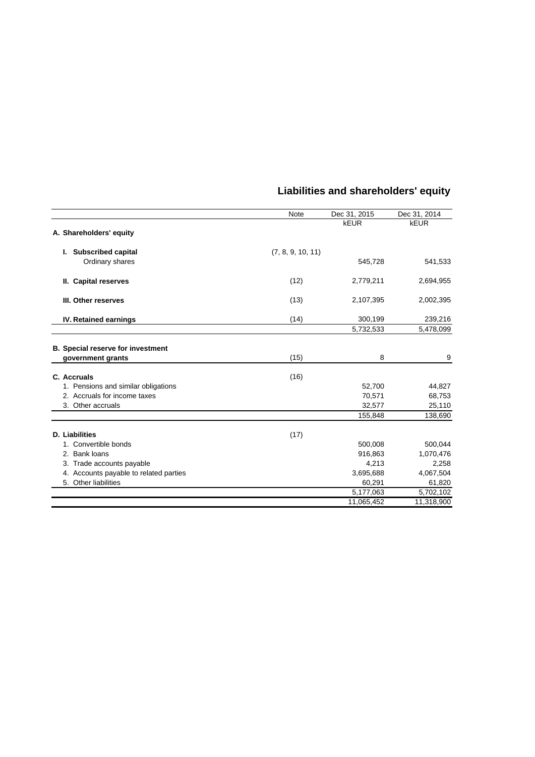## Liabilities and shareholders' equity

| | Note | Dec 31, 2015 | Dec 31, 2014 |
|---|---|---|---|
| | | kEUR | kEUR |
| **A. Shareholders' equity** | | | |
| **I. Subscribed capital** | (7, 8, 9, 10, 11) | | |
| Ordinary shares | | 545,728 | 541,533 |
| **II. Capital reserves** | (12) | 2,779,211 | 2,694,955 |
| **III. Other reserves** | (13) | 2,107,395 | 2,002,395 |
| **IV. Retained earnings** | (14) | 300,199 | 239,216 |
| | | 5,732,533 | 5,478,099 |
| **B. Special reserve for investment government grants** | (15) | 8 | 9 |
| **C. Accruals** | (16) | | |
| 1. Pensions and similar obligations | | 52,700 | 44,827 |
| 2. Accruals for income taxes | | 70,571 | 68,753 |
| 3. Other accruals | | 32,577 | 25,110 |
| | | 155,848 | 138,690 |
| **D. Liabilities** | (17) | | |
| 1. Convertible bonds | | 500,008 | 500,044 |
| 2. Bank loans | | 916,863 | 1,070,476 |
| 3. Trade accounts payable | | 4,213 | 2,258 |
| 4. Accounts payable to related parties | | 3,695,688 | 4,067,504 |
| 5. Other liabilities | | 60,291 | 61,820 |
| | | 5,177,063 | 5,702,102 |
| | | 11,065,452 | 11,318,900 |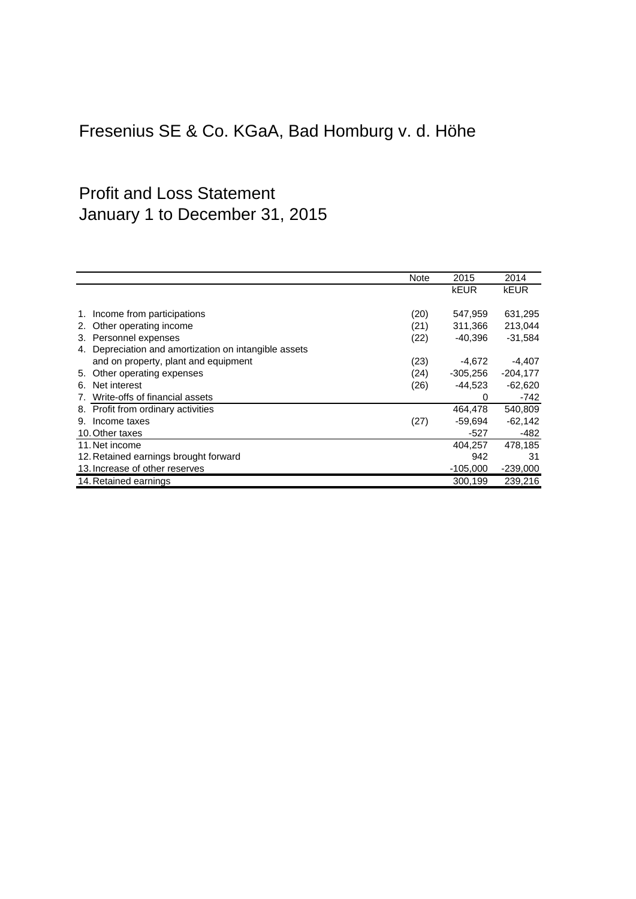# Fresenius SE & Co. KGaA, Bad Homburg v. d. Höhe

## Profit and Loss Statement
## January 1 to December 31, 2015

| | Note | 2015 | 2014 |
|---|---|---|---|
| | | kEUR | kEUR |
| 1. Income from participations | (20) | 547,959 | 631,295 |
| 2. Other operating income | (21) | 311,366 | 213,044 |
| 3. Personnel expenses | (22) | -40,396 | -31,584 |
| 4. Depreciation and amortization on intangible assets and on property, plant and equipment | (23) | -4,672 | -4,407 |
| 5. Other operating expenses | (24) | -305,256 | -204,177 |
| 6. Net interest | (26) | -44,523 | -62,620 |
| 7. Write-offs of financial assets | | 0 | -742 |
| 8. Profit from ordinary activities | | 464,478 | 540,809 |
| 9. Income taxes | (27) | -59,694 | -62,142 |
| 10. Other taxes | | -527 | -482 |
| 11. Net income | | 404,257 | 478,185 |
| 12. Retained earnings brought forward | | 942 | 31 |
| 13. Increase of other reserves | | -105,000 | -239,000 |
| 14. Retained earnings | | 300,199 | 239,216 |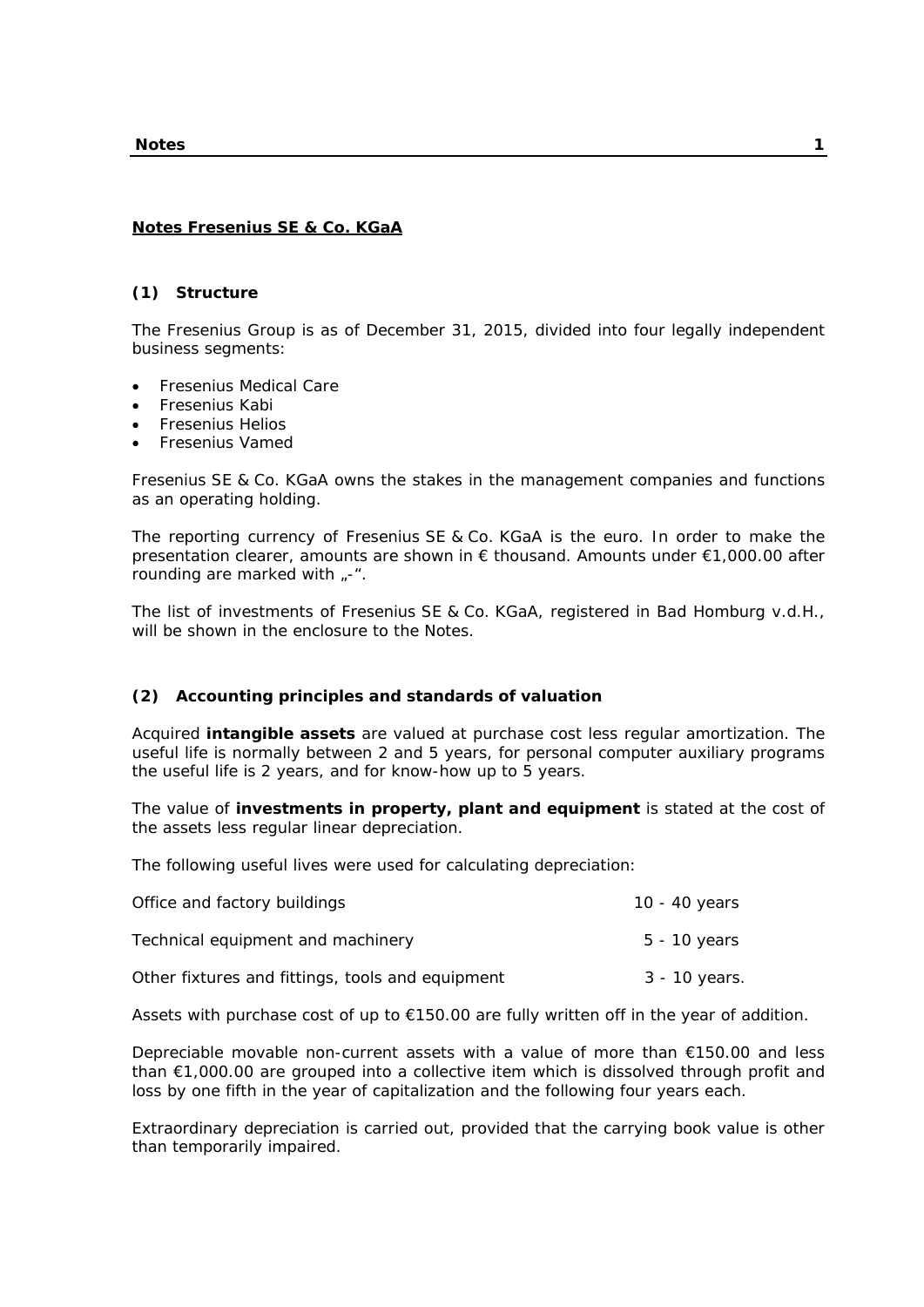## Notes Fresenius SE & Co. KGaA

### (1) Structure

The Fresenius Group is as of December 31, 2015, divided into four legally independent business segments:

- Fresenius Medical Care
- Fresenius Kabi
- Fresenius Helios
- Fresenius Vamed

Fresenius SE & Co. KGaA owns the stakes in the management companies and functions as an operating holding.

The reporting currency of Fresenius SE & Co. KGaA is the euro. In order to make the presentation clearer, amounts are shown in € thousand. Amounts under €1,000.00 after rounding are marked with „-".

The list of investments of Fresenius SE & Co. KGaA, registered in Bad Homburg v.d.H., will be shown in the enclosure to the Notes.

### (2) Accounting principles and standards of valuation

Acquired **intangible assets** are valued at purchase cost less regular amortization. The useful life is normally between 2 and 5 years, for personal computer auxiliary programs the useful life is 2 years, and for know-how up to 5 years.

The value of **investments in property, plant and equipment** is stated at the cost of the assets less regular linear depreciation.

The following useful lives were used for calculating depreciation:

| | |
|---|---|
| Office and factory buildings | 10 - 40 years |
| Technical equipment and machinery | 5 - 10 years |
| Other fixtures and fittings, tools and equipment | 3 - 10 years. |

Assets with purchase cost of up to €150.00 are fully written off in the year of addition.

Depreciable movable non-current assets with a value of more than €150.00 and less than €1,000.00 are grouped into a collective item which is dissolved through profit and loss by one fifth in the year of capitalization and the following four years each.

Extraordinary depreciation is carried out, provided that the carrying book value is other than temporarily impaired.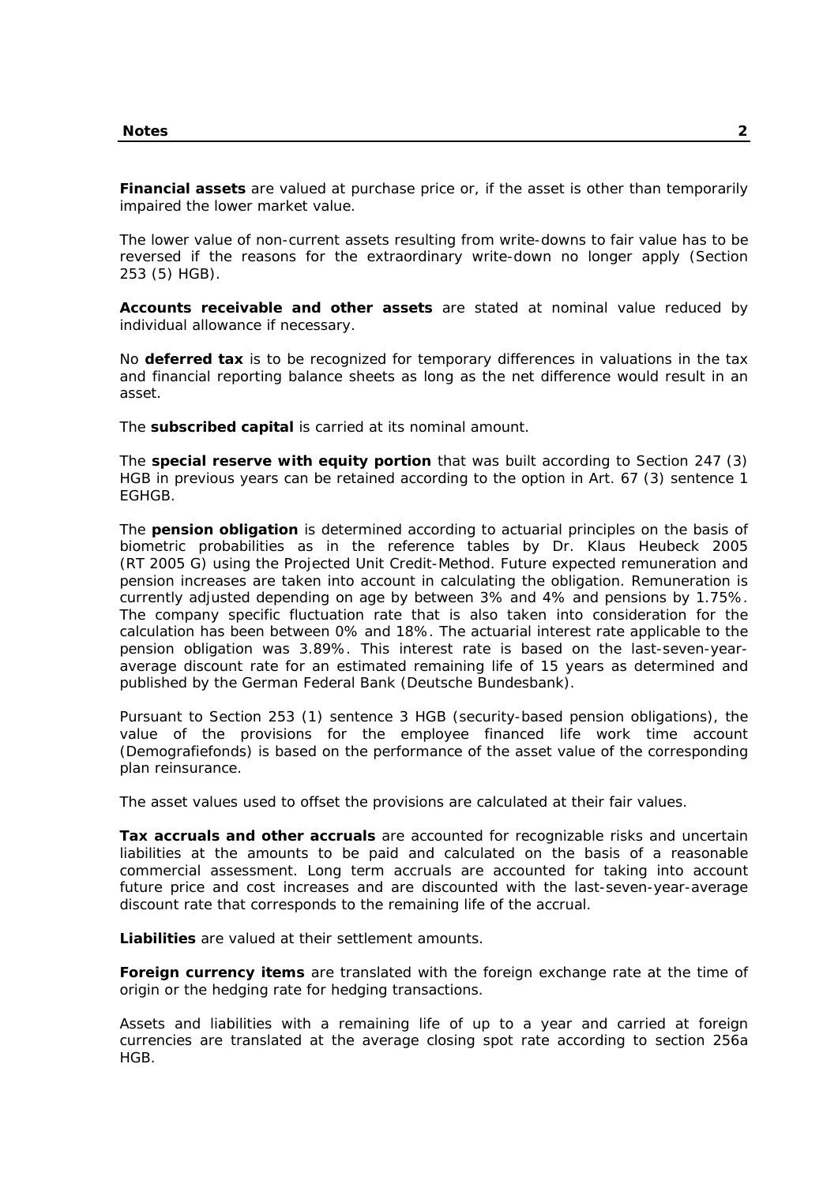**Financial assets** are valued at purchase price or, if the asset is other than temporarily impaired the lower market value.

The lower value of non-current assets resulting from write-downs to fair value has to be reversed if the reasons for the extraordinary write-down no longer apply (Section 253 (5) HGB).

**Accounts receivable and other assets** are stated at nominal value reduced by individual allowance if necessary.

No **deferred tax** is to be recognized for temporary differences in valuations in the tax and financial reporting balance sheets as long as the net difference would result in an asset.

The **subscribed capital** is carried at its nominal amount.

The **special reserve with equity portion** that was built according to Section 247 (3) HGB in previous years can be retained according to the option in Art. 67 (3) sentence 1 EGHGB.

The **pension obligation** is determined according to actuarial principles on the basis of biometric probabilities as in the reference tables by Dr. Klaus Heubeck 2005 (RT 2005 G) using the Projected Unit Credit-Method. Future expected remuneration and pension increases are taken into account in calculating the obligation. Remuneration is currently adjusted depending on age by between 3% and 4% and pensions by 1.75%. The company specific fluctuation rate that is also taken into consideration for the calculation has been between 0% and 18%. The actuarial interest rate applicable to the pension obligation was 3.89%. This interest rate is based on the last-seven-year-average discount rate for an estimated remaining life of 15 years as determined and published by the German Federal Bank (Deutsche Bundesbank).

Pursuant to Section 253 (1) sentence 3 HGB (security-based pension obligations), the value of the provisions for the employee financed life work time account (Demografiefonds) is based on the performance of the asset value of the corresponding plan reinsurance.

The asset values used to offset the provisions are calculated at their fair values.

**Tax accruals and other accruals** are accounted for recognizable risks and uncertain liabilities at the amounts to be paid and calculated on the basis of a reasonable commercial assessment. Long term accruals are accounted for taking into account future price and cost increases and are discounted with the last-seven-year-average discount rate that corresponds to the remaining life of the accrual.

**Liabilities** are valued at their settlement amounts.

**Foreign currency items** are translated with the foreign exchange rate at the time of origin or the hedging rate for hedging transactions.

Assets and liabilities with a remaining life of up to a year and carried at foreign currencies are translated at the average closing spot rate according to section 256a HGB.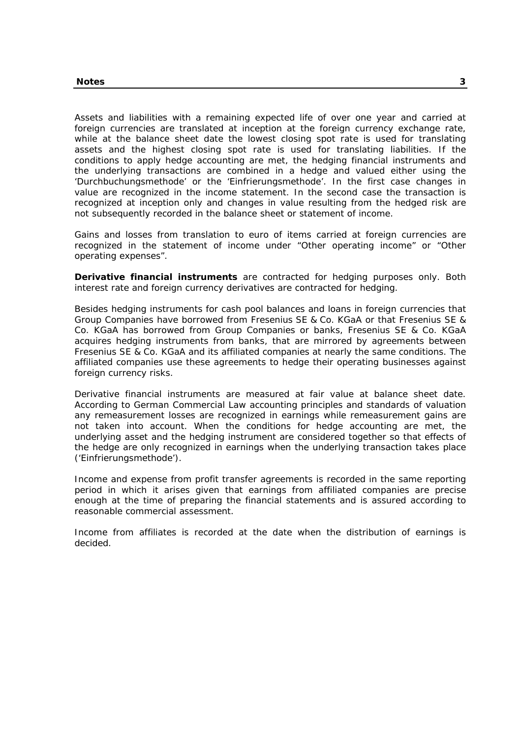Assets and liabilities with a remaining expected life of over one year and carried at foreign currencies are translated at inception at the foreign currency exchange rate, while at the balance sheet date the lowest closing spot rate is used for translating assets and the highest closing spot rate is used for translating liabilities. If the conditions to apply hedge accounting are met, the hedging financial instruments and the underlying transactions are combined in a hedge and valued either using the 'Durchbuchungsmethode' or the 'Einfrierungsmethode'. In the first case changes in value are recognized in the income statement. In the second case the transaction is recognized at inception only and changes in value resulting from the hedged risk are not subsequently recorded in the balance sheet or statement of income.

Gains and losses from translation to euro of items carried at foreign currencies are recognized in the statement of income under "Other operating income" or "Other operating expenses".

**Derivative financial instruments** are contracted for hedging purposes only. Both interest rate and foreign currency derivatives are contracted for hedging.

Besides hedging instruments for cash pool balances and loans in foreign currencies that Group Companies have borrowed from Fresenius SE & Co. KGaA or that Fresenius SE & Co. KGaA has borrowed from Group Companies or banks, Fresenius SE & Co. KGaA acquires hedging instruments from banks, that are mirrored by agreements between Fresenius SE & Co. KGaA and its affiliated companies at nearly the same conditions. The affiliated companies use these agreements to hedge their operating businesses against foreign currency risks.

Derivative financial instruments are measured at fair value at balance sheet date. According to German Commercial Law accounting principles and standards of valuation any remeasurement losses are recognized in earnings while remeasurement gains are not taken into account. When the conditions for hedge accounting are met, the underlying asset and the hedging instrument are considered together so that effects of the hedge are only recognized in earnings when the underlying transaction takes place ('Einfrierungsmethode').

Income and expense from profit transfer agreements is recorded in the same reporting period in which it arises given that earnings from affiliated companies are precise enough at the time of preparing the financial statements and is assured according to reasonable commercial assessment.

Income from affiliates is recorded at the date when the distribution of earnings is decided.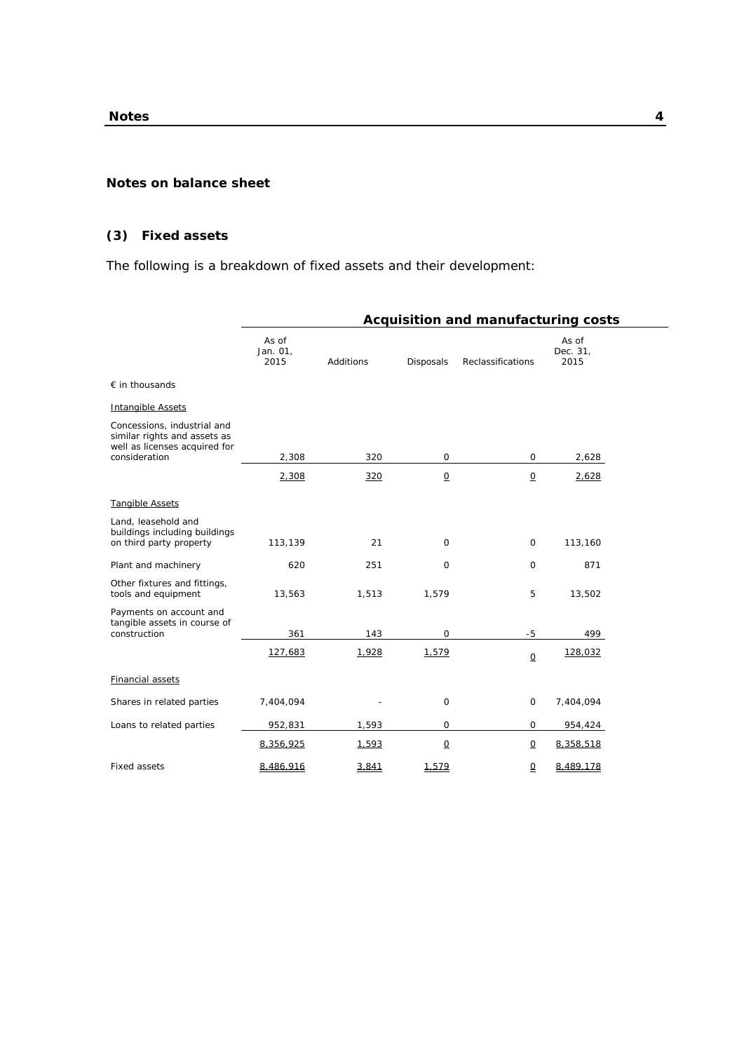## Notes on balance sheet

### (3) Fixed assets

The following is a breakdown of fixed assets and their development:

| | Acquisition and manufacturing costs | | | | |
|---|---|---|---|---|---|
| | As of Jan. 01, 2015 | Additions | Disposals | Reclassifications | As of Dec. 31, 2015 |
| € in thousands | | | | | |
| Intangible Assets | | | | | |
| Concessions, industrial and similar rights and assets as well as licenses acquired for consideration | 2,308 | 320 | 0 | 0 | 2,628 |
| | 2,308 | 320 | 0 | 0 | 2,628 |
| Tangible Assets | | | | | |
| Land, leasehold and buildings including buildings on third party property | 113,139 | 21 | 0 | 0 | 113,160 |
| Plant and machinery | 620 | 251 | 0 | 0 | 871 |
| Other fixtures and fittings, tools and equipment | 13,563 | 1,513 | 1,579 | 5 | 13,502 |
| Payments on account and tangible assets in course of construction | 361 | 143 | 0 | -5 | 499 |
| | 127,683 | 1,928 | 1,579 | 0 | 128,032 |
| Financial assets | | | | | |
| Shares in related parties | 7,404,094 | - | 0 | 0 | 7,404,094 |
| Loans to related parties | 952,831 | 1,593 | 0 | 0 | 954,424 |
| | 8,356,925 | 1,593 | 0 | 0 | 8,358,518 |
| Fixed assets | 8,486,916 | 3,841 | 1,579 | 0 | 8,489,178 |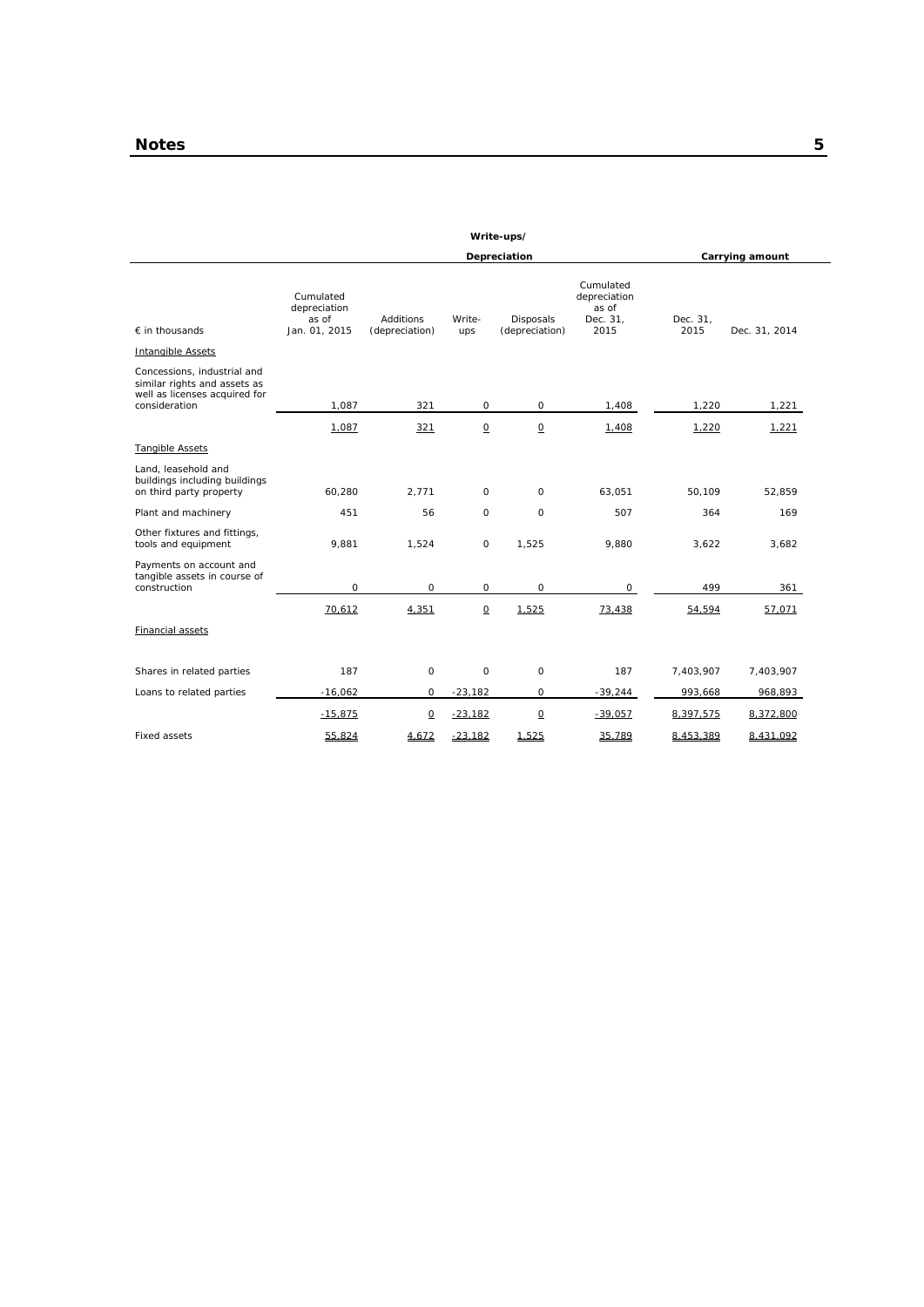| | Write-ups/ Depreciation | | | | | Carrying amount | |
|---|---|---|---|---|---|---|---|
| € in thousands | Cumulated depreciation as of Jan. 01, 2015 | Additions (depreciation) | Write-ups | Disposals (depreciation) | Cumulated depreciation as of Dec. 31, 2015 | Dec. 31, 2015 | Dec. 31, 2014 |
| Intangible Assets | | | | | | | |
| Concessions, industrial and similar rights and assets as well as licenses acquired for consideration | 1,087 | 321 | 0 | 0 | 1,408 | 1,220 | 1,221 |
| | 1,087 | 321 | 0 | 0 | 1,408 | 1,220 | 1,221 |
| Tangible Assets | | | | | | | |
| Land, leasehold and buildings including buildings on third party property | 60,280 | 2,771 | 0 | 0 | 63,051 | 50,109 | 52,859 |
| Plant and machinery | 451 | 56 | 0 | 0 | 507 | 364 | 169 |
| Other fixtures and fittings, tools and equipment | 9,881 | 1,524 | 0 | 1,525 | 9,880 | 3,622 | 3,682 |
| Payments on account and tangible assets in course of construction | 0 | 0 | 0 | 0 | 0 | 499 | 361 |
| | 70,612 | 4,351 | 0 | 1,525 | 73,438 | 54,594 | 57,071 |
| Financial assets | | | | | | | |
| Shares in related parties | 187 | 0 | 0 | 0 | 187 | 7,403,907 | 7,403,907 |
| Loans to related parties | -16,062 | 0 | -23,182 | 0 | -39,244 | 993,668 | 968,893 |
| | -15,875 | 0 | -23,182 | 0 | -39,057 | 8,397,575 | 8,372,800 |
| Fixed assets | 55,824 | 4,672 | -23,182 | 1,525 | 35,789 | 8,453,389 | 8,431,092 |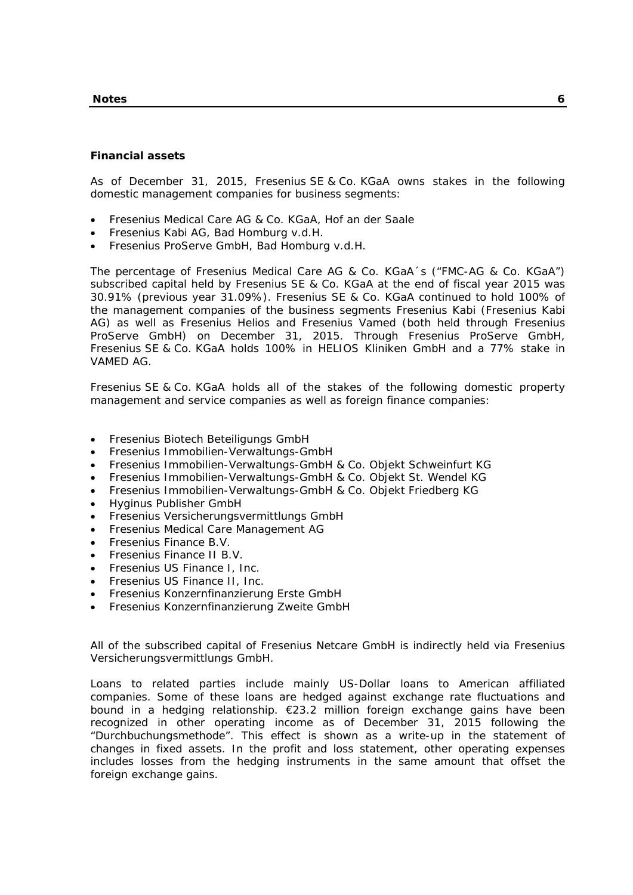**Financial assets**

As of December 31, 2015, Fresenius SE & Co. KGaA owns stakes in the following domestic management companies for business segments:

- Fresenius Medical Care AG & Co. KGaA, Hof an der Saale
- Fresenius Kabi AG, Bad Homburg v.d.H.
- Fresenius ProServe GmbH, Bad Homburg v.d.H.

The percentage of Fresenius Medical Care AG & Co. KGaA´s ("FMC-AG & Co. KGaA") subscribed capital held by Fresenius SE & Co. KGaA at the end of fiscal year 2015 was 30.91% (previous year 31.09%). Fresenius SE & Co. KGaA continued to hold 100% of the management companies of the business segments Fresenius Kabi (Fresenius Kabi AG) as well as Fresenius Helios and Fresenius Vamed (both held through Fresenius ProServe GmbH) on December 31, 2015. Through Fresenius ProServe GmbH, Fresenius SE & Co. KGaA holds 100% in HELIOS Kliniken GmbH and a 77% stake in VAMED AG.

Fresenius SE & Co. KGaA holds all of the stakes of the following domestic property management and service companies as well as foreign finance companies:

- Fresenius Biotech Beteiligungs GmbH
- Fresenius Immobilien-Verwaltungs-GmbH
- Fresenius Immobilien-Verwaltungs-GmbH & Co. Objekt Schweinfurt KG
- Fresenius Immobilien-Verwaltungs-GmbH & Co. Objekt St. Wendel KG
- Fresenius Immobilien-Verwaltungs-GmbH & Co. Objekt Friedberg KG
- Hyginus Publisher GmbH
- Fresenius Versicherungsvermittlungs GmbH
- Fresenius Medical Care Management AG
- Fresenius Finance B.V.
- Fresenius Finance II B.V.
- Fresenius US Finance I, Inc.
- Fresenius US Finance II, Inc.
- Fresenius Konzernfinanzierung Erste GmbH
- Fresenius Konzernfinanzierung Zweite GmbH

All of the subscribed capital of Fresenius Netcare GmbH is indirectly held via Fresenius Versicherungsvermittlungs GmbH.

Loans to related parties include mainly US-Dollar loans to American affiliated companies. Some of these loans are hedged against exchange rate fluctuations and bound in a hedging relationship. €23.2 million foreign exchange gains have been recognized in other operating income as of December 31, 2015 following the "Durchbuchungsmethode". This effect is shown as a write-up in the statement of changes in fixed assets. In the profit and loss statement, other operating expenses includes losses from the hedging instruments in the same amount that offset the foreign exchange gains.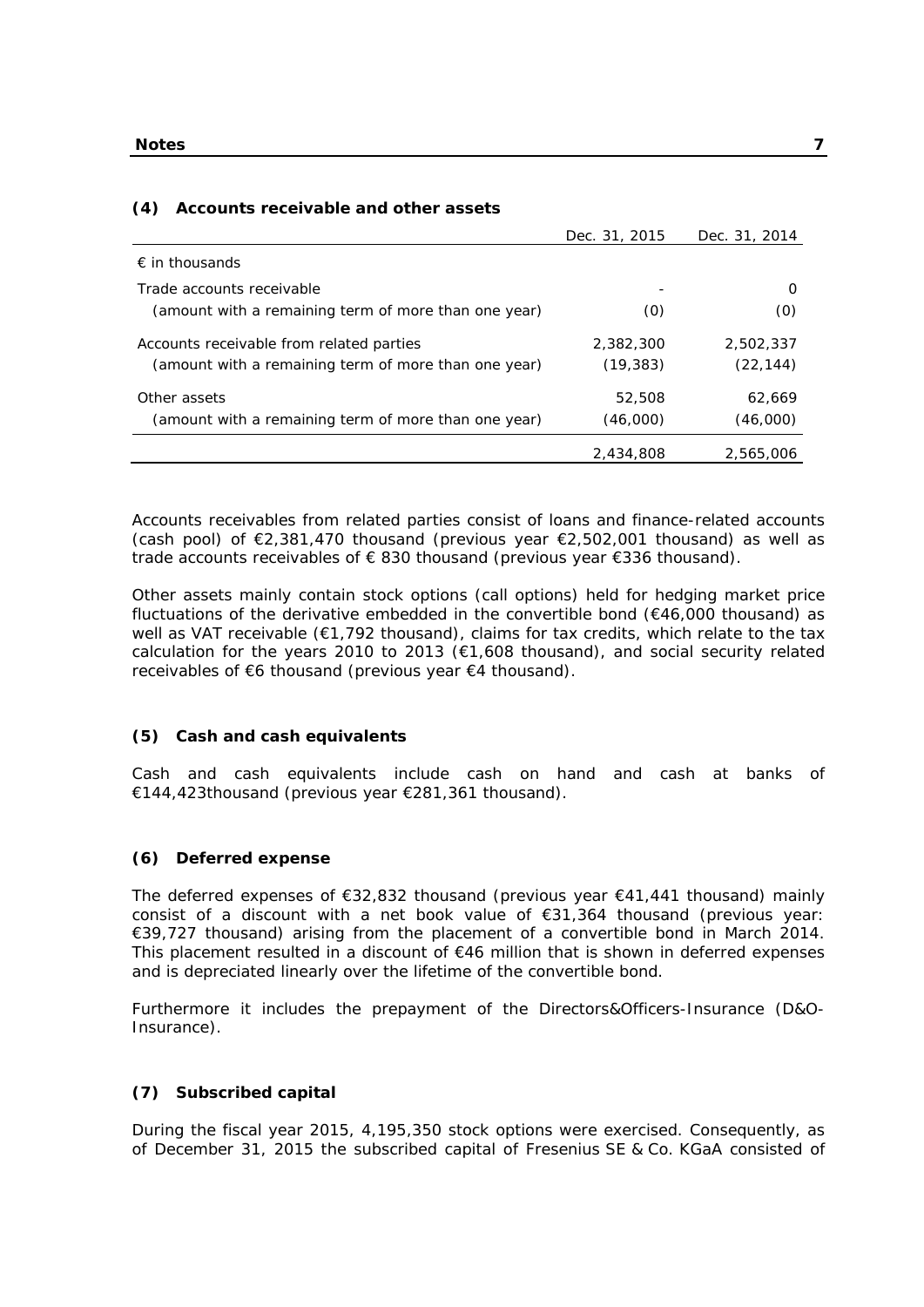### (4) Accounts receivable and other assets

| | Dec. 31, 2015 | Dec. 31, 2014 |
|---|---|---|
| € in thousands | | |
| Trade accounts receivable | - | 0 |
| (amount with a remaining term of more than one year) | (0) | (0) |
| Accounts receivable from related parties | 2,382,300 | 2,502,337 |
| (amount with a remaining term of more than one year) | (19,383) | (22,144) |
| Other assets | 52,508 | 62,669 |
| (amount with a remaining term of more than one year) | (46,000) | (46,000) |
| | 2,434,808 | 2,565,006 |

Accounts receivables from related parties consist of loans and finance-related accounts (cash pool) of €2,381,470 thousand (previous year €2,502,001 thousand) as well as trade accounts receivables of € 830 thousand (previous year €336 thousand).

Other assets mainly contain stock options (call options) held for hedging market price fluctuations of the derivative embedded in the convertible bond (€46,000 thousand) as well as VAT receivable (€1,792 thousand), claims for tax credits, which relate to the tax calculation for the years 2010 to 2013 (€1,608 thousand), and social security related receivables of €6 thousand (previous year €4 thousand).

### (5) Cash and cash equivalents

Cash and cash equivalents include cash on hand and cash at banks of €144,423thousand (previous year €281,361 thousand).

### (6) Deferred expense

The deferred expenses of €32,832 thousand (previous year €41,441 thousand) mainly consist of a discount with a net book value of €31,364 thousand (previous year: €39,727 thousand) arising from the placement of a convertible bond in March 2014. This placement resulted in a discount of €46 million that is shown in deferred expenses and is depreciated linearly over the lifetime of the convertible bond.

Furthermore it includes the prepayment of the Directors&Officers-Insurance (D&O-Insurance).

### (7) Subscribed capital

During the fiscal year 2015, 4,195,350 stock options were exercised. Consequently, as of December 31, 2015 the subscribed capital of Fresenius SE & Co. KGaA consisted of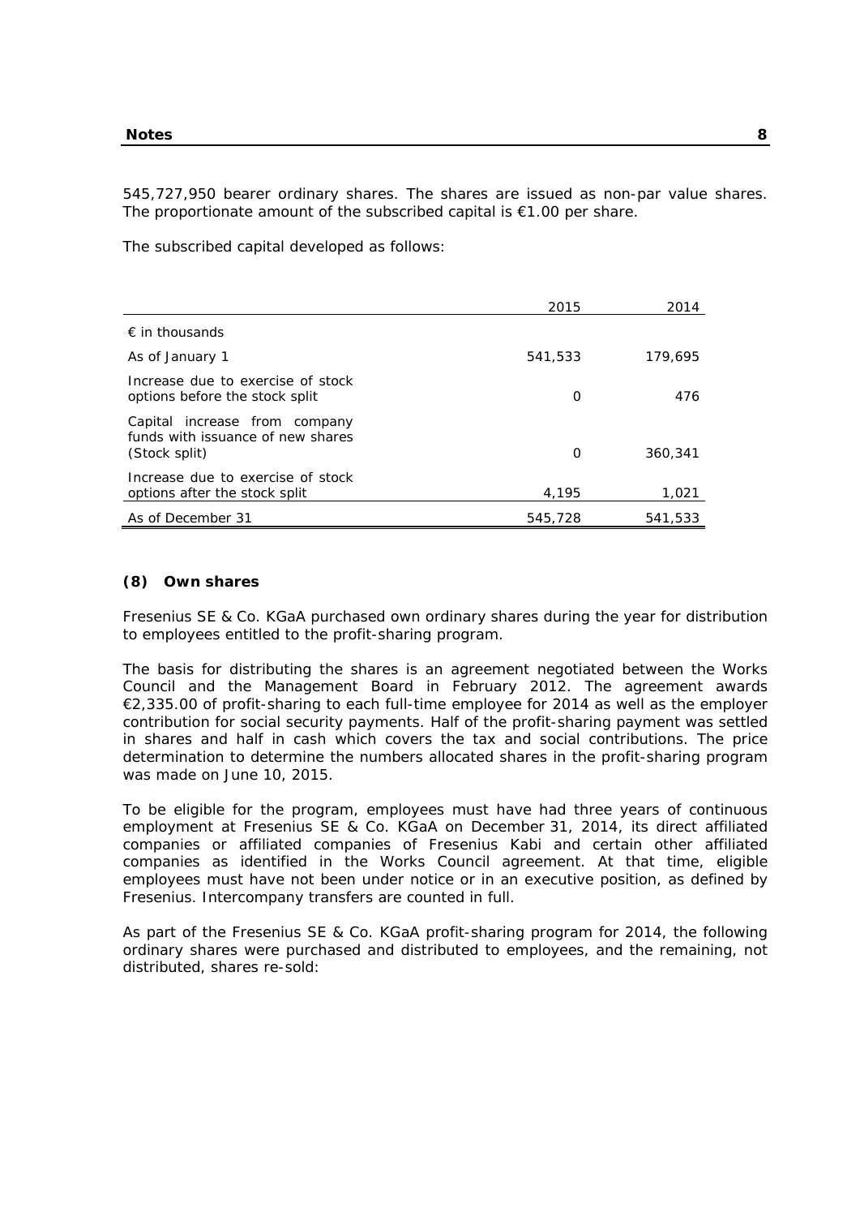545,727,950 bearer ordinary shares. The shares are issued as non-par value shares. The proportionate amount of the subscribed capital is €1.00 per share.

The subscribed capital developed as follows:

| | 2015 | 2014 |
|---|---|---|
| € in thousands | | |
| As of January 1 | 541,533 | 179,695 |
| Increase due to exercise of stock options before the stock split | 0 | 476 |
| Capital increase from company funds with issuance of new shares (Stock split) | 0 | 360,341 |
| Increase due to exercise of stock options after the stock split | 4,195 | 1,021 |
| As of December 31 | 545,728 | 541,533 |

### (8) Own shares

Fresenius SE & Co. KGaA purchased own ordinary shares during the year for distribution to employees entitled to the profit-sharing program.

The basis for distributing the shares is an agreement negotiated between the Works Council and the Management Board in February 2012. The agreement awards €2,335.00 of profit-sharing to each full-time employee for 2014 as well as the employer contribution for social security payments. Half of the profit-sharing payment was settled in shares and half in cash which covers the tax and social contributions. The price determination to determine the numbers allocated shares in the profit-sharing program was made on June 10, 2015.

To be eligible for the program, employees must have had three years of continuous employment at Fresenius SE & Co. KGaA on December 31, 2014, its direct affiliated companies or affiliated companies of Fresenius Kabi and certain other affiliated companies as identified in the Works Council agreement. At that time, eligible employees must have not been under notice or in an executive position, as defined by Fresenius. Intercompany transfers are counted in full.

As part of the Fresenius SE & Co. KGaA profit-sharing program for 2014, the following ordinary shares were purchased and distributed to employees, and the remaining, not distributed, shares re-sold: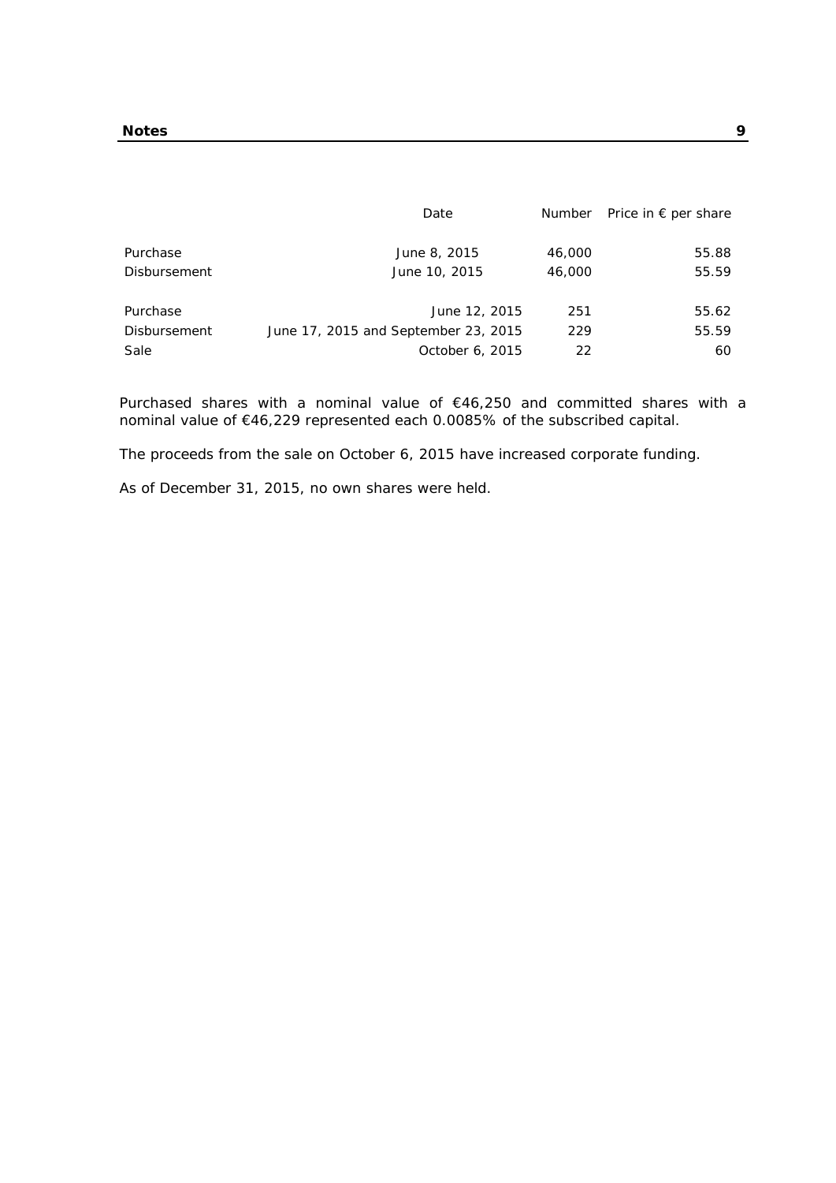| | Date | Number | Price in € per share |
|---|---|---|---|
| Purchase | June 8, 2015 | 46,000 | 55.88 |
| Disbursement | June 10, 2015 | 46,000 | 55.59 |
| | | | |
| Purchase | June 12, 2015 | 251 | 55.62 |
| Disbursement | June 17, 2015 and September 23, 2015 | 229 | 55.59 |
| Sale | October 6, 2015 | 22 | 60 |

Purchased shares with a nominal value of €46,250 and committed shares with a nominal value of €46,229 represented each 0.0085% of the subscribed capital.

The proceeds from the sale on October 6, 2015 have increased corporate funding.

As of December 31, 2015, no own shares were held.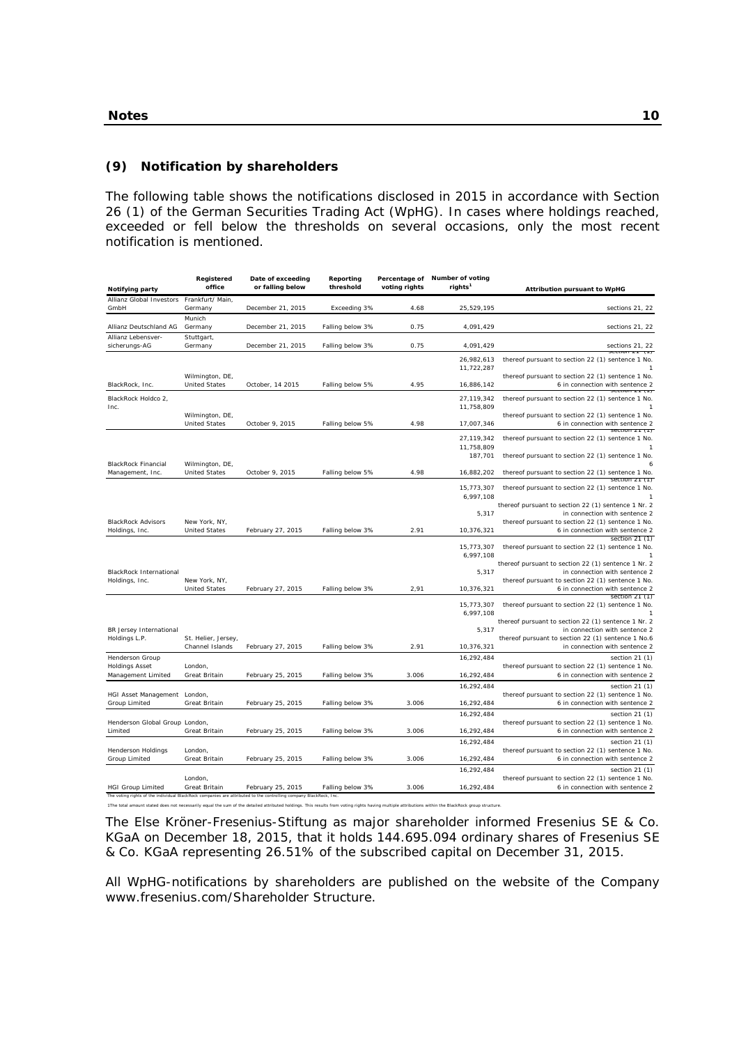## (9) Notification by shareholders

The following table shows the notifications disclosed in 2015 in accordance with Section 26 (1) of the German Securities Trading Act (WpHG). In cases where holdings reached, exceeded or fell below the thresholds on several occasions, only the most recent notification is mentioned.

| Notifying party | Registered office | Date of exceeding or falling below | Reporting threshold | Percentage of voting rights | Number of voting rights[1] | Attribution pursuant to WpHG |
|---|---|---|---|---|---|---|
| Allianz Global Investors GmbH | Frankfurt/ Main, Germany | December 21, 2015 | Exceeding 3% | 4.68 | 25,529,195 | sections 21, 22 |
| Allianz Deutschland AG | Munich Germany | December 21, 2015 | Falling below 3% | 0.75 | 4,091,429 | sections 21, 22 |
| Allianz Lebensver-sicherungs-AG | Stuttgart, Germany | December 21, 2015 | Falling below 3% | 0.75 | 4,091,429 | sections 21, 22 |
| BlackRock, Inc. | Wilmington, DE, United States | October, 14 2015 | Falling below 5% | 4.95 | 26,982,613<br>11,722,287<br>16,886,142 | section 21 (1)<br>thereof pursuant to section 22 (1) sentence 1 No. 1<br>thereof pursuant to section 22 (1) sentence 1 No. 6 in connection with sentence 2 |
| BlackRock Holdco 2, Inc. | Wilmington, DE, United States | October 9, 2015 | Falling below 5% | 4.98 | 27,119,342<br>11,758,809<br>17,007,346 | section 21 (1)<br>thereof pursuant to section 22 (1) sentence 1 No. 1<br>thereof pursuant to section 22 (1) sentence 1 No. 6 in connection with sentence 2 |
| BlackRock Financial Management, Inc. | Wilmington, DE, United States | October 9, 2015 | Falling below 5% | 4.98 | 27,119,342<br>11,758,809<br>187,701<br>16,882,202 | section 21 (1)<br>thereof pursuant to section 22 (1) sentence 1 No. 1<br>thereof pursuant to section 22 (1) sentence 1 No. 6<br>thereof pursuant to section 22 (1) sentence 1 No. 6 in connection with sentence 2 |
| BlackRock Advisors Holdings, Inc. | New York, NY, United States | February 27, 2015 | Falling below 3% | 2.91 | 15,773,307<br>6,997,108<br>5,317<br>10,376,321 | section 21 (1)<br>thereof pursuant to section 22 (1) sentence 1 No. 1<br>thereof pursuant to section 22 (1) sentence 1 Nr. 2 in connection with sentence 2<br>thereof pursuant to section 22 (1) sentence 1 No. 6 in connection with sentence 2 |
| BlackRock International Holdings, Inc. | New York, NY, United States | February 27, 2015 | Falling below 3% | 2,91 | 15,773,307<br>6,997,108<br>5,317<br>10,376,321 | section 21 (1)<br>thereof pursuant to section 22 (1) sentence 1 No. 1<br>thereof pursuant to section 22 (1) sentence 1 Nr. 2 in connection with sentence 2<br>thereof pursuant to section 22 (1) sentence 1 No. 6 in connection with sentence 2 |
| BR Jersey International Holdings L.P. | St. Helier, Jersey, Channel Islands | February 27, 2015 | Falling below 3% | 2.91 | 15,773,307<br>6,997,108<br>5,317<br>10,376,321 | section 21 (1)<br>thereof pursuant to section 22 (1) sentence 1 No. 1<br>thereof pursuant to section 22 (1) sentence 1 Nr. 2 in connection with sentence 2<br>thereof pursuant to section 22 (1) sentence 1 No.6 in connection with sentence 2 |
| Henderson Group Holdings Asset Management Limited | London, Great Britain | February 25, 2015 | Falling below 3% | 3.006 | 16,292,484<br>16,292,484 | section 21 (1)<br>thereof pursuant to section 22 (1) sentence 1 No. 6 in connection with sentence 2 |
| HGI Asset Management Group Limited | London, Great Britain | February 25, 2015 | Falling below 3% | 3.006 | 16,292,484<br>16,292,484 | section 21 (1)<br>thereof pursuant to section 22 (1) sentence 1 No. 6 in connection with sentence 2 |
| Henderson Global Group Limited | London, Great Britain | February 25, 2015 | Falling below 3% | 3.006 | 16,292,484<br>16,292,484 | section 21 (1)<br>thereof pursuant to section 22 (1) sentence 1 No. 6 in connection with sentence 2 |
| Henderson Holdings Group Limited | London, Great Britain | February 25, 2015 | Falling below 3% | 3.006 | 16,292,484<br>16,292,484 | section 21 (1)<br>thereof pursuant to section 22 (1) sentence 1 No. 6 in connection with sentence 2 |
| HGI Group Limited | London, Great Britain | February 25, 2015 | Falling below 3% | 3.006 | 16,292,484<br>16,292,484 | section 21 (1)<br>thereof pursuant to section 22 (1) sentence 1 No. 6 in connection with sentence 2 |

The voting rights of the individual BlackRock companies are attributed to the controlling company BlackRock, Inc.

[1] The total amount stated does not necessarily equal the sum of the detailed attributed holdings. This results from voting rights having multiple attributions within the BlackRock group structure.

The Else Kröner-Fresenius-Stiftung as major shareholder informed Fresenius SE & Co. KGaA on December 18, 2015, that it holds 144.695.094 ordinary shares of Fresenius SE & Co. KGaA representing 26.51% of the subscribed capital on December 31, 2015.

All WpHG-notifications by shareholders are published on the website of the Company www.fresenius.com/Shareholder Structure.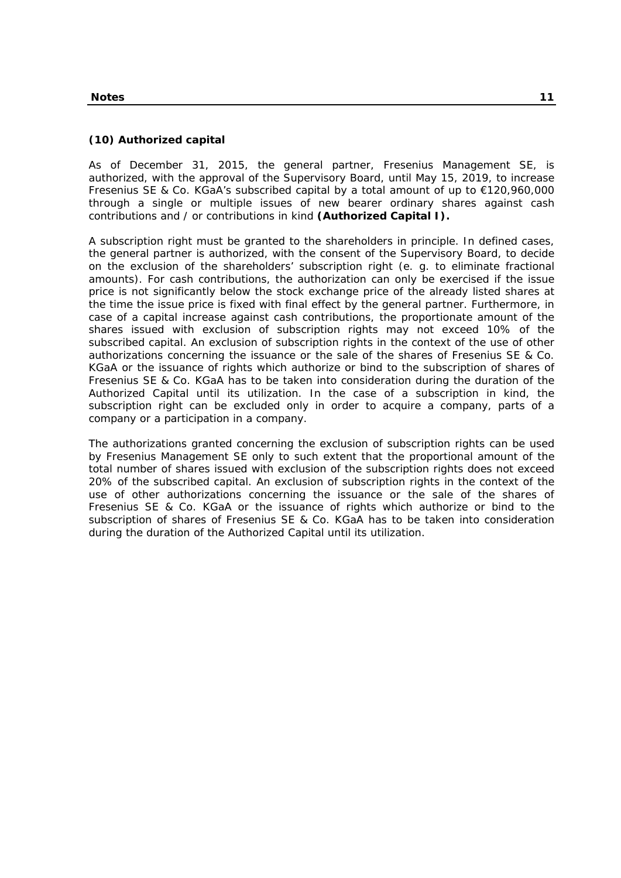### (10) Authorized capital

As of December 31, 2015, the general partner, Fresenius Management SE, is authorized, with the approval of the Supervisory Board, until May 15, 2019, to increase Fresenius SE & Co. KGaA's subscribed capital by a total amount of up to €120,960,000 through a single or multiple issues of new bearer ordinary shares against cash contributions and / or contributions in kind **(Authorized Capital I).**

A subscription right must be granted to the shareholders in principle. In defined cases, the general partner is authorized, with the consent of the Supervisory Board, to decide on the exclusion of the shareholders' subscription right (e. g. to eliminate fractional amounts). For cash contributions, the authorization can only be exercised if the issue price is not significantly below the stock exchange price of the already listed shares at the time the issue price is fixed with final effect by the general partner. Furthermore, in case of a capital increase against cash contributions, the proportionate amount of the shares issued with exclusion of subscription rights may not exceed 10% of the subscribed capital. An exclusion of subscription rights in the context of the use of other authorizations concerning the issuance or the sale of the shares of Fresenius SE & Co. KGaA or the issuance of rights which authorize or bind to the subscription of shares of Fresenius SE & Co. KGaA has to be taken into consideration during the duration of the Authorized Capital until its utilization. In the case of a subscription in kind, the subscription right can be excluded only in order to acquire a company, parts of a company or a participation in a company.

The authorizations granted concerning the exclusion of subscription rights can be used by Fresenius Management SE only to such extent that the proportional amount of the total number of shares issued with exclusion of the subscription rights does not exceed 20% of the subscribed capital. An exclusion of subscription rights in the context of the use of other authorizations concerning the issuance or the sale of the shares of Fresenius SE & Co. KGaA or the issuance of rights which authorize or bind to the subscription of shares of Fresenius SE & Co. KGaA has to be taken into consideration during the duration of the Authorized Capital until its utilization.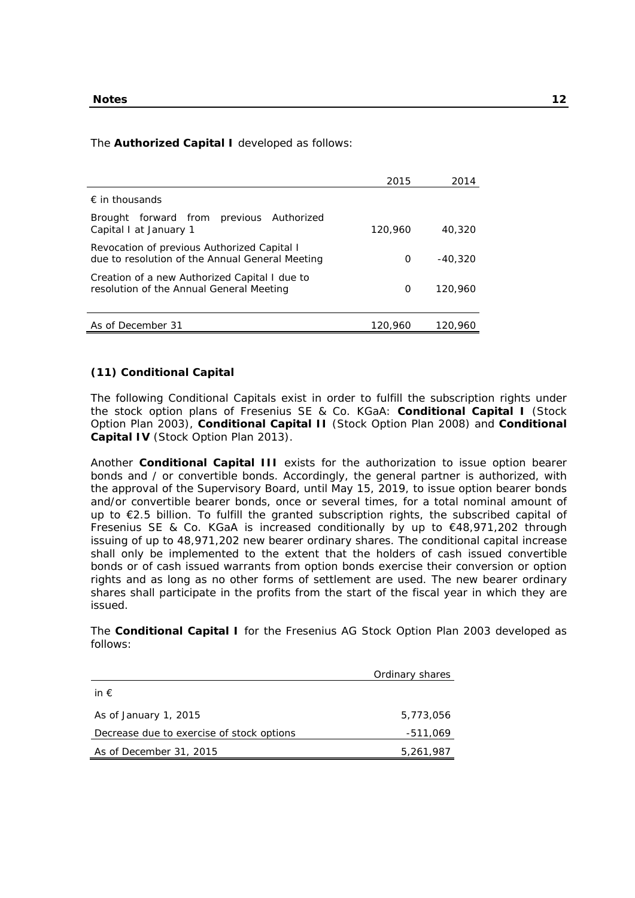The **Authorized Capital I** developed as follows:

| | 2015 | 2014 |
|---|---|---|
| € in thousands | | |
| Brought forward from previous Authorized Capital I at January 1 | 120,960 | 40,320 |
| Revocation of previous Authorized Capital I due to resolution of the Annual General Meeting | 0 | -40,320 |
| Creation of a new Authorized Capital I due to resolution of the Annual General Meeting | 0 | 120,960 |
| As of December 31 | 120,960 | 120,960 |

**(11) Conditional Capital**

The following Conditional Capitals exist in order to fulfill the subscription rights under the stock option plans of Fresenius SE & Co. KGaA: **Conditional Capital I** (Stock Option Plan 2003), **Conditional Capital II** (Stock Option Plan 2008) and **Conditional Capital IV** (Stock Option Plan 2013).

Another **Conditional Capital III** exists for the authorization to issue option bearer bonds and / or convertible bonds. Accordingly, the general partner is authorized, with the approval of the Supervisory Board, until May 15, 2019, to issue option bearer bonds and/or convertible bearer bonds, once or several times, for a total nominal amount of up to €2.5 billion. To fulfill the granted subscription rights, the subscribed capital of Fresenius SE & Co. KGaA is increased conditionally by up to €48,971,202 through issuing of up to 48,971,202 new bearer ordinary shares. The conditional capital increase shall only be implemented to the extent that the holders of cash issued convertible bonds or of cash issued warrants from option bonds exercise their conversion or option rights and as long as no other forms of settlement are used. The new bearer ordinary shares shall participate in the profits from the start of the fiscal year in which they are issued.

The **Conditional Capital I** for the Fresenius AG Stock Option Plan 2003 developed as follows:

| | Ordinary shares |
|---|---|
| in € | |
| As of January 1, 2015 | 5,773,056 |
| Decrease due to exercise of stock options | -511,069 |
| As of December 31, 2015 | 5,261,987 |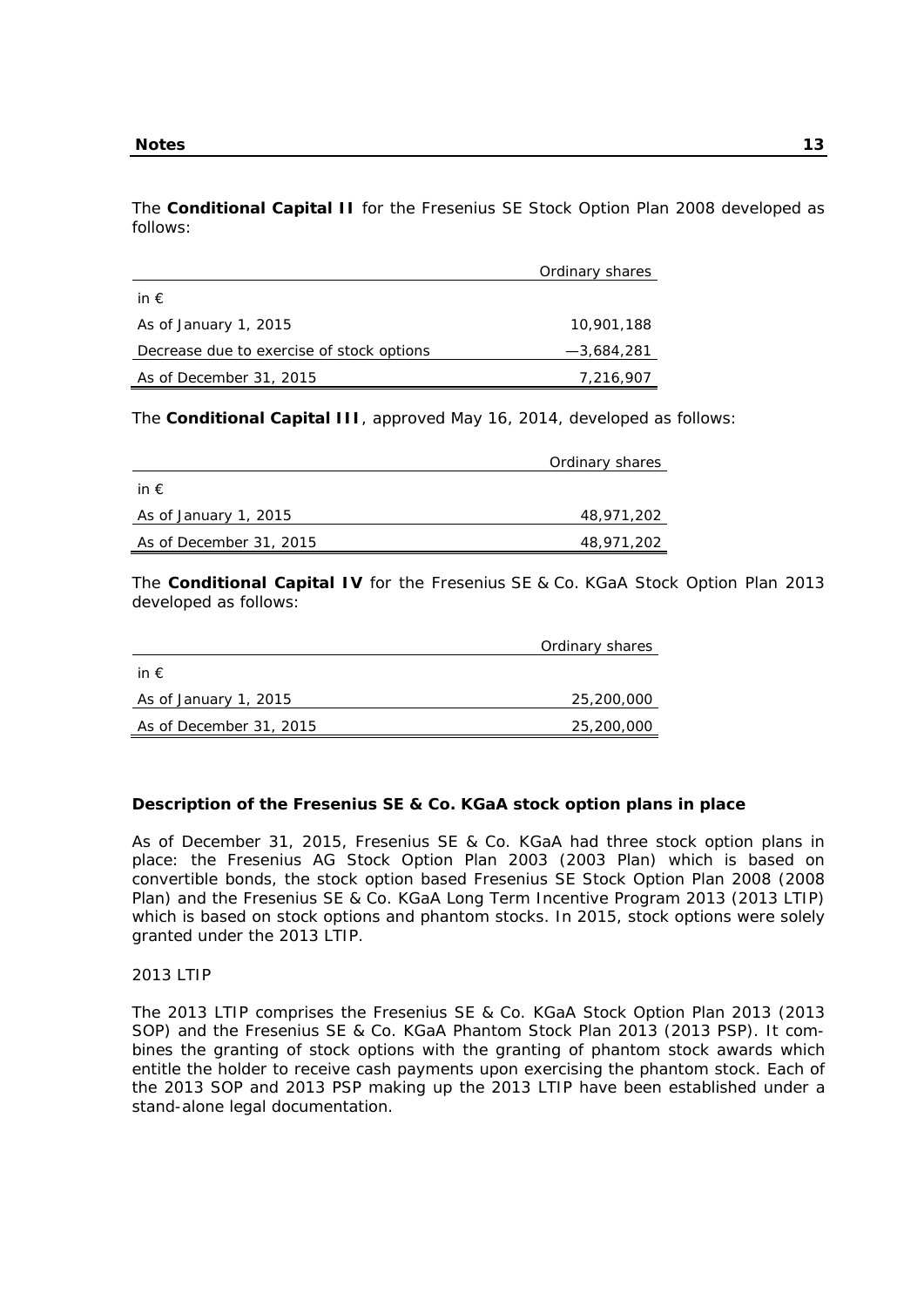The **Conditional Capital II** for the Fresenius SE Stock Option Plan 2008 developed as follows:

| | Ordinary shares |
|---|---|
| in € | |
| As of January 1, 2015 | 10,901,188 |
| Decrease due to exercise of stock options | —3,684,281 |
| As of December 31, 2015 | 7,216,907 |

The **Conditional Capital III**, approved May 16, 2014, developed as follows:

| | Ordinary shares |
|---|---|
| in € | |
| As of January 1, 2015 | 48,971,202 |
| As of December 31, 2015 | 48,971,202 |

The **Conditional Capital IV** for the Fresenius SE & Co. KGaA Stock Option Plan 2013 developed as follows:

| | Ordinary shares |
|---|---|
| in € | |
| As of January 1, 2015 | 25,200,000 |
| As of December 31, 2015 | 25,200,000 |

### Description of the Fresenius SE & Co. KGaA stock option plans in place

As of December 31, 2015, Fresenius SE & Co. KGaA had three stock option plans in place: the Fresenius AG Stock Option Plan 2003 (2003 Plan) which is based on convertible bonds, the stock option based Fresenius SE Stock Option Plan 2008 (2008 Plan) and the Fresenius SE & Co. KGaA Long Term Incentive Program 2013 (2013 LTIP) which is based on stock options and phantom stocks. In 2015, stock options were solely granted under the 2013 LTIP.

2013 LTIP

The 2013 LTIP comprises the Fresenius SE & Co. KGaA Stock Option Plan 2013 (2013 SOP) and the Fresenius SE & Co. KGaA Phantom Stock Plan 2013 (2013 PSP). It combines the granting of stock options with the granting of phantom stock awards which entitle the holder to receive cash payments upon exercising the phantom stock. Each of the 2013 SOP and 2013 PSP making up the 2013 LTIP have been established under a stand-alone legal documentation.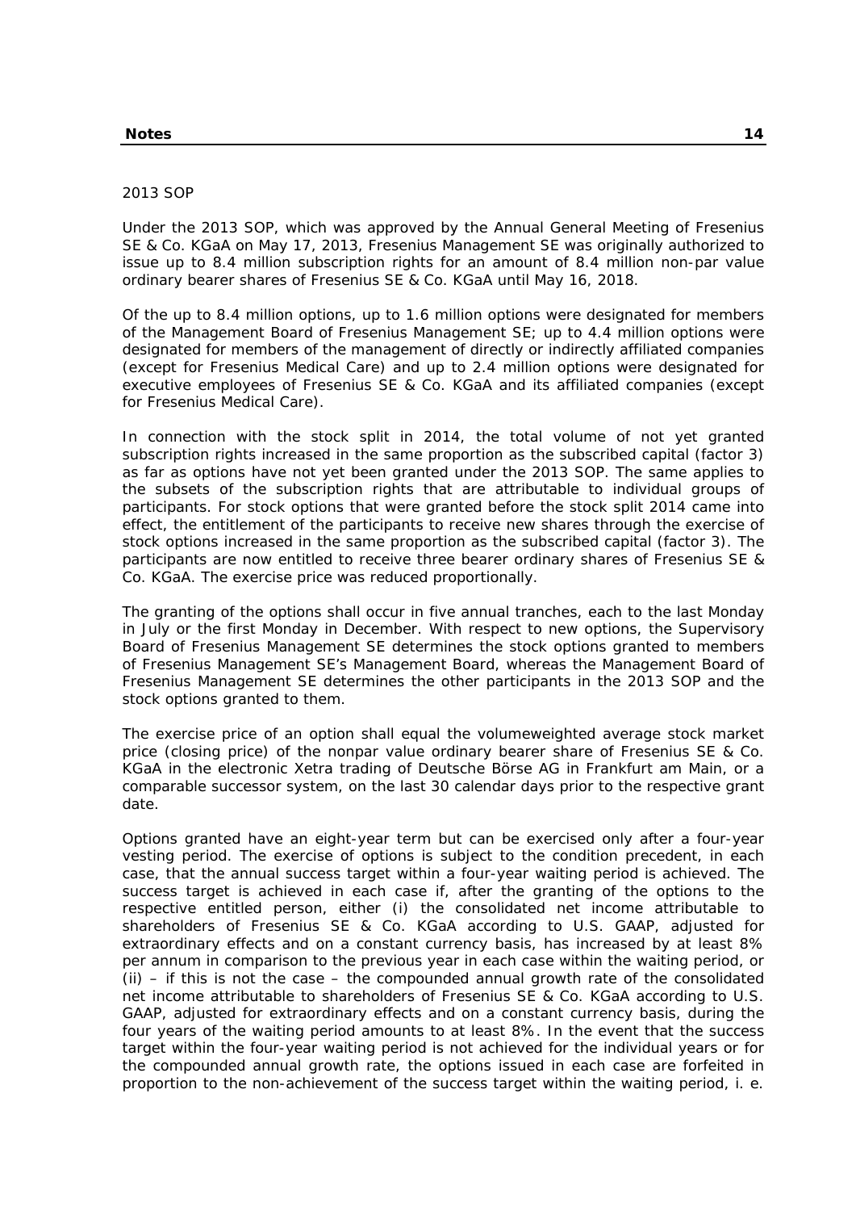2013 SOP

Under the 2013 SOP, which was approved by the Annual General Meeting of Fresenius SE & Co. KGaA on May 17, 2013, Fresenius Management SE was originally authorized to issue up to 8.4 million subscription rights for an amount of 8.4 million non-par value ordinary bearer shares of Fresenius SE & Co. KGaA until May 16, 2018.

Of the up to 8.4 million options, up to 1.6 million options were designated for members of the Management Board of Fresenius Management SE; up to 4.4 million options were designated for members of the management of directly or indirectly affiliated companies (except for Fresenius Medical Care) and up to 2.4 million options were designated for executive employees of Fresenius SE & Co. KGaA and its affiliated companies (except for Fresenius Medical Care).

In connection with the stock split in 2014, the total volume of not yet granted subscription rights increased in the same proportion as the subscribed capital (factor 3) as far as options have not yet been granted under the 2013 SOP. The same applies to the subsets of the subscription rights that are attributable to individual groups of participants. For stock options that were granted before the stock split 2014 came into effect, the entitlement of the participants to receive new shares through the exercise of stock options increased in the same proportion as the subscribed capital (factor 3). The participants are now entitled to receive three bearer ordinary shares of Fresenius SE & Co. KGaA. The exercise price was reduced proportionally.

The granting of the options shall occur in five annual tranches, each to the last Monday in July or the first Monday in December. With respect to new options, the Supervisory Board of Fresenius Management SE determines the stock options granted to members of Fresenius Management SE's Management Board, whereas the Management Board of Fresenius Management SE determines the other participants in the 2013 SOP and the stock options granted to them.

The exercise price of an option shall equal the volumeweighted average stock market price (closing price) of the nonpar value ordinary bearer share of Fresenius SE & Co. KGaA in the electronic Xetra trading of Deutsche Börse AG in Frankfurt am Main, or a comparable successor system, on the last 30 calendar days prior to the respective grant date.

Options granted have an eight-year term but can be exercised only after a four-year vesting period. The exercise of options is subject to the condition precedent, in each case, that the annual success target within a four-year waiting period is achieved. The success target is achieved in each case if, after the granting of the options to the respective entitled person, either (i) the consolidated net income attributable to shareholders of Fresenius SE & Co. KGaA according to U.S. GAAP, adjusted for extraordinary effects and on a constant currency basis, has increased by at least 8% per annum in comparison to the previous year in each case within the waiting period, or (ii) – if this is not the case – the compounded annual growth rate of the consolidated net income attributable to shareholders of Fresenius SE & Co. KGaA according to U.S. GAAP, adjusted for extraordinary effects and on a constant currency basis, during the four years of the waiting period amounts to at least 8%. In the event that the success target within the four-year waiting period is not achieved for the individual years or for the compounded annual growth rate, the options issued in each case are forfeited in proportion to the non-achievement of the success target within the waiting period, i. e.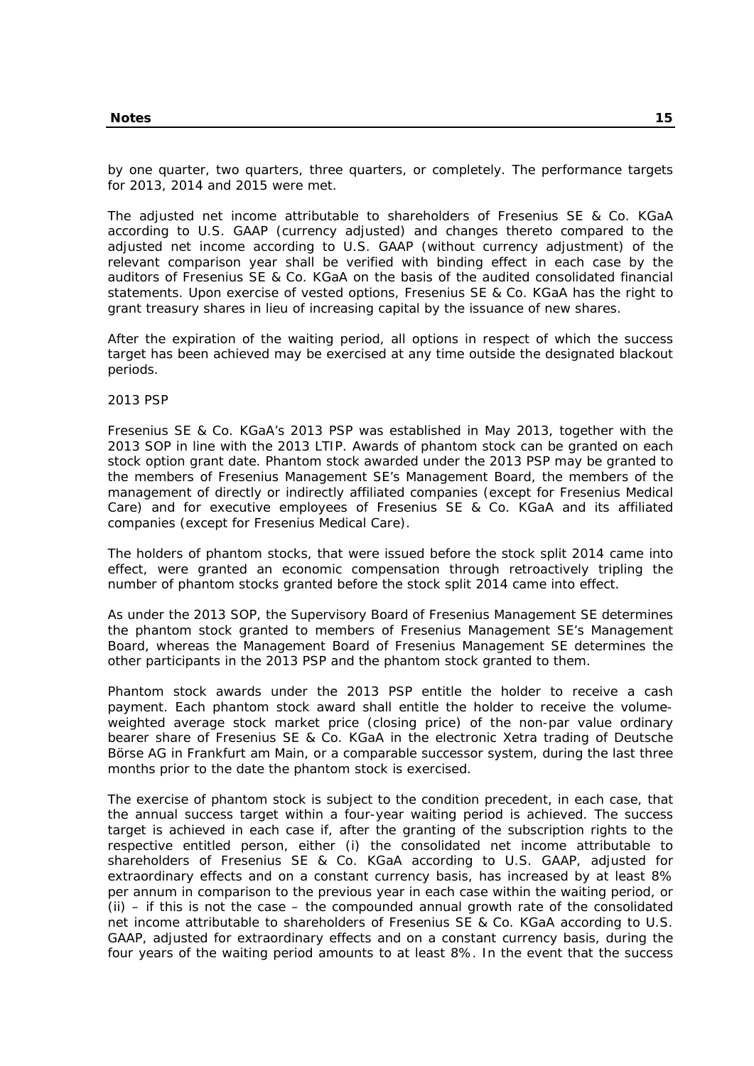by one quarter, two quarters, three quarters, or completely. The performance targets for 2013, 2014 and 2015 were met.

The adjusted net income attributable to shareholders of Fresenius SE & Co. KGaA according to U.S. GAAP (currency adjusted) and changes thereto compared to the adjusted net income according to U.S. GAAP (without currency adjustment) of the relevant comparison year shall be verified with binding effect in each case by the auditors of Fresenius SE & Co. KGaA on the basis of the audited consolidated financial statements. Upon exercise of vested options, Fresenius SE & Co. KGaA has the right to grant treasury shares in lieu of increasing capital by the issuance of new shares.

After the expiration of the waiting period, all options in respect of which the success target has been achieved may be exercised at any time outside the designated blackout periods.

*2013 PSP*

Fresenius SE & Co. KGaA's 2013 PSP was established in May 2013, together with the 2013 SOP in line with the 2013 LTIP. Awards of phantom stock can be granted on each stock option grant date. Phantom stock awarded under the 2013 PSP may be granted to the members of Fresenius Management SE's Management Board, the members of the management of directly or indirectly affiliated companies (except for Fresenius Medical Care) and for executive employees of Fresenius SE & Co. KGaA and its affiliated companies (except for Fresenius Medical Care).

The holders of phantom stocks, that were issued before the stock split 2014 came into effect, were granted an economic compensation through retroactively tripling the number of phantom stocks granted before the stock split 2014 came into effect.

As under the 2013 SOP, the Supervisory Board of Fresenius Management SE determines the phantom stock granted to members of Fresenius Management SE's Management Board, whereas the Management Board of Fresenius Management SE determines the other participants in the 2013 PSP and the phantom stock granted to them.

Phantom stock awards under the 2013 PSP entitle the holder to receive a cash payment. Each phantom stock award shall entitle the holder to receive the volume-weighted average stock market price (closing price) of the non-par value ordinary bearer share of Fresenius SE & Co. KGaA in the electronic Xetra trading of Deutsche Börse AG in Frankfurt am Main, or a comparable successor system, during the last three months prior to the date the phantom stock is exercised.

The exercise of phantom stock is subject to the condition precedent, in each case, that the annual success target within a four-year waiting period is achieved. The success target is achieved in each case if, after the granting of the subscription rights to the respective entitled person, either (i) the consolidated net income attributable to shareholders of Fresenius SE & Co. KGaA according to U.S. GAAP, adjusted for extraordinary effects and on a constant currency basis, has increased by at least 8% per annum in comparison to the previous year in each case within the waiting period, or (ii) – if this is not the case – the compounded annual growth rate of the consolidated net income attributable to shareholders of Fresenius SE & Co. KGaA according to U.S. GAAP, adjusted for extraordinary effects and on a constant currency basis, during the four years of the waiting period amounts to at least 8%. In the event that the success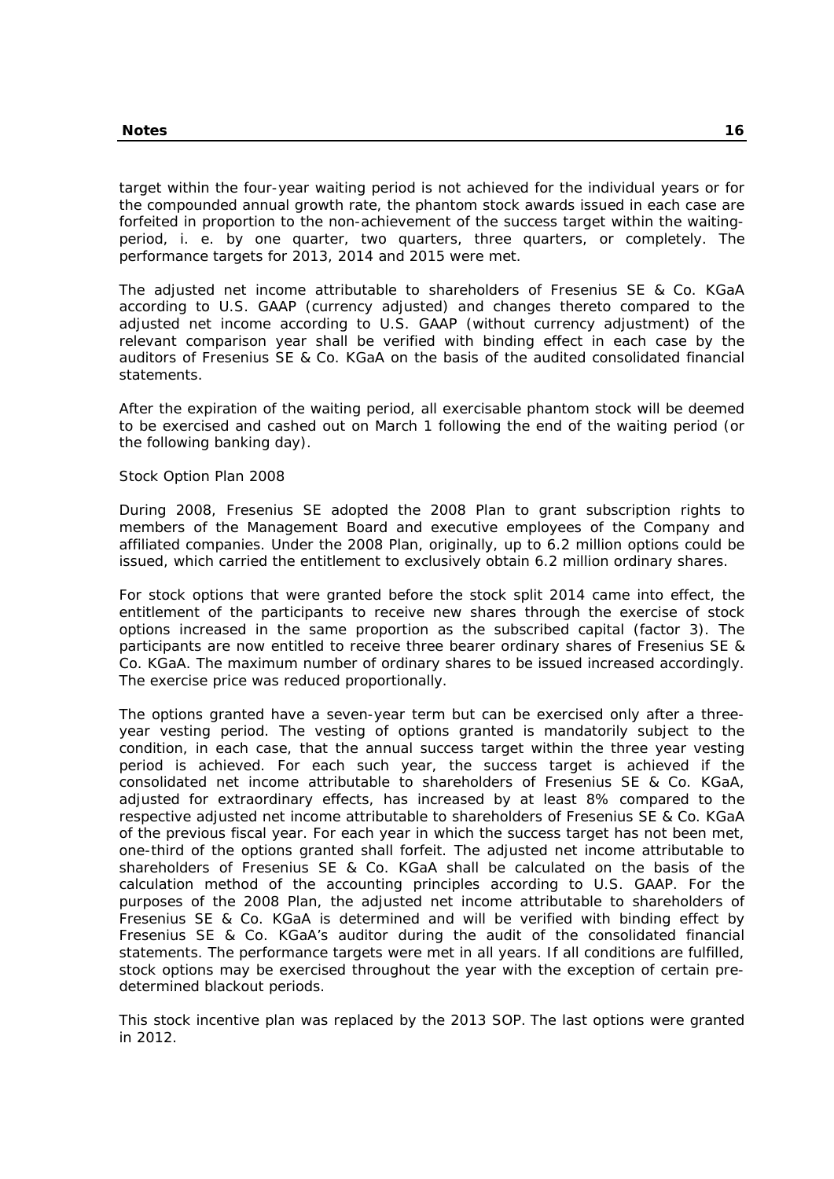target within the four-year waiting period is not achieved for the individual years or for the compounded annual growth rate, the phantom stock awards issued in each case are forfeited in proportion to the non-achievement of the success target within the waiting-period, i. e. by one quarter, two quarters, three quarters, or completely. The performance targets for 2013, 2014 and 2015 were met.

The adjusted net income attributable to shareholders of Fresenius SE & Co. KGaA according to U.S. GAAP (currency adjusted) and changes thereto compared to the adjusted net income according to U.S. GAAP (without currency adjustment) of the relevant comparison year shall be verified with binding effect in each case by the auditors of Fresenius SE & Co. KGaA on the basis of the audited consolidated financial statements.

After the expiration of the waiting period, all exercisable phantom stock will be deemed to be exercised and cashed out on March 1 following the end of the waiting period (or the following banking day).

Stock Option Plan 2008

During 2008, Fresenius SE adopted the 2008 Plan to grant subscription rights to members of the Management Board and executive employees of the Company and affiliated companies. Under the 2008 Plan, originally, up to 6.2 million options could be issued, which carried the entitlement to exclusively obtain 6.2 million ordinary shares.

For stock options that were granted before the stock split 2014 came into effect, the entitlement of the participants to receive new shares through the exercise of stock options increased in the same proportion as the subscribed capital (factor 3). The participants are now entitled to receive three bearer ordinary shares of Fresenius SE & Co. KGaA. The maximum number of ordinary shares to be issued increased accordingly. The exercise price was reduced proportionally.

The options granted have a seven-year term but can be exercised only after a three-year vesting period. The vesting of options granted is mandatorily subject to the condition, in each case, that the annual success target within the three year vesting period is achieved. For each such year, the success target is achieved if the consolidated net income attributable to shareholders of Fresenius SE & Co. KGaA, adjusted for extraordinary effects, has increased by at least 8% compared to the respective adjusted net income attributable to shareholders of Fresenius SE & Co. KGaA of the previous fiscal year. For each year in which the success target has not been met, one-third of the options granted shall forfeit. The adjusted net income attributable to shareholders of Fresenius SE & Co. KGaA shall be calculated on the basis of the calculation method of the accounting principles according to U.S. GAAP. For the purposes of the 2008 Plan, the adjusted net income attributable to shareholders of Fresenius SE & Co. KGaA is determined and will be verified with binding effect by Fresenius SE & Co. KGaA's auditor during the audit of the consolidated financial statements. The performance targets were met in all years. If all conditions are fulfilled, stock options may be exercised throughout the year with the exception of certain pre-determined blackout periods.

This stock incentive plan was replaced by the 2013 SOP. The last options were granted in 2012.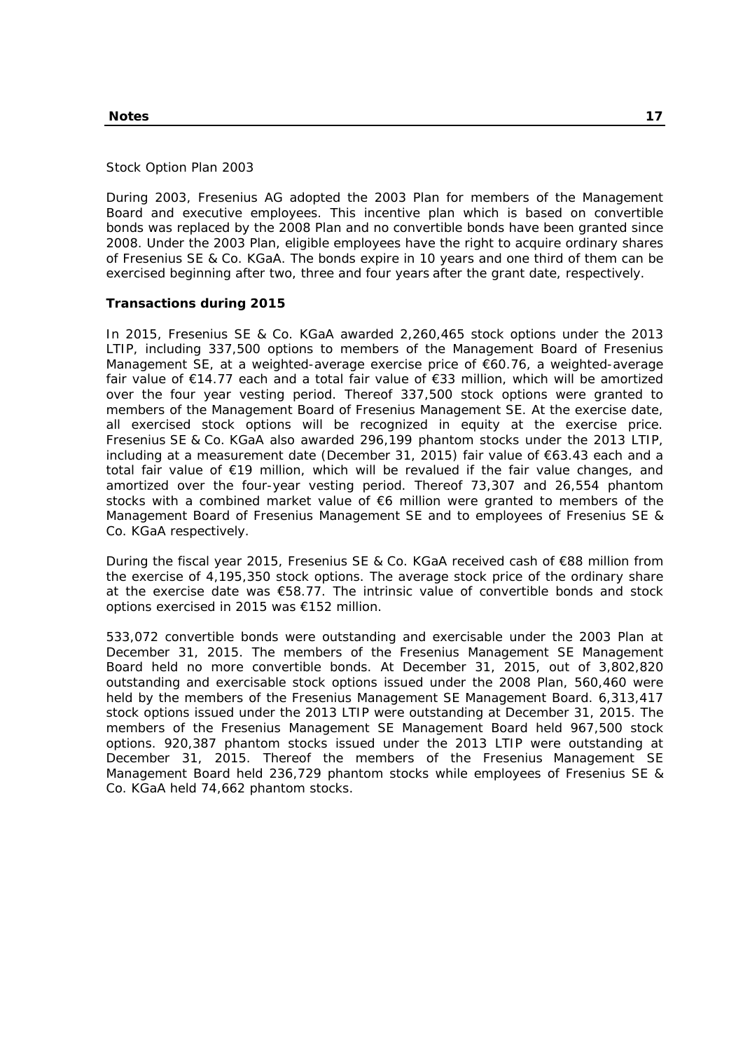Stock Option Plan 2003

During 2003, Fresenius AG adopted the 2003 Plan for members of the Management Board and executive employees. This incentive plan which is based on convertible bonds was replaced by the 2008 Plan and no convertible bonds have been granted since 2008. Under the 2003 Plan, eligible employees have the right to acquire ordinary shares of Fresenius SE & Co. KGaA. The bonds expire in 10 years and one third of them can be exercised beginning after two, three and four years after the grant date, respectively.

**Transactions during 2015**

In 2015, Fresenius SE & Co. KGaA awarded 2,260,465 stock options under the 2013 LTIP, including 337,500 options to members of the Management Board of Fresenius Management SE, at a weighted-average exercise price of €60.76, a weighted-average fair value of €14.77 each and a total fair value of €33 million, which will be amortized over the four year vesting period. Thereof 337,500 stock options were granted to members of the Management Board of Fresenius Management SE. At the exercise date, all exercised stock options will be recognized in equity at the exercise price. Fresenius SE & Co. KGaA also awarded 296,199 phantom stocks under the 2013 LTIP, including at a measurement date (December 31, 2015) fair value of €63.43 each and a total fair value of €19 million, which will be revalued if the fair value changes, and amortized over the four-year vesting period. Thereof 73,307 and 26,554 phantom stocks with a combined market value of €6 million were granted to members of the Management Board of Fresenius Management SE and to employees of Fresenius SE & Co. KGaA respectively.

During the fiscal year 2015, Fresenius SE & Co. KGaA received cash of €88 million from the exercise of 4,195,350 stock options. The average stock price of the ordinary share at the exercise date was €58.77. The intrinsic value of convertible bonds and stock options exercised in 2015 was €152 million.

533,072 convertible bonds were outstanding and exercisable under the 2003 Plan at December 31, 2015. The members of the Fresenius Management SE Management Board held no more convertible bonds. At December 31, 2015, out of 3,802,820 outstanding and exercisable stock options issued under the 2008 Plan, 560,460 were held by the members of the Fresenius Management SE Management Board. 6,313,417 stock options issued under the 2013 LTIP were outstanding at December 31, 2015. The members of the Fresenius Management SE Management Board held 967,500 stock options. 920,387 phantom stocks issued under the 2013 LTIP were outstanding at December 31, 2015. Thereof the members of the Fresenius Management SE Management Board held 236,729 phantom stocks while employees of Fresenius SE & Co. KGaA held 74,662 phantom stocks.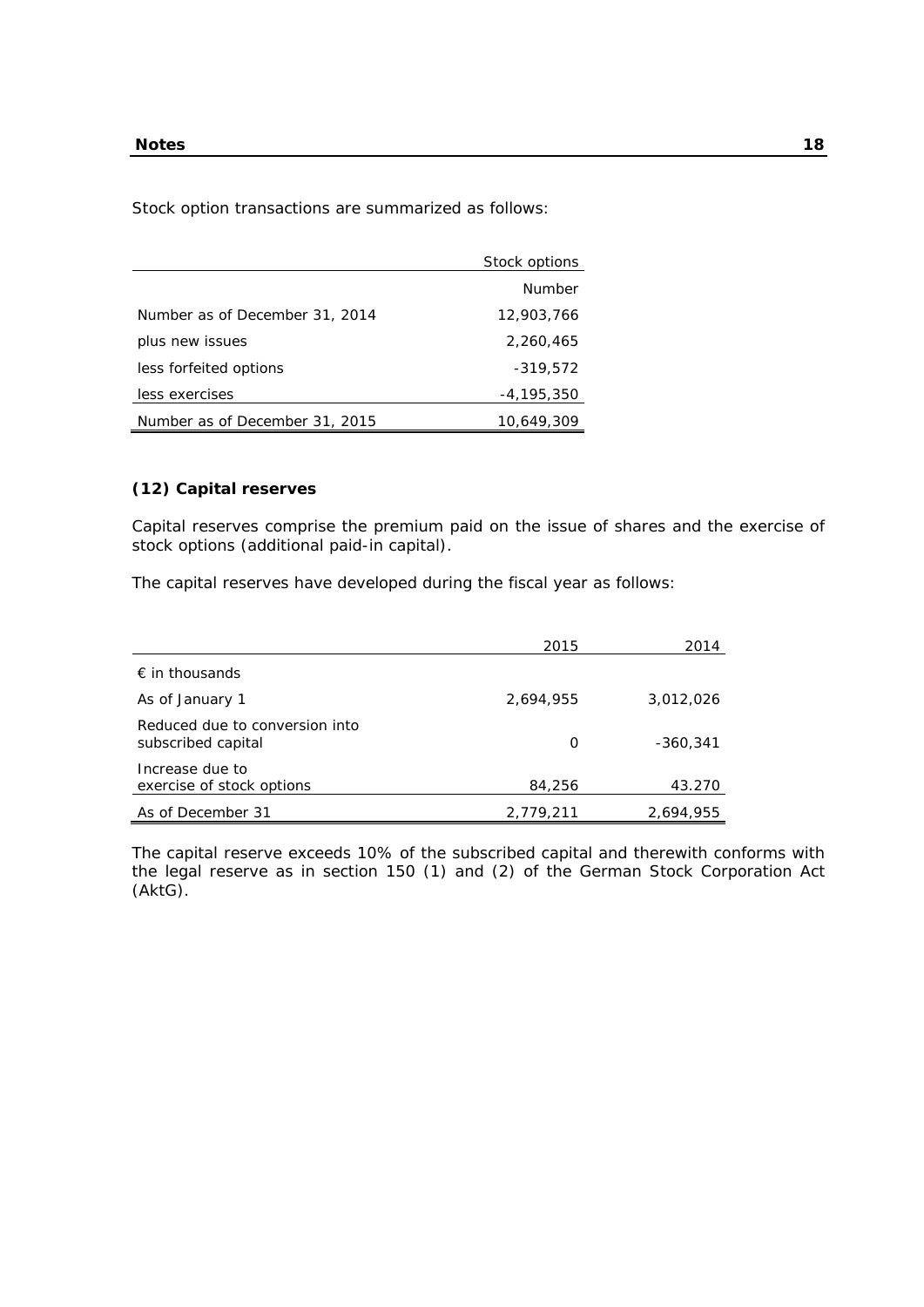Stock option transactions are summarized as follows:

| | Stock options |
|---|---|
| | Number |
| Number as of December 31, 2014 | 12,903,766 |
| plus new issues | 2,260,465 |
| less forfeited options | -319,572 |
| less exercises | -4,195,350 |
| Number as of December 31, 2015 | 10,649,309 |

**(12) Capital reserves**

Capital reserves comprise the premium paid on the issue of shares and the exercise of stock options (additional paid-in capital).

The capital reserves have developed during the fiscal year as follows:

| | 2015 | 2014 |
|---|---|---|
| € in thousands | | |
| As of January 1 | 2,694,955 | 3,012,026 |
| Reduced due to conversion into subscribed capital | 0 | -360,341 |
| Increase due to exercise of stock options | 84,256 | 43.270 |
| As of December 31 | 2,779,211 | 2,694,955 |

The capital reserve exceeds 10% of the subscribed capital and therewith conforms with the legal reserve as in section 150 (1) and (2) of the German Stock Corporation Act (AktG).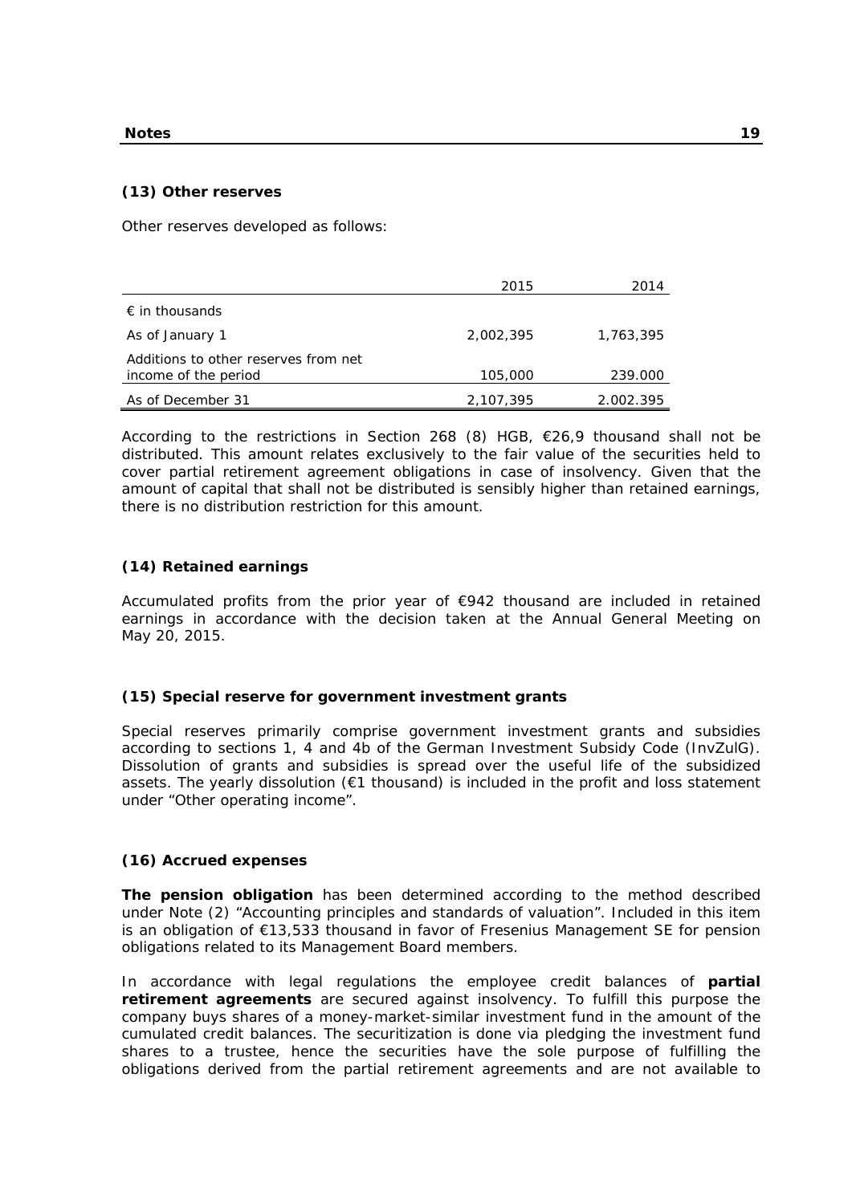### (13) Other reserves

Other reserves developed as follows:

| | 2015 | 2014 |
|---|---|---|
| € in thousands | | |
| As of January 1 | 2,002,395 | 1,763,395 |
| Additions to other reserves from net income of the period | 105,000 | 239.000 |
| As of December 31 | 2,107,395 | 2.002.395 |

According to the restrictions in Section 268 (8) HGB, €26,9 thousand shall not be distributed. This amount relates exclusively to the fair value of the securities held to cover partial retirement agreement obligations in case of insolvency. Given that the amount of capital that shall not be distributed is sensibly higher than retained earnings, there is no distribution restriction for this amount.

### (14) Retained earnings

Accumulated profits from the prior year of €942 thousand are included in retained earnings in accordance with the decision taken at the Annual General Meeting on May 20, 2015.

### (15) Special reserve for government investment grants

Special reserves primarily comprise government investment grants and subsidies according to sections 1, 4 and 4b of the German Investment Subsidy Code (InvZulG). Dissolution of grants and subsidies is spread over the useful life of the subsidized assets. The yearly dissolution (€1 thousand) is included in the profit and loss statement under "Other operating income".

### (16) Accrued expenses

**The pension obligation** has been determined according to the method described under Note (2) "Accounting principles and standards of valuation". Included in this item is an obligation of €13,533 thousand in favor of Fresenius Management SE for pension obligations related to its Management Board members.

In accordance with legal regulations the employee credit balances of **partial retirement agreements** are secured against insolvency. To fulfill this purpose the company buys shares of a money-market-similar investment fund in the amount of the cumulated credit balances. The securitization is done via pledging the investment fund shares to a trustee, hence the securities have the sole purpose of fulfilling the obligations derived from the partial retirement agreements and are not available to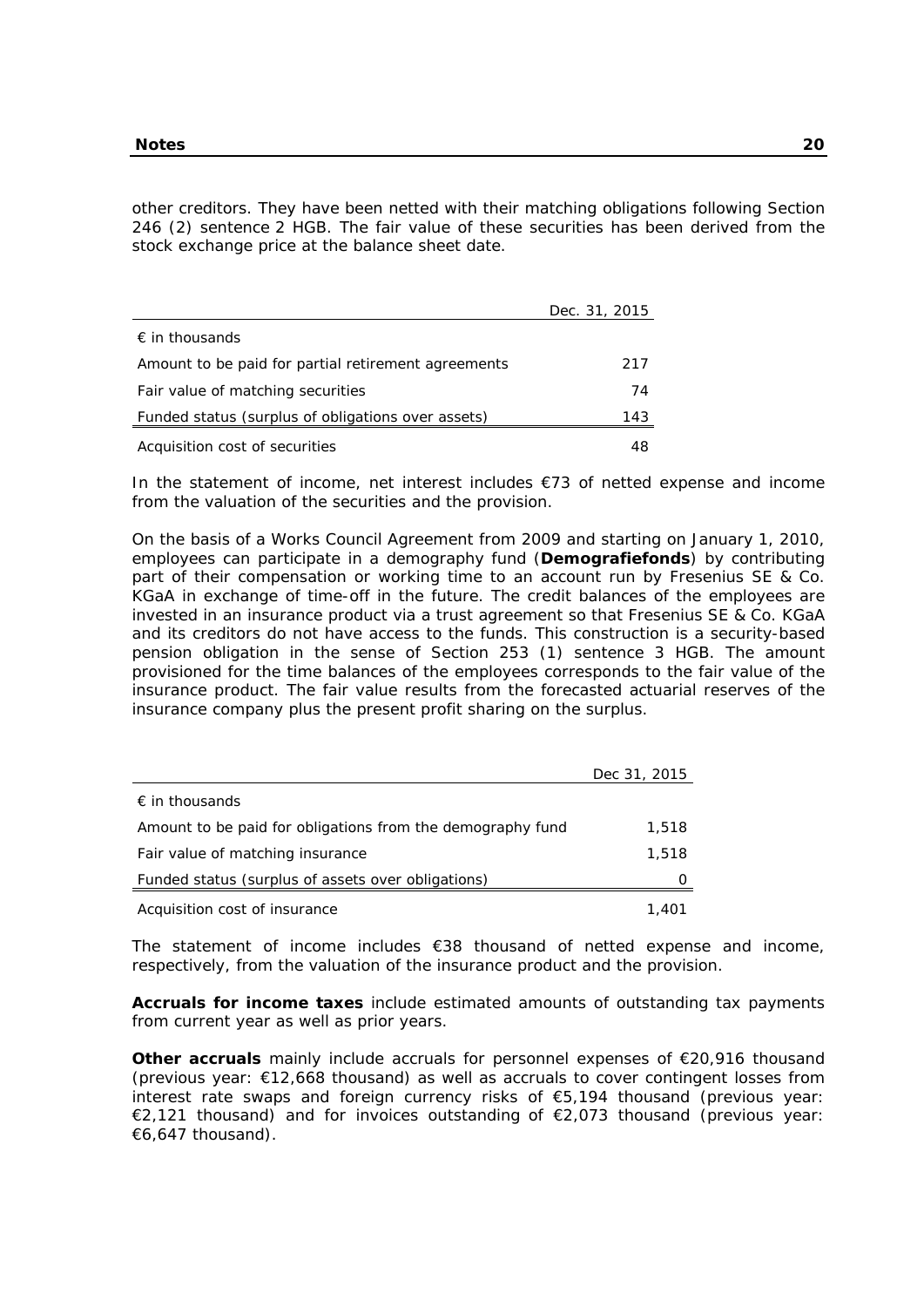other creditors. They have been netted with their matching obligations following Section 246 (2) sentence 2 HGB. The fair value of these securities has been derived from the stock exchange price at the balance sheet date.

| | Dec. 31, 2015 |
|---|---|
| € in thousands | |
| Amount to be paid for partial retirement agreements | 217 |
| Fair value of matching securities | 74 |
| Funded status (surplus of obligations over assets) | 143 |
| Acquisition cost of securities | 48 |

In the statement of income, net interest includes €73 of netted expense and income from the valuation of the securities and the provision.

On the basis of a Works Council Agreement from 2009 and starting on January 1, 2010, employees can participate in a demography fund (**Demografiefonds**) by contributing part of their compensation or working time to an account run by Fresenius SE & Co. KGaA in exchange of time-off in the future. The credit balances of the employees are invested in an insurance product via a trust agreement so that Fresenius SE & Co. KGaA and its creditors do not have access to the funds. This construction is a security-based pension obligation in the sense of Section 253 (1) sentence 3 HGB. The amount provisioned for the time balances of the employees corresponds to the fair value of the insurance product. The fair value results from the forecasted actuarial reserves of the insurance company plus the present profit sharing on the surplus.

| | Dec 31, 2015 |
|---|---|
| € in thousands | |
| Amount to be paid for obligations from the demography fund | 1,518 |
| Fair value of matching insurance | 1,518 |
| Funded status (surplus of assets over obligations) | 0 |
| Acquisition cost of insurance | 1,401 |

The statement of income includes €38 thousand of netted expense and income, respectively, from the valuation of the insurance product and the provision.

**Accruals for income taxes** include estimated amounts of outstanding tax payments from current year as well as prior years.

**Other accruals** mainly include accruals for personnel expenses of €20,916 thousand (previous year: €12,668 thousand) as well as accruals to cover contingent losses from interest rate swaps and foreign currency risks of €5,194 thousand (previous year: €2,121 thousand) and for invoices outstanding of €2,073 thousand (previous year: €6,647 thousand).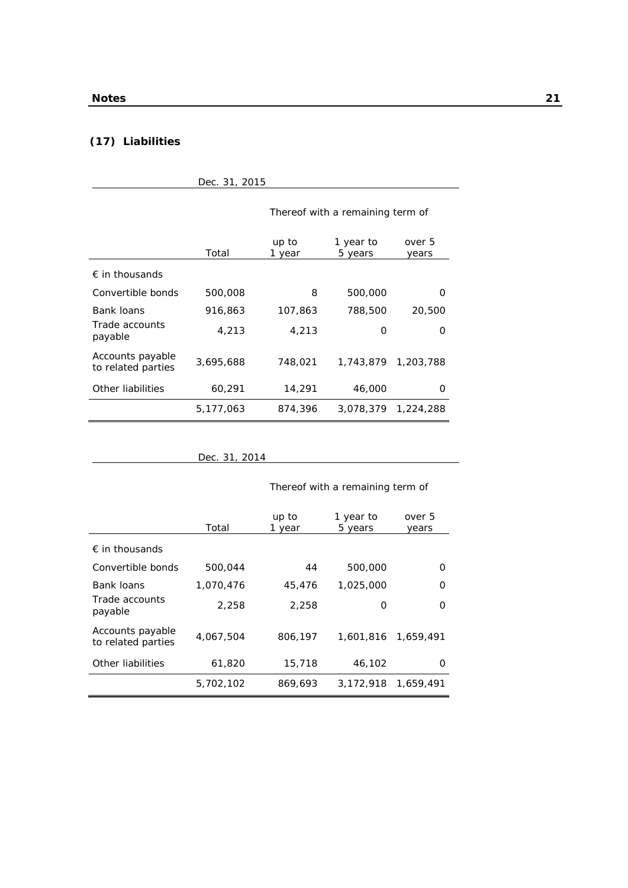## (17) Liabilities

| Dec. 31, 2015 | | | | |
|---|---|---|---|---|
| | | Thereof with a remaining term of | | |
| | Total | up to 1 year | 1 year to 5 years | over 5 years |
| € in thousands | | | | |
| Convertible bonds | 500,008 | 8 | 500,000 | 0 |
| Bank loans | 916,863 | 107,863 | 788,500 | 20,500 |
| Trade accounts payable | 4,213 | 4,213 | 0 | 0 |
| Accounts payable to related parties | 3,695,688 | 748,021 | 1,743,879 | 1,203,788 |
| Other liabilities | 60,291 | 14,291 | 46,000 | 0 |
| | 5,177,063 | 874,396 | 3,078,379 | 1,224,288 |

| Dec. 31, 2014 | | | | |
|---|---|---|---|---|
| | | Thereof with a remaining term of | | |
| | Total | up to 1 year | 1 year to 5 years | over 5 years |
| € in thousands | | | | |
| Convertible bonds | 500,044 | 44 | 500,000 | 0 |
| Bank loans | 1,070,476 | 45,476 | 1,025,000 | 0 |
| Trade accounts payable | 2,258 | 2,258 | 0 | 0 |
| Accounts payable to related parties | 4,067,504 | 806,197 | 1,601,816 | 1,659,491 |
| Other liabilities | 61,820 | 15,718 | 46,102 | 0 |
| | 5,702,102 | 869,693 | 3,172,918 | 1,659,491 |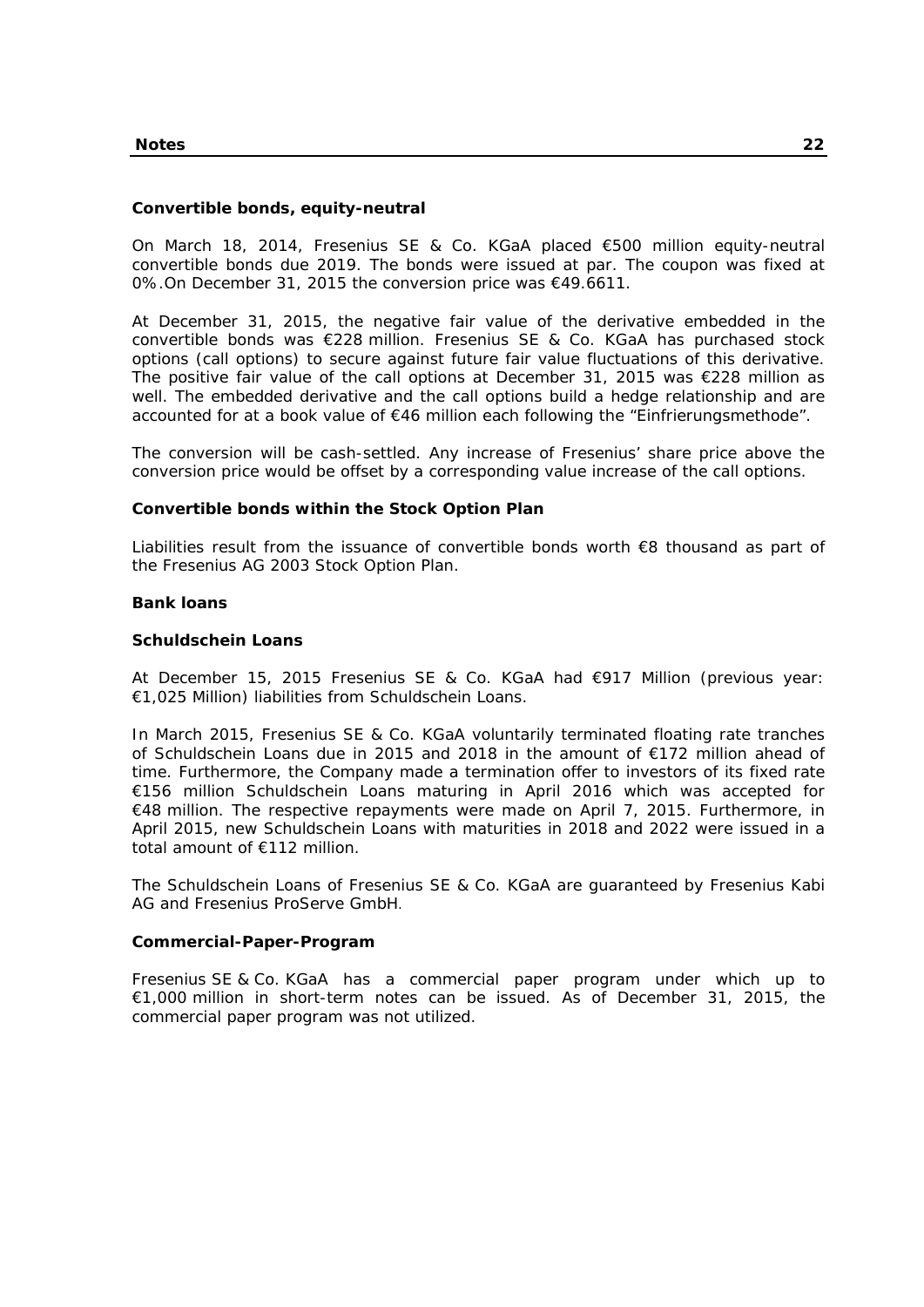**Convertible bonds, equity-neutral**

On March 18, 2014, Fresenius SE & Co. KGaA placed €500 million equity-neutral convertible bonds due 2019. The bonds were issued at par. The coupon was fixed at 0%.On December 31, 2015 the conversion price was €49.6611.

At December 31, 2015, the negative fair value of the derivative embedded in the convertible bonds was €228 million. Fresenius SE & Co. KGaA has purchased stock options (call options) to secure against future fair value fluctuations of this derivative. The positive fair value of the call options at December 31, 2015 was €228 million as well. The embedded derivative and the call options build a hedge relationship and are accounted for at a book value of €46 million each following the "Einfrierungsmethode".

The conversion will be cash-settled. Any increase of Fresenius' share price above the conversion price would be offset by a corresponding value increase of the call options.

**Convertible bonds within the Stock Option Plan**

Liabilities result from the issuance of convertible bonds worth €8 thousand as part of the Fresenius AG 2003 Stock Option Plan.

**Bank loans**

**Schuldschein Loans**

At December 15, 2015 Fresenius SE & Co. KGaA had €917 Million (previous year: €1,025 Million) liabilities from Schuldschein Loans.

In March 2015, Fresenius SE & Co. KGaA voluntarily terminated floating rate tranches of Schuldschein Loans due in 2015 and 2018 in the amount of €172 million ahead of time. Furthermore, the Company made a termination offer to investors of its fixed rate €156 million Schuldschein Loans maturing in April 2016 which was accepted for €48 million. The respective repayments were made on April 7, 2015. Furthermore, in April 2015, new Schuldschein Loans with maturities in 2018 and 2022 were issued in a total amount of €112 million.

The Schuldschein Loans of Fresenius SE & Co. KGaA are guaranteed by Fresenius Kabi AG and Fresenius ProServe GmbH.

**Commercial-Paper-Program**

Fresenius SE & Co. KGaA has a commercial paper program under which up to €1,000 million in short-term notes can be issued. As of December 31, 2015, the commercial paper program was not utilized.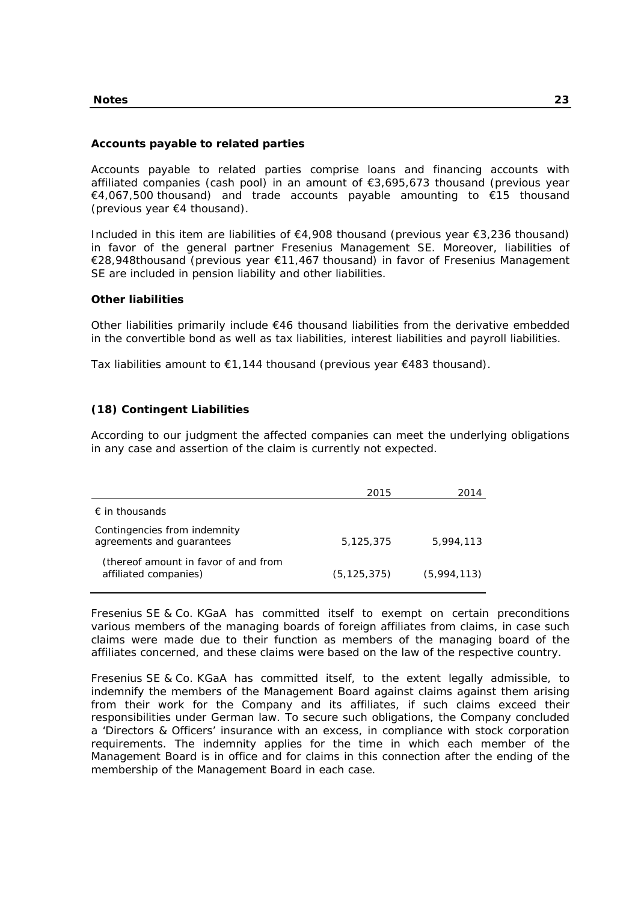### Accounts payable to related parties

Accounts payable to related parties comprise loans and financing accounts with affiliated companies (cash pool) in an amount of €3,695,673 thousand (previous year €4,067,500 thousand) and trade accounts payable amounting to €15 thousand (previous year €4 thousand).

Included in this item are liabilities of €4,908 thousand (previous year €3,236 thousand) in favor of the general partner Fresenius Management SE. Moreover, liabilities of €28,948thousand (previous year €11,467 thousand) in favor of Fresenius Management SE are included in pension liability and other liabilities.

### Other liabilities

Other liabilities primarily include €46 thousand liabilities from the derivative embedded in the convertible bond as well as tax liabilities, interest liabilities and payroll liabilities.

Tax liabilities amount to €1,144 thousand (previous year €483 thousand).

## (18) Contingent Liabilities

According to our judgment the affected companies can meet the underlying obligations in any case and assertion of the claim is currently not expected.

| | 2015 | 2014 |
|---|---|---|
| € in thousands | | |
| Contingencies from indemnity agreements and guarantees | 5,125,375 | 5,994,113 |
| (thereof amount in favor of and from affiliated companies) | (5,125,375) | (5,994,113) |

Fresenius SE & Co. KGaA has committed itself to exempt on certain preconditions various members of the managing boards of foreign affiliates from claims, in case such claims were made due to their function as members of the managing board of the affiliates concerned, and these claims were based on the law of the respective country.

Fresenius SE & Co. KGaA has committed itself, to the extent legally admissible, to indemnify the members of the Management Board against claims against them arising from their work for the Company and its affiliates, if such claims exceed their responsibilities under German law. To secure such obligations, the Company concluded a 'Directors & Officers' insurance with an excess, in compliance with stock corporation requirements. The indemnity applies for the time in which each member of the Management Board is in office and for claims in this connection after the ending of the membership of the Management Board in each case.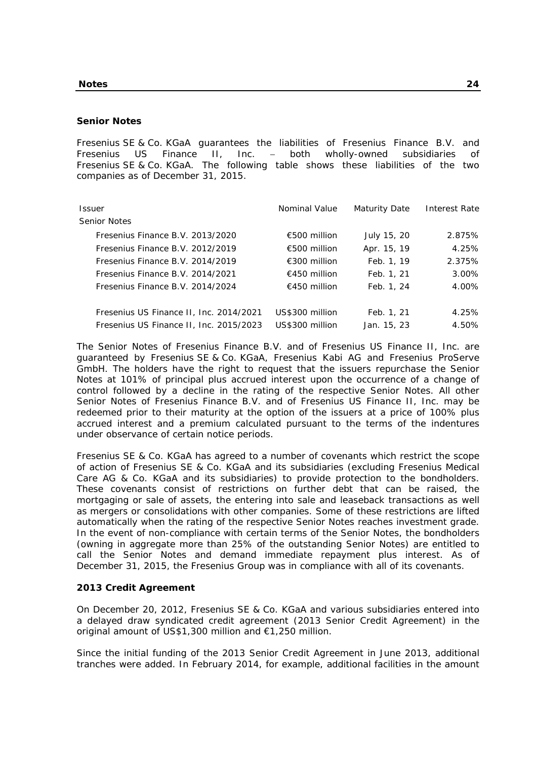## Senior Notes

Fresenius SE & Co. KGaA guarantees the liabilities of Fresenius Finance B.V. and Fresenius US Finance II, Inc. – both wholly-owned subsidiaries of Fresenius SE & Co. KGaA. The following table shows these liabilities of the two companies as of December 31, 2015.

| Issuer | Nominal Value | Maturity Date | Interest Rate |
|---|---|---|---|
| Senior Notes | | | |
| Fresenius Finance B.V. 2013/2020 | €500 million | July 15, 20 | 2.875% |
| Fresenius Finance B.V. 2012/2019 | €500 million | Apr. 15, 19 | 4.25% |
| Fresenius Finance B.V. 2014/2019 | €300 million | Feb. 1, 19 | 2.375% |
| Fresenius Finance B.V. 2014/2021 | €450 million | Feb. 1, 21 | 3.00% |
| Fresenius Finance B.V. 2014/2024 | €450 million | Feb. 1, 24 | 4.00% |
| Fresenius US Finance II, Inc. 2014/2021 | US$300 million | Feb. 1, 21 | 4.25% |
| Fresenius US Finance II, Inc. 2015/2023 | US$300 million | Jan. 15, 23 | 4.50% |

The Senior Notes of Fresenius Finance B.V. and of Fresenius US Finance II, Inc. are guaranteed by Fresenius SE & Co. KGaA, Fresenius Kabi AG and Fresenius ProServe GmbH. The holders have the right to request that the issuers repurchase the Senior Notes at 101% of principal plus accrued interest upon the occurrence of a change of control followed by a decline in the rating of the respective Senior Notes. All other Senior Notes of Fresenius Finance B.V. and of Fresenius US Finance II, Inc. may be redeemed prior to their maturity at the option of the issuers at a price of 100% plus accrued interest and a premium calculated pursuant to the terms of the indentures under observance of certain notice periods.

Fresenius SE & Co. KGaA has agreed to a number of covenants which restrict the scope of action of Fresenius SE & Co. KGaA and its subsidiaries (excluding Fresenius Medical Care AG & Co. KGaA and its subsidiaries) to provide protection to the bondholders. These covenants consist of restrictions on further debt that can be raised, the mortgaging or sale of assets, the entering into sale and leaseback transactions as well as mergers or consolidations with other companies. Some of these restrictions are lifted automatically when the rating of the respective Senior Notes reaches investment grade. In the event of non-compliance with certain terms of the Senior Notes, the bondholders (owning in aggregate more than 25% of the outstanding Senior Notes) are entitled to call the Senior Notes and demand immediate repayment plus interest. As of December 31, 2015, the Fresenius Group was in compliance with all of its covenants.

## 2013 Credit Agreement

On December 20, 2012, Fresenius SE & Co. KGaA and various subsidiaries entered into a delayed draw syndicated credit agreement (2013 Senior Credit Agreement) in the original amount of US$1,300 million and €1,250 million.

Since the initial funding of the 2013 Senior Credit Agreement in June 2013, additional tranches were added. In February 2014, for example, additional facilities in the amount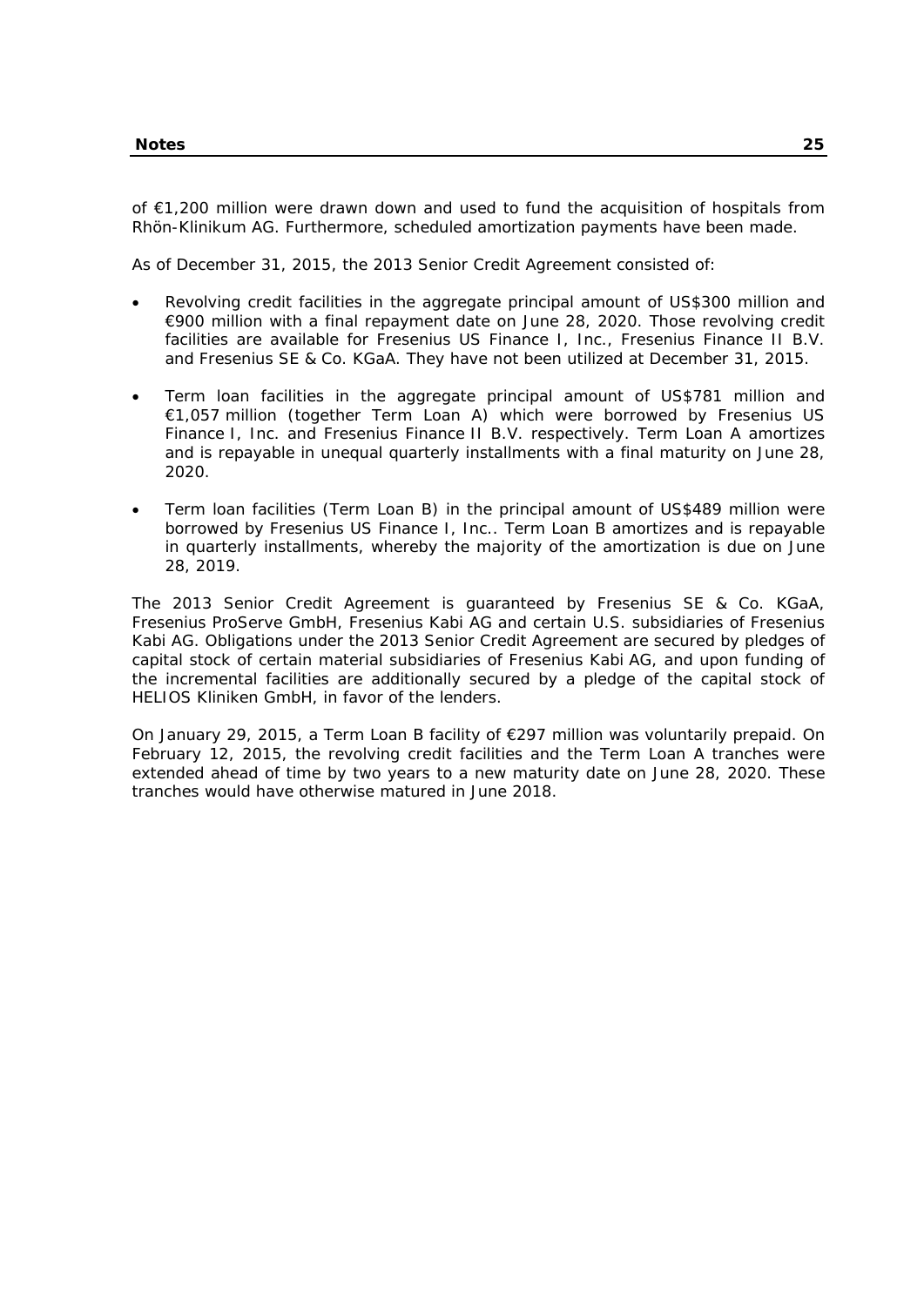of €1,200 million were drawn down and used to fund the acquisition of hospitals from Rhön-Klinikum AG. Furthermore, scheduled amortization payments have been made.

As of December 31, 2015, the 2013 Senior Credit Agreement consisted of:

- Revolving credit facilities in the aggregate principal amount of US$300 million and €900 million with a final repayment date on June 28, 2020. Those revolving credit facilities are available for Fresenius US Finance I, Inc., Fresenius Finance II B.V. and Fresenius SE & Co. KGaA. They have not been utilized at December 31, 2015.

- Term loan facilities in the aggregate principal amount of US$781 million and €1,057 million (together Term Loan A) which were borrowed by Fresenius US Finance I, Inc. and Fresenius Finance II B.V. respectively. Term Loan A amortizes and is repayable in unequal quarterly installments with a final maturity on June 28, 2020.

- Term loan facilities (Term Loan B) in the principal amount of US$489 million were borrowed by Fresenius US Finance I, Inc.. Term Loan B amortizes and is repayable in quarterly installments, whereby the majority of the amortization is due on June 28, 2019.

The 2013 Senior Credit Agreement is guaranteed by Fresenius SE & Co. KGaA, Fresenius ProServe GmbH, Fresenius Kabi AG and certain U.S. subsidiaries of Fresenius Kabi AG. Obligations under the 2013 Senior Credit Agreement are secured by pledges of capital stock of certain material subsidiaries of Fresenius Kabi AG, and upon funding of the incremental facilities are additionally secured by a pledge of the capital stock of HELIOS Kliniken GmbH, in favor of the lenders.

On January 29, 2015, a Term Loan B facility of €297 million was voluntarily prepaid. On February 12, 2015, the revolving credit facilities and the Term Loan A tranches were extended ahead of time by two years to a new maturity date on June 28, 2020. These tranches would have otherwise matured in June 2018.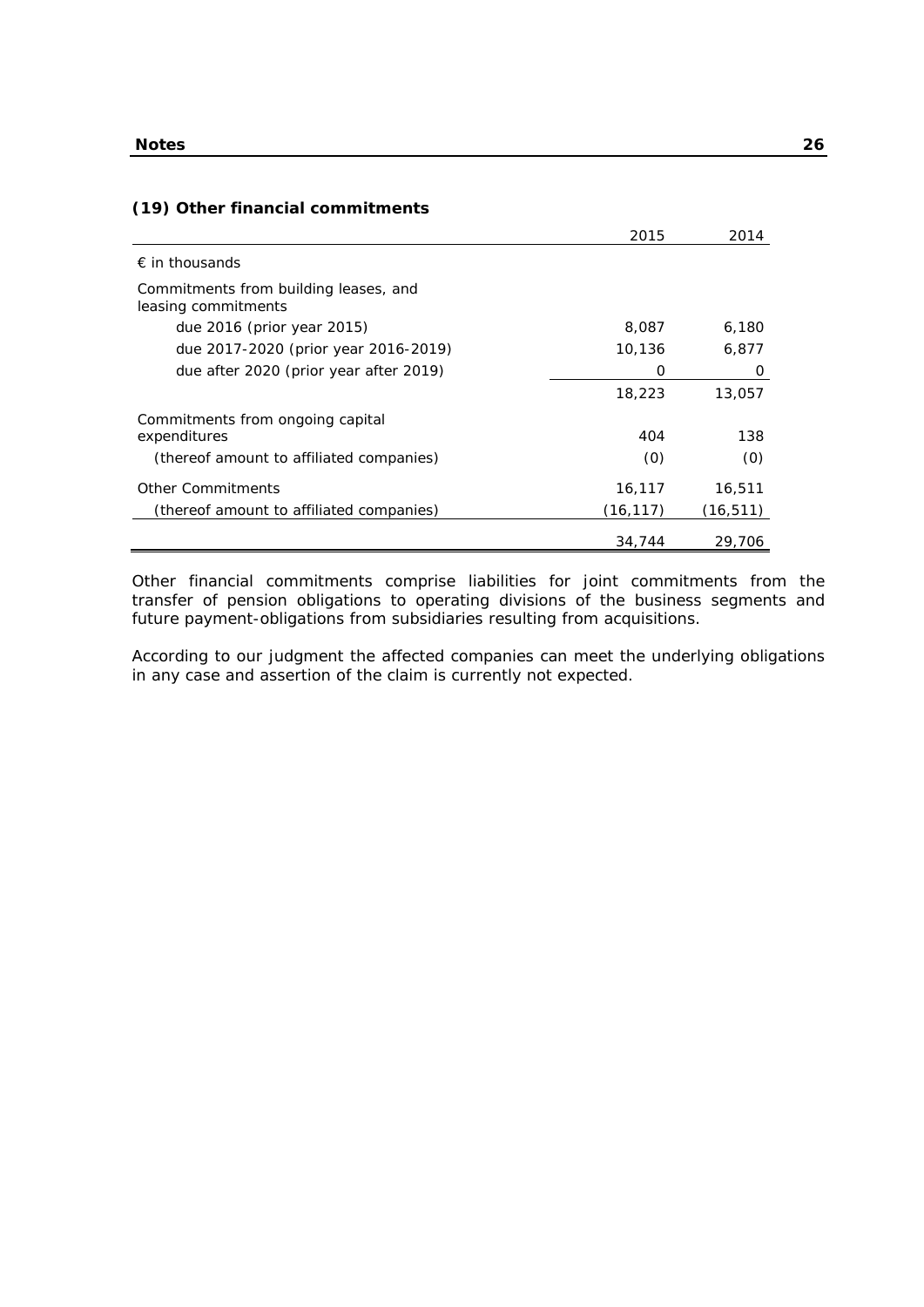### (19) Other financial commitments

| | 2015 | 2014 |
|---|---|---|
| € in thousands | | |
| Commitments from building leases, and leasing commitments | | |
| due 2016 (prior year 2015) | 8,087 | 6,180 |
| due 2017-2020 (prior year 2016-2019) | 10,136 | 6,877 |
| due after 2020 (prior year after 2019) | 0 | 0 |
| | 18,223 | 13,057 |
| Commitments from ongoing capital expenditures | 404 | 138 |
| (thereof amount to affiliated companies) | (0) | (0) |
| Other Commitments | 16,117 | 16,511 |
| (thereof amount to affiliated companies) | (16,117) | (16,511) |
| | 34,744 | 29,706 |

Other financial commitments comprise liabilities for joint commitments from the transfer of pension obligations to operating divisions of the business segments and future payment-obligations from subsidiaries resulting from acquisitions.

According to our judgment the affected companies can meet the underlying obligations in any case and assertion of the claim is currently not expected.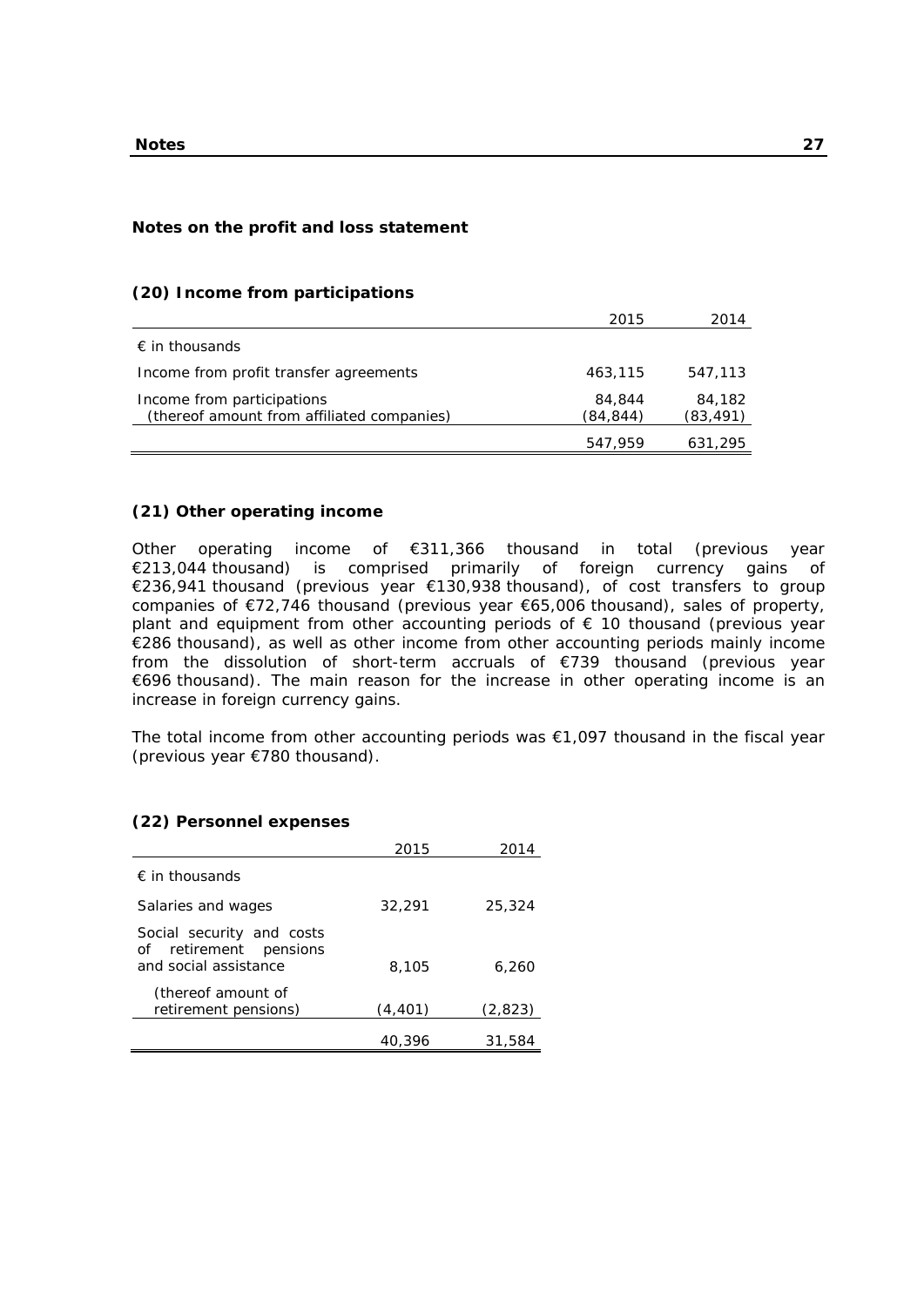## Notes on the profit and loss statement

### (20) Income from participations

| | 2015 | 2014 |
|---|---|---|
| € in thousands | | |
| Income from profit transfer agreements | 463,115 | 547,113 |
| Income from participations<br>(thereof amount from affiliated companies) | 84,844<br>(84,844) | 84,182<br>(83,491) |
| | 547,959 | 631,295 |

### (21) Other operating income

Other operating income of €311,366 thousand in total (previous year €213,044 thousand) is comprised primarily of foreign currency gains of €236,941 thousand (previous year €130,938 thousand), of cost transfers to group companies of €72,746 thousand (previous year €65,006 thousand), sales of property, plant and equipment from other accounting periods of € 10 thousand (previous year €286 thousand), as well as other income from other accounting periods mainly income from the dissolution of short-term accruals of €739 thousand (previous year €696 thousand). The main reason for the increase in other operating income is an increase in foreign currency gains.

The total income from other accounting periods was €1,097 thousand in the fiscal year (previous year €780 thousand).

### (22) Personnel expenses

| | 2015 | 2014 |
|---|---|---|
| € in thousands | | |
| Salaries and wages | 32,291 | 25,324 |
| Social security and costs of retirement pensions and social assistance | 8,105 | 6,260 |
| (thereof amount of retirement pensions) | (4,401) | (2,823) |
| | 40,396 | 31,584 |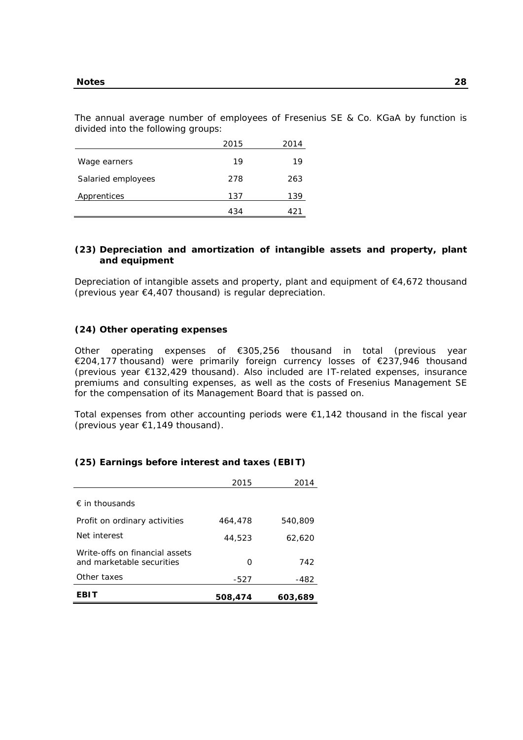The annual average number of employees of Fresenius SE & Co. KGaA by function is divided into the following groups:

| | 2015 | 2014 |
|---|---|---|
| Wage earners | 19 | 19 |
| Salaried employees | 278 | 263 |
| Apprentices | 137 | 139 |
| | 434 | 421 |

### (23) Depreciation and amortization of intangible assets and property, plant and equipment

Depreciation of intangible assets and property, plant and equipment of €4,672 thousand (previous year €4,407 thousand) is regular depreciation.

### (24) Other operating expenses

Other operating expenses of €305,256 thousand in total (previous year €204,177 thousand) were primarily foreign currency losses of €237,946 thousand (previous year €132,429 thousand). Also included are IT-related expenses, insurance premiums and consulting expenses, as well as the costs of Fresenius Management SE for the compensation of its Management Board that is passed on.

Total expenses from other accounting periods were €1,142 thousand in the fiscal year (previous year €1,149 thousand).

### (25) Earnings before interest and taxes (EBIT)

| | 2015 | 2014 |
|---|---|---|
| € in thousands | | |
| Profit on ordinary activities | 464,478 | 540,809 |
| Net interest | 44,523 | 62,620 |
| Write-offs on financial assets and marketable securities | 0 | 742 |
| Other taxes | -527 | -482 |
| **EBIT** | **508,474** | **603,689** |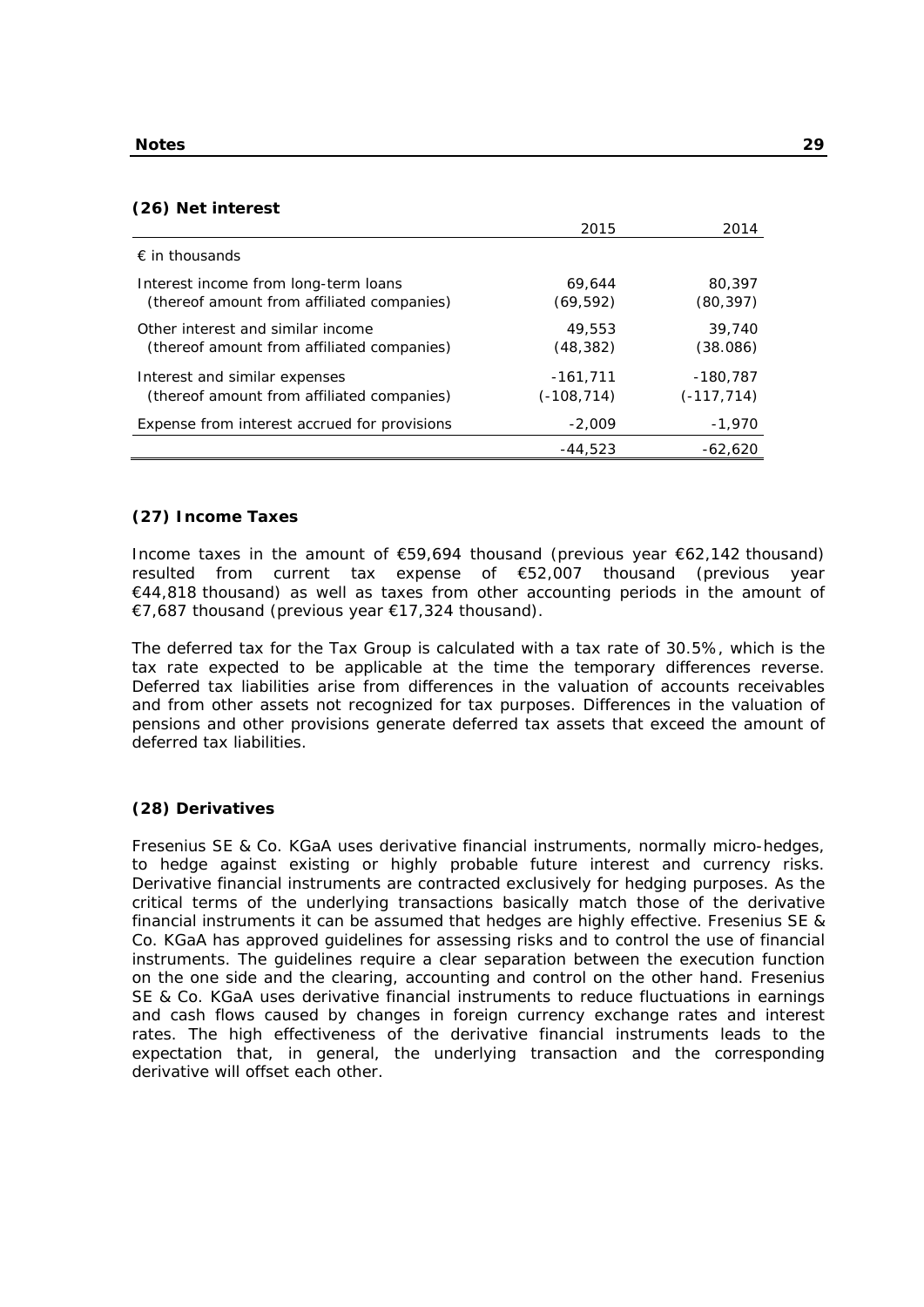**(26) Net interest**

| | 2015 | 2014 |
|---|---|---|
| € in thousands | | |
| Interest income from long-term loans<br>(thereof amount from affiliated companies) | 69,644<br>(69,592) | 80,397<br>(80,397) |
| Other interest and similar income<br>(thereof amount from affiliated companies) | 49,553<br>(48,382) | 39,740<br>(38.086) |
| Interest and similar expenses<br>(thereof amount from affiliated companies) | -161,711<br>(-108,714) | -180,787<br>(-117,714) |
| Expense from interest accrued for provisions | -2,009 | -1,970 |
| | -44,523 | -62,620 |

**(27) Income Taxes**

Income taxes in the amount of €59,694 thousand (previous year €62,142 thousand) resulted from current tax expense of €52,007 thousand (previous year €44,818 thousand) as well as taxes from other accounting periods in the amount of €7,687 thousand (previous year €17,324 thousand).

The deferred tax for the Tax Group is calculated with a tax rate of 30.5%, which is the tax rate expected to be applicable at the time the temporary differences reverse. Deferred tax liabilities arise from differences in the valuation of accounts receivables and from other assets not recognized for tax purposes. Differences in the valuation of pensions and other provisions generate deferred tax assets that exceed the amount of deferred tax liabilities.

**(28) Derivatives**

Fresenius SE & Co. KGaA uses derivative financial instruments, normally micro-hedges, to hedge against existing or highly probable future interest and currency risks. Derivative financial instruments are contracted exclusively for hedging purposes. As the critical terms of the underlying transactions basically match those of the derivative financial instruments it can be assumed that hedges are highly effective. Fresenius SE & Co. KGaA has approved guidelines for assessing risks and to control the use of financial instruments. The guidelines require a clear separation between the execution function on the one side and the clearing, accounting and control on the other hand. Fresenius SE & Co. KGaA uses derivative financial instruments to reduce fluctuations in earnings and cash flows caused by changes in foreign currency exchange rates and interest rates. The high effectiveness of the derivative financial instruments leads to the expectation that, in general, the underlying transaction and the corresponding derivative will offset each other.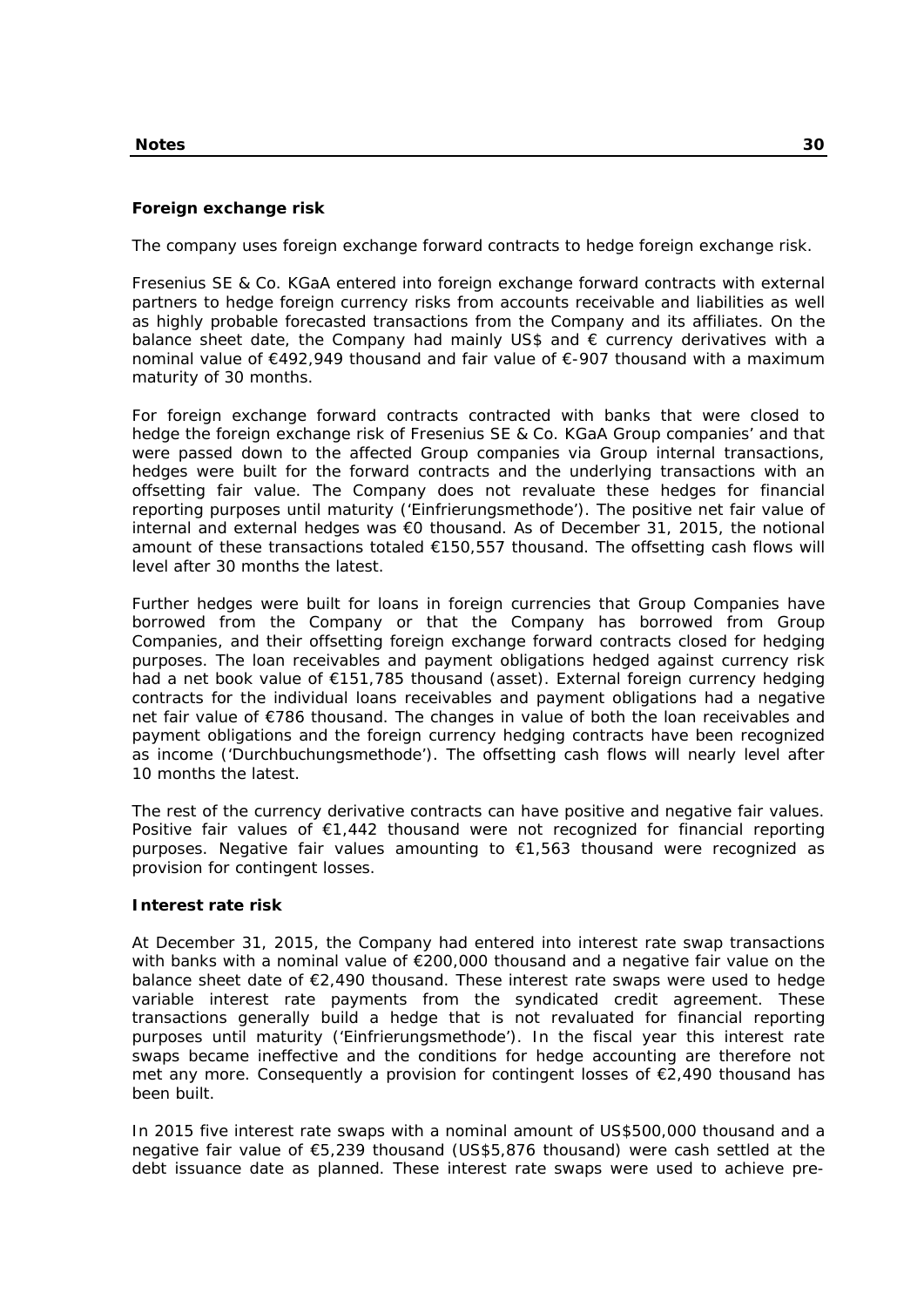**Foreign exchange risk**

The company uses foreign exchange forward contracts to hedge foreign exchange risk.

Fresenius SE & Co. KGaA entered into foreign exchange forward contracts with external partners to hedge foreign currency risks from accounts receivable and liabilities as well as highly probable forecasted transactions from the Company and its affiliates. On the balance sheet date, the Company had mainly US$ and € currency derivatives with a nominal value of €492,949 thousand and fair value of €-907 thousand with a maximum maturity of 30 months.

For foreign exchange forward contracts contracted with banks that were closed to hedge the foreign exchange risk of Fresenius SE & Co. KGaA Group companies' and that were passed down to the affected Group companies via Group internal transactions, hedges were built for the forward contracts and the underlying transactions with an offsetting fair value. The Company does not revaluate these hedges for financial reporting purposes until maturity ('Einfrierungsmethode'). The positive net fair value of internal and external hedges was €0 thousand. As of December 31, 2015, the notional amount of these transactions totaled €150,557 thousand. The offsetting cash flows will level after 30 months the latest.

Further hedges were built for loans in foreign currencies that Group Companies have borrowed from the Company or that the Company has borrowed from Group Companies, and their offsetting foreign exchange forward contracts closed for hedging purposes. The loan receivables and payment obligations hedged against currency risk had a net book value of €151,785 thousand (asset). External foreign currency hedging contracts for the individual loans receivables and payment obligations had a negative net fair value of €786 thousand. The changes in value of both the loan receivables and payment obligations and the foreign currency hedging contracts have been recognized as income ('Durchbuchungsmethode'). The offsetting cash flows will nearly level after 10 months the latest.

The rest of the currency derivative contracts can have positive and negative fair values. Positive fair values of €1,442 thousand were not recognized for financial reporting purposes. Negative fair values amounting to €1,563 thousand were recognized as provision for contingent losses.

**Interest rate risk**

At December 31, 2015, the Company had entered into interest rate swap transactions with banks with a nominal value of €200,000 thousand and a negative fair value on the balance sheet date of €2,490 thousand. These interest rate swaps were used to hedge variable interest rate payments from the syndicated credit agreement. These transactions generally build a hedge that is not revaluated for financial reporting purposes until maturity ('Einfrierungsmethode'). In the fiscal year this interest rate swaps became ineffective and the conditions for hedge accounting are therefore not met any more. Consequently a provision for contingent losses of €2,490 thousand has been built.

In 2015 five interest rate swaps with a nominal amount of US$500,000 thousand and a negative fair value of €5,239 thousand (US$5,876 thousand) were cash settled at the debt issuance date as planned. These interest rate swaps were used to achieve pre-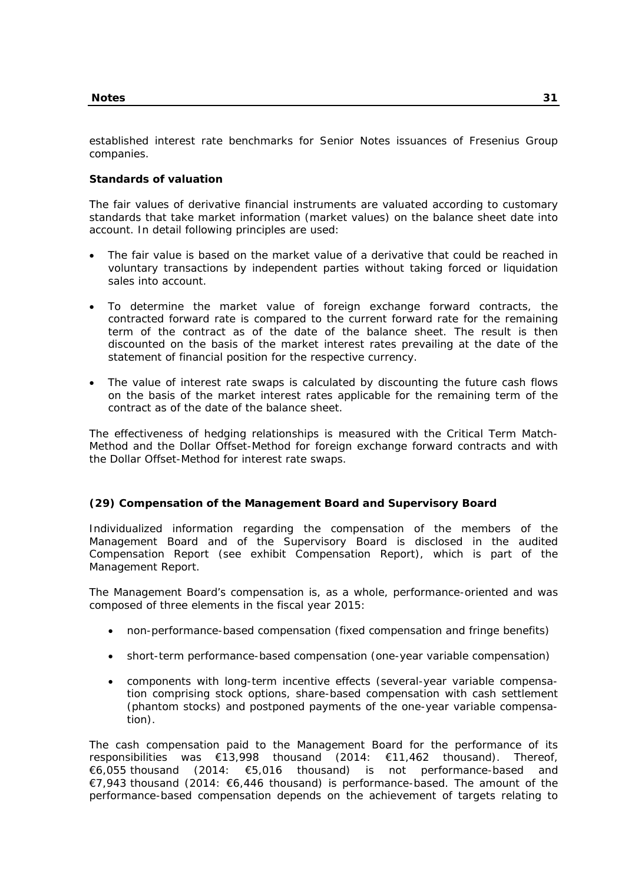established interest rate benchmarks for Senior Notes issuances of Fresenius Group companies.

**Standards of valuation**

The fair values of derivative financial instruments are valuated according to customary standards that take market information (market values) on the balance sheet date into account. In detail following principles are used:

- The fair value is based on the market value of a derivative that could be reached in voluntary transactions by independent parties without taking forced or liquidation sales into account.
- To determine the market value of foreign exchange forward contracts, the contracted forward rate is compared to the current forward rate for the remaining term of the contract as of the date of the balance sheet. The result is then discounted on the basis of the market interest rates prevailing at the date of the statement of financial position for the respective currency.
- The value of interest rate swaps is calculated by discounting the future cash flows on the basis of the market interest rates applicable for the remaining term of the contract as of the date of the balance sheet.

The effectiveness of hedging relationships is measured with the Critical Term Match-Method and the Dollar Offset-Method for foreign exchange forward contracts and with the Dollar Offset-Method for interest rate swaps.

**(29) Compensation of the Management Board and Supervisory Board**

Individualized information regarding the compensation of the members of the Management Board and of the Supervisory Board is disclosed in the audited Compensation Report (see exhibit Compensation Report), which is part of the Management Report.

The Management Board's compensation is, as a whole, performance-oriented and was composed of three elements in the fiscal year 2015:

- non-performance-based compensation (fixed compensation and fringe benefits)
- short-term performance-based compensation (one-year variable compensation)
- components with long-term incentive effects (several-year variable compensation comprising stock options, share-based compensation with cash settlement (phantom stocks) and postponed payments of the one-year variable compensation).

The cash compensation paid to the Management Board for the performance of its responsibilities was €13,998 thousand (2014: €11,462 thousand). Thereof, €6,055 thousand (2014: €5,016 thousand) is not performance-based and €7,943 thousand (2014: €6,446 thousand) is performance-based. The amount of the performance-based compensation depends on the achievement of targets relating to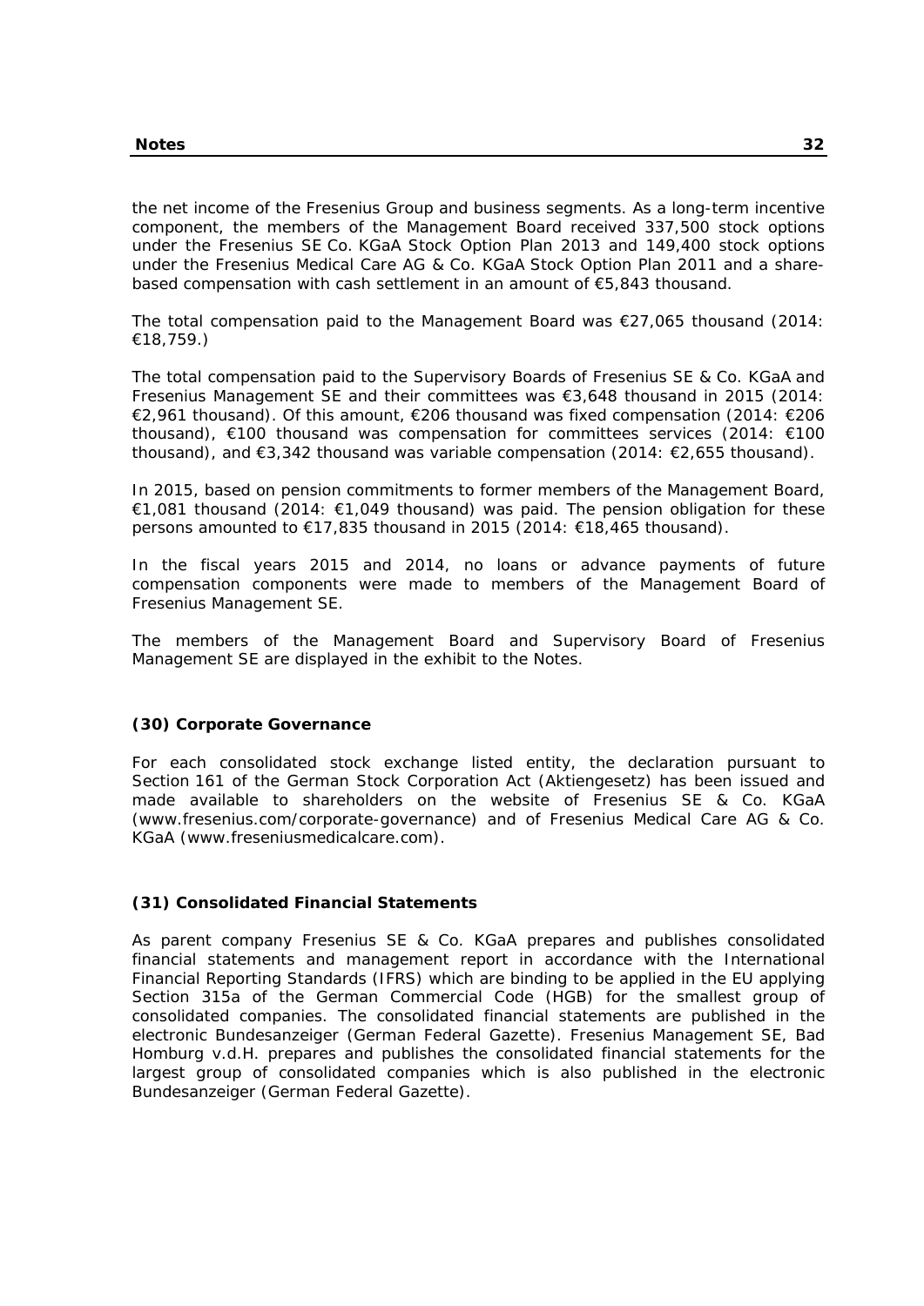the net income of the Fresenius Group and business segments. As a long-term incentive component, the members of the Management Board received 337,500 stock options under the Fresenius SE Co. KGaA Stock Option Plan 2013 and 149,400 stock options under the Fresenius Medical Care AG & Co. KGaA Stock Option Plan 2011 and a share-based compensation with cash settlement in an amount of €5,843 thousand.

The total compensation paid to the Management Board was €27,065 thousand (2014: €18,759.)

The total compensation paid to the Supervisory Boards of Fresenius SE & Co. KGaA and Fresenius Management SE and their committees was €3,648 thousand in 2015 (2014: €2,961 thousand). Of this amount, €206 thousand was fixed compensation (2014: €206 thousand), €100 thousand was compensation for committees services (2014: €100 thousand), and €3,342 thousand was variable compensation (2014: €2,655 thousand).

In 2015, based on pension commitments to former members of the Management Board, €1,081 thousand (2014: €1,049 thousand) was paid. The pension obligation for these persons amounted to €17,835 thousand in 2015 (2014: €18,465 thousand).

In the fiscal years 2015 and 2014, no loans or advance payments of future compensation components were made to members of the Management Board of Fresenius Management SE.

The members of the Management Board and Supervisory Board of Fresenius Management SE are displayed in the exhibit to the Notes.

### (30) Corporate Governance

For each consolidated stock exchange listed entity, the declaration pursuant to Section 161 of the German Stock Corporation Act (Aktiengesetz) has been issued and made available to shareholders on the website of Fresenius SE & Co. KGaA (www.fresenius.com/corporate-governance) and of Fresenius Medical Care AG & Co. KGaA (www.freseniusmedicalcare.com).

### (31) Consolidated Financial Statements

As parent company Fresenius SE & Co. KGaA prepares and publishes consolidated financial statements and management report in accordance with the International Financial Reporting Standards (IFRS) which are binding to be applied in the EU applying Section 315a of the German Commercial Code (HGB) for the smallest group of consolidated companies. The consolidated financial statements are published in the electronic Bundesanzeiger (German Federal Gazette). Fresenius Management SE, Bad Homburg v.d.H. prepares and publishes the consolidated financial statements for the largest group of consolidated companies which is also published in the electronic Bundesanzeiger (German Federal Gazette).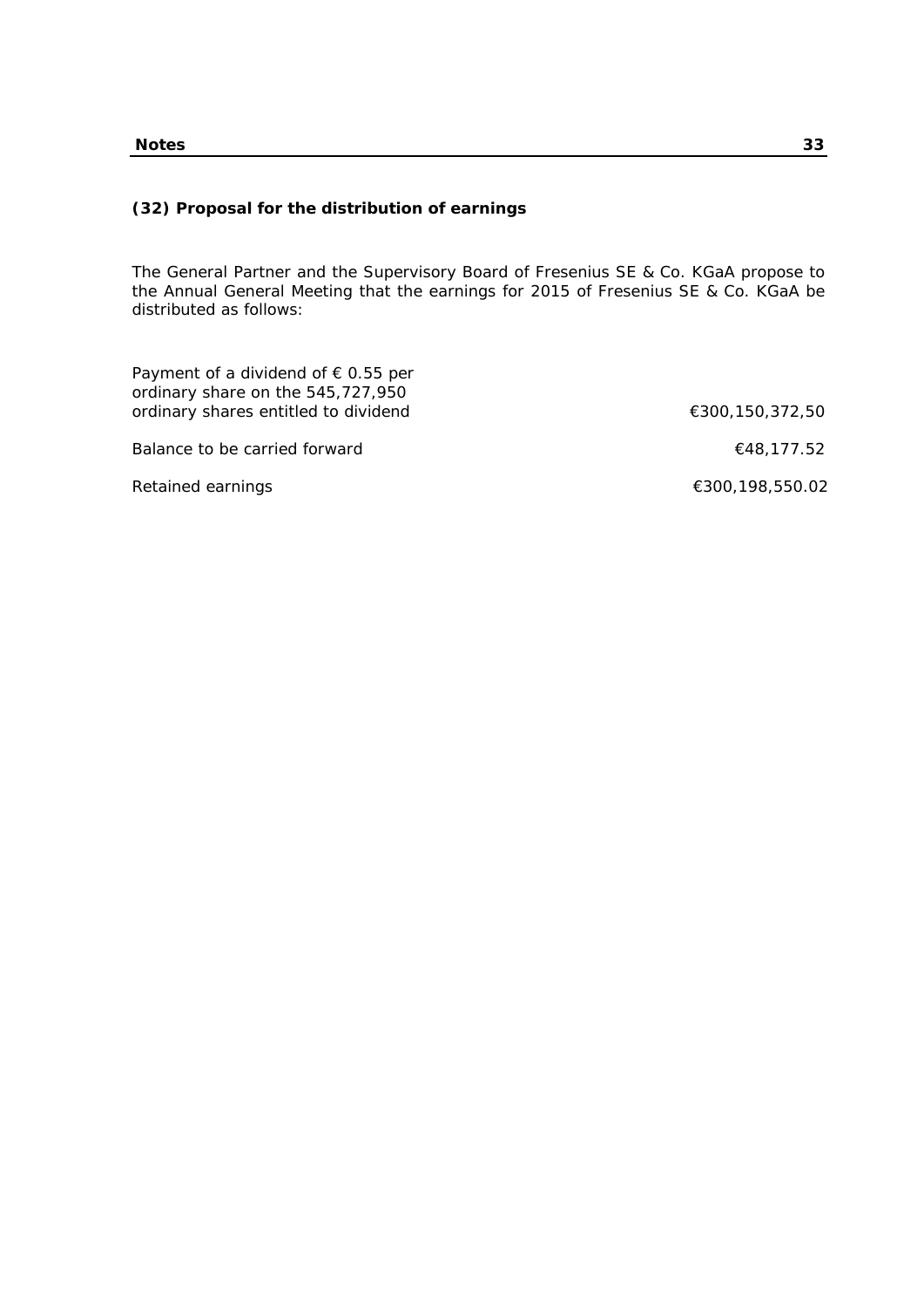## (32) Proposal for the distribution of earnings

The General Partner and the Supervisory Board of Fresenius SE & Co. KGaA propose to the Annual General Meeting that the earnings for 2015 of Fresenius SE & Co. KGaA be distributed as follows:

| | |
|---|---|
| Payment of a dividend of € 0.55 per ordinary share on the 545,727,950 ordinary shares entitled to dividend | €300,150,372,50 |
| Balance to be carried forward | €48,177.52 |
| Retained earnings | €300,198,550.02 |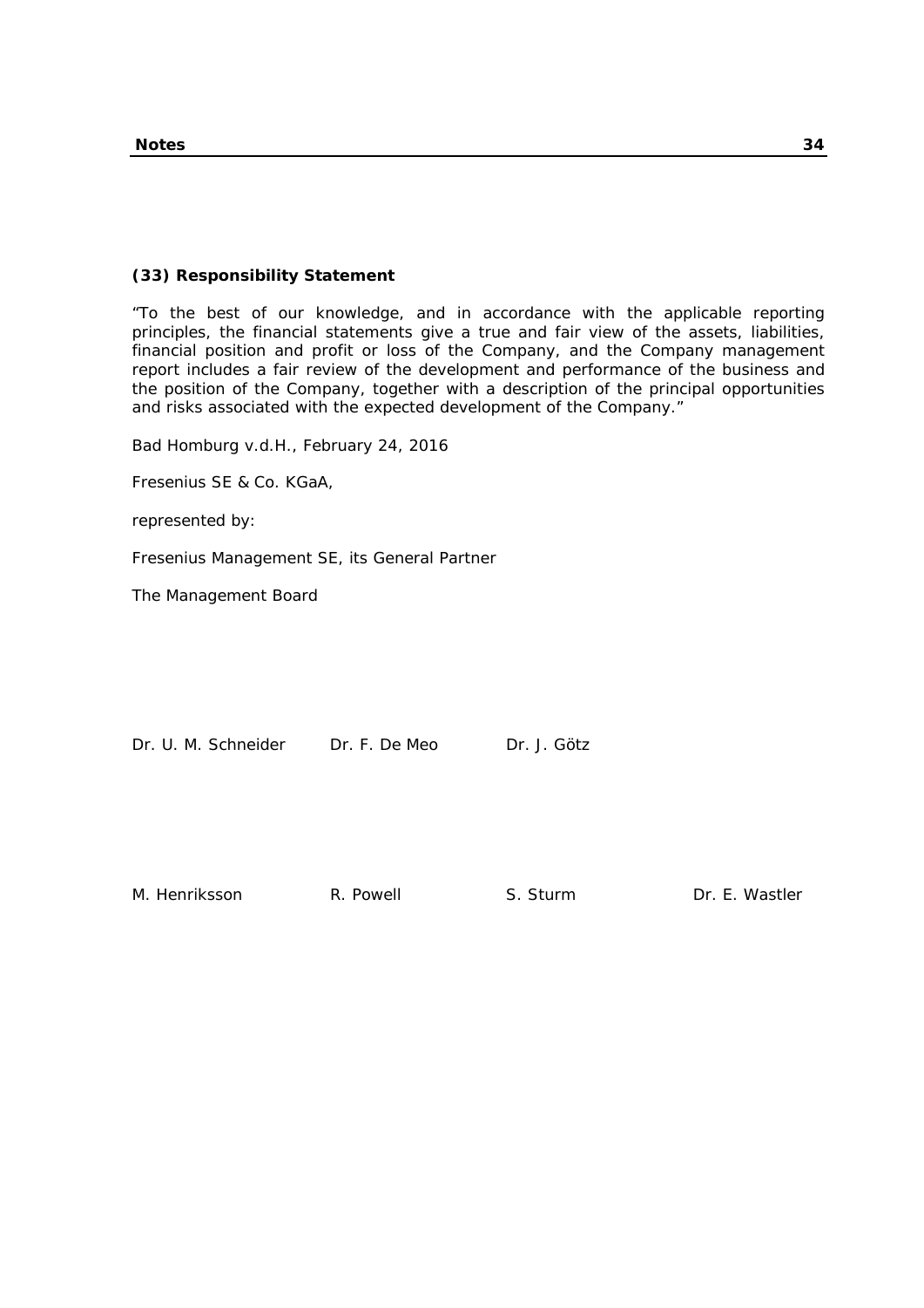### (33) Responsibility Statement

“To the best of our knowledge, and in accordance with the applicable reporting principles, the financial statements give a true and fair view of the assets, liabilities, financial position and profit or loss of the Company, and the Company management report includes a fair review of the development and performance of the business and the position of the Company, together with a description of the principal opportunities and risks associated with the expected development of the Company.”

Bad Homburg v.d.H., February 24, 2016

Fresenius SE & Co. KGaA,

represented by:

Fresenius Management SE, its General Partner

The Management Board

Dr. U. M. Schneider Dr. F. De Meo Dr. J. Götz

M. Henriksson R. Powell S. Sturm Dr. E. Wastler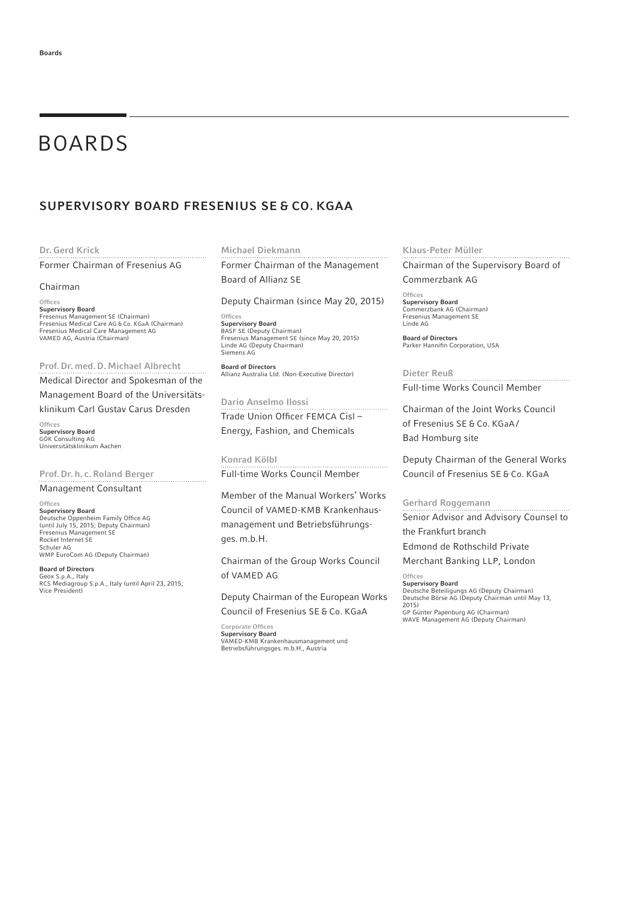# BOARDS

## SUPERVISORY BOARD FRESENIUS SE & CO. KGAA

### Dr. Gerd Krick

Former Chairman of Fresenius AG

Chairman

Offices
**Supervisory Board**
Fresenius Management SE (Chairman)
Fresenius Medical Care AG & Co. KGaA (Chairman)
Fresenius Medical Care Management AG
VAMED AG, Austria (Chairman)

### Prof. Dr. med. D. Michael Albrecht

Medical Director and Spokesman of the Management Board of the Universitätsklinikum Carl Gustav Carus Dresden

Offices
**Supervisory Board**
GÖK Consulting AG
Universitätsklinikum Aachen

### Prof. Dr. h. c. Roland Berger

Management Consultant

Offices
**Supervisory Board**
Deutsche Oppenheim Family Office AG (until July 15, 2015; Deputy Chairman)
Fresenius Management SE
Rocket Internet SE
Schuler AG
WMP EuroCom AG (Deputy Chairman)

**Board of Directors**
Geox S.p.A., Italy
RCS Mediagroup S.p.A., Italy (until April 23, 2015; Vice President)

### Michael Diekmann

Former Chairman of the Management Board of Allianz SE

Deputy Chairman (since May 20, 2015)

Offices
**Supervisory Board**
BASF SE (Deputy Chairman)
Fresenius Management SE (since May 20, 2015)
Linde AG (Deputy Chairman)
Siemens AG

**Board of Directors**
Allianz Australia Ltd. (Non-Executive Director)

### Dario Anselmo Ilossi

Trade Union Officer FEMCA Cisl – Energy, Fashion, and Chemicals

### Konrad Kölbl

Full-time Works Council Member

Member of the Manual Workers' Works Council of VAMED-KMB Krankenhausmanagement und Betriebsführungsges. m.b.H.

Chairman of the Group Works Council of VAMED AG

Deputy Chairman of the European Works Council of Fresenius SE & Co. KGaA

Corporate Offices
**Supervisory Board**
VAMED-KMB Krankenhausmanagement und Betriebsführungsges. m.b.H., Austria

### Klaus-Peter Müller

Chairman of the Supervisory Board of Commerzbank AG

Offices
**Supervisory Board**
Commerzbank AG (Chairman)
Fresenius Management SE
Linde AG

**Board of Directors**
Parker Hannifin Corporation, USA

### Dieter Reuß

Full-time Works Council Member

Chairman of the Joint Works Council of Fresenius SE & Co. KGaA / Bad Homburg site

Deputy Chairman of the General Works Council of Fresenius SE & Co. KGaA

### Gerhard Roggemann

Senior Advisor and Advisory Counsel to the Frankfurt branch
Edmond de Rothschild Private Merchant Banking LLP, London

Offices
**Supervisory Board**
Deutsche Beteiligungs AG (Deputy Chairman)
Deutsche Börse AG (Deputy Chairman until May 13, 2015)
GP Günter Papenburg AG (Chairman)
WAVE Management AG (Deputy Chairman)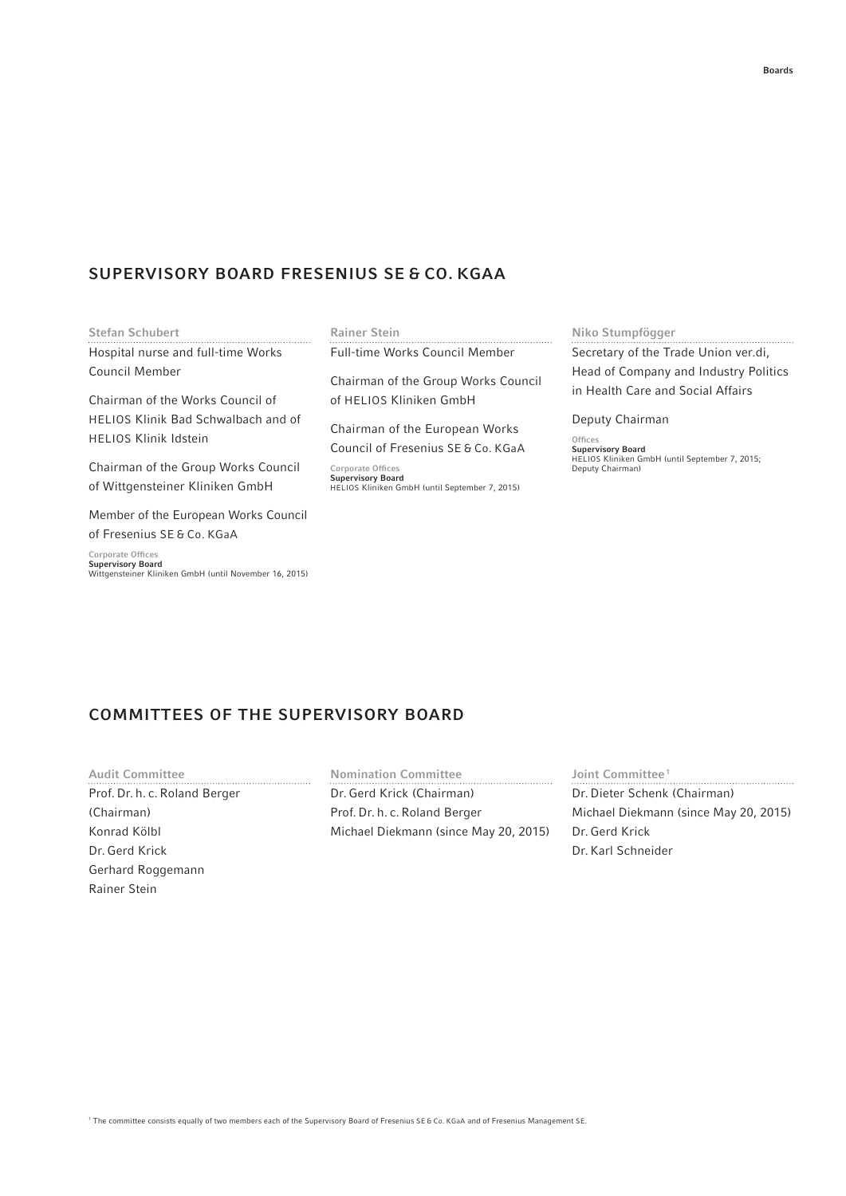## SUPERVISORY BOARD FRESENIUS SE & CO. KGAA

**Stefan Schubert**

Hospital nurse and full-time Works Council Member

Chairman of the Works Council of HELIOS Klinik Bad Schwalbach and of HELIOS Klinik Idstein

Chairman of the Group Works Council of Wittgensteiner Kliniken GmbH

Member of the European Works Council of Fresenius SE & Co. KGaA

Corporate Offices
**Supervisory Board**
Wittgensteiner Kliniken GmbH (until November 16, 2015)

**Rainer Stein**

Full-time Works Council Member

Chairman of the Group Works Council of HELIOS Kliniken GmbH

Chairman of the European Works Council of Fresenius SE & Co. KGaA

Corporate Offices
**Supervisory Board**
HELIOS Kliniken GmbH (until September 7, 2015)

**Niko Stumpfögger**

Secretary of the Trade Union ver.di, Head of Company and Industry Politics in Health Care and Social Affairs

Deputy Chairman

Offices
**Supervisory Board**
HELIOS Kliniken GmbH (until September 7, 2015; Deputy Chairman)

## COMMITTEES OF THE SUPERVISORY BOARD

**Audit Committee**

Prof. Dr. h. c. Roland Berger (Chairman)
Konrad Kölbl
Dr. Gerd Krick
Gerhard Roggemann
Rainer Stein

**Nomination Committee**

Dr. Gerd Krick (Chairman)
Prof. Dr. h. c. Roland Berger
Michael Diekmann (since May 20, 2015)

**Joint Committee** [1]

Dr. Dieter Schenk (Chairman)
Michael Diekmann (since May 20, 2015)
Dr. Gerd Krick
Dr. Karl Schneider

[1] The committee consists equally of two members each of the Supervisory Board of Fresenius SE & Co. KGaA and of Fresenius Management SE.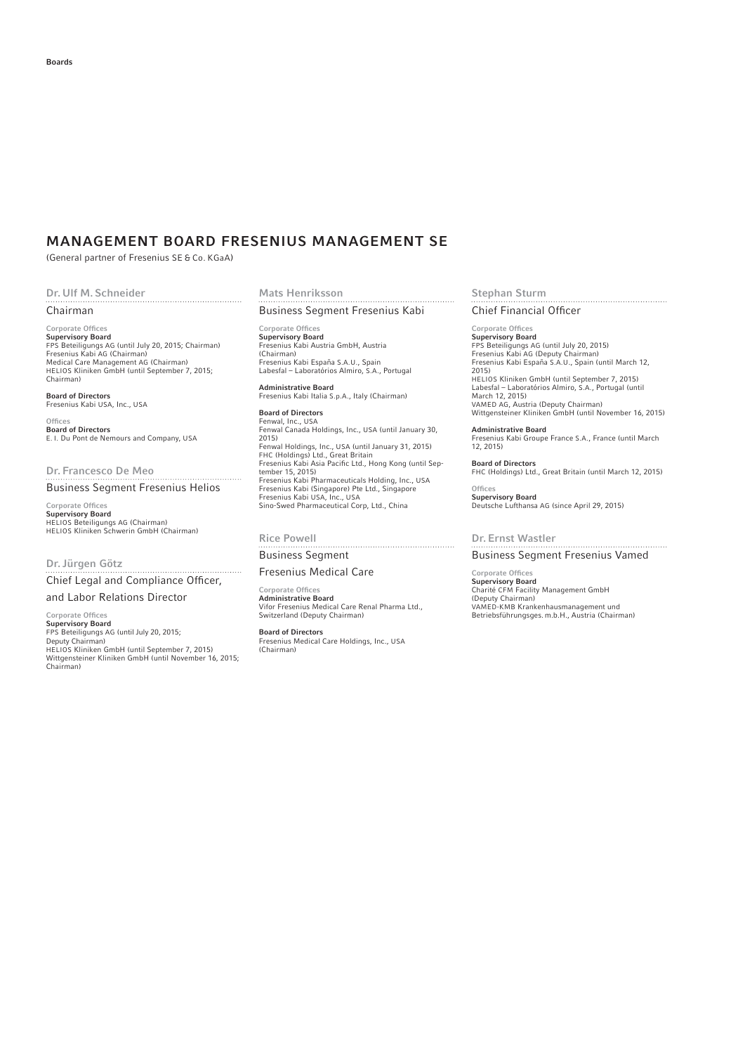# MANAGEMENT BOARD FRESENIUS MANAGEMENT SE

(General partner of Fresenius SE & Co. KGaA)

## Dr. Ulf M. Schneider

### Chairman

Corporate Offices

**Supervisory Board**
FPS Beteiligungs AG (until July 20, 2015; Chairman)
Fresenius Kabi AG (Chairman)
Medical Care Management AG (Chairman)
HELIOS Kliniken GmbH (until September 7, 2015; Chairman)

**Board of Directors**
Fresenius Kabi USA, Inc., USA

Offices

**Board of Directors**
E. I. Du Pont de Nemours and Company, USA

## Dr. Francesco De Meo

### Business Segment Fresenius Helios

Corporate Offices

**Supervisory Board**
HELIOS Beteiligungs AG (Chairman)
HELIOS Kliniken Schwerin GmbH (Chairman)

## Dr. Jürgen Götz

### Chief Legal and Compliance Officer, and Labor Relations Director

Corporate Offices

**Supervisory Board**
FPS Beteiligungs AG (until July 20, 2015; Deputy Chairman)
HELIOS Kliniken GmbH (until September 7, 2015)
Wittgensteiner Kliniken GmbH (until November 16, 2015; Chairman)

## Mats Henriksson

### Business Segment Fresenius Kabi

Corporate Offices

**Supervisory Board**
Fresenius Kabi Austria GmbH, Austria (Chairman)
Fresenius Kabi España S.A.U., Spain
Labesfal – Laboratórios Almiro, S.A., Portugal

**Administrative Board**
Fresenius Kabi Italia S.p.A., Italy (Chairman)

**Board of Directors**
Fenwal, Inc., USA
Fenwal Canada Holdings, Inc., USA (until January 30, 2015)
Fenwal Holdings, Inc., USA (until January 31, 2015)
FHC (Holdings) Ltd., Great Britain
Fresenius Kabi Asia Pacific Ltd., Hong Kong (until September 15, 2015)
Fresenius Kabi Pharmaceuticals Holding, Inc., USA
Fresenius Kabi (Singapore) Pte Ltd., Singapore
Fresenius Kabi USA, Inc., USA
Sino-Swed Pharmaceutical Corp, Ltd., China

## Rice Powell

### Business Segment Fresenius Medical Care

Corporate Offices

**Administrative Board**
Vifor Fresenius Medical Care Renal Pharma Ltd., Switzerland (Deputy Chairman)

**Board of Directors**
Fresenius Medical Care Holdings, Inc., USA (Chairman)

## Stephan Sturm

### Chief Financial Officer

Corporate Offices

**Supervisory Board**
FPS Beteiligungs AG (until July 20, 2015)
Fresenius Kabi AG (Deputy Chairman)
Fresenius Kabi España S.A.U., Spain (until March 12, 2015)
HELIOS Kliniken GmbH (until September 7, 2015)
Labesfal – Laboratórios Almiro, S.A., Portugal (until March 12, 2015)
VAMED AG, Austria (Deputy Chairman)
Wittgensteiner Kliniken GmbH (until November 16, 2015)

**Administrative Board**
Fresenius Kabi Groupe France S.A., France (until March 12, 2015)

**Board of Directors**
FHC (Holdings) Ltd., Great Britain (until March 12, 2015)

Offices

**Supervisory Board**
Deutsche Lufthansa AG (since April 29, 2015)

## Dr. Ernst Wastler

### Business Segment Fresenius Vamed

Corporate Offices

**Supervisory Board**
Charité CFM Facility Management GmbH (Deputy Chairman)
VAMED-KMB Krankenhausmanagement und Betriebsführungsges. m.b.H., Austria (Chairman)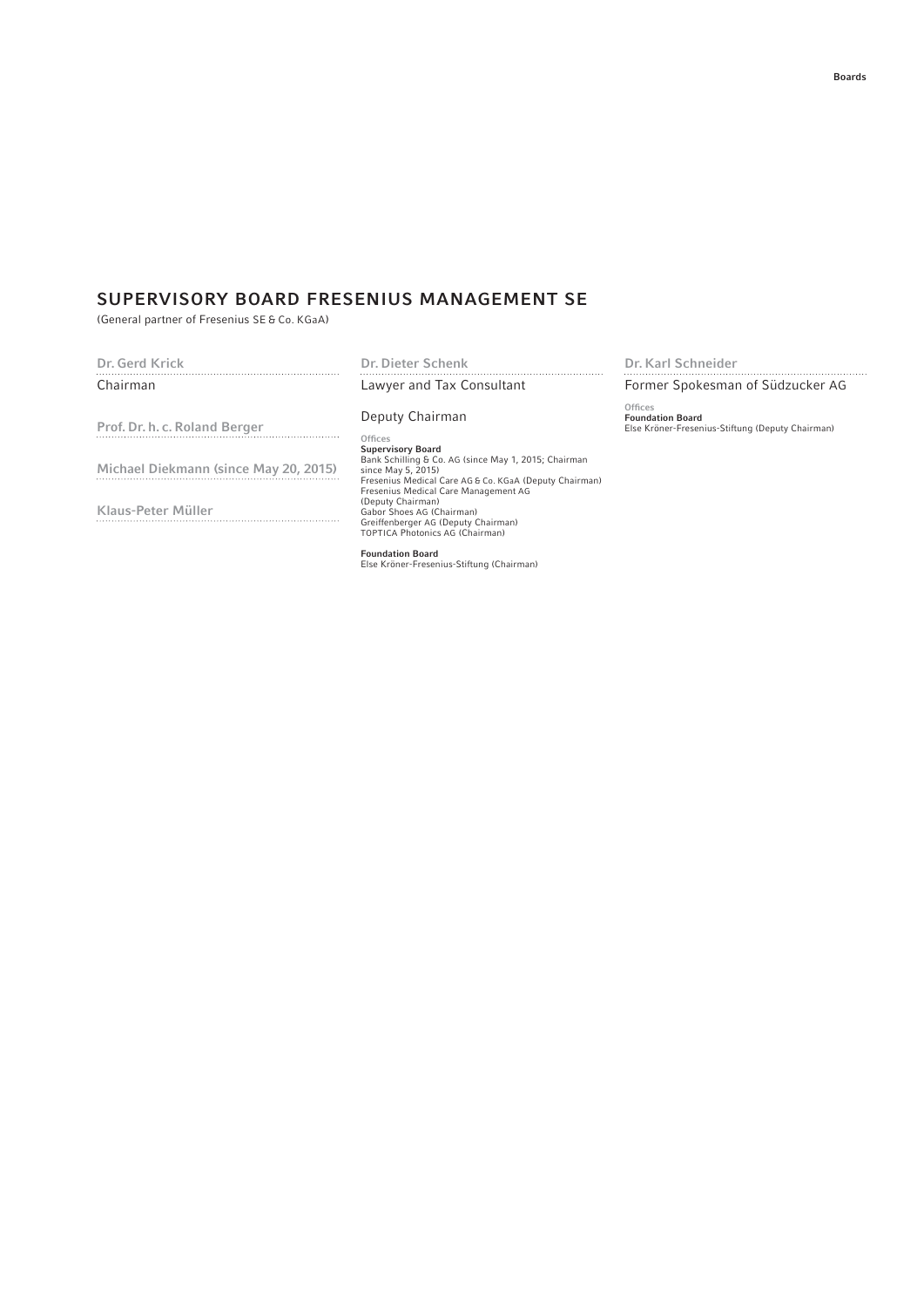## SUPERVISORY BOARD FRESENIUS MANAGEMENT SE

(General partner of Fresenius SE & Co. KGaA)

**Dr. Gerd Krick**

Chairman

**Prof. Dr. h. c. Roland Berger**

**Michael Diekmann (since May 20, 2015)**

**Klaus-Peter Müller**

**Dr. Dieter Schenk**

Lawyer and Tax Consultant

Deputy Chairman

Offices

**Supervisory Board**
Bank Schilling & Co. AG (since May 1, 2015; Chairman since May 5, 2015)
Fresenius Medical Care AG & Co. KGaA (Deputy Chairman)
Fresenius Medical Care Management AG (Deputy Chairman)
Gabor Shoes AG (Chairman)
Greiffenberger AG (Deputy Chairman)
TOPTICA Photonics AG (Chairman)

**Foundation Board**
Else Kröner-Fresenius-Stiftung (Chairman)

**Dr. Karl Schneider**

Former Spokesman of Südzucker AG

Offices

**Foundation Board**
Else Kröner-Fresenius-Stiftung (Deputy Chairman)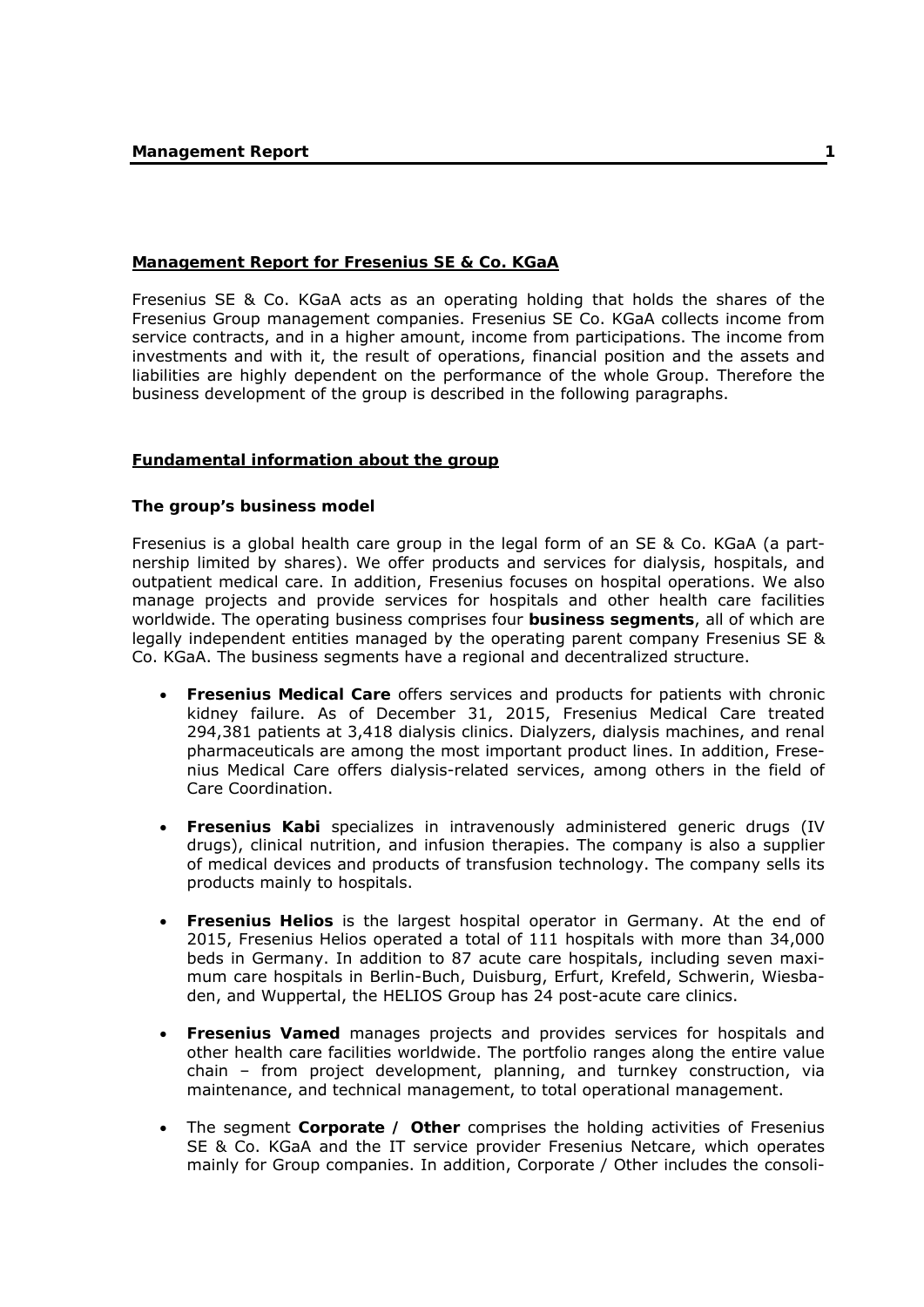## Management Report for Fresenius SE & Co. KGaA

Fresenius SE & Co. KGaA acts as an operating holding that holds the shares of the Fresenius Group management companies. Fresenius SE Co. KGaA collects income from service contracts, and in a higher amount, income from participations. The income from investments and with it, the result of operations, financial position and the assets and liabilities are highly dependent on the performance of the whole Group. Therefore the business development of the group is described in the following paragraphs.

## Fundamental information about the group

### The group's business model

Fresenius is a global health care group in the legal form of an SE & Co. KGaA (a partnership limited by shares). We offer products and services for dialysis, hospitals, and outpatient medical care. In addition, Fresenius focuses on hospital operations. We also manage projects and provide services for hospitals and other health care facilities worldwide. The operating business comprises four **business segments**, all of which are legally independent entities managed by the operating parent company Fresenius SE & Co. KGaA. The business segments have a regional and decentralized structure.

- **Fresenius Medical Care** offers services and products for patients with chronic kidney failure. As of December 31, 2015, Fresenius Medical Care treated 294,381 patients at 3,418 dialysis clinics. Dialyzers, dialysis machines, and renal pharmaceuticals are among the most important product lines. In addition, Fresenius Medical Care offers dialysis-related services, among others in the field of Care Coordination.
- **Fresenius Kabi** specializes in intravenously administered generic drugs (IV drugs), clinical nutrition, and infusion therapies. The company is also a supplier of medical devices and products of transfusion technology. The company sells its products mainly to hospitals.
- **Fresenius Helios** is the largest hospital operator in Germany. At the end of 2015, Fresenius Helios operated a total of 111 hospitals with more than 34,000 beds in Germany. In addition to 87 acute care hospitals, including seven maximum care hospitals in Berlin-Buch, Duisburg, Erfurt, Krefeld, Schwerin, Wiesbaden, and Wuppertal, the HELIOS Group has 24 post-acute care clinics.
- **Fresenius Vamed** manages projects and provides services for hospitals and other health care facilities worldwide. The portfolio ranges along the entire value chain – from project development, planning, and turnkey construction, via maintenance, and technical management, to total operational management.
- The segment **Corporate / Other** comprises the holding activities of Fresenius SE & Co. KGaA and the IT service provider Fresenius Netcare, which operates mainly for Group companies. In addition, Corporate / Other includes the consoli-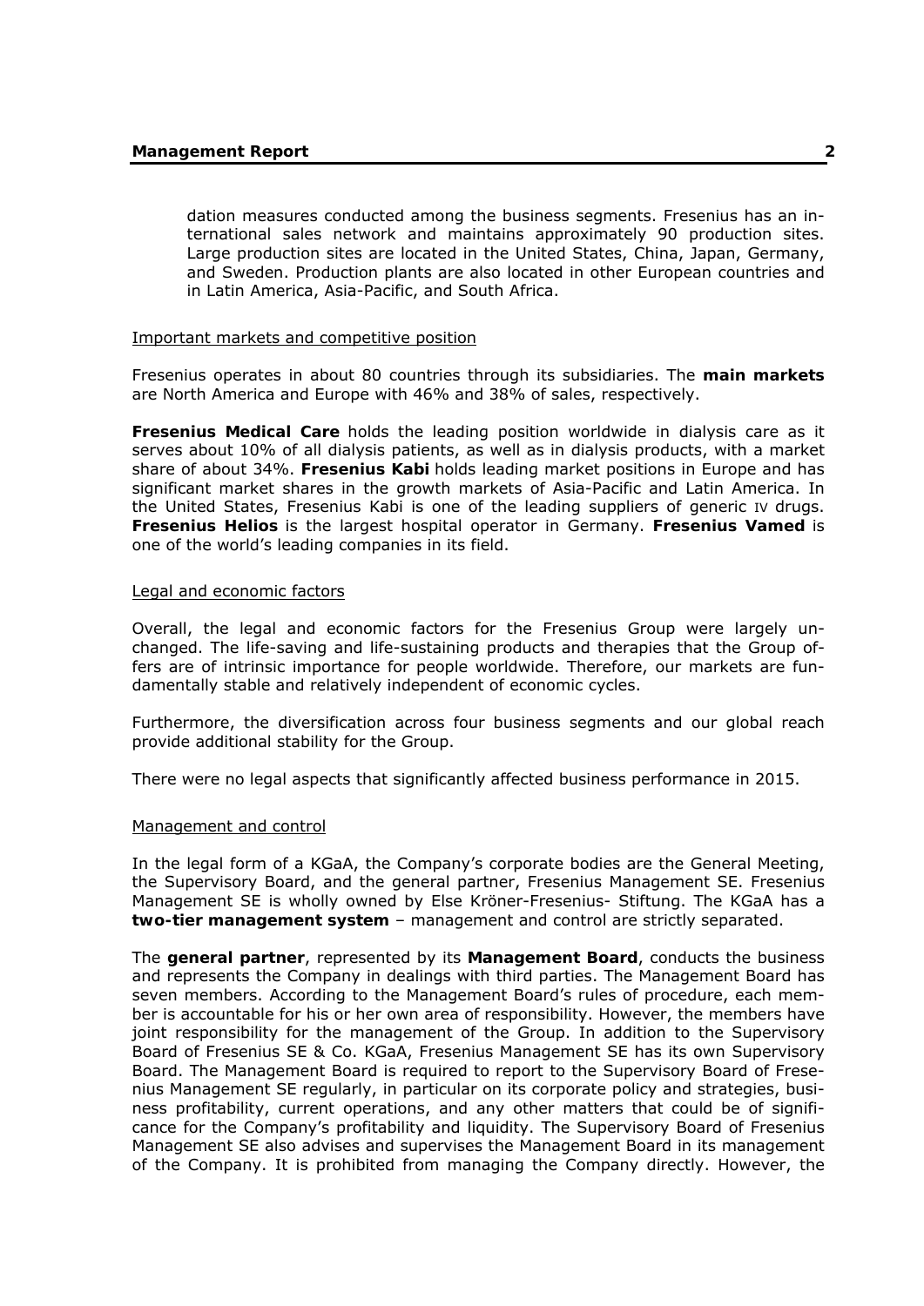dation measures conducted among the business segments. Fresenius has an international sales network and maintains approximately 90 production sites. Large production sites are located in the United States, China, Japan, Germany, and Sweden. Production plants are also located in other European countries and in Latin America, Asia-Pacific, and South Africa.

Important markets and competitive position

Fresenius operates in about 80 countries through its subsidiaries. The **main markets** are North America and Europe with 46% and 38% of sales, respectively.

**Fresenius Medical Care** holds the leading position worldwide in dialysis care as it serves about 10% of all dialysis patients, as well as in dialysis products, with a market share of about 34%. **Fresenius Kabi** holds leading market positions in Europe and has significant market shares in the growth markets of Asia-Pacific and Latin America. In the United States, Fresenius Kabi is one of the leading suppliers of generic IV drugs. **Fresenius Helios** is the largest hospital operator in Germany. **Fresenius Vamed** is one of the world's leading companies in its field.

Legal and economic factors

Overall, the legal and economic factors for the Fresenius Group were largely unchanged. The life-saving and life-sustaining products and therapies that the Group offers are of intrinsic importance for people worldwide. Therefore, our markets are fundamentally stable and relatively independent of economic cycles.

Furthermore, the diversification across four business segments and our global reach provide additional stability for the Group.

There were no legal aspects that significantly affected business performance in 2015.

Management and control

In the legal form of a KGaA, the Company's corporate bodies are the General Meeting, the Supervisory Board, and the general partner, Fresenius Management SE. Fresenius Management SE is wholly owned by Else Kröner-Fresenius- Stiftung. The KGaA has a **two-tier management system** – management and control are strictly separated.

The **general partner**, represented by its **Management Board**, conducts the business and represents the Company in dealings with third parties. The Management Board has seven members. According to the Management Board's rules of procedure, each member is accountable for his or her own area of responsibility. However, the members have joint responsibility for the management of the Group. In addition to the Supervisory Board of Fresenius SE & Co. KGaA, Fresenius Management SE has its own Supervisory Board. The Management Board is required to report to the Supervisory Board of Fresenius Management SE regularly, in particular on its corporate policy and strategies, business profitability, current operations, and any other matters that could be of significance for the Company's profitability and liquidity. The Supervisory Board of Fresenius Management SE also advises and supervises the Management Board in its management of the Company. It is prohibited from managing the Company directly. However, the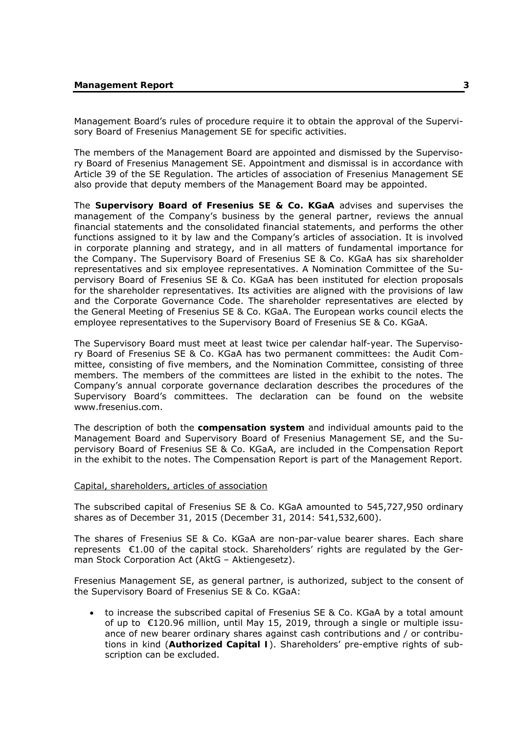Management Board's rules of procedure require it to obtain the approval of the Supervisory Board of Fresenius Management SE for specific activities.

The members of the Management Board are appointed and dismissed by the Supervisory Board of Fresenius Management SE. Appointment and dismissal is in accordance with Article 39 of the SE Regulation. The articles of association of Fresenius Management SE also provide that deputy members of the Management Board may be appointed.

The **Supervisory Board of Fresenius SE & Co. KGaA** advises and supervises the management of the Company's business by the general partner, reviews the annual financial statements and the consolidated financial statements, and performs the other functions assigned to it by law and the Company's articles of association. It is involved in corporate planning and strategy, and in all matters of fundamental importance for the Company. The Supervisory Board of Fresenius SE & Co. KGaA has six shareholder representatives and six employee representatives. A Nomination Committee of the Supervisory Board of Fresenius SE & Co. KGaA has been instituted for election proposals for the shareholder representatives. Its activities are aligned with the provisions of law and the Corporate Governance Code. The shareholder representatives are elected by the General Meeting of Fresenius SE & Co. KGaA. The European works council elects the employee representatives to the Supervisory Board of Fresenius SE & Co. KGaA.

The Supervisory Board must meet at least twice per calendar half-year. The Supervisory Board of Fresenius SE & Co. KGaA has two permanent committees: the Audit Committee, consisting of five members, and the Nomination Committee, consisting of three members. The members of the committees are listed in the exhibit to the notes. The Company's annual corporate governance declaration describes the procedures of the Supervisory Board's committees. The declaration can be found on the website www.fresenius.com.

The description of both the **compensation system** and individual amounts paid to the Management Board and Supervisory Board of Fresenius Management SE, and the Supervisory Board of Fresenius SE & Co. KGaA, are included in the Compensation Report in the exhibit to the notes. The Compensation Report is part of the Management Report.

Capital, shareholders, articles of association

The subscribed capital of Fresenius SE & Co. KGaA amounted to 545,727,950 ordinary shares as of December 31, 2015 (December 31, 2014: 541,532,600).

The shares of Fresenius SE & Co. KGaA are non-par-value bearer shares. Each share represents €1.00 of the capital stock. Shareholders' rights are regulated by the German Stock Corporation Act (AktG – Aktiengesetz).

Fresenius Management SE, as general partner, is authorized, subject to the consent of the Supervisory Board of Fresenius SE & Co. KGaA:

- to increase the subscribed capital of Fresenius SE & Co. KGaA by a total amount of up to €120.96 million, until May 15, 2019, through a single or multiple issuance of new bearer ordinary shares against cash contributions and / or contributions in kind (**Authorized Capital I**). Shareholders' pre-emptive rights of subscription can be excluded.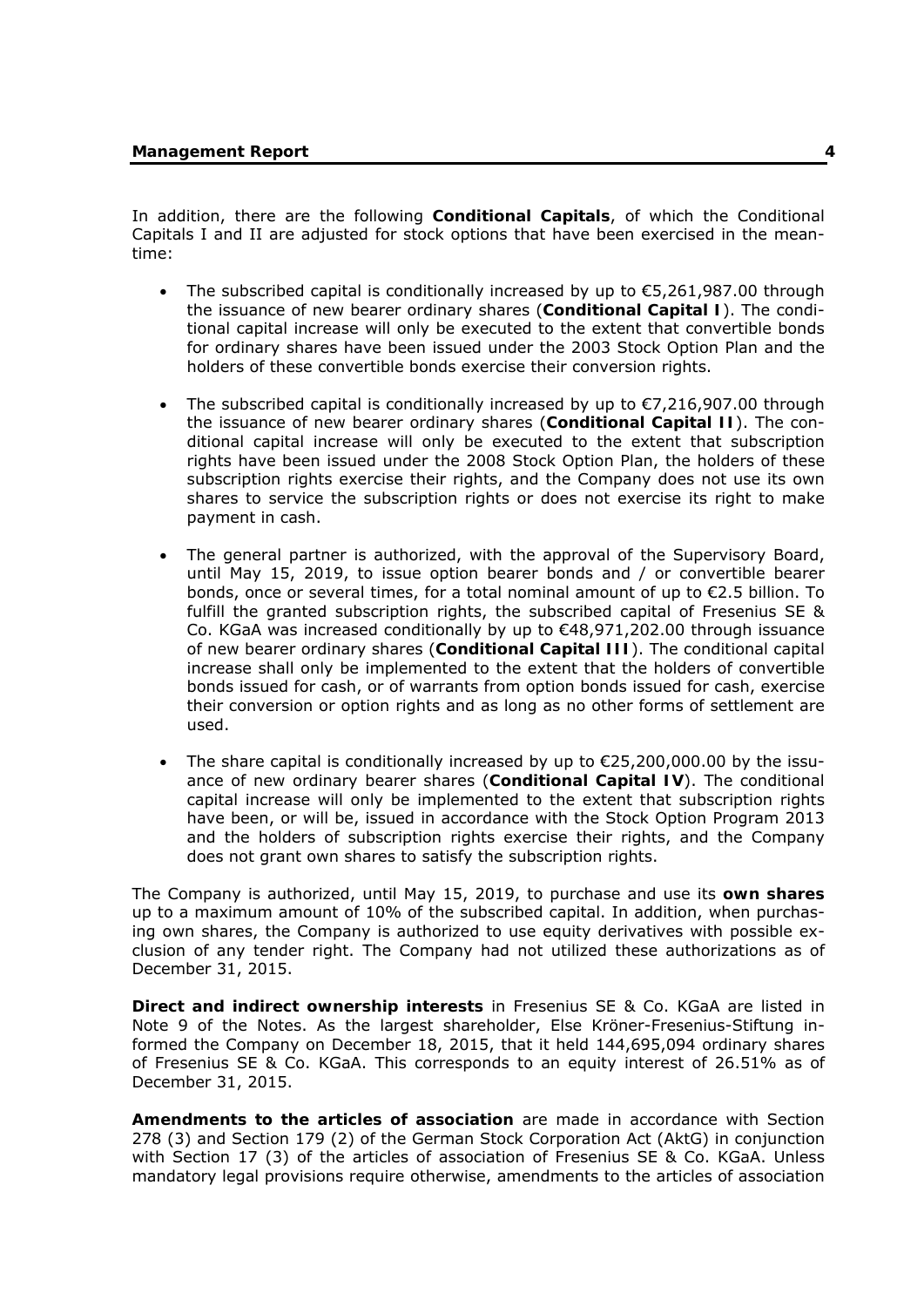In addition, there are the following **Conditional Capitals**, of which the Conditional Capitals I and II are adjusted for stock options that have been exercised in the meantime:

- The subscribed capital is conditionally increased by up to €5,261,987.00 through the issuance of new bearer ordinary shares (**Conditional Capital I**). The conditional capital increase will only be executed to the extent that convertible bonds for ordinary shares have been issued under the 2003 Stock Option Plan and the holders of these convertible bonds exercise their conversion rights.

- The subscribed capital is conditionally increased by up to €7,216,907.00 through the issuance of new bearer ordinary shares (**Conditional Capital II**). The conditional capital increase will only be executed to the extent that subscription rights have been issued under the 2008 Stock Option Plan, the holders of these subscription rights exercise their rights, and the Company does not use its own shares to service the subscription rights or does not exercise its right to make payment in cash.

- The general partner is authorized, with the approval of the Supervisory Board, until May 15, 2019, to issue option bearer bonds and / or convertible bearer bonds, once or several times, for a total nominal amount of up to €2.5 billion. To fulfill the granted subscription rights, the subscribed capital of Fresenius SE & Co. KGaA was increased conditionally by up to €48,971,202.00 through issuance of new bearer ordinary shares (**Conditional Capital III**). The conditional capital increase shall only be implemented to the extent that the holders of convertible bonds issued for cash, or of warrants from option bonds issued for cash, exercise their conversion or option rights and as long as no other forms of settlement are used.

- The share capital is conditionally increased by up to €25,200,000.00 by the issuance of new ordinary bearer shares (**Conditional Capital IV**). The conditional capital increase will only be implemented to the extent that subscription rights have been, or will be, issued in accordance with the Stock Option Program 2013 and the holders of subscription rights exercise their rights, and the Company does not grant own shares to satisfy the subscription rights.

The Company is authorized, until May 15, 2019, to purchase and use its **own shares** up to a maximum amount of 10% of the subscribed capital. In addition, when purchasing own shares, the Company is authorized to use equity derivatives with possible exclusion of any tender right. The Company had not utilized these authorizations as of December 31, 2015.

**Direct and indirect ownership interests** in Fresenius SE & Co. KGaA are listed in Note 9 of the Notes. As the largest shareholder, Else Kröner-Fresenius-Stiftung informed the Company on December 18, 2015, that it held 144,695,094 ordinary shares of Fresenius SE & Co. KGaA. This corresponds to an equity interest of 26.51% as of December 31, 2015.

**Amendments to the articles of association** are made in accordance with Section 278 (3) and Section 179 (2) of the German Stock Corporation Act (AktG) in conjunction with Section 17 (3) of the articles of association of Fresenius SE & Co. KGaA. Unless mandatory legal provisions require otherwise, amendments to the articles of association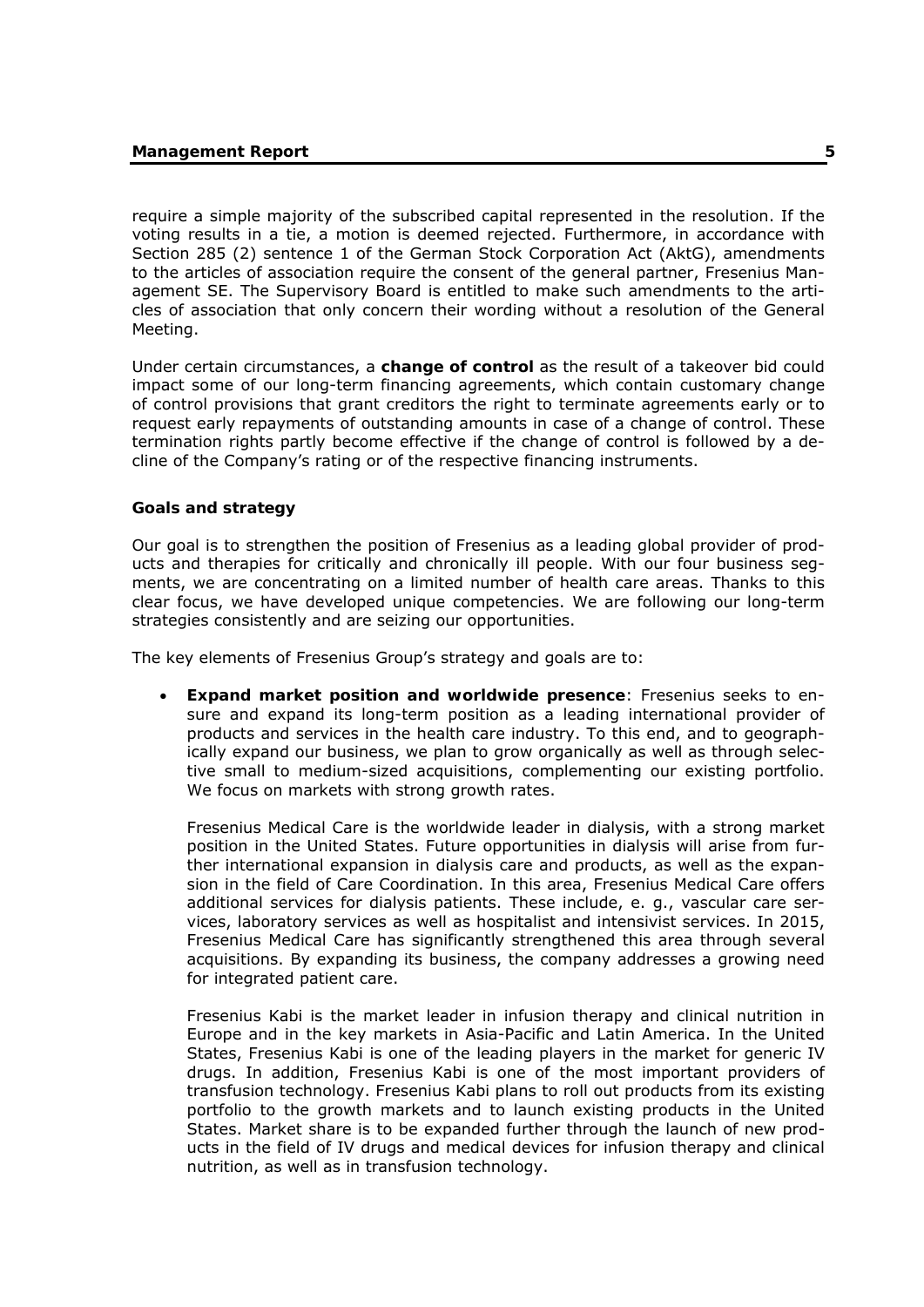require a simple majority of the subscribed capital represented in the resolution. If the voting results in a tie, a motion is deemed rejected. Furthermore, in accordance with Section 285 (2) sentence 1 of the German Stock Corporation Act (AktG), amendments to the articles of association require the consent of the general partner, Fresenius Management SE. The Supervisory Board is entitled to make such amendments to the articles of association that only concern their wording without a resolution of the General Meeting.

Under certain circumstances, a **change of control** as the result of a takeover bid could impact some of our long-term financing agreements, which contain customary change of control provisions that grant creditors the right to terminate agreements early or to request early repayments of outstanding amounts in case of a change of control. These termination rights partly become effective if the change of control is followed by a decline of the Company's rating or of the respective financing instruments.

### Goals and strategy

Our goal is to strengthen the position of Fresenius as a leading global provider of products and therapies for critically and chronically ill people. With our four business segments, we are concentrating on a limited number of health care areas. Thanks to this clear focus, we have developed unique competencies. We are following our long-term strategies consistently and are seizing our opportunities.

The key elements of Fresenius Group's strategy and goals are to:

- **Expand market position and worldwide presence**: Fresenius seeks to ensure and expand its long-term position as a leading international provider of products and services in the health care industry. To this end, and to geographically expand our business, we plan to grow organically as well as through selective small to medium-sized acquisitions, complementing our existing portfolio. We focus on markets with strong growth rates.

  Fresenius Medical Care is the worldwide leader in dialysis, with a strong market position in the United States. Future opportunities in dialysis will arise from further international expansion in dialysis care and products, as well as the expansion in the field of Care Coordination. In this area, Fresenius Medical Care offers additional services for dialysis patients. These include, e. g., vascular care services, laboratory services as well as hospitalist and intensivist services. In 2015, Fresenius Medical Care has significantly strengthened this area through several acquisitions. By expanding its business, the company addresses a growing need for integrated patient care.

  Fresenius Kabi is the market leader in infusion therapy and clinical nutrition in Europe and in the key markets in Asia-Pacific and Latin America. In the United States, Fresenius Kabi is one of the leading players in the market for generic IV drugs. In addition, Fresenius Kabi is one of the most important providers of transfusion technology. Fresenius Kabi plans to roll out products from its existing portfolio to the growth markets and to launch existing products in the United States. Market share is to be expanded further through the launch of new products in the field of IV drugs and medical devices for infusion therapy and clinical nutrition, as well as in transfusion technology.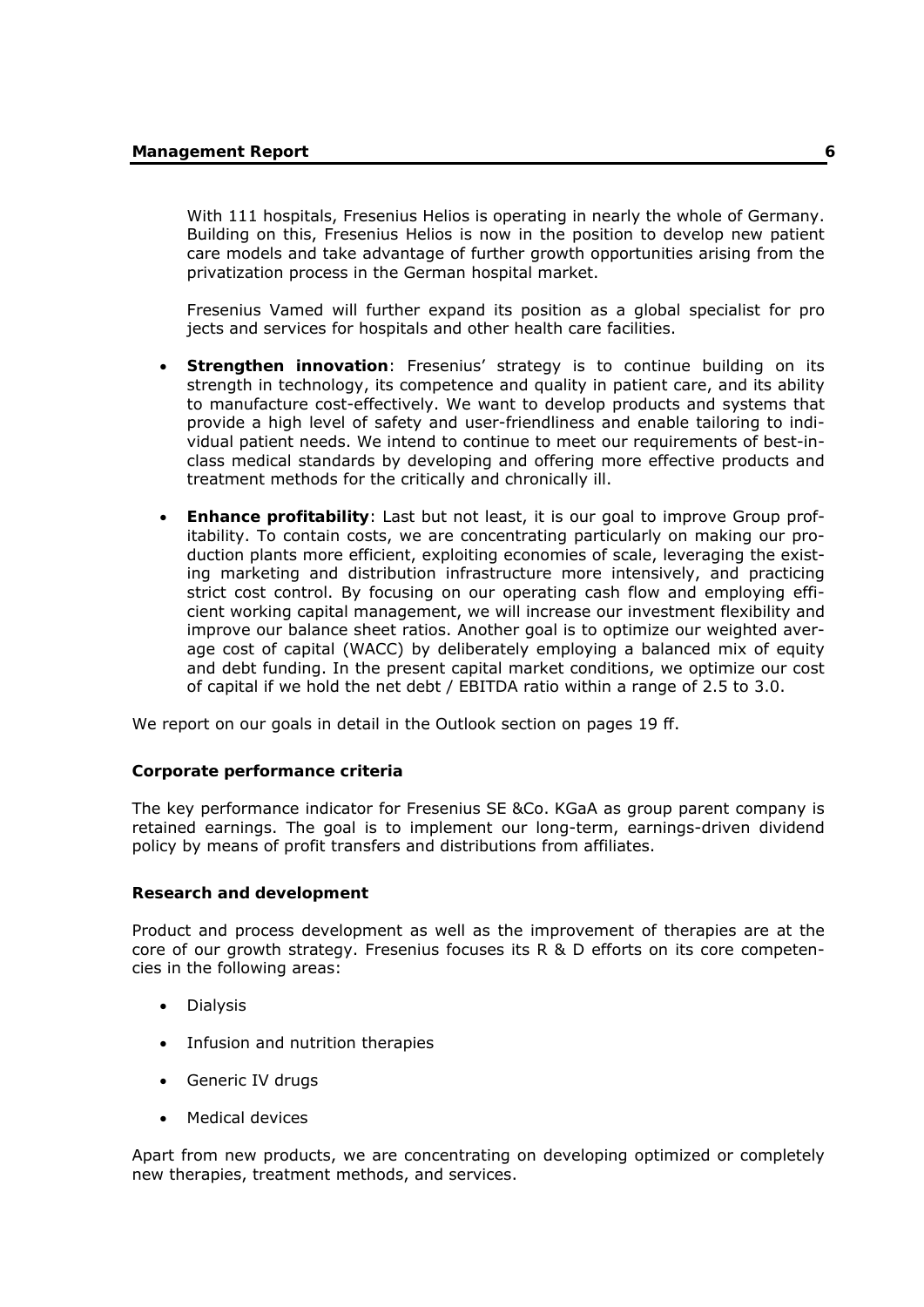With 111 hospitals, Fresenius Helios is operating in nearly the whole of Germany. Building on this, Fresenius Helios is now in the position to develop new patient care models and take advantage of further growth opportunities arising from the privatization process in the German hospital market.

Fresenius Vamed will further expand its position as a global specialist for pro jects and services for hospitals and other health care facilities.

- **Strengthen innovation**: Fresenius' strategy is to continue building on its strength in technology, its competence and quality in patient care, and its ability to manufacture cost-effectively. We want to develop products and systems that provide a high level of safety and user-friendliness and enable tailoring to individual patient needs. We intend to continue to meet our requirements of best-in-class medical standards by developing and offering more effective products and treatment methods for the critically and chronically ill.

- **Enhance profitability**: Last but not least, it is our goal to improve Group profitability. To contain costs, we are concentrating particularly on making our production plants more efficient, exploiting economies of scale, leveraging the existing marketing and distribution infrastructure more intensively, and practicing strict cost control. By focusing on our operating cash flow and employing efficient working capital management, we will increase our investment flexibility and improve our balance sheet ratios. Another goal is to optimize our weighted average cost of capital (WACC) by deliberately employing a balanced mix of equity and debt funding. In the present capital market conditions, we optimize our cost of capital if we hold the net debt / EBITDA ratio within a range of 2.5 to 3.0.

We report on our goals in detail in the Outlook section on pages 19 ff.

**Corporate performance criteria**

The key performance indicator for Fresenius SE &Co. KGaA as group parent company is retained earnings. The goal is to implement our long-term, earnings-driven dividend policy by means of profit transfers and distributions from affiliates.

**Research and development**

Product and process development as well as the improvement of therapies are at the core of our growth strategy. Fresenius focuses its R & D efforts on its core competencies in the following areas:

- Dialysis
- Infusion and nutrition therapies
- Generic IV drugs
- Medical devices

Apart from new products, we are concentrating on developing optimized or completely new therapies, treatment methods, and services.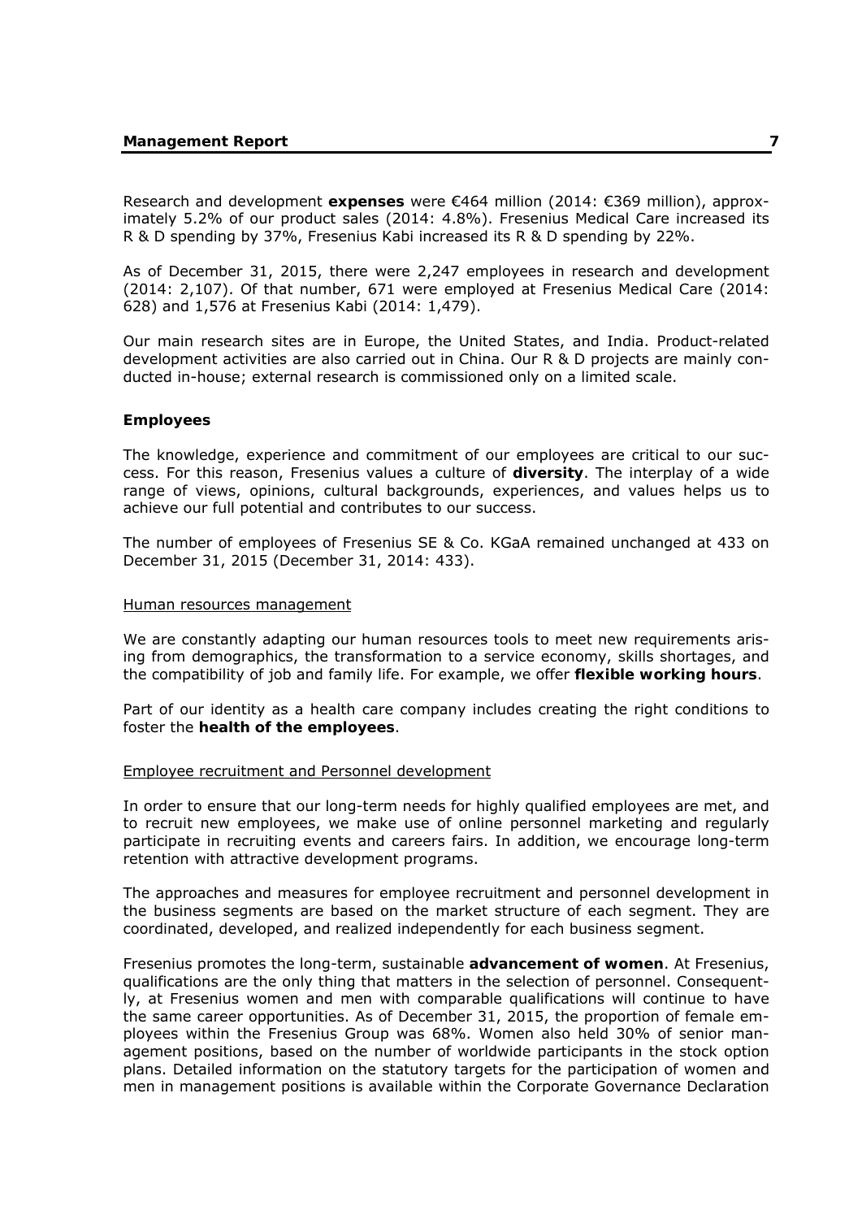Research and development **expenses** were €464 million (2014: €369 million), approximately 5.2% of our product sales (2014: 4.8%). Fresenius Medical Care increased its R & D spending by 37%, Fresenius Kabi increased its R & D spending by 22%.

As of December 31, 2015, there were 2,247 employees in research and development (2014: 2,107). Of that number, 671 were employed at Fresenius Medical Care (2014: 628) and 1,576 at Fresenius Kabi (2014: 1,479).

Our main research sites are in Europe, the United States, and India. Product-related development activities are also carried out in China. Our R & D projects are mainly conducted in-house; external research is commissioned only on a limited scale.

## Employees

The knowledge, experience and commitment of our employees are critical to our success. For this reason, Fresenius values a culture of **diversity**. The interplay of a wide range of views, opinions, cultural backgrounds, experiences, and values helps us to achieve our full potential and contributes to our success.

The number of employees of Fresenius SE & Co. KGaA remained unchanged at 433 on December 31, 2015 (December 31, 2014: 433).

### Human resources management

We are constantly adapting our human resources tools to meet new requirements arising from demographics, the transformation to a service economy, skills shortages, and the compatibility of job and family life. For example, we offer **flexible working hours**.

Part of our identity as a health care company includes creating the right conditions to foster the **health of the employees**.

### Employee recruitment and Personnel development

In order to ensure that our long-term needs for highly qualified employees are met, and to recruit new employees, we make use of online personnel marketing and regularly participate in recruiting events and careers fairs. In addition, we encourage long-term retention with attractive development programs.

The approaches and measures for employee recruitment and personnel development in the business segments are based on the market structure of each segment. They are coordinated, developed, and realized independently for each business segment.

Fresenius promotes the long-term, sustainable **advancement of women**. At Fresenius, qualifications are the only thing that matters in the selection of personnel. Consequently, at Fresenius women and men with comparable qualifications will continue to have the same career opportunities. As of December 31, 2015, the proportion of female employees within the Fresenius Group was 68%. Women also held 30% of senior management positions, based on the number of worldwide participants in the stock option plans. Detailed information on the statutory targets for the participation of women and men in management positions is available within the Corporate Governance Declaration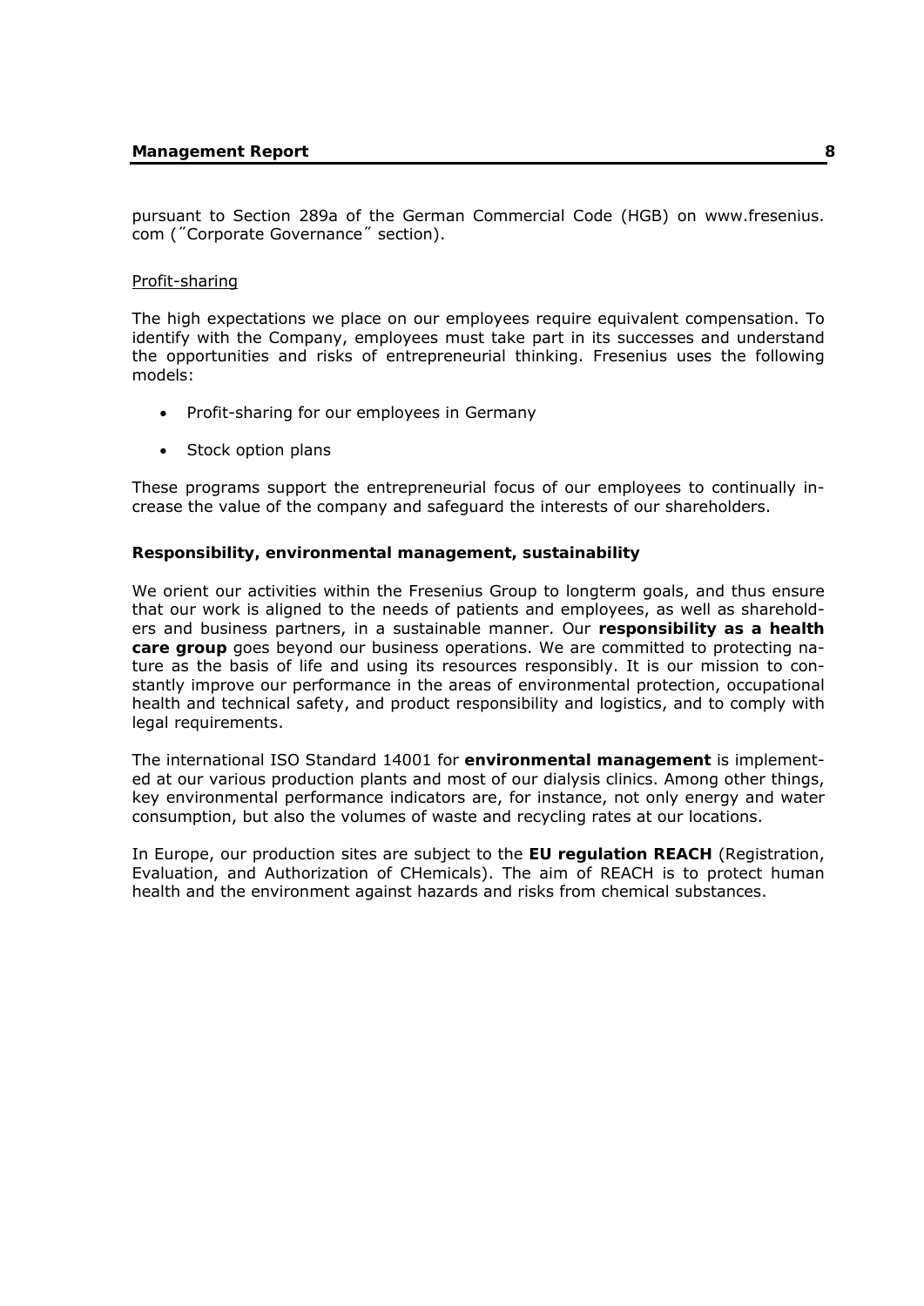pursuant to Section 289a of the German Commercial Code (HGB) on www.fresenius.com (˝Corporate Governance˝ section).

Profit-sharing

The high expectations we place on our employees require equivalent compensation. To identify with the Company, employees must take part in its successes and understand the opportunities and risks of entrepreneurial thinking. Fresenius uses the following models:

- Profit-sharing for our employees in Germany
- Stock option plans

These programs support the entrepreneurial focus of our employees to continually increase the value of the company and safeguard the interests of our shareholders.

**Responsibility, environmental management, sustainability**

We orient our activities within the Fresenius Group to longterm goals, and thus ensure that our work is aligned to the needs of patients and employees, as well as shareholders and business partners, in a sustainable manner. Our **responsibility as a health care group** goes beyond our business operations. We are committed to protecting nature as the basis of life and using its resources responsibly. It is our mission to constantly improve our performance in the areas of environmental protection, occupational health and technical safety, and product responsibility and logistics, and to comply with legal requirements.

The international ISO Standard 14001 for **environmental management** is implemented at our various production plants and most of our dialysis clinics. Among other things, key environmental performance indicators are, for instance, not only energy and water consumption, but also the volumes of waste and recycling rates at our locations.

In Europe, our production sites are subject to the **EU regulation REACH** (Registration, Evaluation, and Authorization of CHemicals). The aim of REACH is to protect human health and the environment against hazards and risks from chemical substances.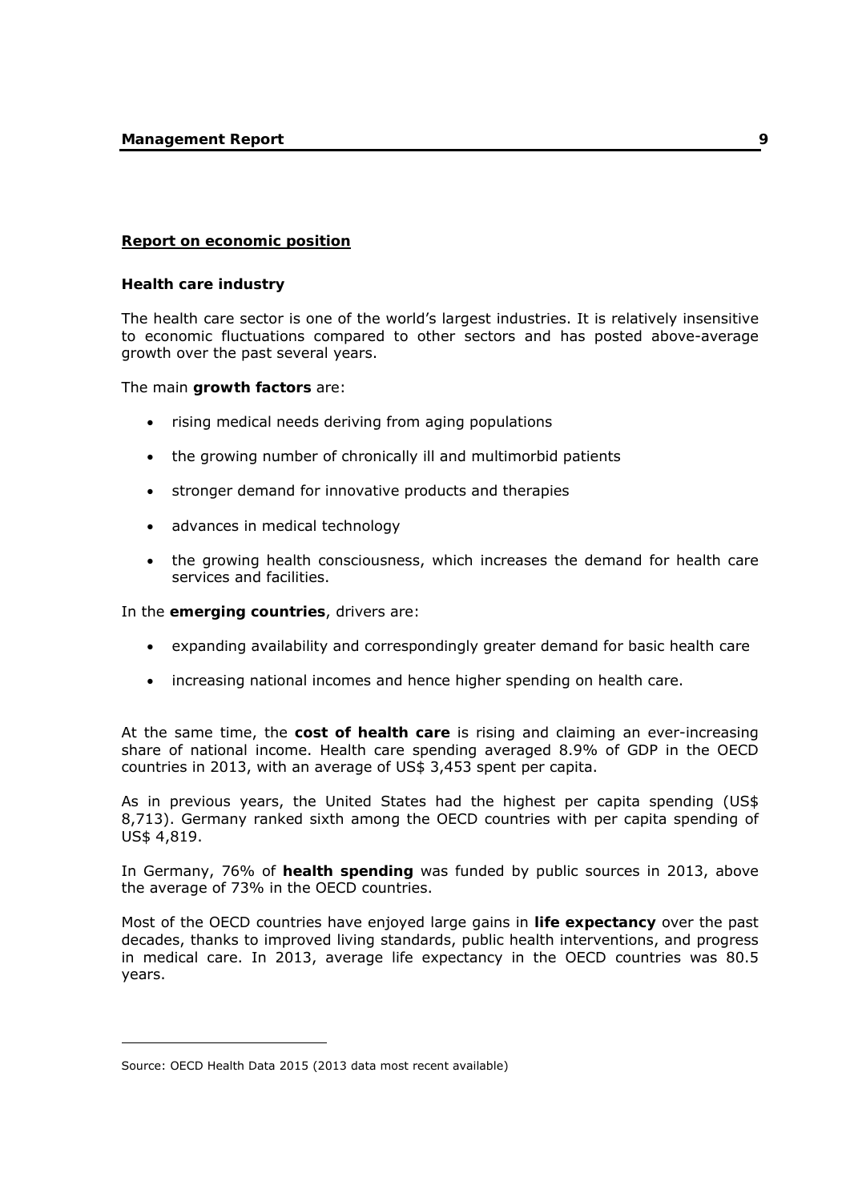## Report on economic position

### Health care industry

The health care sector is one of the world's largest industries. It is relatively insensitive to economic fluctuations compared to other sectors and has posted above-average growth over the past several years.

The main **growth factors** are:

- rising medical needs deriving from aging populations
- the growing number of chronically ill and multimorbid patients
- stronger demand for innovative products and therapies
- advances in medical technology
- the growing health consciousness, which increases the demand for health care services and facilities.

In the **emerging countries**, drivers are:

- expanding availability and correspondingly greater demand for basic health care
- increasing national incomes and hence higher spending on health care.

At the same time, the **cost of health care** is rising and claiming an ever-increasing share of national income. Health care spending averaged 8.9% of GDP in the OECD countries in 2013, with an average of US$ 3,453 spent per capita.

As in previous years, the United States had the highest per capita spending (US$ 8,713). Germany ranked sixth among the OECD countries with per capita spending of US$ 4,819.

In Germany, 76% of **health spending** was funded by public sources in 2013, above the average of 73% in the OECD countries.

Most of the OECD countries have enjoyed large gains in **life expectancy** over the past decades, thanks to improved living standards, public health interventions, and progress in medical care. In 2013, average life expectancy in the OECD countries was 80.5 years.

---

Source: OECD Health Data 2015 (2013 data most recent available)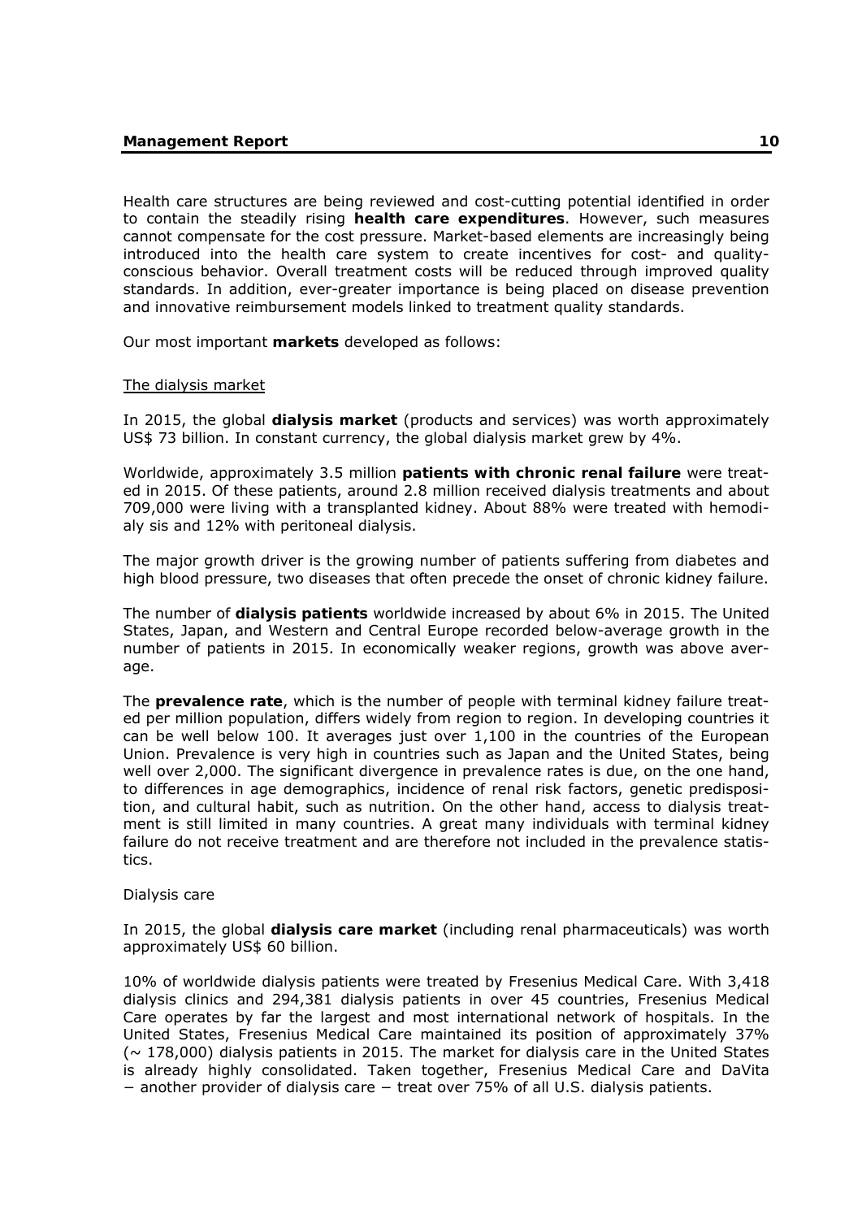Health care structures are being reviewed and cost-cutting potential identified in order to contain the steadily rising **health care expenditures**. However, such measures cannot compensate for the cost pressure. Market-based elements are increasingly being introduced into the health care system to create incentives for cost- and quality-conscious behavior. Overall treatment costs will be reduced through improved quality standards. In addition, ever-greater importance is being placed on disease prevention and innovative reimbursement models linked to treatment quality standards.

Our most important **markets** developed as follows:

<u>The dialysis market</u>

In 2015, the global **dialysis market** (products and services) was worth approximately US$ 73 billion. In constant currency, the global dialysis market grew by 4%.

Worldwide, approximately 3.5 million **patients with chronic renal failure** were treated in 2015. Of these patients, around 2.8 million received dialysis treatments and about 709,000 were living with a transplanted kidney. About 88% were treated with hemodialy sis and 12% with peritoneal dialysis.

The major growth driver is the growing number of patients suffering from diabetes and high blood pressure, two diseases that often precede the onset of chronic kidney failure.

The number of **dialysis patients** worldwide increased by about 6% in 2015. The United States, Japan, and Western and Central Europe recorded below-average growth in the number of patients in 2015. In economically weaker regions, growth was above average.

The **prevalence rate**, which is the number of people with terminal kidney failure treated per million population, differs widely from region to region. In developing countries it can be well below 100. It averages just over 1,100 in the countries of the European Union. Prevalence is very high in countries such as Japan and the United States, being well over 2,000. The significant divergence in prevalence rates is due, on the one hand, to differences in age demographics, incidence of renal risk factors, genetic predisposition, and cultural habit, such as nutrition. On the other hand, access to dialysis treatment is still limited in many countries. A great many individuals with terminal kidney failure do not receive treatment and are therefore not included in the prevalence statistics.

Dialysis care

In 2015, the global **dialysis care market** (including renal pharmaceuticals) was worth approximately US$ 60 billion.

10% of worldwide dialysis patients were treated by Fresenius Medical Care. With 3,418 dialysis clinics and 294,381 dialysis patients in over 45 countries, Fresenius Medical Care operates by far the largest and most international network of hospitals. In the United States, Fresenius Medical Care maintained its position of approximately 37% (~ 178,000) dialysis patients in 2015. The market for dialysis care in the United States is already highly consolidated. Taken together, Fresenius Medical Care and DaVita − another provider of dialysis care − treat over 75% of all U.S. dialysis patients.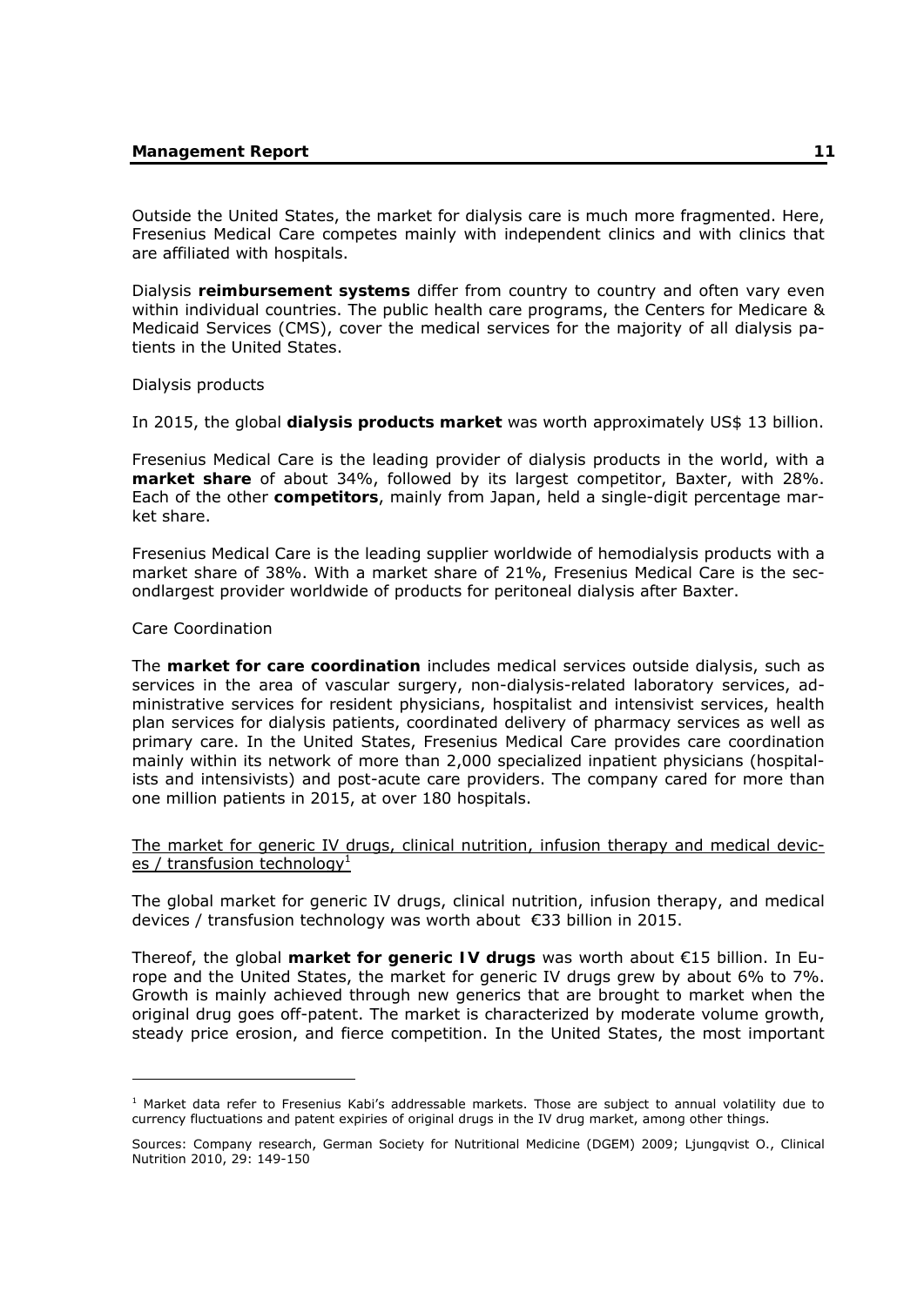Outside the United States, the market for dialysis care is much more fragmented. Here, Fresenius Medical Care competes mainly with independent clinics and with clinics that are affiliated with hospitals.

Dialysis **reimbursement systems** differ from country to country and often vary even within individual countries. The public health care programs, the Centers for Medicare & Medicaid Services (CMS), cover the medical services for the majority of all dialysis patients in the United States.

Dialysis products

In 2015, the global **dialysis products market** was worth approximately US$ 13 billion.

Fresenius Medical Care is the leading provider of dialysis products in the world, with a **market share** of about 34%, followed by its largest competitor, Baxter, with 28%. Each of the other **competitors**, mainly from Japan, held a single-digit percentage market share.

Fresenius Medical Care is the leading supplier worldwide of hemodialysis products with a market share of 38%. With a market share of 21%, Fresenius Medical Care is the secondlargest provider worldwide of products for peritoneal dialysis after Baxter.

Care Coordination

The **market for care coordination** includes medical services outside dialysis, such as services in the area of vascular surgery, non-dialysis-related laboratory services, administrative services for resident physicians, hospitalist and intensivist services, health plan services for dialysis patients, coordinated delivery of pharmacy services as well as primary care. In the United States, Fresenius Medical Care provides care coordination mainly within its network of more than 2,000 specialized inpatient physicians (hospitalists and intensivists) and post-acute care providers. The company cared for more than one million patients in 2015, at over 180 hospitals.

<u>The market for generic IV drugs, clinical nutrition, infusion therapy and medical devices / transfusion technology[1]</u>

The global market for generic IV drugs, clinical nutrition, infusion therapy, and medical devices / transfusion technology was worth about €33 billion in 2015.

Thereof, the global **market for generic IV drugs** was worth about €15 billion. In Europe and the United States, the market for generic IV drugs grew by about 6% to 7%. Growth is mainly achieved through new generics that are brought to market when the original drug goes off-patent. The market is characterized by moderate volume growth, steady price erosion, and fierce competition. In the United States, the most important

[1] Market data refer to Fresenius Kabi's addressable markets. Those are subject to annual volatility due to currency fluctuations and patent expiries of original drugs in the IV drug market, among other things.

Sources: Company research, German Society for Nutritional Medicine (DGEM) 2009; Ljungqvist O., Clinical Nutrition 2010, 29: 149-150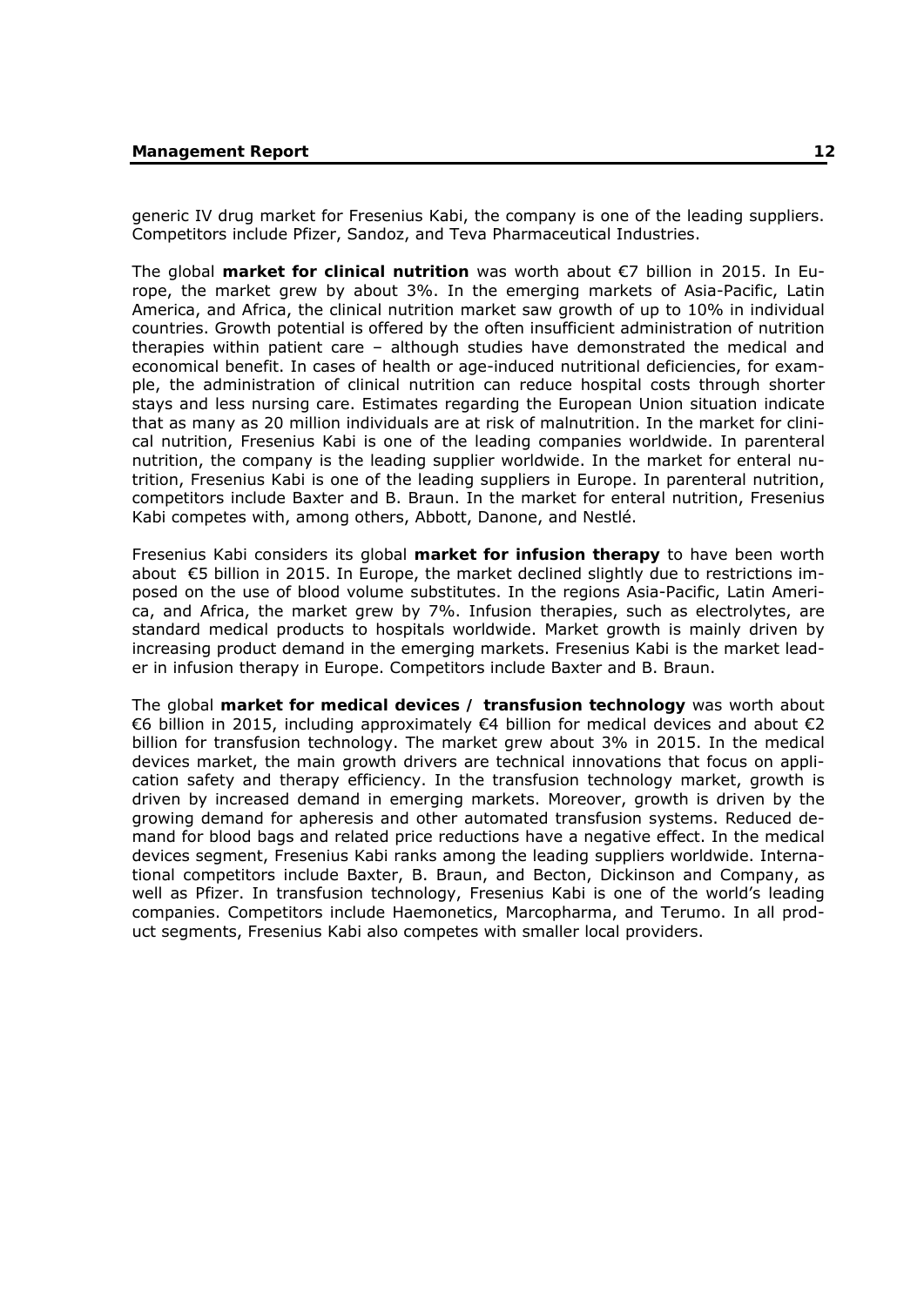generic IV drug market for Fresenius Kabi, the company is one of the leading suppliers. Competitors include Pfizer, Sandoz, and Teva Pharmaceutical Industries.

The global **market for clinical nutrition** was worth about €7 billion in 2015. In Europe, the market grew by about 3%. In the emerging markets of Asia-Pacific, Latin America, and Africa, the clinical nutrition market saw growth of up to 10% in individual countries. Growth potential is offered by the often insufficient administration of nutrition therapies within patient care – although studies have demonstrated the medical and economical benefit. In cases of health or age-induced nutritional deficiencies, for example, the administration of clinical nutrition can reduce hospital costs through shorter stays and less nursing care. Estimates regarding the European Union situation indicate that as many as 20 million individuals are at risk of malnutrition. In the market for clinical nutrition, Fresenius Kabi is one of the leading companies worldwide. In parenteral nutrition, the company is the leading supplier worldwide. In the market for enteral nutrition, Fresenius Kabi is one of the leading suppliers in Europe. In parenteral nutrition, competitors include Baxter and B. Braun. In the market for enteral nutrition, Fresenius Kabi competes with, among others, Abbott, Danone, and Nestlé.

Fresenius Kabi considers its global **market for infusion therapy** to have been worth about €5 billion in 2015. In Europe, the market declined slightly due to restrictions imposed on the use of blood volume substitutes. In the regions Asia-Pacific, Latin America, and Africa, the market grew by 7%. Infusion therapies, such as electrolytes, are standard medical products to hospitals worldwide. Market growth is mainly driven by increasing product demand in the emerging markets. Fresenius Kabi is the market leader in infusion therapy in Europe. Competitors include Baxter and B. Braun.

The global **market for medical devices / transfusion technology** was worth about €6 billion in 2015, including approximately €4 billion for medical devices and about €2 billion for transfusion technology. The market grew about 3% in 2015. In the medical devices market, the main growth drivers are technical innovations that focus on application safety and therapy efficiency. In the transfusion technology market, growth is driven by increased demand in emerging markets. Moreover, growth is driven by the growing demand for apheresis and other automated transfusion systems. Reduced demand for blood bags and related price reductions have a negative effect. In the medical devices segment, Fresenius Kabi ranks among the leading suppliers worldwide. International competitors include Baxter, B. Braun, and Becton, Dickinson and Company, as well as Pfizer. In transfusion technology, Fresenius Kabi is one of the world's leading companies. Competitors include Haemonetics, Marcopharma, and Terumo. In all product segments, Fresenius Kabi also competes with smaller local providers.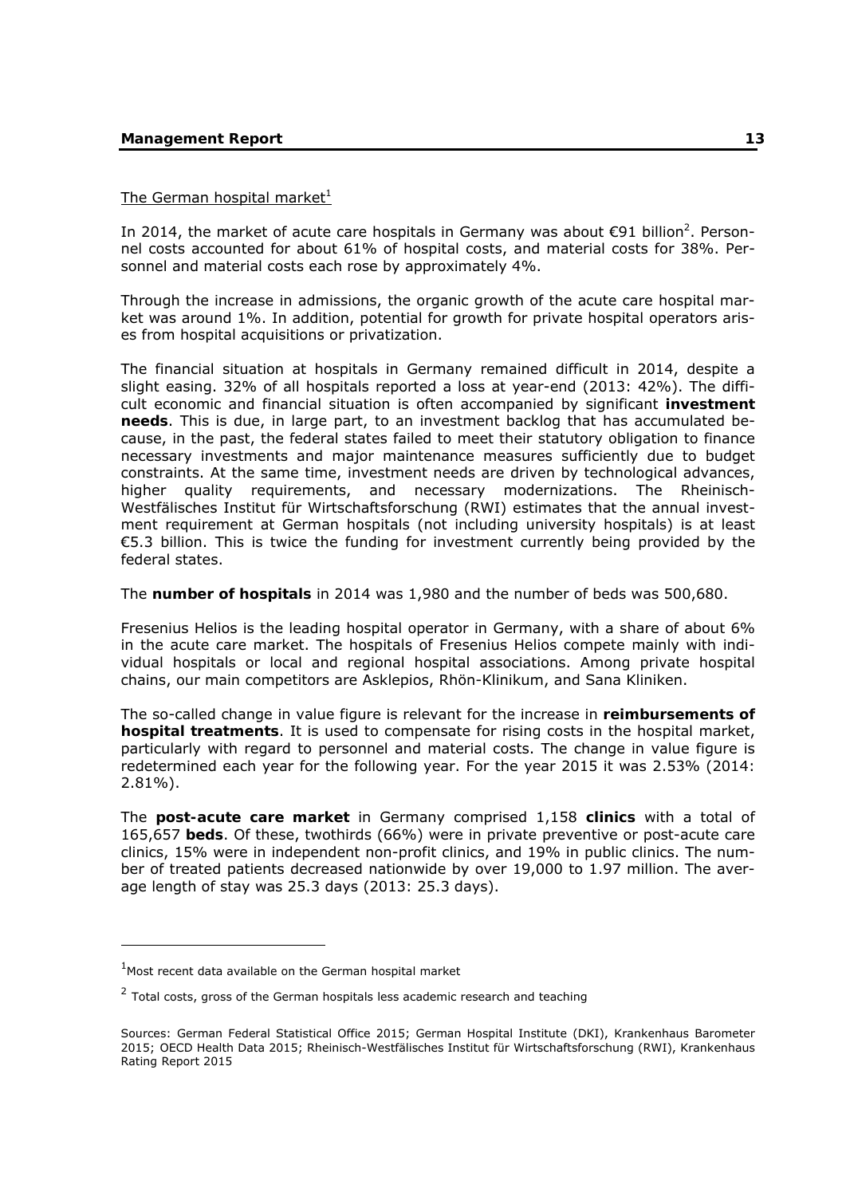The German hospital market[1]

In 2014, the market of acute care hospitals in Germany was about €91 billion[2]. Personnel costs accounted for about 61% of hospital costs, and material costs for 38%. Personnel and material costs each rose by approximately 4%.

Through the increase in admissions, the organic growth of the acute care hospital market was around 1%. In addition, potential for growth for private hospital operators arises from hospital acquisitions or privatization.

The financial situation at hospitals in Germany remained difficult in 2014, despite a slight easing. 32% of all hospitals reported a loss at year-end (2013: 42%). The difficult economic and financial situation is often accompanied by significant **investment needs**. This is due, in large part, to an investment backlog that has accumulated because, in the past, the federal states failed to meet their statutory obligation to finance necessary investments and major maintenance measures sufficiently due to budget constraints. At the same time, investment needs are driven by technological advances, higher quality requirements, and necessary modernizations. The Rheinisch-Westfälisches Institut für Wirtschaftsforschung (RWI) estimates that the annual investment requirement at German hospitals (not including university hospitals) is at least €5.3 billion. This is twice the funding for investment currently being provided by the federal states.

The **number of hospitals** in 2014 was 1,980 and the number of beds was 500,680.

Fresenius Helios is the leading hospital operator in Germany, with a share of about 6% in the acute care market. The hospitals of Fresenius Helios compete mainly with individual hospitals or local and regional hospital associations. Among private hospital chains, our main competitors are Asklepios, Rhön-Klinikum, and Sana Kliniken.

The so-called change in value figure is relevant for the increase in **reimbursements of hospital treatments**. It is used to compensate for rising costs in the hospital market, particularly with regard to personnel and material costs. The change in value figure is redetermined each year for the following year. For the year 2015 it was 2.53% (2014: 2.81%).

The **post-acute care market** in Germany comprised 1,158 **clinics** with a total of 165,657 **beds**. Of these, twothirds (66%) were in private preventive or post-acute care clinics, 15% were in independent non-profit clinics, and 19% in public clinics. The number of treated patients decreased nationwide by over 19,000 to 1.97 million. The average length of stay was 25.3 days (2013: 25.3 days).

---

[1] Most recent data available on the German hospital market

[2] Total costs, gross of the German hospitals less academic research and teaching

Sources: German Federal Statistical Office 2015; German Hospital Institute (DKI), Krankenhaus Barometer 2015; OECD Health Data 2015; Rheinisch-Westfälisches Institut für Wirtschaftsforschung (RWI), Krankenhaus Rating Report 2015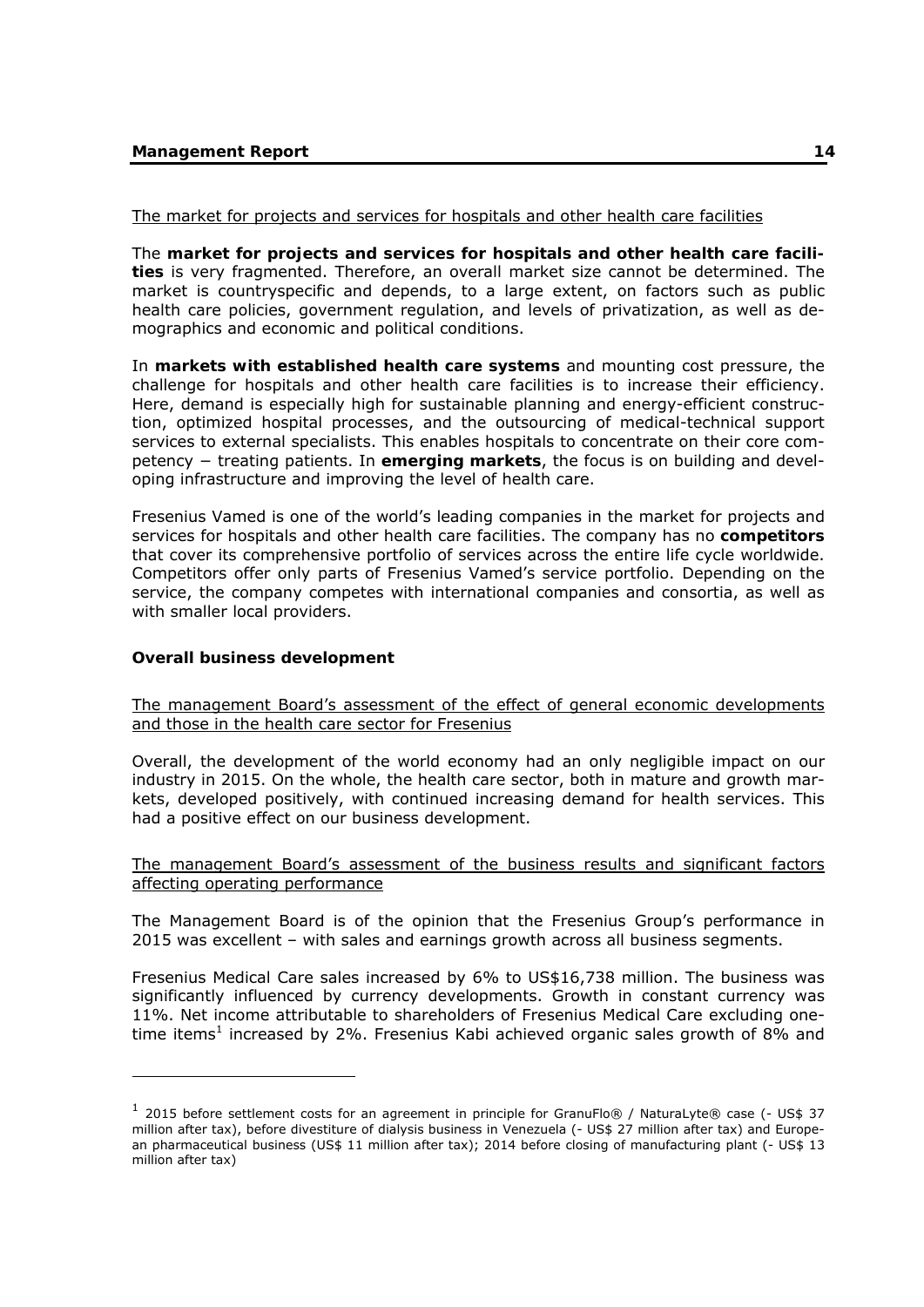The market for projects and services for hospitals and other health care facilities

The **market for projects and services for hospitals and other health care facilities** is very fragmented. Therefore, an overall market size cannot be determined. The market is countryspecific and depends, to a large extent, on factors such as public health care policies, government regulation, and levels of privatization, as well as demographics and economic and political conditions.

In **markets with established health care systems** and mounting cost pressure, the challenge for hospitals and other health care facilities is to increase their efficiency. Here, demand is especially high for sustainable planning and energy-efficient construction, optimized hospital processes, and the outsourcing of medical-technical support services to external specialists. This enables hospitals to concentrate on their core competency − treating patients. In **emerging markets**, the focus is on building and developing infrastructure and improving the level of health care.

Fresenius Vamed is one of the world's leading companies in the market for projects and services for hospitals and other health care facilities. The company has no **competitors** that cover its comprehensive portfolio of services across the entire life cycle worldwide. Competitors offer only parts of Fresenius Vamed's service portfolio. Depending on the service, the company competes with international companies and consortia, as well as with smaller local providers.

**Overall business development**

The management Board's assessment of the effect of general economic developments and those in the health care sector for Fresenius

Overall, the development of the world economy had an only negligible impact on our industry in 2015. On the whole, the health care sector, both in mature and growth markets, developed positively, with continued increasing demand for health services. This had a positive effect on our business development.

The management Board's assessment of the business results and significant factors affecting operating performance

The Management Board is of the opinion that the Fresenius Group's performance in 2015 was excellent – with sales and earnings growth across all business segments.

Fresenius Medical Care sales increased by 6% to US$16,738 million. The business was significantly influenced by currency developments. Growth in constant currency was 11%. Net income attributable to shareholders of Fresenius Medical Care excluding one-time items[1] increased by 2%. Fresenius Kabi achieved organic sales growth of 8% and

[1] 2015 before settlement costs for an agreement in principle for GranuFlo® / NaturaLyte® case (- US$ 37 million after tax), before divestiture of dialysis business in Venezuela (- US$ 27 million after tax) and European pharmaceutical business (US$ 11 million after tax); 2014 before closing of manufacturing plant (- US$ 13 million after tax)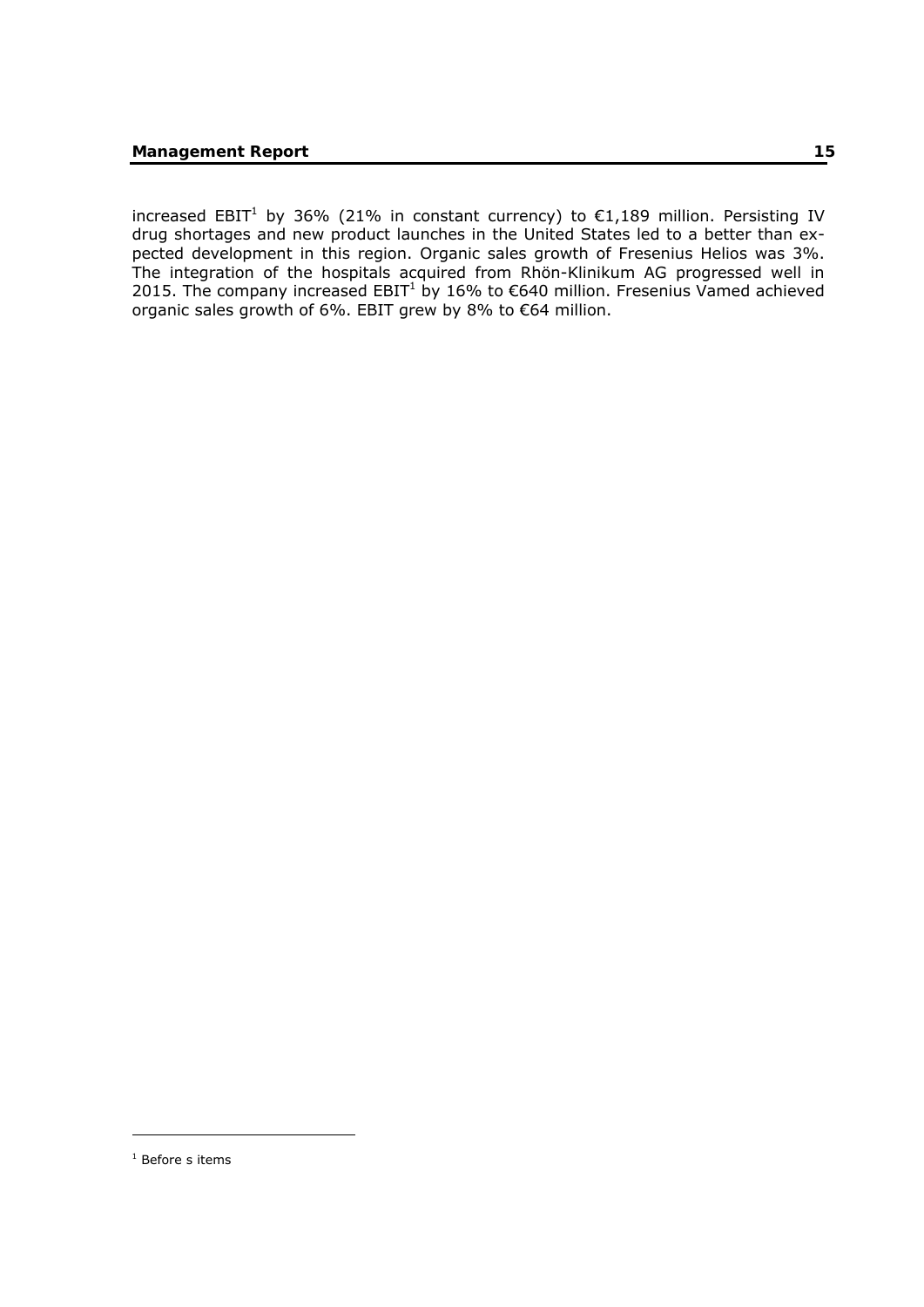increased EBIT[1] by 36% (21% in constant currency) to €1,189 million. Persisting IV drug shortages and new product launches in the United States led to a better than expected development in this region. Organic sales growth of Fresenius Helios was 3%. The integration of the hospitals acquired from Rhön-Klinikum AG progressed well in 2015. The company increased EBIT[1] by 16% to €640 million. Fresenius Vamed achieved organic sales growth of 6%. EBIT grew by 8% to €64 million.

[1] Before s items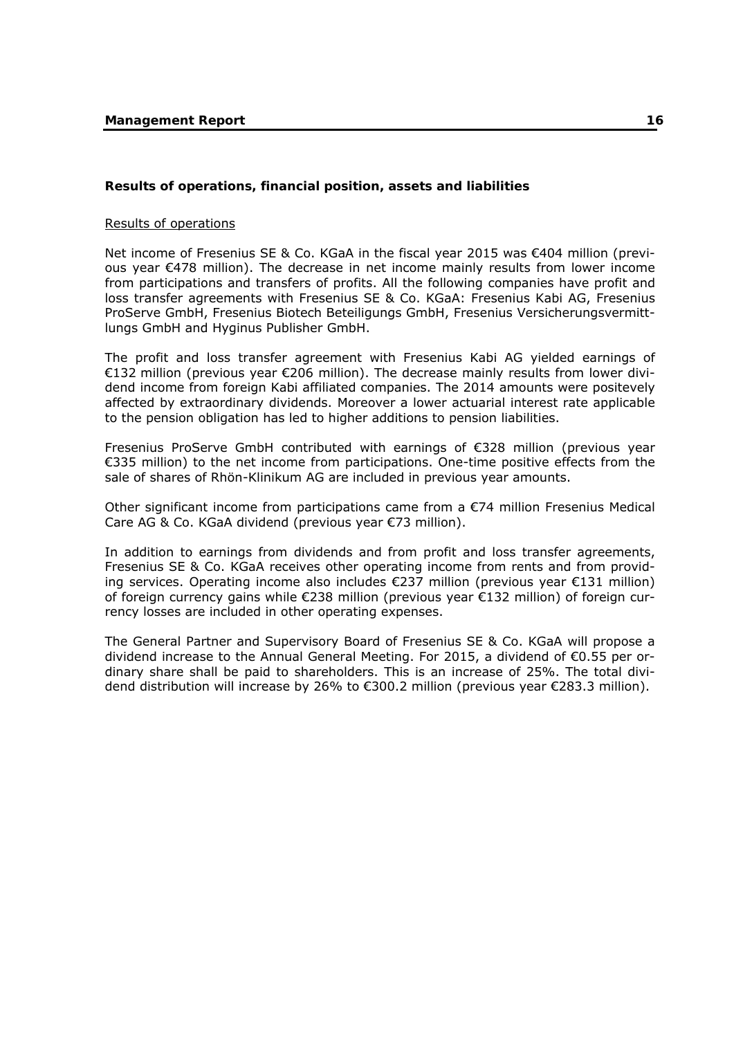### Results of operations, financial position, assets and liabilities

Results of operations

Net income of Fresenius SE & Co. KGaA in the fiscal year 2015 was €404 million (previous year €478 million). The decrease in net income mainly results from lower income from participations and transfers of profits. All the following companies have profit and loss transfer agreements with Fresenius SE & Co. KGaA: Fresenius Kabi AG, Fresenius ProServe GmbH, Fresenius Biotech Beteiligungs GmbH, Fresenius Versicherungsvermittlungs GmbH and Hyginus Publisher GmbH.

The profit and loss transfer agreement with Fresenius Kabi AG yielded earnings of €132 million (previous year €206 million). The decrease mainly results from lower dividend income from foreign Kabi affiliated companies. The 2014 amounts were positevely affected by extraordinary dividends. Moreover a lower actuarial interest rate applicable to the pension obligation has led to higher additions to pension liabilities.

Fresenius ProServe GmbH contributed with earnings of €328 million (previous year €335 million) to the net income from participations. One-time positive effects from the sale of shares of Rhön-Klinikum AG are included in previous year amounts.

Other significant income from participations came from a €74 million Fresenius Medical Care AG & Co. KGaA dividend (previous year €73 million).

In addition to earnings from dividends and from profit and loss transfer agreements, Fresenius SE & Co. KGaA receives other operating income from rents and from providing services. Operating income also includes €237 million (previous year €131 million) of foreign currency gains while €238 million (previous year €132 million) of foreign currency losses are included in other operating expenses.

The General Partner and Supervisory Board of Fresenius SE & Co. KGaA will propose a dividend increase to the Annual General Meeting. For 2015, a dividend of €0.55 per ordinary share shall be paid to shareholders. This is an increase of 25%. The total dividend distribution will increase by 26% to €300.2 million (previous year €283.3 million).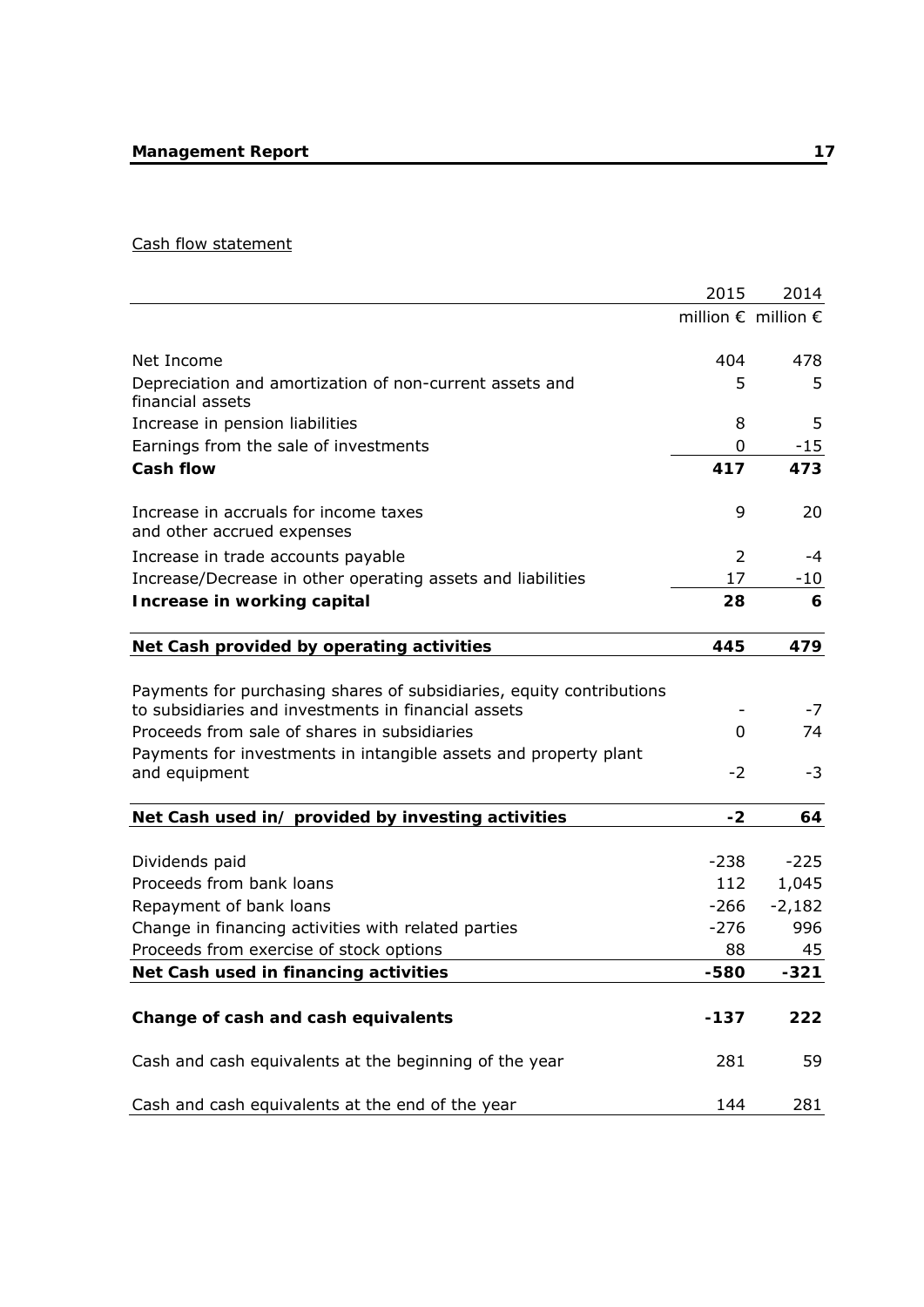Cash flow statement

| | 2015 | 2014 |
|---|---|---|
| | million € | million € |
| Net Income | 404 | 478 |
| Depreciation and amortization of non-current assets and financial assets | 5 | 5 |
| Increase in pension liabilities | 8 | 5 |
| Earnings from the sale of investments | 0 | -15 |
| **Cash flow** | **417** | **473** |
| Increase in accruals for income taxes and other accrued expenses | 9 | 20 |
| Increase in trade accounts payable | 2 | -4 |
| Increase/Decrease in other operating assets and liabilities | 17 | -10 |
| **Increase in working capital** | **28** | **6** |
| **Net Cash provided by operating activities** | **445** | **479** |
| Payments for purchasing shares of subsidiaries, equity contributions to subsidiaries and investments in financial assets | - | -7 |
| Proceeds from sale of shares in subsidiaries | 0 | 74 |
| Payments for investments in intangible assets and property plant and equipment | -2 | -3 |
| **Net Cash used in/ provided by investing activities** | **-2** | **64** |
| Dividends paid | -238 | -225 |
| Proceeds from bank loans | 112 | 1,045 |
| Repayment of bank loans | -266 | -2,182 |
| Change in financing activities with related parties | -276 | 996 |
| Proceeds from exercise of stock options | 88 | 45 |
| **Net Cash used in financing activities** | **-580** | **-321** |
| **Change of cash and cash equivalents** | **-137** | **222** |
| Cash and cash equivalents at the beginning of the year | 281 | 59 |
| Cash and cash equivalents at the end of the year | 144 | 281 |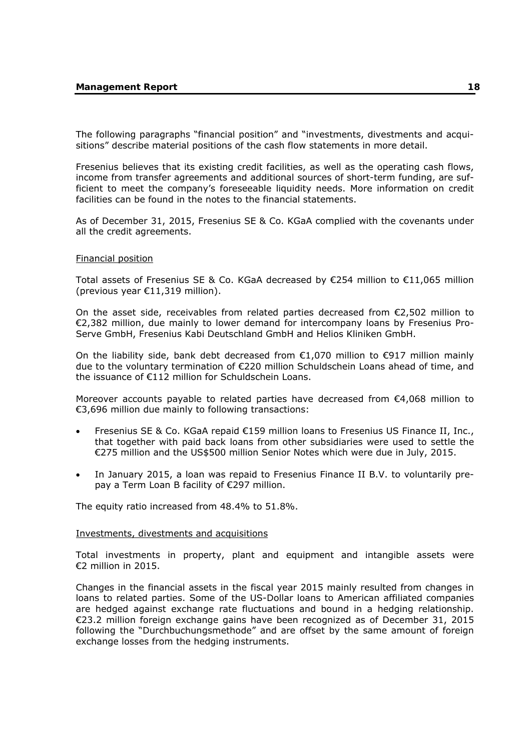The following paragraphs "financial position" and "investments, divestments and acquisitions" describe material positions of the cash flow statements in more detail.

Fresenius believes that its existing credit facilities, as well as the operating cash flows, income from transfer agreements and additional sources of short-term funding, are sufficient to meet the company's foreseeable liquidity needs. More information on credit facilities can be found in the notes to the financial statements.

As of December 31, 2015, Fresenius SE & Co. KGaA complied with the covenants under all the credit agreements.

## Financial position

Total assets of Fresenius SE & Co. KGaA decreased by €254 million to €11,065 million (previous year €11,319 million).

On the asset side, receivables from related parties decreased from €2,502 million to €2,382 million, due mainly to lower demand for intercompany loans by Fresenius Pro-Serve GmbH, Fresenius Kabi Deutschland GmbH and Helios Kliniken GmbH.

On the liability side, bank debt decreased from €1,070 million to €917 million mainly due to the voluntary termination of €220 million Schuldschein Loans ahead of time, and the issuance of €112 million for Schuldschein Loans.

Moreover accounts payable to related parties have decreased from €4,068 million to €3,696 million due mainly to following transactions:

- Fresenius SE & Co. KGaA repaid €159 million loans to Fresenius US Finance II, Inc., that together with paid back loans from other subsidiaries were used to settle the €275 million and the US$500 million Senior Notes which were due in July, 2015.
- In January 2015, a loan was repaid to Fresenius Finance II B.V. to voluntarily prepay a Term Loan B facility of €297 million.

The equity ratio increased from 48.4% to 51.8%.

## Investments, divestments and acquisitions

Total investments in property, plant and equipment and intangible assets were €2 million in 2015.

Changes in the financial assets in the fiscal year 2015 mainly resulted from changes in loans to related parties. Some of the US-Dollar loans to American affiliated companies are hedged against exchange rate fluctuations and bound in a hedging relationship. €23.2 million foreign exchange gains have been recognized as of December 31, 2015 following the "Durchbuchungsmethode" and are offset by the same amount of foreign exchange losses from the hedging instruments.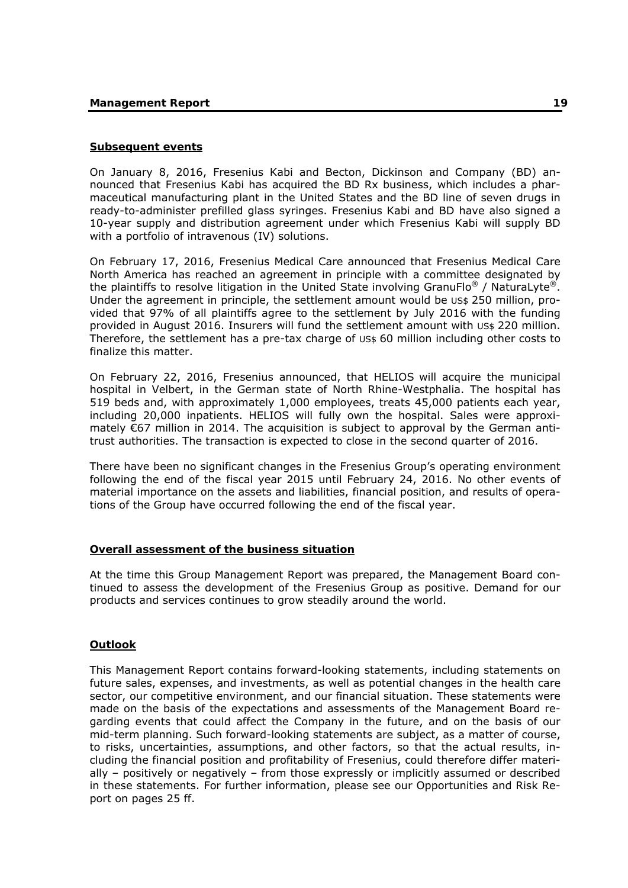## Subsequent events

On January 8, 2016, Fresenius Kabi and Becton, Dickinson and Company (BD) announced that Fresenius Kabi has acquired the BD Rx business, which includes a pharmaceutical manufacturing plant in the United States and the BD line of seven drugs in ready-to-administer prefilled glass syringes. Fresenius Kabi and BD have also signed a 10-year supply and distribution agreement under which Fresenius Kabi will supply BD with a portfolio of intravenous (IV) solutions.

On February 17, 2016, Fresenius Medical Care announced that Fresenius Medical Care North America has reached an agreement in principle with a committee designated by the plaintiffs to resolve litigation in the United State involving GranuFlo® / NaturaLyte®. Under the agreement in principle, the settlement amount would be US$ 250 million, provided that 97% of all plaintiffs agree to the settlement by July 2016 with the funding provided in August 2016. Insurers will fund the settlement amount with US$ 220 million. Therefore, the settlement has a pre-tax charge of US$ 60 million including other costs to finalize this matter.

On February 22, 2016, Fresenius announced, that HELIOS will acquire the municipal hospital in Velbert, in the German state of North Rhine-Westphalia. The hospital has 519 beds and, with approximately 1,000 employees, treats 45,000 patients each year, including 20,000 inpatients. HELIOS will fully own the hospital. Sales were approximately €67 million in 2014. The acquisition is subject to approval by the German antitrust authorities. The transaction is expected to close in the second quarter of 2016.

There have been no significant changes in the Fresenius Group's operating environment following the end of the fiscal year 2015 until February 24, 2016. No other events of material importance on the assets and liabilities, financial position, and results of operations of the Group have occurred following the end of the fiscal year.

## Overall assessment of the business situation

At the time this Group Management Report was prepared, the Management Board continued to assess the development of the Fresenius Group as positive. Demand for our products and services continues to grow steadily around the world.

## Outlook

This Management Report contains forward-looking statements, including statements on future sales, expenses, and investments, as well as potential changes in the health care sector, our competitive environment, and our financial situation. These statements were made on the basis of the expectations and assessments of the Management Board regarding events that could affect the Company in the future, and on the basis of our mid-term planning. Such forward-looking statements are subject, as a matter of course, to risks, uncertainties, assumptions, and other factors, so that the actual results, including the financial position and profitability of Fresenius, could therefore differ materially – positively or negatively – from those expressly or implicitly assumed or described in these statements. For further information, please see our Opportunities and Risk Report on pages 25 ff.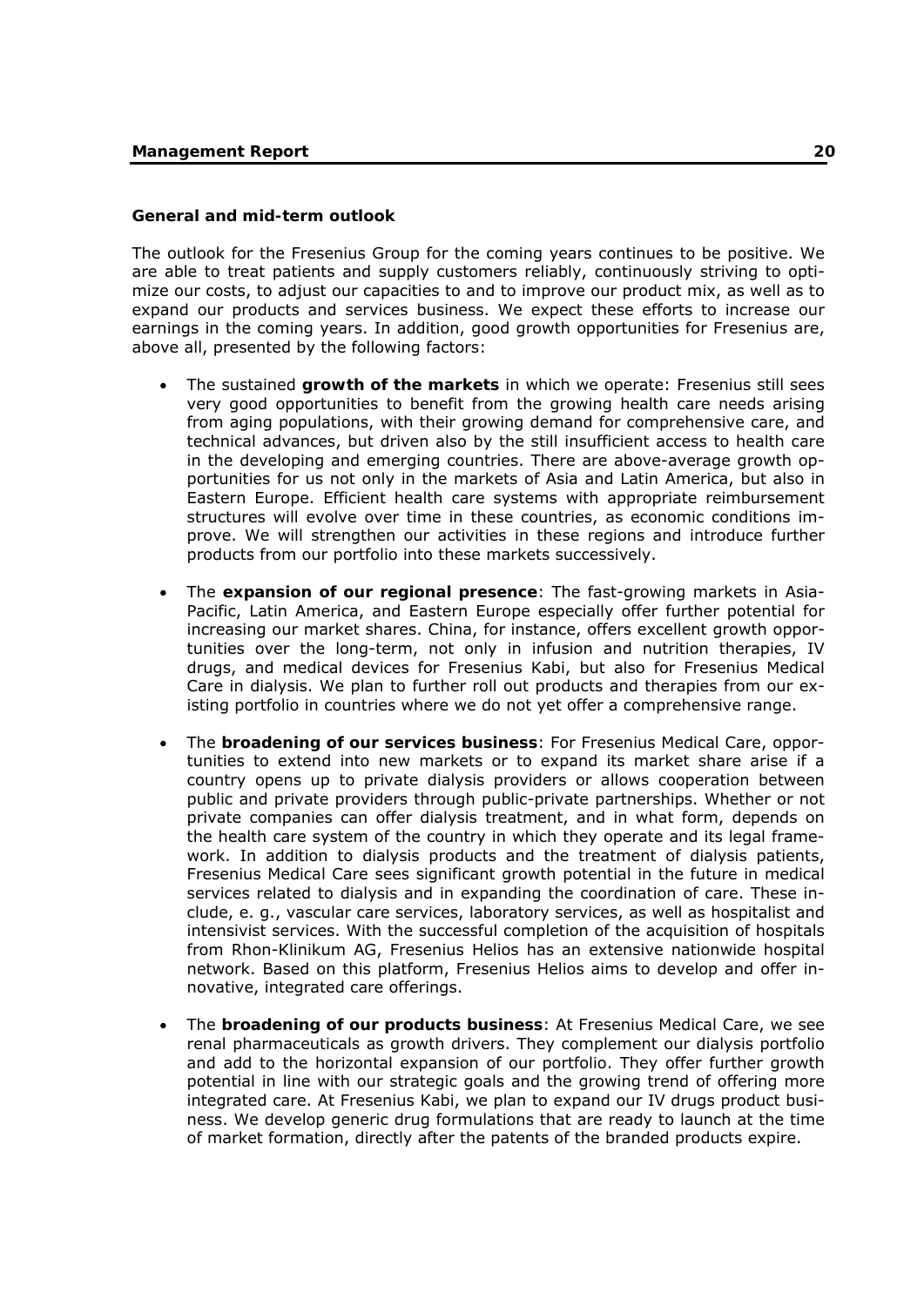### General and mid-term outlook

The outlook for the Fresenius Group for the coming years continues to be positive. We are able to treat patients and supply customers reliably, continuously striving to optimize our costs, to adjust our capacities to and to improve our product mix, as well as to expand our products and services business. We expect these efforts to increase our earnings in the coming years. In addition, good growth opportunities for Fresenius are, above all, presented by the following factors:

- The sustained **growth of the markets** in which we operate: Fresenius still sees very good opportunities to benefit from the growing health care needs arising from aging populations, with their growing demand for comprehensive care, and technical advances, but driven also by the still insufficient access to health care in the developing and emerging countries. There are above-average growth opportunities for us not only in the markets of Asia and Latin America, but also in Eastern Europe. Efficient health care systems with appropriate reimbursement structures will evolve over time in these countries, as economic conditions improve. We will strengthen our activities in these regions and introduce further products from our portfolio into these markets successively.

- The **expansion of our regional presence**: The fast-growing markets in Asia-Pacific, Latin America, and Eastern Europe especially offer further potential for increasing our market shares. China, for instance, offers excellent growth opportunities over the long-term, not only in infusion and nutrition therapies, IV drugs, and medical devices for Fresenius Kabi, but also for Fresenius Medical Care in dialysis. We plan to further roll out products and therapies from our existing portfolio in countries where we do not yet offer a comprehensive range.

- The **broadening of our services business**: For Fresenius Medical Care, opportunities to extend into new markets or to expand its market share arise if a country opens up to private dialysis providers or allows cooperation between public and private providers through public-private partnerships. Whether or not private companies can offer dialysis treatment, and in what form, depends on the health care system of the country in which they operate and its legal framework. In addition to dialysis products and the treatment of dialysis patients, Fresenius Medical Care sees significant growth potential in the future in medical services related to dialysis and in expanding the coordination of care. These include, e. g., vascular care services, laboratory services, as well as hospitalist and intensivist services. With the successful completion of the acquisition of hospitals from Rhon-Klinikum AG, Fresenius Helios has an extensive nationwide hospital network. Based on this platform, Fresenius Helios aims to develop and offer innovative, integrated care offerings.

- The **broadening of our products business**: At Fresenius Medical Care, we see renal pharmaceuticals as growth drivers. They complement our dialysis portfolio and add to the horizontal expansion of our portfolio. They offer further growth potential in line with our strategic goals and the growing trend of offering more integrated care. At Fresenius Kabi, we plan to expand our IV drugs product business. We develop generic drug formulations that are ready to launch at the time of market formation, directly after the patents of the branded products expire.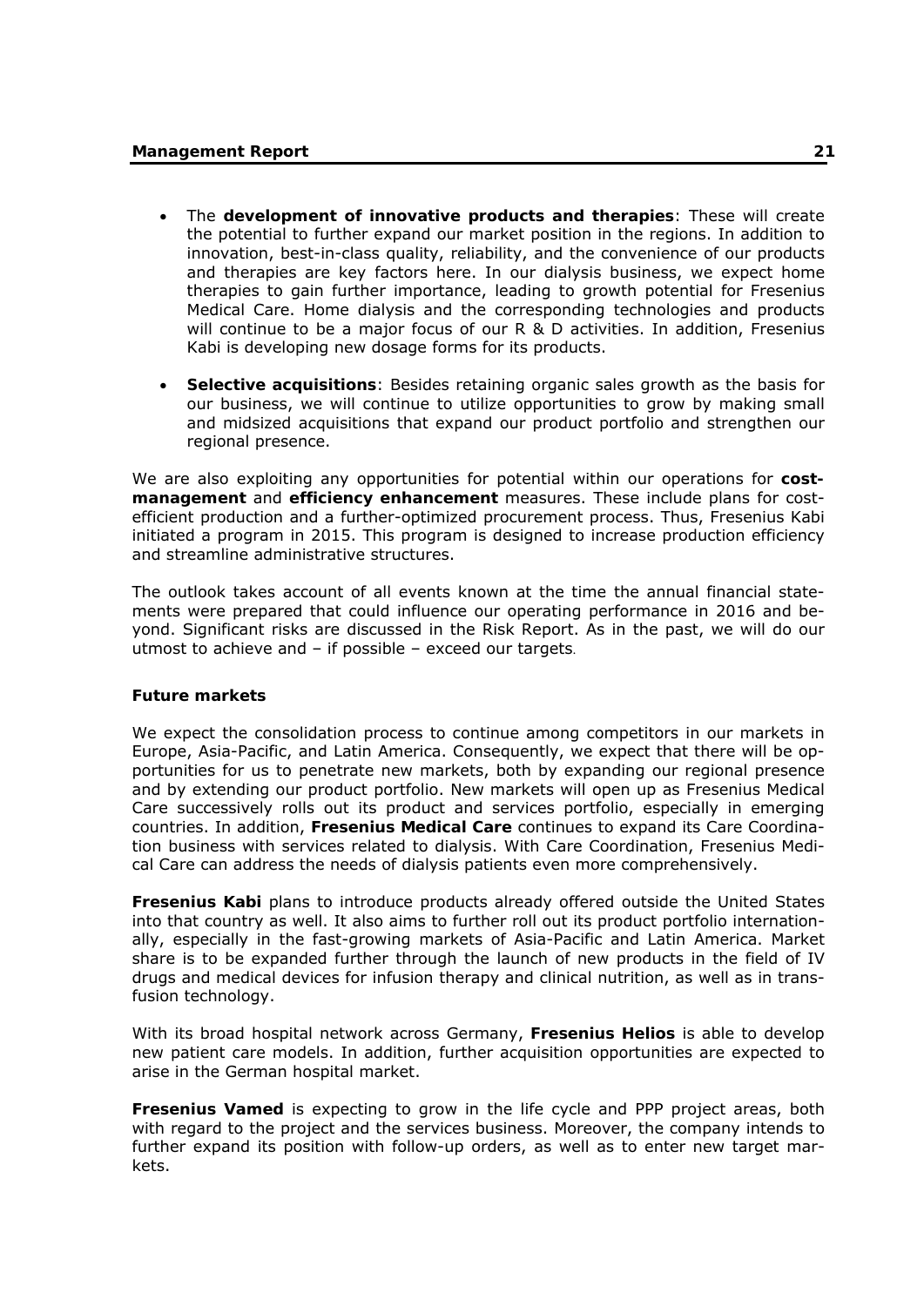- The **development of innovative products and therapies**: These will create the potential to further expand our market position in the regions. In addition to innovation, best-in-class quality, reliability, and the convenience of our products and therapies are key factors here. In our dialysis business, we expect home therapies to gain further importance, leading to growth potential for Fresenius Medical Care. Home dialysis and the corresponding technologies and products will continue to be a major focus of our R & D activities. In addition, Fresenius Kabi is developing new dosage forms for its products.

- **Selective acquisitions**: Besides retaining organic sales growth as the basis for our business, we will continue to utilize opportunities to grow by making small and midsized acquisitions that expand our product portfolio and strengthen our regional presence.

We are also exploiting any opportunities for potential within our operations for **cost-management** and **efficiency enhancement** measures. These include plans for cost-efficient production and a further-optimized procurement process. Thus, Fresenius Kabi initiated a program in 2015. This program is designed to increase production efficiency and streamline administrative structures.

The outlook takes account of all events known at the time the annual financial statements were prepared that could influence our operating performance in 2016 and beyond. Significant risks are discussed in the Risk Report. As in the past, we will do our utmost to achieve and – if possible – exceed our targets.

### Future markets

We expect the consolidation process to continue among competitors in our markets in Europe, Asia-Pacific, and Latin America. Consequently, we expect that there will be opportunities for us to penetrate new markets, both by expanding our regional presence and by extending our product portfolio. New markets will open up as Fresenius Medical Care successively rolls out its product and services portfolio, especially in emerging countries. In addition, **Fresenius Medical Care** continues to expand its Care Coordination business with services related to dialysis. With Care Coordination, Fresenius Medical Care can address the needs of dialysis patients even more comprehensively.

**Fresenius Kabi** plans to introduce products already offered outside the United States into that country as well. It also aims to further roll out its product portfolio internationally, especially in the fast-growing markets of Asia-Pacific and Latin America. Market share is to be expanded further through the launch of new products in the field of IV drugs and medical devices for infusion therapy and clinical nutrition, as well as in transfusion technology.

With its broad hospital network across Germany, **Fresenius Helios** is able to develop new patient care models. In addition, further acquisition opportunities are expected to arise in the German hospital market.

**Fresenius Vamed** is expecting to grow in the life cycle and PPP project areas, both with regard to the project and the services business. Moreover, the company intends to further expand its position with follow-up orders, as well as to enter new target markets.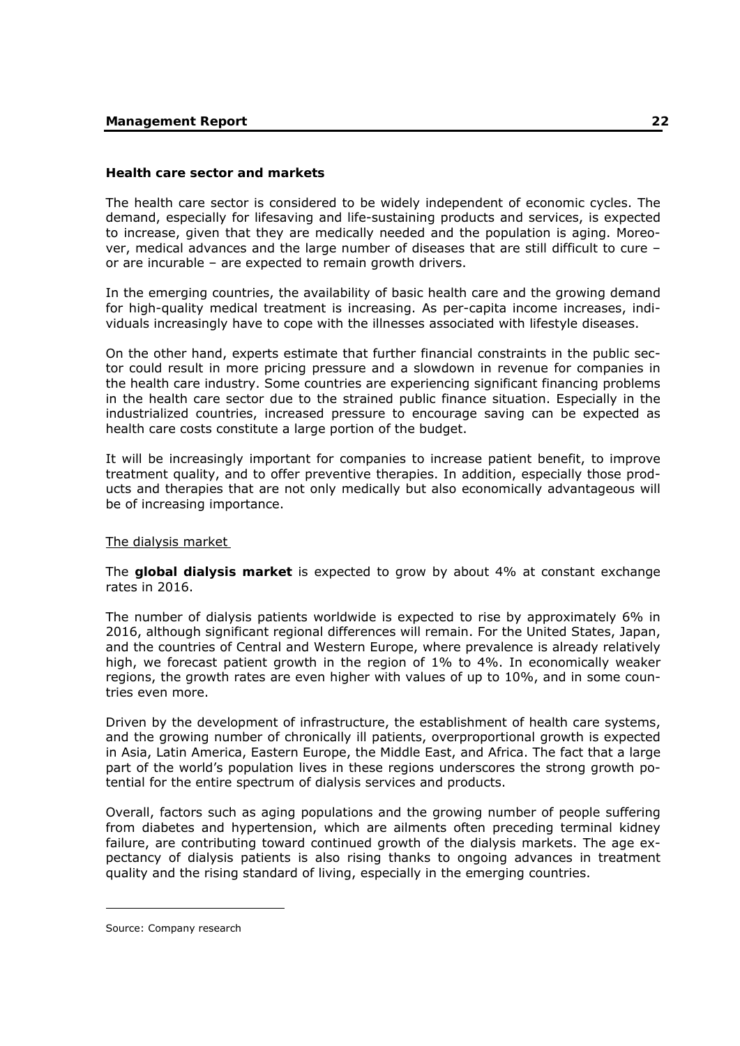## Health care sector and markets

The health care sector is considered to be widely independent of economic cycles. The demand, especially for lifesaving and life-sustaining products and services, is expected to increase, given that they are medically needed and the population is aging. Moreover, medical advances and the large number of diseases that are still difficult to cure – or are incurable – are expected to remain growth drivers.

In the emerging countries, the availability of basic health care and the growing demand for high-quality medical treatment is increasing. As per-capita income increases, individuals increasingly have to cope with the illnesses associated with lifestyle diseases.

On the other hand, experts estimate that further financial constraints in the public sector could result in more pricing pressure and a slowdown in revenue for companies in the health care industry. Some countries are experiencing significant financing problems in the health care sector due to the strained public finance situation. Especially in the industrialized countries, increased pressure to encourage saving can be expected as health care costs constitute a large portion of the budget.

It will be increasingly important for companies to increase patient benefit, to improve treatment quality, and to offer preventive therapies. In addition, especially those products and therapies that are not only medically but also economically advantageous will be of increasing importance.

### The dialysis market

The **global dialysis market** is expected to grow by about 4% at constant exchange rates in 2016.

The number of dialysis patients worldwide is expected to rise by approximately 6% in 2016, although significant regional differences will remain. For the United States, Japan, and the countries of Central and Western Europe, where prevalence is already relatively high, we forecast patient growth in the region of 1% to 4%. In economically weaker regions, the growth rates are even higher with values of up to 10%, and in some countries even more.

Driven by the development of infrastructure, the establishment of health care systems, and the growing number of chronically ill patients, overproportional growth is expected in Asia, Latin America, Eastern Europe, the Middle East, and Africa. The fact that a large part of the world's population lives in these regions underscores the strong growth potential for the entire spectrum of dialysis services and products.

Overall, factors such as aging populations and the growing number of people suffering from diabetes and hypertension, which are ailments often preceding terminal kidney failure, are contributing toward continued growth of the dialysis markets. The age expectancy of dialysis patients is also rising thanks to ongoing advances in treatment quality and the rising standard of living, especially in the emerging countries.

---

Source: Company research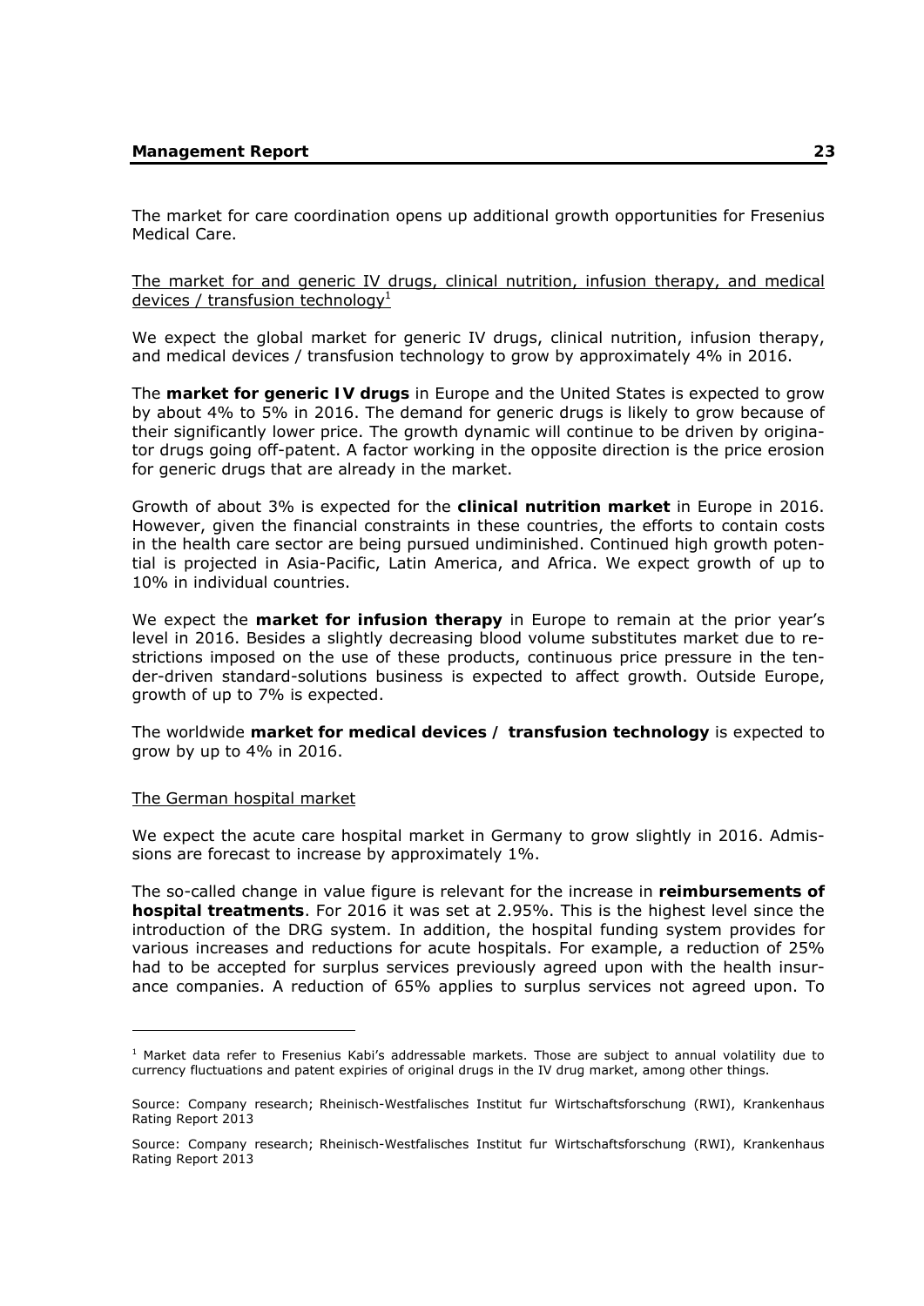The market for care coordination opens up additional growth opportunities for Fresenius Medical Care.

The market for and generic IV drugs, clinical nutrition, infusion therapy, and medical devices / transfusion technology[1]

We expect the global market for generic IV drugs, clinical nutrition, infusion therapy, and medical devices / transfusion technology to grow by approximately 4% in 2016.

The **market for generic IV drugs** in Europe and the United States is expected to grow by about 4% to 5% in 2016. The demand for generic drugs is likely to grow because of their significantly lower price. The growth dynamic will continue to be driven by originator drugs going off-patent. A factor working in the opposite direction is the price erosion for generic drugs that are already in the market.

Growth of about 3% is expected for the **clinical nutrition market** in Europe in 2016. However, given the financial constraints in these countries, the efforts to contain costs in the health care sector are being pursued undiminished. Continued high growth potential is projected in Asia-Pacific, Latin America, and Africa. We expect growth of up to 10% in individual countries.

We expect the **market for infusion therapy** in Europe to remain at the prior year's level in 2016. Besides a slightly decreasing blood volume substitutes market due to restrictions imposed on the use of these products, continuous price pressure in the tender-driven standard-solutions business is expected to affect growth. Outside Europe, growth of up to 7% is expected.

The worldwide **market for medical devices / transfusion technology** is expected to grow by up to 4% in 2016.

The German hospital market

We expect the acute care hospital market in Germany to grow slightly in 2016. Admissions are forecast to increase by approximately 1%.

The so-called change in value figure is relevant for the increase in **reimbursements of hospital treatments**. For 2016 it was set at 2.95%. This is the highest level since the introduction of the DRG system. In addition, the hospital funding system provides for various increases and reductions for acute hospitals. For example, a reduction of 25% had to be accepted for surplus services previously agreed upon with the health insurance companies. A reduction of 65% applies to surplus services not agreed upon. To

---

[1] Market data refer to Fresenius Kabi's addressable markets. Those are subject to annual volatility due to currency fluctuations and patent expiries of original drugs in the IV drug market, among other things.

Source: Company research; Rheinisch-Westfalisches Institut fur Wirtschaftsforschung (RWI), Krankenhaus Rating Report 2013

Source: Company research; Rheinisch-Westfalisches Institut fur Wirtschaftsforschung (RWI), Krankenhaus Rating Report 2013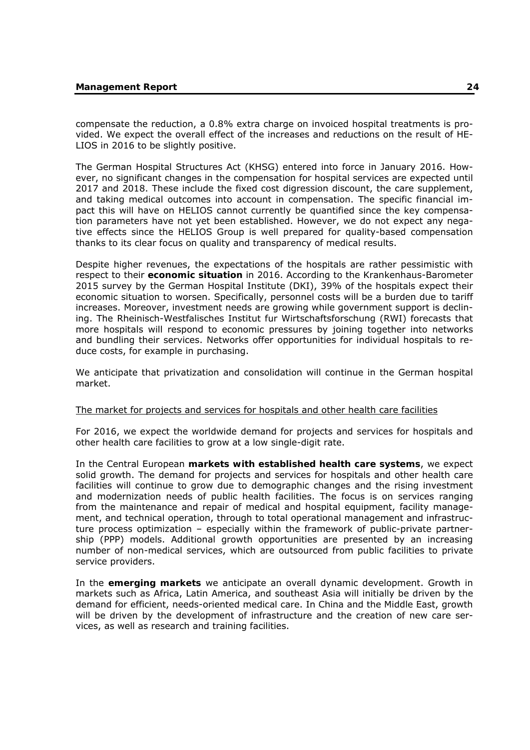compensate the reduction, a 0.8% extra charge on invoiced hospital treatments is provided. We expect the overall effect of the increases and reductions on the result of HELIOS in 2016 to be slightly positive.

The German Hospital Structures Act (KHSG) entered into force in January 2016. However, no significant changes in the compensation for hospital services are expected until 2017 and 2018. These include the fixed cost digression discount, the care supplement, and taking medical outcomes into account in compensation. The specific financial impact this will have on HELIOS cannot currently be quantified since the key compensation parameters have not yet been established. However, we do not expect any negative effects since the HELIOS Group is well prepared for quality-based compensation thanks to its clear focus on quality and transparency of medical results.

Despite higher revenues, the expectations of the hospitals are rather pessimistic with respect to their **economic situation** in 2016. According to the Krankenhaus-Barometer 2015 survey by the German Hospital Institute (DKI), 39% of the hospitals expect their economic situation to worsen. Specifically, personnel costs will be a burden due to tariff increases. Moreover, investment needs are growing while government support is declining. The Rheinisch-Westfalisches Institut fur Wirtschaftsforschung (RWI) forecasts that more hospitals will respond to economic pressures by joining together into networks and bundling their services. Networks offer opportunities for individual hospitals to reduce costs, for example in purchasing.

We anticipate that privatization and consolidation will continue in the German hospital market.

<u>The market for projects and services for hospitals and other health care facilities</u>

For 2016, we expect the worldwide demand for projects and services for hospitals and other health care facilities to grow at a low single-digit rate.

In the Central European **markets with established health care systems**, we expect solid growth. The demand for projects and services for hospitals and other health care facilities will continue to grow due to demographic changes and the rising investment and modernization needs of public health facilities. The focus is on services ranging from the maintenance and repair of medical and hospital equipment, facility management, and technical operation, through to total operational management and infrastructure process optimization – especially within the framework of public-private partnership (PPP) models. Additional growth opportunities are presented by an increasing number of non-medical services, which are outsourced from public facilities to private service providers.

In the **emerging markets** we anticipate an overall dynamic development. Growth in markets such as Africa, Latin America, and southeast Asia will initially be driven by the demand for efficient, needs-oriented medical care. In China and the Middle East, growth will be driven by the development of infrastructure and the creation of new care services, as well as research and training facilities.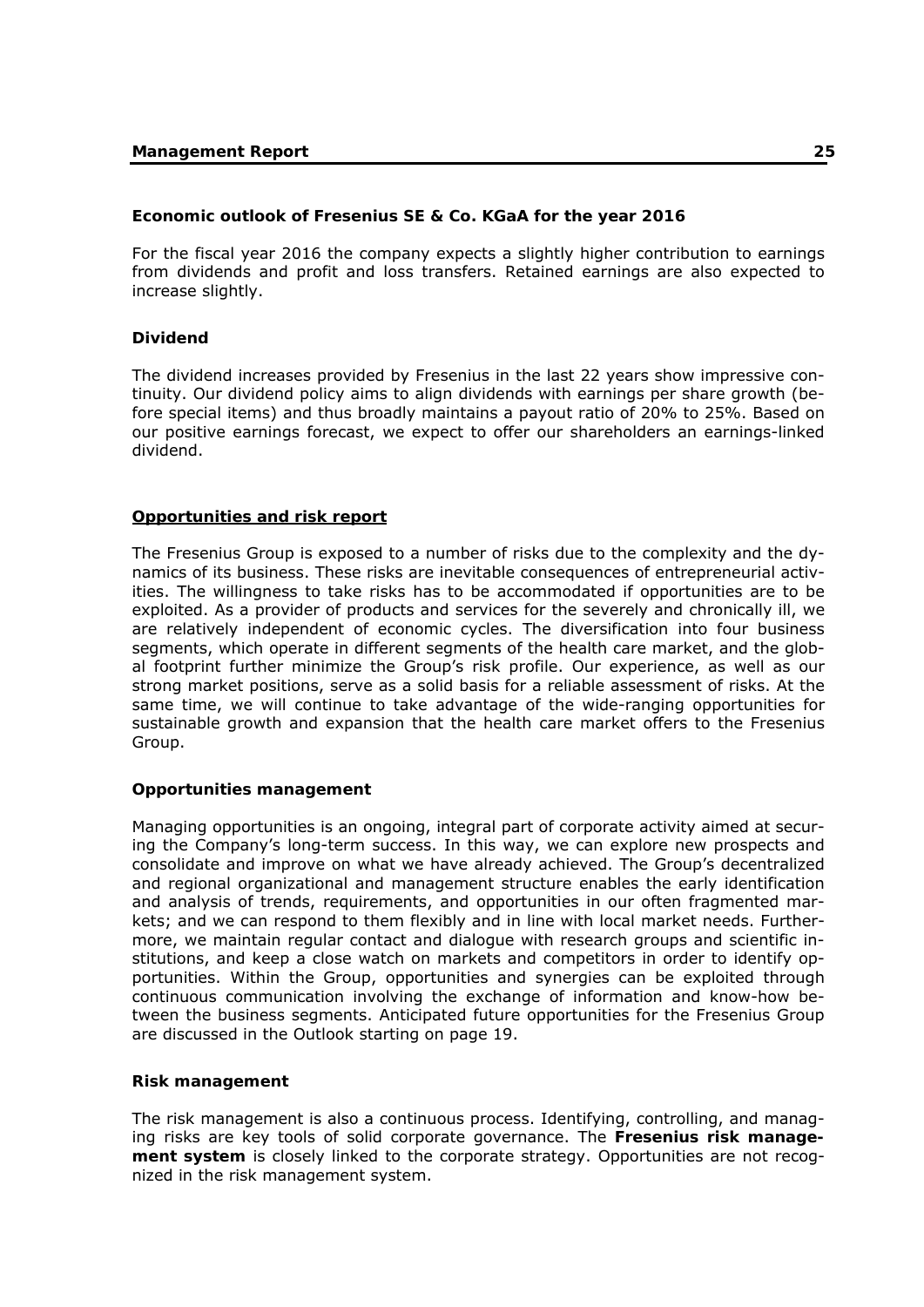### Economic outlook of Fresenius SE & Co. KGaA for the year 2016

For the fiscal year 2016 the company expects a slightly higher contribution to earnings from dividends and profit and loss transfers. Retained earnings are also expected to increase slightly.

### Dividend

The dividend increases provided by Fresenius in the last 22 years show impressive continuity. Our dividend policy aims to align dividends with earnings per share growth (before special items) and thus broadly maintains a payout ratio of 20% to 25%. Based on our positive earnings forecast, we expect to offer our shareholders an earnings-linked dividend.

## Opportunities and risk report

The Fresenius Group is exposed to a number of risks due to the complexity and the dynamics of its business. These risks are inevitable consequences of entrepreneurial activities. The willingness to take risks has to be accommodated if opportunities are to be exploited. As a provider of products and services for the severely and chronically ill, we are relatively independent of economic cycles. The diversification into four business segments, which operate in different segments of the health care market, and the global footprint further minimize the Group's risk profile. Our experience, as well as our strong market positions, serve as a solid basis for a reliable assessment of risks. At the same time, we will continue to take advantage of the wide-ranging opportunities for sustainable growth and expansion that the health care market offers to the Fresenius Group.

### Opportunities management

Managing opportunities is an ongoing, integral part of corporate activity aimed at securing the Company's long-term success. In this way, we can explore new prospects and consolidate and improve on what we have already achieved. The Group's decentralized and regional organizational and management structure enables the early identification and analysis of trends, requirements, and opportunities in our often fragmented markets; and we can respond to them flexibly and in line with local market needs. Furthermore, we maintain regular contact and dialogue with research groups and scientific institutions, and keep a close watch on markets and competitors in order to identify opportunities. Within the Group, opportunities and synergies can be exploited through continuous communication involving the exchange of information and know-how between the business segments. Anticipated future opportunities for the Fresenius Group are discussed in the Outlook starting on page 19.

### Risk management

The risk management is also a continuous process. Identifying, controlling, and managing risks are key tools of solid corporate governance. The **Fresenius risk management system** is closely linked to the corporate strategy. Opportunities are not recognized in the risk management system.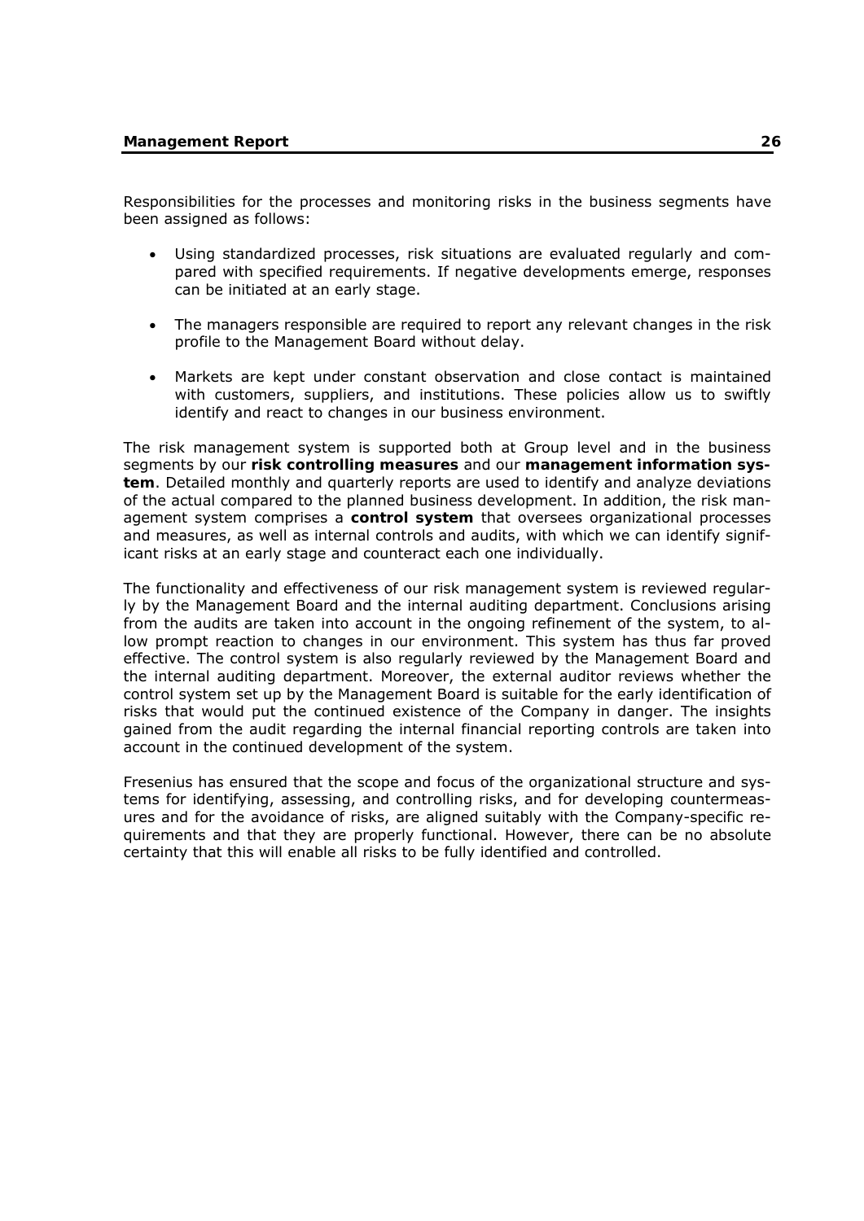Responsibilities for the processes and monitoring risks in the business segments have been assigned as follows:

- Using standardized processes, risk situations are evaluated regularly and compared with specified requirements. If negative developments emerge, responses can be initiated at an early stage.
- The managers responsible are required to report any relevant changes in the risk profile to the Management Board without delay.
- Markets are kept under constant observation and close contact is maintained with customers, suppliers, and institutions. These policies allow us to swiftly identify and react to changes in our business environment.

The risk management system is supported both at Group level and in the business segments by our **risk controlling measures** and our **management information system**. Detailed monthly and quarterly reports are used to identify and analyze deviations of the actual compared to the planned business development. In addition, the risk management system comprises a **control system** that oversees organizational processes and measures, as well as internal controls and audits, with which we can identify significant risks at an early stage and counteract each one individually.

The functionality and effectiveness of our risk management system is reviewed regularly by the Management Board and the internal auditing department. Conclusions arising from the audits are taken into account in the ongoing refinement of the system, to allow prompt reaction to changes in our environment. This system has thus far proved effective. The control system is also regularly reviewed by the Management Board and the internal auditing department. Moreover, the external auditor reviews whether the control system set up by the Management Board is suitable for the early identification of risks that would put the continued existence of the Company in danger. The insights gained from the audit regarding the internal financial reporting controls are taken into account in the continued development of the system.

Fresenius has ensured that the scope and focus of the organizational structure and systems for identifying, assessing, and controlling risks, and for developing countermeasures and for the avoidance of risks, are aligned suitably with the Company-specific requirements and that they are properly functional. However, there can be no absolute certainty that this will enable all risks to be fully identified and controlled.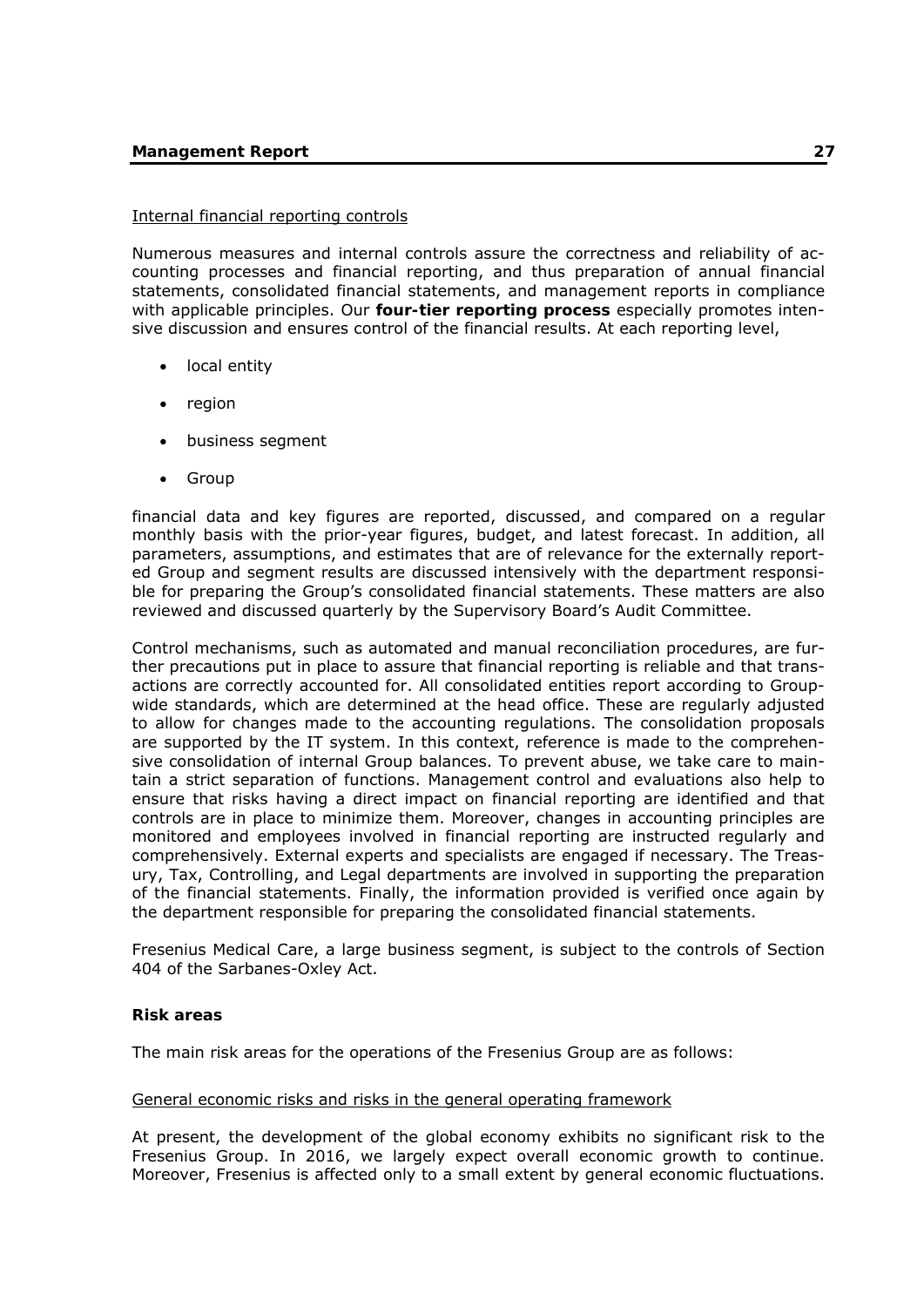Internal financial reporting controls

Numerous measures and internal controls assure the correctness and reliability of accounting processes and financial reporting, and thus preparation of annual financial statements, consolidated financial statements, and management reports in compliance with applicable principles. Our **four-tier reporting process** especially promotes intensive discussion and ensures control of the financial results. At each reporting level,

- local entity
- region
- business segment
- Group

financial data and key figures are reported, discussed, and compared on a regular monthly basis with the prior-year figures, budget, and latest forecast. In addition, all parameters, assumptions, and estimates that are of relevance for the externally reported Group and segment results are discussed intensively with the department responsible for preparing the Group's consolidated financial statements. These matters are also reviewed and discussed quarterly by the Supervisory Board's Audit Committee.

Control mechanisms, such as automated and manual reconciliation procedures, are further precautions put in place to assure that financial reporting is reliable and that transactions are correctly accounted for. All consolidated entities report according to Group-wide standards, which are determined at the head office. These are regularly adjusted to allow for changes made to the accounting regulations. The consolidation proposals are supported by the IT system. In this context, reference is made to the comprehensive consolidation of internal Group balances. To prevent abuse, we take care to maintain a strict separation of functions. Management control and evaluations also help to ensure that risks having a direct impact on financial reporting are identified and that controls are in place to minimize them. Moreover, changes in accounting principles are monitored and employees involved in financial reporting are instructed regularly and comprehensively. External experts and specialists are engaged if necessary. The Treasury, Tax, Controlling, and Legal departments are involved in supporting the preparation of the financial statements. Finally, the information provided is verified once again by the department responsible for preparing the consolidated financial statements.

Fresenius Medical Care, a large business segment, is subject to the controls of Section 404 of the Sarbanes-Oxley Act.

**Risk areas**

The main risk areas for the operations of the Fresenius Group are as follows:

General economic risks and risks in the general operating framework

At present, the development of the global economy exhibits no significant risk to the Fresenius Group. In 2016, we largely expect overall economic growth to continue. Moreover, Fresenius is affected only to a small extent by general economic fluctuations.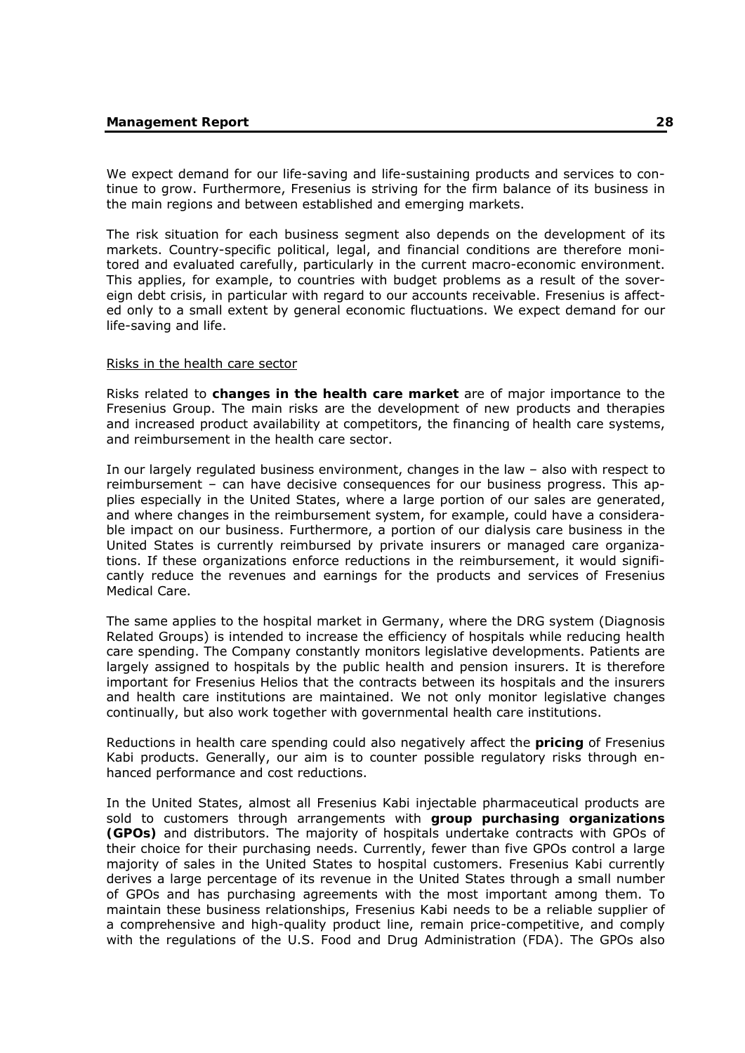We expect demand for our life-saving and life-sustaining products and services to continue to grow. Furthermore, Fresenius is striving for the firm balance of its business in the main regions and between established and emerging markets.

The risk situation for each business segment also depends on the development of its markets. Country-specific political, legal, and financial conditions are therefore monitored and evaluated carefully, particularly in the current macro-economic environment. This applies, for example, to countries with budget problems as a result of the sovereign debt crisis, in particular with regard to our accounts receivable. Fresenius is affected only to a small extent by general economic fluctuations. We expect demand for our life-saving and life.

Risks in the health care sector

Risks related to **changes in the health care market** are of major importance to the Fresenius Group. The main risks are the development of new products and therapies and increased product availability at competitors, the financing of health care systems, and reimbursement in the health care sector.

In our largely regulated business environment, changes in the law – also with respect to reimbursement – can have decisive consequences for our business progress. This applies especially in the United States, where a large portion of our sales are generated, and where changes in the reimbursement system, for example, could have a considerable impact on our business. Furthermore, a portion of our dialysis care business in the United States is currently reimbursed by private insurers or managed care organizations. If these organizations enforce reductions in the reimbursement, it would significantly reduce the revenues and earnings for the products and services of Fresenius Medical Care.

The same applies to the hospital market in Germany, where the DRG system (Diagnosis Related Groups) is intended to increase the efficiency of hospitals while reducing health care spending. The Company constantly monitors legislative developments. Patients are largely assigned to hospitals by the public health and pension insurers. It is therefore important for Fresenius Helios that the contracts between its hospitals and the insurers and health care institutions are maintained. We not only monitor legislative changes continually, but also work together with governmental health care institutions.

Reductions in health care spending could also negatively affect the **pricing** of Fresenius Kabi products. Generally, our aim is to counter possible regulatory risks through enhanced performance and cost reductions.

In the United States, almost all Fresenius Kabi injectable pharmaceutical products are sold to customers through arrangements with **group purchasing organizations (GPOs)** and distributors. The majority of hospitals undertake contracts with GPOs of their choice for their purchasing needs. Currently, fewer than five GPOs control a large majority of sales in the United States to hospital customers. Fresenius Kabi currently derives a large percentage of its revenue in the United States through a small number of GPOs and has purchasing agreements with the most important among them. To maintain these business relationships, Fresenius Kabi needs to be a reliable supplier of a comprehensive and high-quality product line, remain price-competitive, and comply with the regulations of the U.S. Food and Drug Administration (FDA). The GPOs also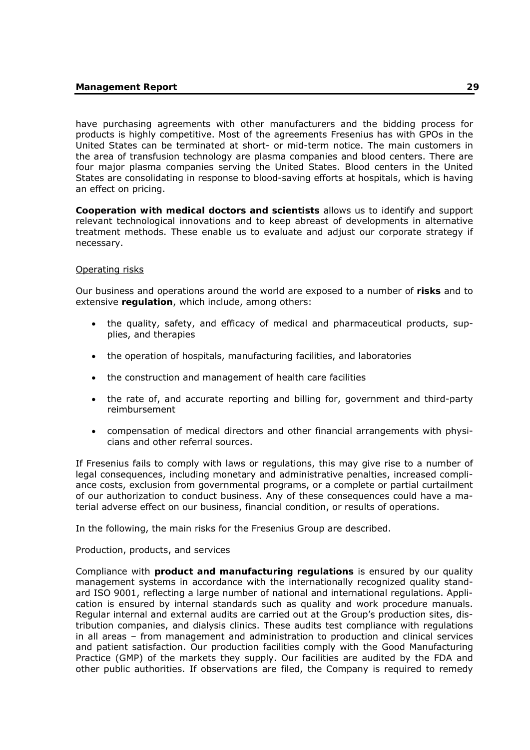have purchasing agreements with other manufacturers and the bidding process for products is highly competitive. Most of the agreements Fresenius has with GPOs in the United States can be terminated at short- or mid-term notice. The main customers in the area of transfusion technology are plasma companies and blood centers. There are four major plasma companies serving the United States. Blood centers in the United States are consolidating in response to blood-saving efforts at hospitals, which is having an effect on pricing.

**Cooperation with medical doctors and scientists** allows us to identify and support relevant technological innovations and to keep abreast of developments in alternative treatment methods. These enable us to evaluate and adjust our corporate strategy if necessary.

Operating risks

Our business and operations around the world are exposed to a number of **risks** and to extensive **regulation**, which include, among others:

- the quality, safety, and efficacy of medical and pharmaceutical products, supplies, and therapies
- the operation of hospitals, manufacturing facilities, and laboratories
- the construction and management of health care facilities
- the rate of, and accurate reporting and billing for, government and third-party reimbursement
- compensation of medical directors and other financial arrangements with physicians and other referral sources.

If Fresenius fails to comply with laws or regulations, this may give rise to a number of legal consequences, including monetary and administrative penalties, increased compliance costs, exclusion from governmental programs, or a complete or partial curtailment of our authorization to conduct business. Any of these consequences could have a material adverse effect on our business, financial condition, or results of operations.

In the following, the main risks for the Fresenius Group are described.

Production, products, and services

Compliance with **product and manufacturing regulations** is ensured by our quality management systems in accordance with the internationally recognized quality standard ISO 9001, reflecting a large number of national and international regulations. Application is ensured by internal standards such as quality and work procedure manuals. Regular internal and external audits are carried out at the Group's production sites, distribution companies, and dialysis clinics. These audits test compliance with regulations in all areas – from management and administration to production and clinical services and patient satisfaction. Our production facilities comply with the Good Manufacturing Practice (GMP) of the markets they supply. Our facilities are audited by the FDA and other public authorities. If observations are filed, the Company is required to remedy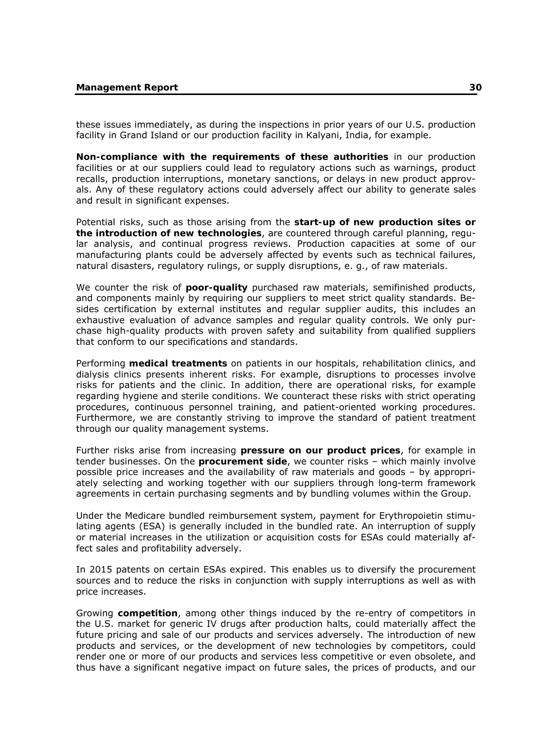these issues immediately, as during the inspections in prior years of our U.S. production facility in Grand Island or our production facility in Kalyani, India, for example.

**Non-compliance with the requirements of these authorities** in our production facilities or at our suppliers could lead to regulatory actions such as warnings, product recalls, production interruptions, monetary sanctions, or delays in new product approvals. Any of these regulatory actions could adversely affect our ability to generate sales and result in significant expenses.

Potential risks, such as those arising from the **start-up of new production sites or the introduction of new technologies**, are countered through careful planning, regular analysis, and continual progress reviews. Production capacities at some of our manufacturing plants could be adversely affected by events such as technical failures, natural disasters, regulatory rulings, or supply disruptions, e. g., of raw materials.

We counter the risk of **poor-quality** purchased raw materials, semifinished products, and components mainly by requiring our suppliers to meet strict quality standards. Besides certification by external institutes and regular supplier audits, this includes an exhaustive evaluation of advance samples and regular quality controls. We only purchase high-quality products with proven safety and suitability from qualified suppliers that conform to our specifications and standards.

Performing **medical treatments** on patients in our hospitals, rehabilitation clinics, and dialysis clinics presents inherent risks. For example, disruptions to processes involve risks for patients and the clinic. In addition, there are operational risks, for example regarding hygiene and sterile conditions. We counteract these risks with strict operating procedures, continuous personnel training, and patient-oriented working procedures. Furthermore, we are constantly striving to improve the standard of patient treatment through our quality management systems.

Further risks arise from increasing **pressure on our product prices**, for example in tender businesses. On the **procurement side**, we counter risks – which mainly involve possible price increases and the availability of raw materials and goods – by appropriately selecting and working together with our suppliers through long-term framework agreements in certain purchasing segments and by bundling volumes within the Group.

Under the Medicare bundled reimbursement system, payment for Erythropoietin stimulating agents (ESA) is generally included in the bundled rate. An interruption of supply or material increases in the utilization or acquisition costs for ESAs could materially affect sales and profitability adversely.

In 2015 patents on certain ESAs expired. This enables us to diversify the procurement sources and to reduce the risks in conjunction with supply interruptions as well as with price increases.

Growing **competition**, among other things induced by the re-entry of competitors in the U.S. market for generic IV drugs after production halts, could materially affect the future pricing and sale of our products and services adversely. The introduction of new products and services, or the development of new technologies by competitors, could render one or more of our products and services less competitive or even obsolete, and thus have a significant negative impact on future sales, the prices of products, and our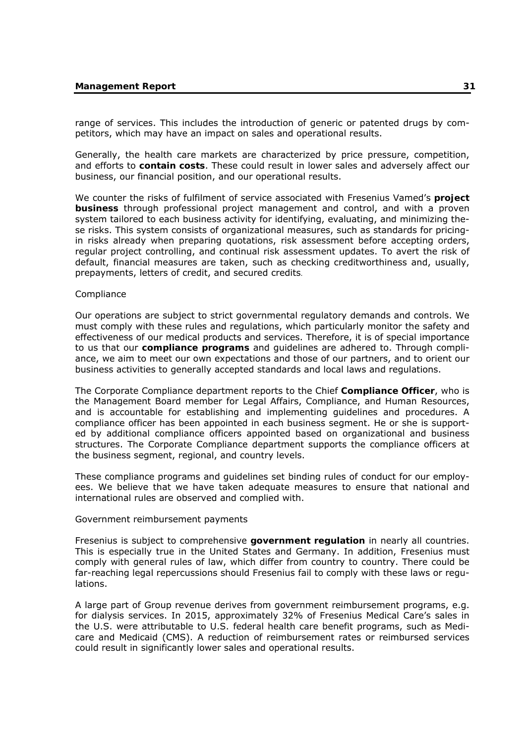range of services. This includes the introduction of generic or patented drugs by competitors, which may have an impact on sales and operational results.

Generally, the health care markets are characterized by price pressure, competition, and efforts to **contain costs**. These could result in lower sales and adversely affect our business, our financial position, and our operational results.

We counter the risks of fulfilment of service associated with Fresenius Vamed's **project business** through professional project management and control, and with a proven system tailored to each business activity for identifying, evaluating, and minimizing these risks. This system consists of organizational measures, such as standards for pricing-in risks already when preparing quotations, risk assessment before accepting orders, regular project controlling, and continual risk assessment updates. To avert the risk of default, financial measures are taken, such as checking creditworthiness and, usually, prepayments, letters of credit, and secured credits.

Compliance

Our operations are subject to strict governmental regulatory demands and controls. We must comply with these rules and regulations, which particularly monitor the safety and effectiveness of our medical products and services. Therefore, it is of special importance to us that our **compliance programs** and guidelines are adhered to. Through compliance, we aim to meet our own expectations and those of our partners, and to orient our business activities to generally accepted standards and local laws and regulations.

The Corporate Compliance department reports to the Chief **Compliance Officer**, who is the Management Board member for Legal Affairs, Compliance, and Human Resources, and is accountable for establishing and implementing guidelines and procedures. A compliance officer has been appointed in each business segment. He or she is supported by additional compliance officers appointed based on organizational and business structures. The Corporate Compliance department supports the compliance officers at the business segment, regional, and country levels.

These compliance programs and guidelines set binding rules of conduct for our employees. We believe that we have taken adequate measures to ensure that national and international rules are observed and complied with.

Government reimbursement payments

Fresenius is subject to comprehensive **government regulation** in nearly all countries. This is especially true in the United States and Germany. In addition, Fresenius must comply with general rules of law, which differ from country to country. There could be far-reaching legal repercussions should Fresenius fail to comply with these laws or regulations.

A large part of Group revenue derives from government reimbursement programs, e.g. for dialysis services. In 2015, approximately 32% of Fresenius Medical Care's sales in the U.S. were attributable to U.S. federal health care benefit programs, such as Medicare and Medicaid (CMS). A reduction of reimbursement rates or reimbursed services could result in significantly lower sales and operational results.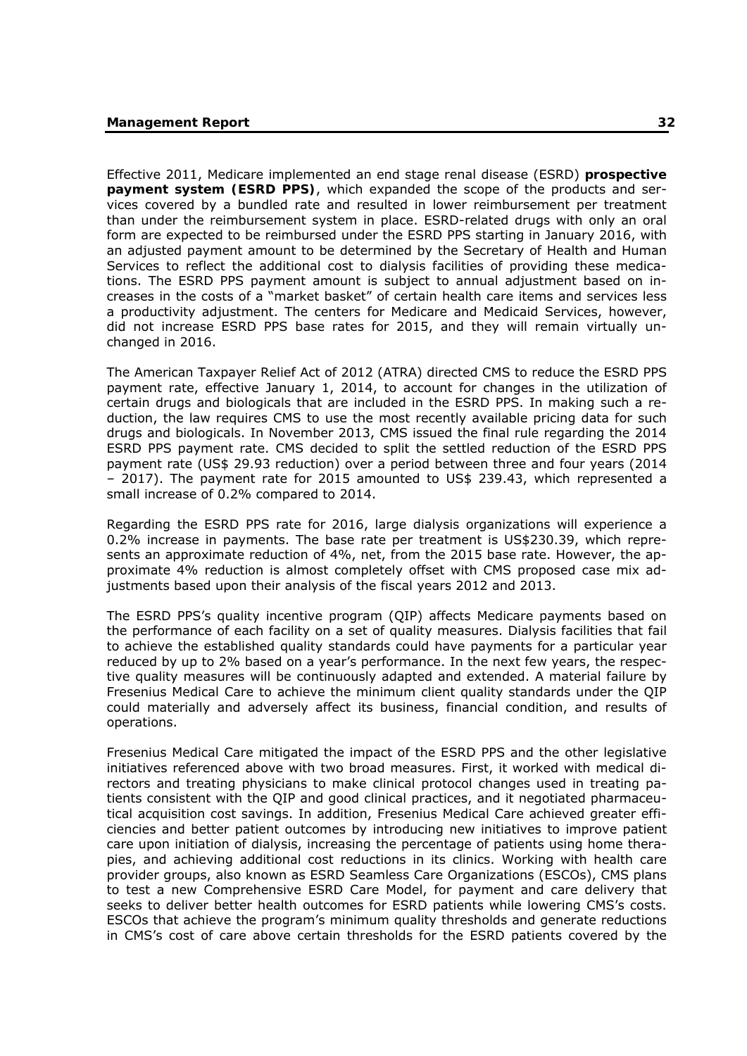Effective 2011, Medicare implemented an end stage renal disease (ESRD) **prospective payment system (ESRD PPS)**, which expanded the scope of the products and services covered by a bundled rate and resulted in lower reimbursement per treatment than under the reimbursement system in place. ESRD-related drugs with only an oral form are expected to be reimbursed under the ESRD PPS starting in January 2016, with an adjusted payment amount to be determined by the Secretary of Health and Human Services to reflect the additional cost to dialysis facilities of providing these medications. The ESRD PPS payment amount is subject to annual adjustment based on increases in the costs of a "market basket" of certain health care items and services less a productivity adjustment. The centers for Medicare and Medicaid Services, however, did not increase ESRD PPS base rates for 2015, and they will remain virtually unchanged in 2016.

The American Taxpayer Relief Act of 2012 (ATRA) directed CMS to reduce the ESRD PPS payment rate, effective January 1, 2014, to account for changes in the utilization of certain drugs and biologicals that are included in the ESRD PPS. In making such a reduction, the law requires CMS to use the most recently available pricing data for such drugs and biologicals. In November 2013, CMS issued the final rule regarding the 2014 ESRD PPS payment rate. CMS decided to split the settled reduction of the ESRD PPS payment rate (US$ 29.93 reduction) over a period between three and four years (2014 – 2017). The payment rate for 2015 amounted to US$ 239.43, which represented a small increase of 0.2% compared to 2014.

Regarding the ESRD PPS rate for 2016, large dialysis organizations will experience a 0.2% increase in payments. The base rate per treatment is US$230.39, which represents an approximate reduction of 4%, net, from the 2015 base rate. However, the approximate 4% reduction is almost completely offset with CMS proposed case mix adjustments based upon their analysis of the fiscal years 2012 and 2013.

The ESRD PPS's quality incentive program (QIP) affects Medicare payments based on the performance of each facility on a set of quality measures. Dialysis facilities that fail to achieve the established quality standards could have payments for a particular year reduced by up to 2% based on a year's performance. In the next few years, the respective quality measures will be continuously adapted and extended. A material failure by Fresenius Medical Care to achieve the minimum client quality standards under the QIP could materially and adversely affect its business, financial condition, and results of operations.

Fresenius Medical Care mitigated the impact of the ESRD PPS and the other legislative initiatives referenced above with two broad measures. First, it worked with medical directors and treating physicians to make clinical protocol changes used in treating patients consistent with the QIP and good clinical practices, and it negotiated pharmaceutical acquisition cost savings. In addition, Fresenius Medical Care achieved greater efficiencies and better patient outcomes by introducing new initiatives to improve patient care upon initiation of dialysis, increasing the percentage of patients using home therapies, and achieving additional cost reductions in its clinics. Working with health care provider groups, also known as ESRD Seamless Care Organizations (ESCOs), CMS plans to test a new Comprehensive ESRD Care Model, for payment and care delivery that seeks to deliver better health outcomes for ESRD patients while lowering CMS's costs. ESCOs that achieve the program's minimum quality thresholds and generate reductions in CMS's cost of care above certain thresholds for the ESRD patients covered by the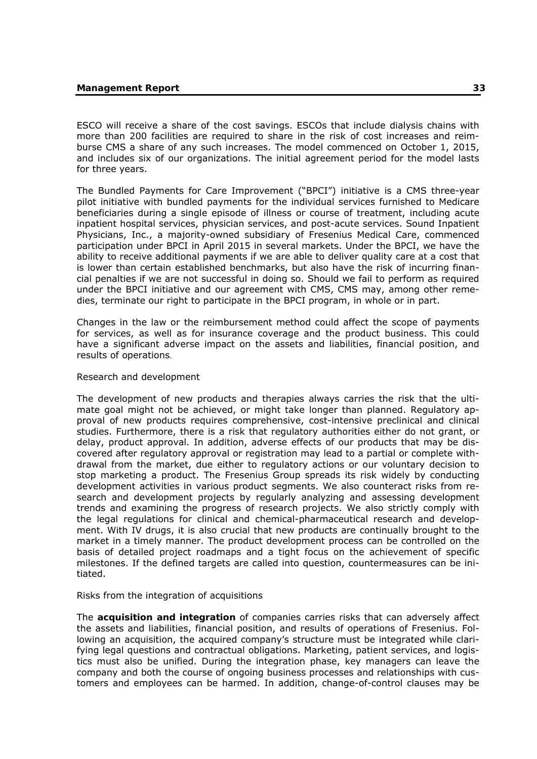ESCO will receive a share of the cost savings. ESCOs that include dialysis chains with more than 200 facilities are required to share in the risk of cost increases and reimburse CMS a share of any such increases. The model commenced on October 1, 2015, and includes six of our organizations. The initial agreement period for the model lasts for three years.

The Bundled Payments for Care Improvement ("BPCI") initiative is a CMS three-year pilot initiative with bundled payments for the individual services furnished to Medicare beneficiaries during a single episode of illness or course of treatment, including acute inpatient hospital services, physician services, and post-acute services. Sound Inpatient Physicians, Inc., a majority-owned subsidiary of Fresenius Medical Care, commenced participation under BPCI in April 2015 in several markets. Under the BPCI, we have the ability to receive additional payments if we are able to deliver quality care at a cost that is lower than certain established benchmarks, but also have the risk of incurring financial penalties if we are not successful in doing so. Should we fail to perform as required under the BPCI initiative and our agreement with CMS, CMS may, among other remedies, terminate our right to participate in the BPCI program, in whole or in part.

Changes in the law or the reimbursement method could affect the scope of payments for services, as well as for insurance coverage and the product business. This could have a significant adverse impact on the assets and liabilities, financial position, and results of operations.

Research and development

The development of new products and therapies always carries the risk that the ultimate goal might not be achieved, or might take longer than planned. Regulatory approval of new products requires comprehensive, cost-intensive preclinical and clinical studies. Furthermore, there is a risk that regulatory authorities either do not grant, or delay, product approval. In addition, adverse effects of our products that may be discovered after regulatory approval or registration may lead to a partial or complete withdrawal from the market, due either to regulatory actions or our voluntary decision to stop marketing a product. The Fresenius Group spreads its risk widely by conducting development activities in various product segments. We also counteract risks from research and development projects by regularly analyzing and assessing development trends and examining the progress of research projects. We also strictly comply with the legal regulations for clinical and chemical-pharmaceutical research and development. With IV drugs, it is also crucial that new products are continually brought to the market in a timely manner. The product development process can be controlled on the basis of detailed project roadmaps and a tight focus on the achievement of specific milestones. If the defined targets are called into question, countermeasures can be initiated.

Risks from the integration of acquisitions

The **acquisition and integration** of companies carries risks that can adversely affect the assets and liabilities, financial position, and results of operations of Fresenius. Following an acquisition, the acquired company's structure must be integrated while clarifying legal questions and contractual obligations. Marketing, patient services, and logistics must also be unified. During the integration phase, key managers can leave the company and both the course of ongoing business processes and relationships with customers and employees can be harmed. In addition, change-of-control clauses may be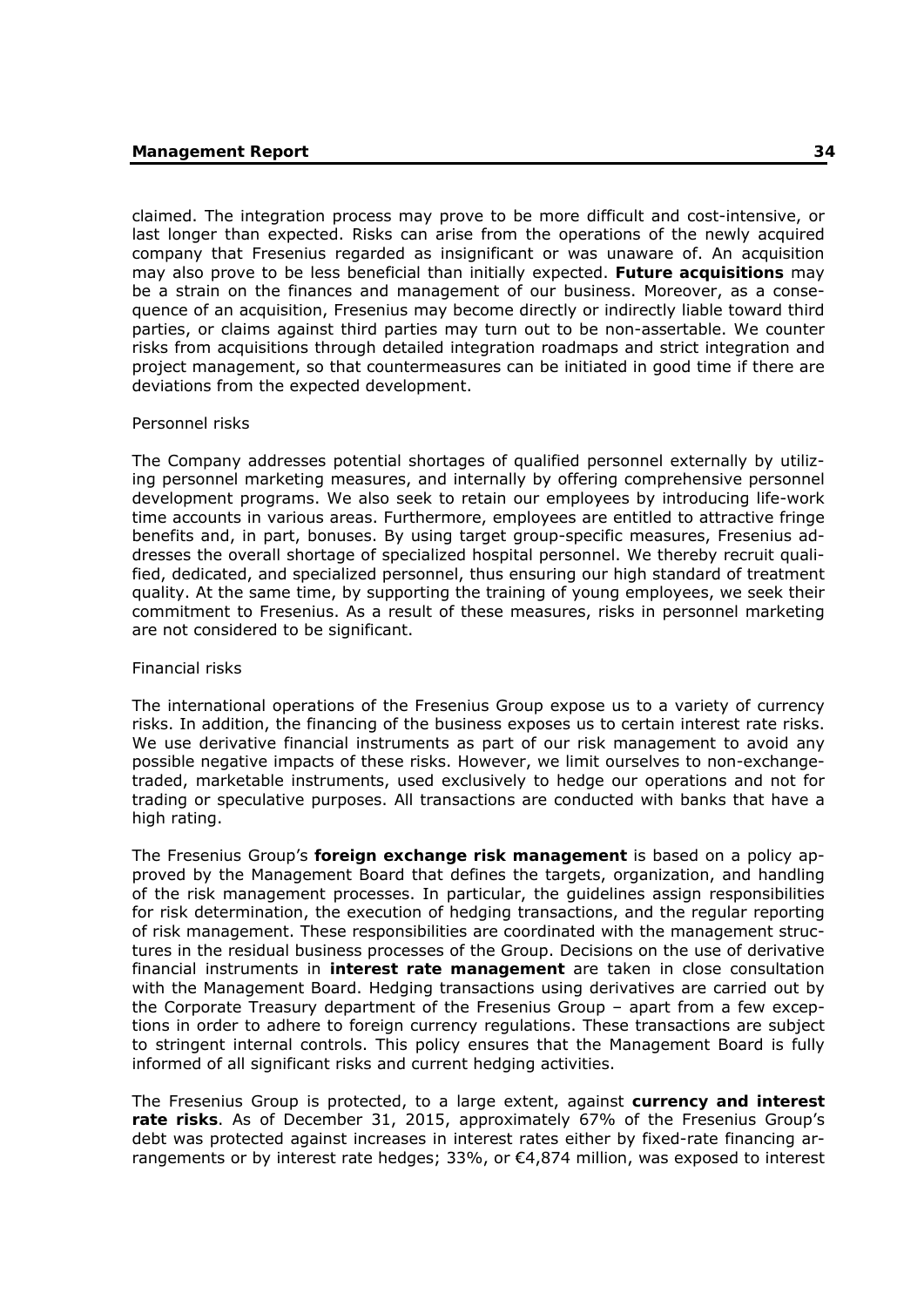claimed. The integration process may prove to be more difficult and cost-intensive, or last longer than expected. Risks can arise from the operations of the newly acquired company that Fresenius regarded as insignificant or was unaware of. An acquisition may also prove to be less beneficial than initially expected. **Future acquisitions** may be a strain on the finances and management of our business. Moreover, as a consequence of an acquisition, Fresenius may become directly or indirectly liable toward third parties, or claims against third parties may turn out to be non-assertable. We counter risks from acquisitions through detailed integration roadmaps and strict integration and project management, so that countermeasures can be initiated in good time if there are deviations from the expected development.

Personnel risks

The Company addresses potential shortages of qualified personnel externally by utilizing personnel marketing measures, and internally by offering comprehensive personnel development programs. We also seek to retain our employees by introducing life-work time accounts in various areas. Furthermore, employees are entitled to attractive fringe benefits and, in part, bonuses. By using target group-specific measures, Fresenius addresses the overall shortage of specialized hospital personnel. We thereby recruit qualified, dedicated, and specialized personnel, thus ensuring our high standard of treatment quality. At the same time, by supporting the training of young employees, we seek their commitment to Fresenius. As a result of these measures, risks in personnel marketing are not considered to be significant.

Financial risks

The international operations of the Fresenius Group expose us to a variety of currency risks. In addition, the financing of the business exposes us to certain interest rate risks. We use derivative financial instruments as part of our risk management to avoid any possible negative impacts of these risks. However, we limit ourselves to non-exchange-traded, marketable instruments, used exclusively to hedge our operations and not for trading or speculative purposes. All transactions are conducted with banks that have a high rating.

The Fresenius Group's **foreign exchange risk management** is based on a policy approved by the Management Board that defines the targets, organization, and handling of the risk management processes. In particular, the guidelines assign responsibilities for risk determination, the execution of hedging transactions, and the regular reporting of risk management. These responsibilities are coordinated with the management structures in the residual business processes of the Group. Decisions on the use of derivative financial instruments in **interest rate management** are taken in close consultation with the Management Board. Hedging transactions using derivatives are carried out by the Corporate Treasury department of the Fresenius Group – apart from a few exceptions in order to adhere to foreign currency regulations. These transactions are subject to stringent internal controls. This policy ensures that the Management Board is fully informed of all significant risks and current hedging activities.

The Fresenius Group is protected, to a large extent, against **currency and interest rate risks**. As of December 31, 2015, approximately 67% of the Fresenius Group's debt was protected against increases in interest rates either by fixed-rate financing arrangements or by interest rate hedges; 33%, or €4,874 million, was exposed to interest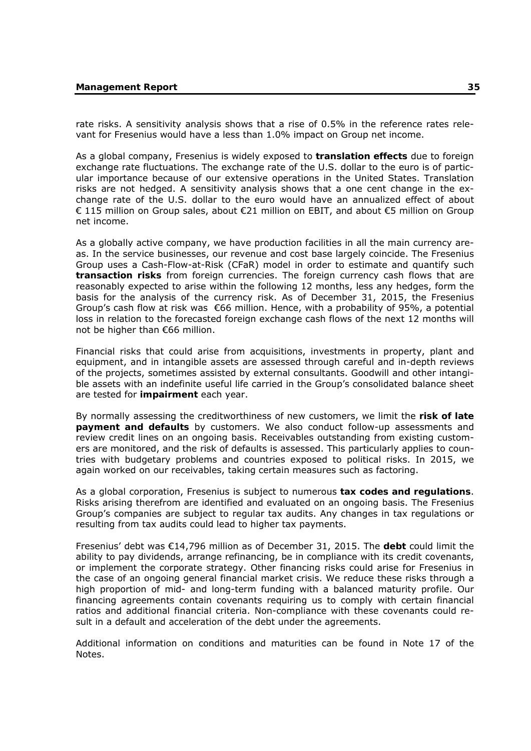rate risks. A sensitivity analysis shows that a rise of 0.5% in the reference rates relevant for Fresenius would have a less than 1.0% impact on Group net income.

As a global company, Fresenius is widely exposed to **translation effects** due to foreign exchange rate fluctuations. The exchange rate of the U.S. dollar to the euro is of particular importance because of our extensive operations in the United States. Translation risks are not hedged. A sensitivity analysis shows that a one cent change in the exchange rate of the U.S. dollar to the euro would have an annualized effect of about € 115 million on Group sales, about €21 million on EBIT, and about €5 million on Group net income.

As a globally active company, we have production facilities in all the main currency areas. In the service businesses, our revenue and cost base largely coincide. The Fresenius Group uses a Cash-Flow-at-Risk (CFaR) model in order to estimate and quantify such **transaction risks** from foreign currencies. The foreign currency cash flows that are reasonably expected to arise within the following 12 months, less any hedges, form the basis for the analysis of the currency risk. As of December 31, 2015, the Fresenius Group's cash flow at risk was €66 million. Hence, with a probability of 95%, a potential loss in relation to the forecasted foreign exchange cash flows of the next 12 months will not be higher than €66 million.

Financial risks that could arise from acquisitions, investments in property, plant and equipment, and in intangible assets are assessed through careful and in-depth reviews of the projects, sometimes assisted by external consultants. Goodwill and other intangible assets with an indefinite useful life carried in the Group's consolidated balance sheet are tested for **impairment** each year.

By normally assessing the creditworthiness of new customers, we limit the **risk of late payment and defaults** by customers. We also conduct follow-up assessments and review credit lines on an ongoing basis. Receivables outstanding from existing customers are monitored, and the risk of defaults is assessed. This particularly applies to countries with budgetary problems and countries exposed to political risks. In 2015, we again worked on our receivables, taking certain measures such as factoring.

As a global corporation, Fresenius is subject to numerous **tax codes and regulations**. Risks arising therefrom are identified and evaluated on an ongoing basis. The Fresenius Group's companies are subject to regular tax audits. Any changes in tax regulations or resulting from tax audits could lead to higher tax payments.

Fresenius' debt was €14,796 million as of December 31, 2015. The **debt** could limit the ability to pay dividends, arrange refinancing, be in compliance with its credit covenants, or implement the corporate strategy. Other financing risks could arise for Fresenius in the case of an ongoing general financial market crisis. We reduce these risks through a high proportion of mid- and long-term funding with a balanced maturity profile. Our financing agreements contain covenants requiring us to comply with certain financial ratios and additional financial criteria. Non-compliance with these covenants could result in a default and acceleration of the debt under the agreements.

Additional information on conditions and maturities can be found in Note 17 of the Notes.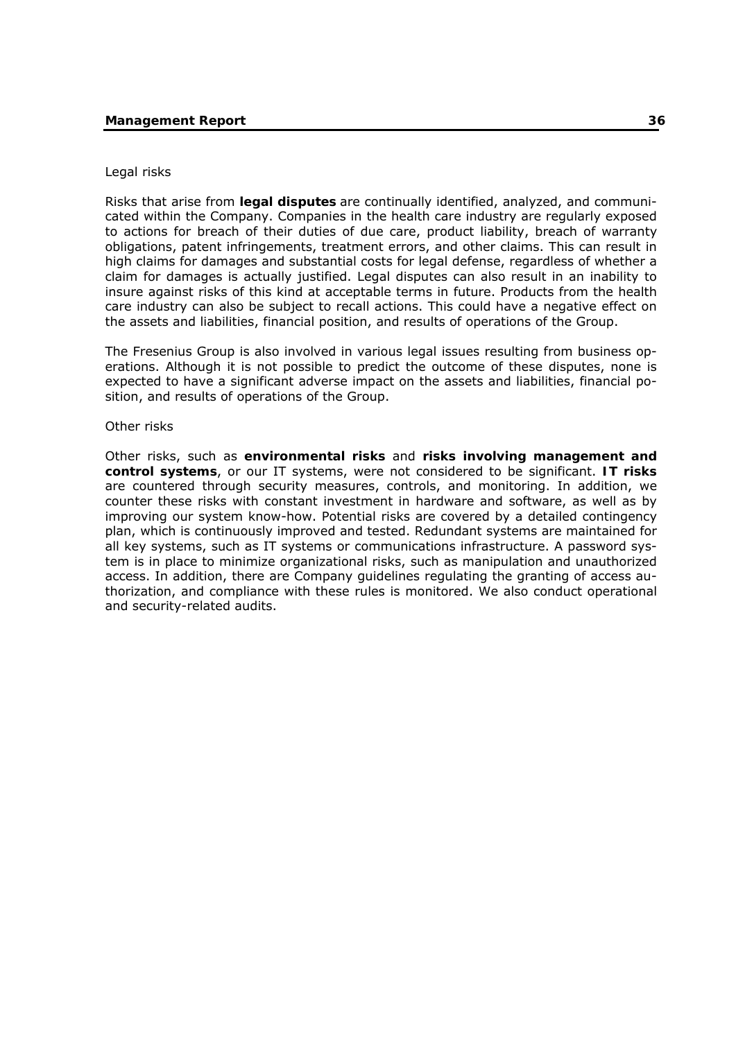Legal risks

Risks that arise from **legal disputes** are continually identified, analyzed, and communicated within the Company. Companies in the health care industry are regularly exposed to actions for breach of their duties of due care, product liability, breach of warranty obligations, patent infringements, treatment errors, and other claims. This can result in high claims for damages and substantial costs for legal defense, regardless of whether a claim for damages is actually justified. Legal disputes can also result in an inability to insure against risks of this kind at acceptable terms in future. Products from the health care industry can also be subject to recall actions. This could have a negative effect on the assets and liabilities, financial position, and results of operations of the Group.

The Fresenius Group is also involved in various legal issues resulting from business operations. Although it is not possible to predict the outcome of these disputes, none is expected to have a significant adverse impact on the assets and liabilities, financial position, and results of operations of the Group.

Other risks

Other risks, such as **environmental risks** and **risks involving management and control systems**, or our IT systems, were not considered to be significant. **IT risks** are countered through security measures, controls, and monitoring. In addition, we counter these risks with constant investment in hardware and software, as well as by improving our system know-how. Potential risks are covered by a detailed contingency plan, which is continuously improved and tested. Redundant systems are maintained for all key systems, such as IT systems or communications infrastructure. A password system is in place to minimize organizational risks, such as manipulation and unauthorized access. In addition, there are Company guidelines regulating the granting of access authorization, and compliance with these rules is monitored. We also conduct operational and security-related audits.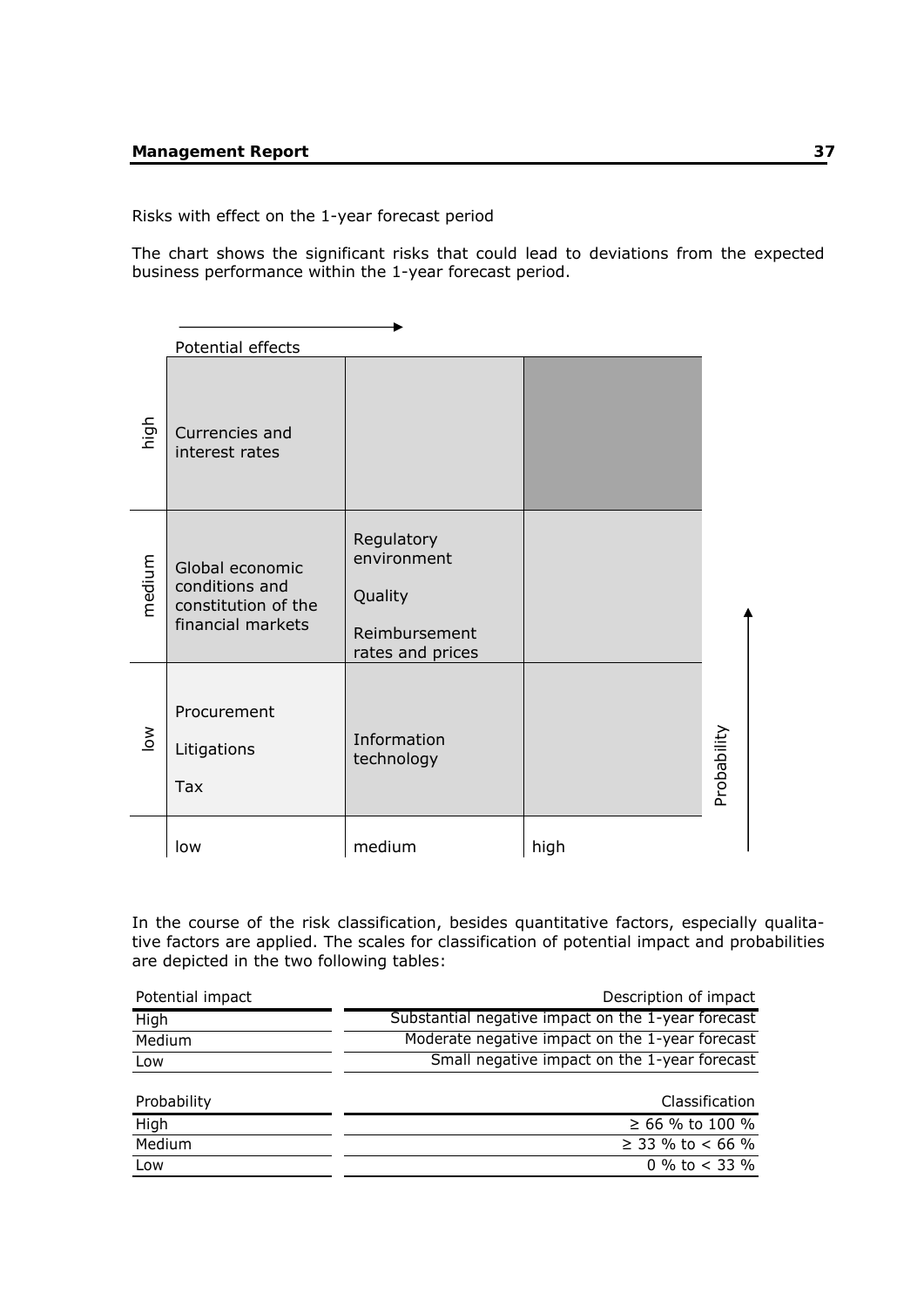Risks with effect on the 1-year forecast period

The chart shows the significant risks that could lead to deviations from the expected business performance within the 1-year forecast period.

Potential effects

high

Currencies and interest rates

medium

Global economic conditions and constitution of the financial markets

Regulatory environment

Quality

Reimbursement rates and prices

low

Procurement

Litigations

Tax

Information technology

Probability

low

medium

high

In the course of the risk classification, besides quantitative factors, especially qualitative factors are applied. The scales for classification of potential impact and probabilities are depicted in the two following tables:

| Potential impact | Description of impact |
|---|---|
| High | Substantial negative impact on the 1-year forecast |
| Medium | Moderate negative impact on the 1-year forecast |
| Low | Small negative impact on the 1-year forecast |

| Probability | Classification |
|---|---|
| High | ≥ 66 % to 100 % |
| Medium | ≥ 33 % to < 66 % |
| Low | 0 % to < 33 % |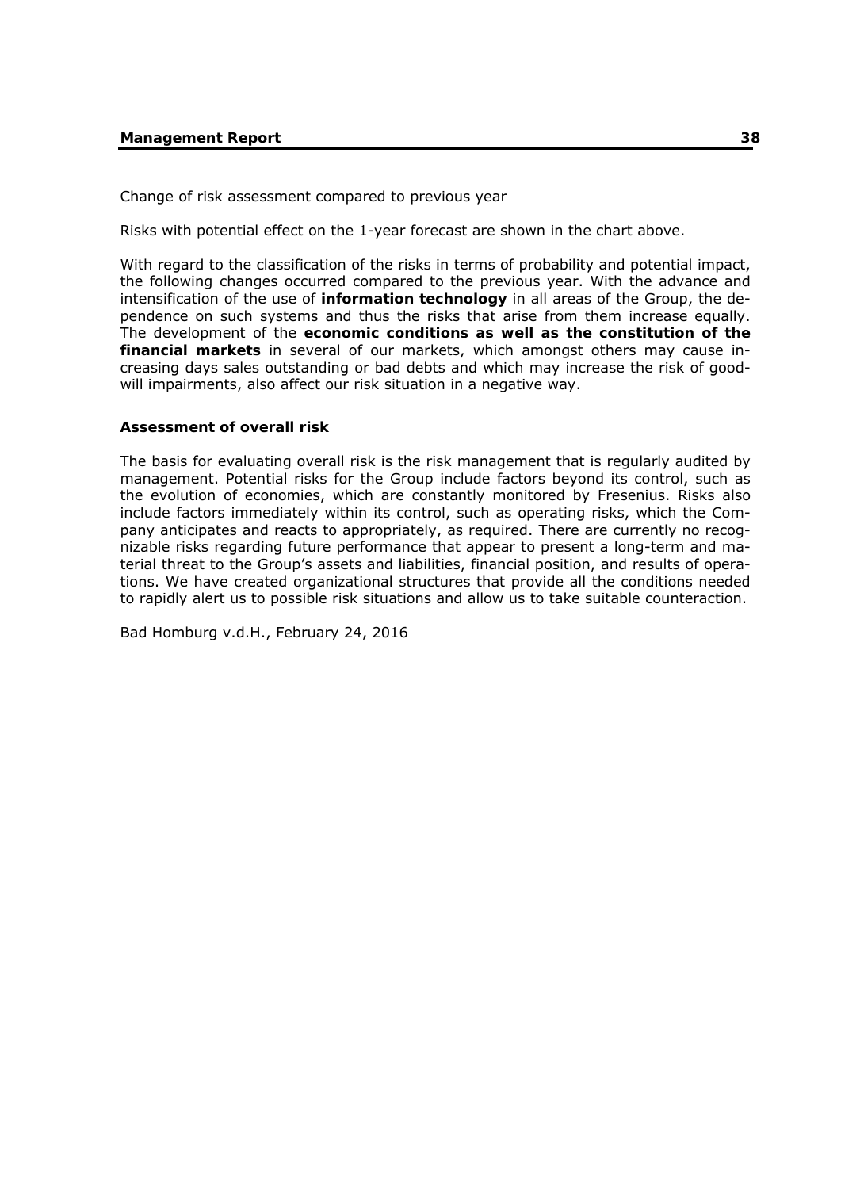Change of risk assessment compared to previous year

Risks with potential effect on the 1-year forecast are shown in the chart above.

With regard to the classification of the risks in terms of probability and potential impact, the following changes occurred compared to the previous year. With the advance and intensification of the use of **information technology** in all areas of the Group, the dependence on such systems and thus the risks that arise from them increase equally. The development of the **economic conditions as well as the constitution of the financial markets** in several of our markets, which amongst others may cause increasing days sales outstanding or bad debts and which may increase the risk of goodwill impairments, also affect our risk situation in a negative way.

### Assessment of overall risk

The basis for evaluating overall risk is the risk management that is regularly audited by management. Potential risks for the Group include factors beyond its control, such as the evolution of economies, which are constantly monitored by Fresenius. Risks also include factors immediately within its control, such as operating risks, which the Company anticipates and reacts to appropriately, as required. There are currently no recognizable risks regarding future performance that appear to present a long-term and material threat to the Group's assets and liabilities, financial position, and results of operations. We have created organizational structures that provide all the conditions needed to rapidly alert us to possible risk situations and allow us to take suitable counteraction.

Bad Homburg v.d.H., February 24, 2016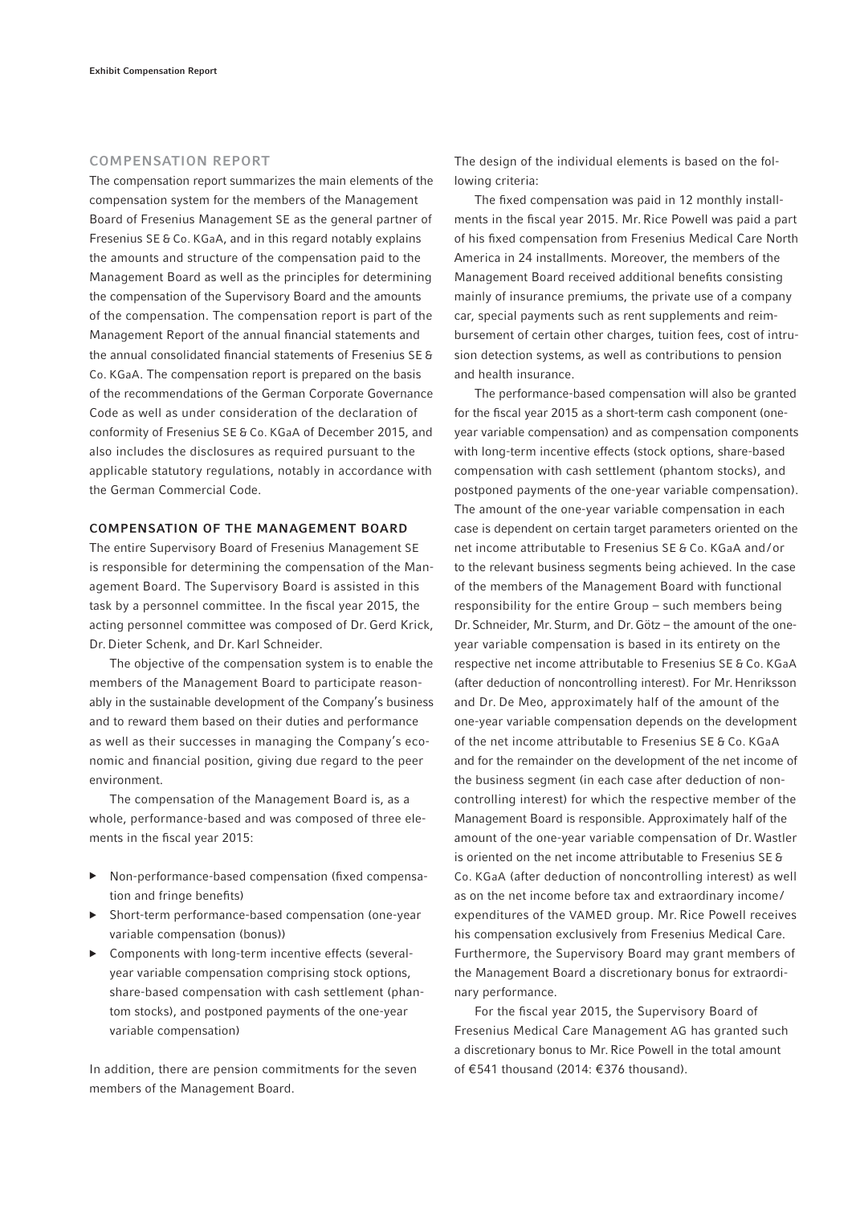## COMPENSATION REPORT

The compensation report summarizes the main elements of the compensation system for the members of the Management Board of Fresenius Management SE as the general partner of Fresenius SE & Co. KGaA, and in this regard notably explains the amounts and structure of the compensation paid to the Management Board as well as the principles for determining the compensation of the Supervisory Board and the amounts of the compensation. The compensation report is part of the Management Report of the annual financial statements and the annual consolidated financial statements of Fresenius SE & Co. KGaA. The compensation report is prepared on the basis of the recommendations of the German Corporate Governance Code as well as under consideration of the declaration of conformity of Fresenius SE & Co. KGaA of December 2015, and also includes the disclosures as required pursuant to the applicable statutory regulations, notably in accordance with the German Commercial Code.

### COMPENSATION OF THE MANAGEMENT BOARD

The entire Supervisory Board of Fresenius Management SE is responsible for determining the compensation of the Management Board. The Supervisory Board is assisted in this task by a personnel committee. In the fiscal year 2015, the acting personnel committee was composed of Dr. Gerd Krick, Dr. Dieter Schenk, and Dr. Karl Schneider.

The objective of the compensation system is to enable the members of the Management Board to participate reasonably in the sustainable development of the Company's business and to reward them based on their duties and performance as well as their successes in managing the Company's economic and financial position, giving due regard to the peer environment.

The compensation of the Management Board is, as a whole, performance-based and was composed of three elements in the fiscal year 2015:

- Non-performance-based compensation (fixed compensation and fringe benefits)
- Short-term performance-based compensation (one-year variable compensation (bonus))
- Components with long-term incentive effects (several-year variable compensation comprising stock options, share-based compensation with cash settlement (phantom stocks), and postponed payments of the one-year variable compensation)

In addition, there are pension commitments for the seven members of the Management Board.

The design of the individual elements is based on the following criteria:

The fixed compensation was paid in 12 monthly installments in the fiscal year 2015. Mr. Rice Powell was paid a part of his fixed compensation from Fresenius Medical Care North America in 24 installments. Moreover, the members of the Management Board received additional benefits consisting mainly of insurance premiums, the private use of a company car, special payments such as rent supplements and reimbursement of certain other charges, tuition fees, cost of intrusion detection systems, as well as contributions to pension and health insurance.

The performance-based compensation will also be granted for the fiscal year 2015 as a short-term cash component (one-year variable compensation) and as compensation components with long-term incentive effects (stock options, share-based compensation with cash settlement (phantom stocks), and postponed payments of the one-year variable compensation). The amount of the one-year variable compensation in each case is dependent on certain target parameters oriented on the net income attributable to Fresenius SE & Co. KGaA and/or to the relevant business segments being achieved. In the case of the members of the Management Board with functional responsibility for the entire Group – such members being Dr. Schneider, Mr. Sturm, and Dr. Götz – the amount of the one-year variable compensation is based in its entirety on the respective net income attributable to Fresenius SE & Co. KGaA (after deduction of noncontrolling interest). For Mr. Henriksson and Dr. De Meo, approximately half of the amount of the one-year variable compensation depends on the development of the net income attributable to Fresenius SE & Co. KGaA and for the remainder on the development of the net income of the business segment (in each case after deduction of noncontrolling interest) for which the respective member of the Management Board is responsible. Approximately half of the amount of the one-year variable compensation of Dr. Wastler is oriented on the net income attributable to Fresenius SE & Co. KGaA (after deduction of noncontrolling interest) as well as on the net income before tax and extraordinary income/expenditures of the VAMED group. Mr. Rice Powell receives his compensation exclusively from Fresenius Medical Care. Furthermore, the Supervisory Board may grant members of the Management Board a discretionary bonus for extraordinary performance.

For the fiscal year 2015, the Supervisory Board of Fresenius Medical Care Management AG has granted such a discretionary bonus to Mr. Rice Powell in the total amount of €541 thousand (2014: €376 thousand).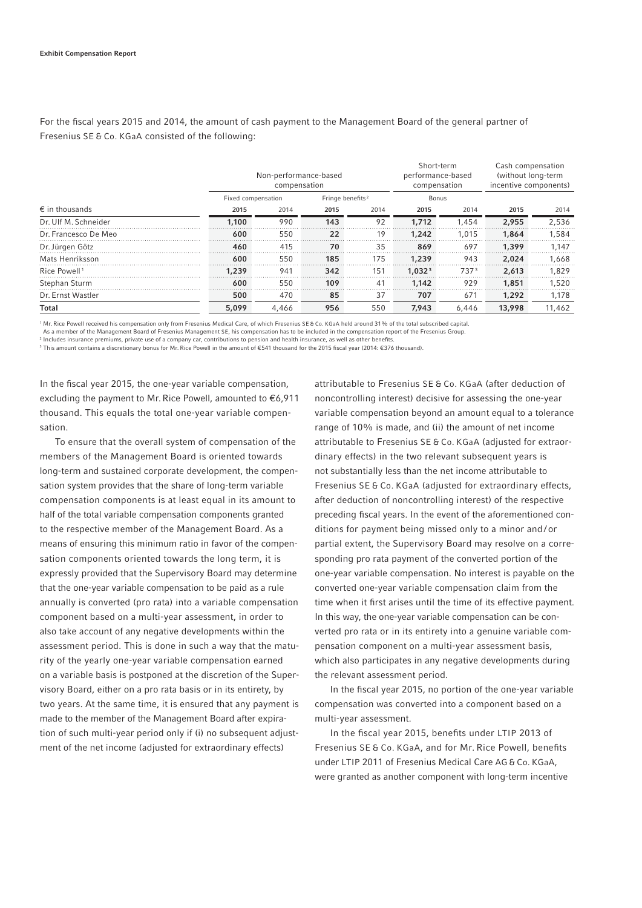**Exhibit Compensation Report**

For the fiscal years 2015 and 2014, the amount of cash payment to the Management Board of the general partner of Fresenius SE & Co. KGaA consisted of the following:

| | Non-performance-based compensation | | | | Short-term performance-based compensation | | Cash compensation (without long-term incentive components) | |
|---|---|---|---|---|---|---|---|---|
| | Fixed compensation | | Fringe benefits[2] | | Bonus | | | |
| € in thousands | 2015 | 2014 | 2015 | 2014 | 2015 | 2014 | 2015 | 2014 |
| Dr. Ulf M. Schneider | 1,100 | 990 | 143 | 92 | 1,712 | 1,454 | 2,955 | 2,536 |
| Dr. Francesco De Meo | 600 | 550 | 22 | 19 | 1,242 | 1,015 | 1,864 | 1,584 |
| Dr. Jürgen Götz | 460 | 415 | 70 | 35 | 869 | 697 | 1,399 | 1,147 |
| Mats Henriksson | 600 | 550 | 185 | 175 | 1,239 | 943 | 2,024 | 1,668 |
| Rice Powell[1] | 1,239 | 941 | 342 | 151 | 1,032[3] | 737[3] | 2,613 | 1,829 |
| Stephan Sturm | 600 | 550 | 109 | 41 | 1,142 | 929 | 1,851 | 1,520 |
| Dr. Ernst Wastler | 500 | 470 | 85 | 37 | 707 | 671 | 1,292 | 1,178 |
| **Total** | **5,099** | 4,466 | **956** | 550 | **7,943** | 6,446 | **13,998** | 11,462 |

[1] Mr. Rice Powell received his compensation only from Fresenius Medical Care, of which Fresenius SE & Co. KGaA held around 31% of the total subscribed capital. As a member of the Management Board of Fresenius Management SE, his compensation has to be included in the compensation report of the Fresenius Group.
[2] Includes insurance premiums, private use of a company car, contributions to pension and health insurance, as well as other benefits.
[3] This amount contains a discretionary bonus for Mr. Rice Powell in the amount of €541 thousand for the 2015 fiscal year (2014: €376 thousand).

In the fiscal year 2015, the one-year variable compensation, excluding the payment to Mr. Rice Powell, amounted to €6,911 thousand. This equals the total one-year variable compensation.

To ensure that the overall system of compensation of the members of the Management Board is oriented towards long-term and sustained corporate development, the compensation system provides that the share of long-term variable compensation components is at least equal in its amount to half of the total variable compensation components granted to the respective member of the Management Board. As a means of ensuring this minimum ratio in favor of the compensation components oriented towards the long term, it is expressly provided that the Supervisory Board may determine that the one-year variable compensation to be paid as a rule annually is converted (pro rata) into a variable compensation component based on a multi-year assessment, in order to also take account of any negative developments within the assessment period. This is done in such a way that the maturity of the yearly one-year variable compensation earned on a variable basis is postponed at the discretion of the Supervisory Board, either on a pro rata basis or in its entirety, by two years. At the same time, it is ensured that any payment is made to the member of the Management Board after expiration of such multi-year period only if (i) no subsequent adjustment of the net income (adjusted for extraordinary effects) attributable to Fresenius SE & Co. KGaA (after deduction of noncontrolling interest) decisive for assessing the one-year variable compensation beyond an amount equal to a tolerance range of 10% is made, and (ii) the amount of net income attributable to Fresenius SE & Co. KGaA (adjusted for extraordinary effects) in the two relevant subsequent years is not substantially less than the net income attributable to Fresenius SE & Co. KGaA (adjusted for extraordinary effects, after deduction of noncontrolling interest) of the respective preceding fiscal years. In the event of the aforementioned conditions for payment being missed only to a minor and/or partial extent, the Supervisory Board may resolve on a corresponding pro rata payment of the converted portion of the one-year variable compensation. No interest is payable on the converted one-year variable compensation claim from the time when it first arises until the time of its effective payment. In this way, the one-year variable compensation can be converted pro rata or in its entirety into a genuine variable compensation component on a multi-year assessment basis, which also participates in any negative developments during the relevant assessment period.

In the fiscal year 2015, no portion of the one-year variable compensation was converted into a component based on a multi-year assessment.

In the fiscal year 2015, benefits under LTIP 2013 of Fresenius SE & Co. KGaA, and for Mr. Rice Powell, benefits under LTIP 2011 of Fresenius Medical Care AG & Co. KGaA, were granted as another component with long-term incentive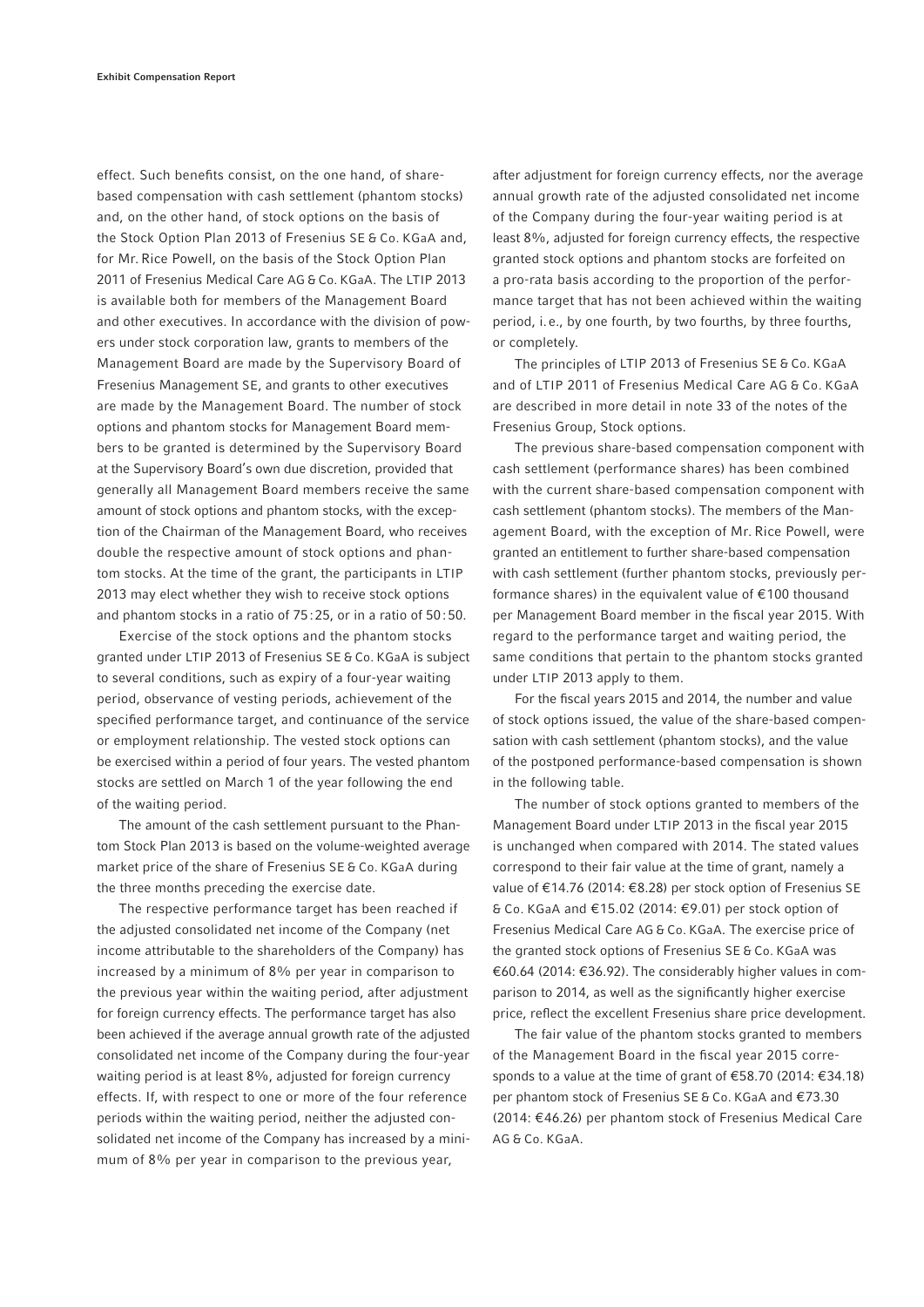effect. Such benefits consist, on the one hand, of share-based compensation with cash settlement (phantom stocks) and, on the other hand, of stock options on the basis of the Stock Option Plan 2013 of Fresenius SE & Co. KGaA and, for Mr. Rice Powell, on the basis of the Stock Option Plan 2011 of Fresenius Medical Care AG & Co. KGaA. The LTIP 2013 is available both for members of the Management Board and other executives. In accordance with the division of powers under stock corporation law, grants to members of the Management Board are made by the Supervisory Board of Fresenius Management SE, and grants to other executives are made by the Management Board. The number of stock options and phantom stocks for Management Board members to be granted is determined by the Supervisory Board at the Supervisory Board's own due discretion, provided that generally all Management Board members receive the same amount of stock options and phantom stocks, with the exception of the Chairman of the Management Board, who receives double the respective amount of stock options and phantom stocks. At the time of the grant, the participants in LTIP 2013 may elect whether they wish to receive stock options and phantom stocks in a ratio of 75:25, or in a ratio of 50:50.

Exercise of the stock options and the phantom stocks granted under LTIP 2013 of Fresenius SE & Co. KGaA is subject to several conditions, such as expiry of a four-year waiting period, observance of vesting periods, achievement of the specified performance target, and continuance of the service or employment relationship. The vested stock options can be exercised within a period of four years. The vested phantom stocks are settled on March 1 of the year following the end of the waiting period.

The amount of the cash settlement pursuant to the Phantom Stock Plan 2013 is based on the volume-weighted average market price of the share of Fresenius SE & Co. KGaA during the three months preceding the exercise date.

The respective performance target has been reached if the adjusted consolidated net income of the Company (net income attributable to the shareholders of the Company) has increased by a minimum of 8% per year in comparison to the previous year within the waiting period, after adjustment for foreign currency effects. The performance target has also been achieved if the average annual growth rate of the adjusted consolidated net income of the Company during the four-year waiting period is at least 8%, adjusted for foreign currency effects. If, with respect to one or more of the four reference periods within the waiting period, neither the adjusted consolidated net income of the Company has increased by a minimum of 8% per year in comparison to the previous year, after adjustment for foreign currency effects, nor the average annual growth rate of the adjusted consolidated net income of the Company during the four-year waiting period is at least 8%, adjusted for foreign currency effects, the respective granted stock options and phantom stocks are forfeited on a pro-rata basis according to the proportion of the performance target that has not been achieved within the waiting period, i.e., by one fourth, by two fourths, by three fourths, or completely.

The principles of LTIP 2013 of Fresenius SE & Co. KGaA and of LTIP 2011 of Fresenius Medical Care AG & Co. KGaA are described in more detail in note 33 of the notes of the Fresenius Group, Stock options.

The previous share-based compensation component with cash settlement (performance shares) has been combined with the current share-based compensation component with cash settlement (phantom stocks). The members of the Management Board, with the exception of Mr. Rice Powell, were granted an entitlement to further share-based compensation with cash settlement (further phantom stocks, previously performance shares) in the equivalent value of €100 thousand per Management Board member in the fiscal year 2015. With regard to the performance target and waiting period, the same conditions that pertain to the phantom stocks granted under LTIP 2013 apply to them.

For the fiscal years 2015 and 2014, the number and value of stock options issued, the value of the share-based compensation with cash settlement (phantom stocks), and the value of the postponed performance-based compensation is shown in the following table.

The number of stock options granted to members of the Management Board under LTIP 2013 in the fiscal year 2015 is unchanged when compared with 2014. The stated values correspond to their fair value at the time of grant, namely a value of €14.76 (2014: €8.28) per stock option of Fresenius SE & Co. KGaA and €15.02 (2014: €9.01) per stock option of Fresenius Medical Care AG & Co. KGaA. The exercise price of the granted stock options of Fresenius SE & Co. KGaA was €60.64 (2014: €36.92). The considerably higher values in comparison to 2014, as well as the significantly higher exercise price, reflect the excellent Fresenius share price development.

The fair value of the phantom stocks granted to members of the Management Board in the fiscal year 2015 corresponds to a value at the time of grant of €58.70 (2014: €34.18) per phantom stock of Fresenius SE & Co. KGaA and €73.30 (2014: €46.26) per phantom stock of Fresenius Medical Care AG & Co. KGaA.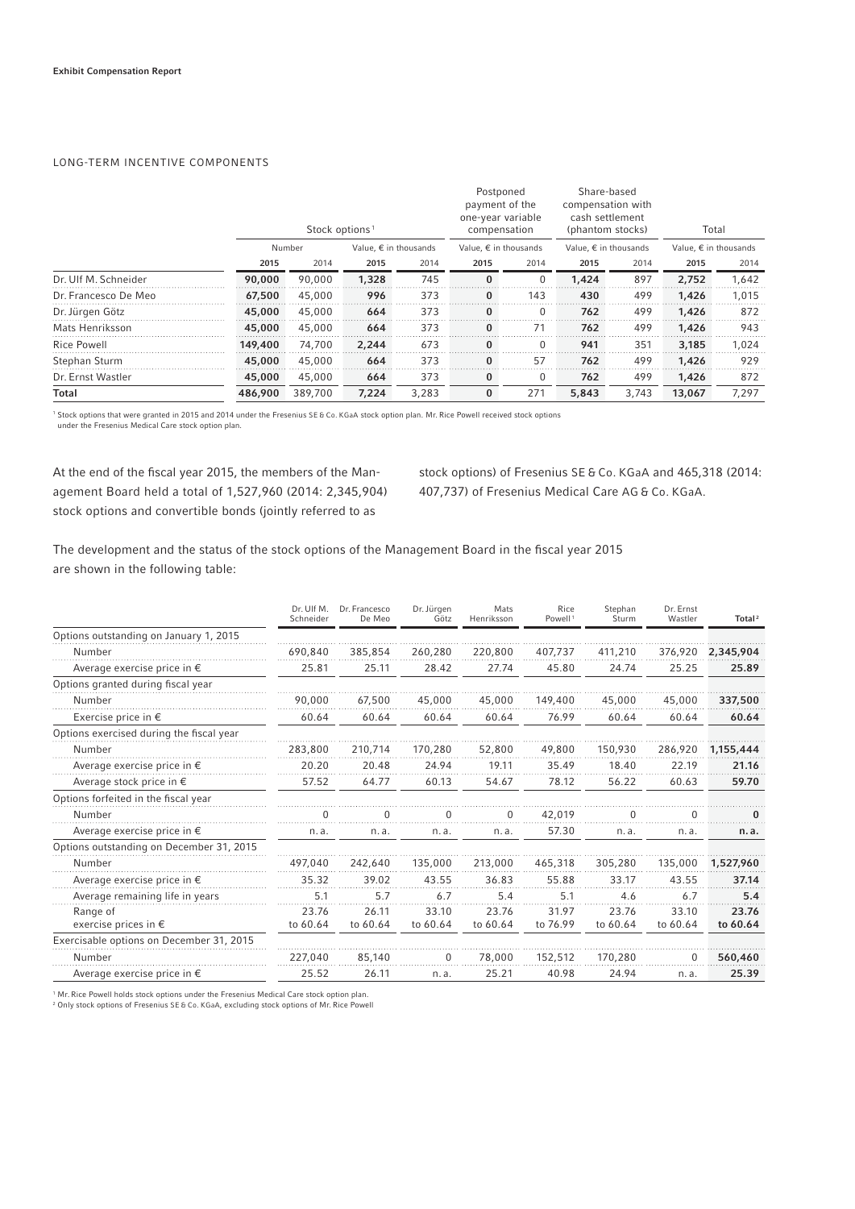**Exhibit Compensation Report**

LONG-TERM INCENTIVE COMPONENTS

| | Stock options[1] | | | | Postponed payment of the one-year variable compensation | | Share-based compensation with cash settlement (phantom stocks) | | Total | |
|---|---|---|---|---|---|---|---|---|---|---|
| | Number | | Value, € in thousands | | Value, € in thousands | | Value, € in thousands | | Value, € in thousands | |
| | **2015** | 2014 | **2015** | 2014 | **2015** | 2014 | **2015** | 2014 | **2015** | 2014 |
| Dr. Ulf M. Schneider | **90,000** | 90,000 | **1,328** | 745 | **0** | 0 | **1,424** | 897 | **2,752** | 1,642 |
| Dr. Francesco De Meo | **67,500** | 45,000 | **996** | 373 | **0** | 143 | **430** | 499 | **1,426** | 1,015 |
| Dr. Jürgen Götz | **45,000** | 45,000 | **664** | 373 | **0** | 0 | **762** | 499 | **1,426** | 872 |
| Mats Henriksson | **45,000** | 45,000 | **664** | 373 | **0** | 71 | **762** | 499 | **1,426** | 943 |
| Rice Powell | **149,400** | 74,700 | **2,244** | 673 | **0** | 0 | **941** | 351 | **3,185** | 1,024 |
| Stephan Sturm | **45,000** | 45,000 | **664** | 373 | **0** | 57 | **762** | 499 | **1,426** | 929 |
| Dr. Ernst Wastler | **45,000** | 45,000 | **664** | 373 | **0** | 0 | **762** | 499 | **1,426** | 872 |
| **Total** | **486,900** | 389,700 | **7,224** | 3,283 | **0** | 271 | **5,843** | 3,743 | **13,067** | 7,297 |

[1] Stock options that were granted in 2015 and 2014 under the Fresenius SE & Co. KGaA stock option plan. Mr. Rice Powell received stock options under the Fresenius Medical Care stock option plan.

At the end of the fiscal year 2015, the members of the Management Board held a total of 1,527,960 (2014: 2,345,904) stock options and convertible bonds (jointly referred to as stock options) of Fresenius SE & Co. KGaA and 465,318 (2014: 407,737) of Fresenius Medical Care AG & Co. KGaA.

The development and the status of the stock options of the Management Board in the fiscal year 2015 are shown in the following table:

| | Dr. Ulf M. Schneider | Dr. Francesco De Meo | Dr. Jürgen Götz | Mats Henriksson | Rice Powell[1] | Stephan Sturm | Dr. Ernst Wastler | Total[2] |
|---|---|---|---|---|---|---|---|---|
| Options outstanding on January 1, 2015 | | | | | | | | |
| Number | 690,840 | 385,854 | 260,280 | 220,800 | 407,737 | 411,210 | 376,920 | **2,345,904** |
| Average exercise price in € | 25.81 | 25.11 | 28.42 | 27.74 | 45.80 | 24.74 | 25.25 | **25.89** |
| Options granted during fiscal year | | | | | | | | |
| Number | 90,000 | 67,500 | 45,000 | 45,000 | 149,400 | 45,000 | 45,000 | **337,500** |
| Exercise price in € | 60.64 | 60.64 | 60.64 | 60.64 | 76.99 | 60.64 | 60.64 | **60.64** |
| Options exercised during the fiscal year | | | | | | | | |
| Number | 283,800 | 210,714 | 170,280 | 52,800 | 49,800 | 150,930 | 286,920 | **1,155,444** |
| Average exercise price in € | 20.20 | 20.48 | 24.94 | 19.11 | 35.49 | 18.40 | 22.19 | **21.16** |
| Average stock price in € | 57.52 | 64.77 | 60.13 | 54.67 | 78.12 | 56.22 | 60.63 | **59.70** |
| Options forfeited in the fiscal year | | | | | | | | |
| Number | 0 | 0 | 0 | 0 | 42,019 | 0 | 0 | **0** |
| Average exercise price in € | n. a. | n. a. | n. a. | n. a. | 57.30 | n. a. | n. a. | **n. a.** |
| Options outstanding on December 31, 2015 | | | | | | | | |
| Number | 497,040 | 242,640 | 135,000 | 213,000 | 465,318 | 305,280 | 135,000 | **1,527,960** |
| Average exercise price in € | 35.32 | 39.02 | 43.55 | 36.83 | 55.88 | 33.17 | 43.55 | **37.14** |
| Average remaining life in years | 5.1 | 5.7 | 6.7 | 5.4 | 5.1 | 4.6 | 6.7 | **5.4** |
| Range of exercise prices in € | 23.76 to 60.64 | 26.11 to 60.64 | 33.10 to 60.64 | 23.76 to 60.64 | 31.97 to 76.99 | 23.76 to 60.64 | 33.10 to 60.64 | **23.76 to 60.64** |
| Exercisable options on December 31, 2015 | | | | | | | | |
| Number | 227,040 | 85,140 | 0 | 78,000 | 152,512 | 170,280 | 0 | **560,460** |
| Average exercise price in € | 25.52 | 26.11 | n. a. | 25.21 | 40.98 | 24.94 | n. a. | **25.39** |

[1] Mr. Rice Powell holds stock options under the Fresenius Medical Care stock option plan.
[2] Only stock options of Fresenius SE & Co. KGaA, excluding stock options of Mr. Rice Powell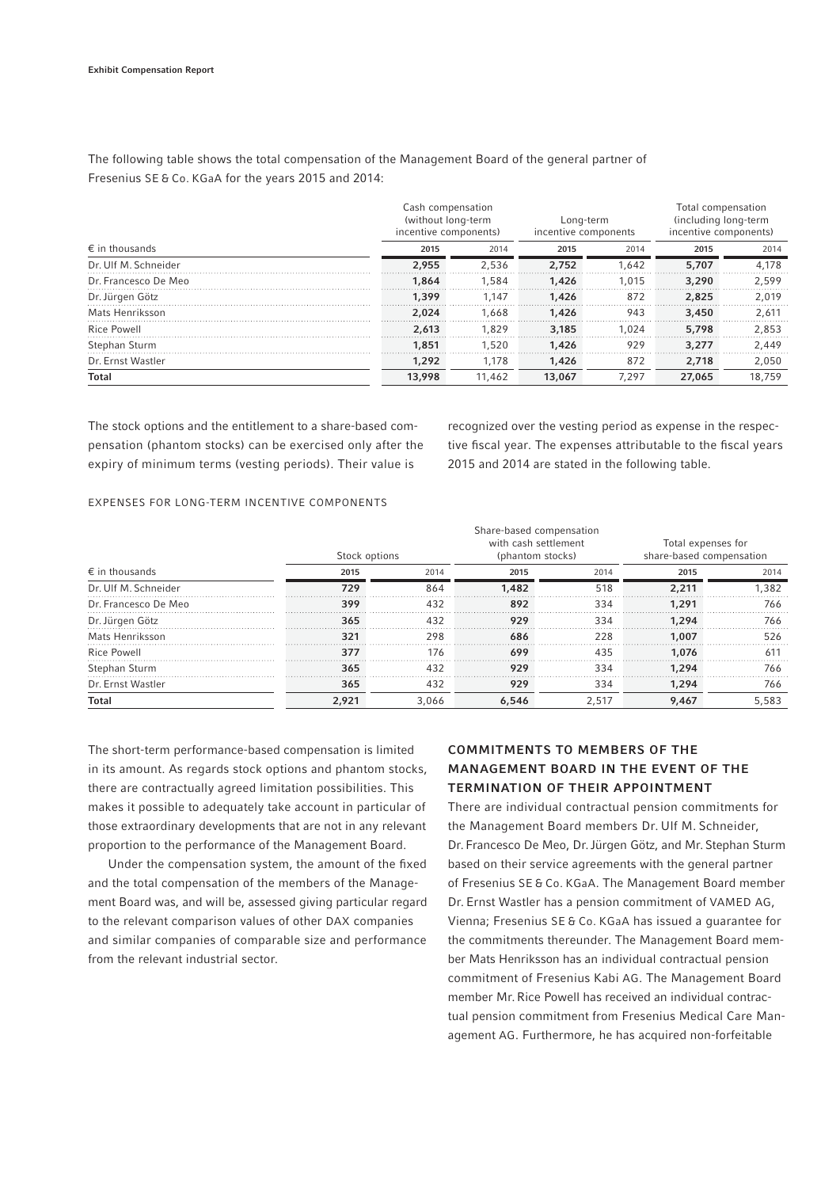The following table shows the total compensation of the Management Board of the general partner of Fresenius SE & Co. KGaA for the years 2015 and 2014:

| | Cash compensation (without long-term incentive components) | | Long-term incentive components | | Total compensation (including long-term incentive components) | |
|---|---|---|---|---|---|---|
| € in thousands | 2015 | 2014 | 2015 | 2014 | 2015 | 2014 |
| Dr. Ulf M. Schneider | 2,955 | 2,536 | 2,752 | 1,642 | 5,707 | 4,178 |
| Dr. Francesco De Meo | 1,864 | 1,584 | 1,426 | 1,015 | 3,290 | 2,599 |
| Dr. Jürgen Götz | 1,399 | 1,147 | 1,426 | 872 | 2,825 | 2,019 |
| Mats Henriksson | 2,024 | 1,668 | 1,426 | 943 | 3,450 | 2,611 |
| Rice Powell | 2,613 | 1,829 | 3,185 | 1,024 | 5,798 | 2,853 |
| Stephan Sturm | 1,851 | 1,520 | 1,426 | 929 | 3,277 | 2,449 |
| Dr. Ernst Wastler | 1,292 | 1,178 | 1,426 | 872 | 2,718 | 2,050 |
| **Total** | **13,998** | 11,462 | **13,067** | 7,297 | **27,065** | 18,759 |

The stock options and the entitlement to a share-based compensation (phantom stocks) can be exercised only after the expiry of minimum terms (vesting periods). Their value is recognized over the vesting period as expense in the respective fiscal year. The expenses attributable to the fiscal years 2015 and 2014 are stated in the following table.

EXPENSES FOR LONG-TERM INCENTIVE COMPONENTS

| | Stock options | | Share-based compensation with cash settlement (phantom stocks) | | Total expenses for share-based compensation | |
|---|---|---|---|---|---|---|
| € in thousands | 2015 | 2014 | 2015 | 2014 | 2015 | 2014 |
| Dr. Ulf M. Schneider | 729 | 864 | 1,482 | 518 | 2,211 | 1,382 |
| Dr. Francesco De Meo | 399 | 432 | 892 | 334 | 1,291 | 766 |
| Dr. Jürgen Götz | 365 | 432 | 929 | 334 | 1,294 | 766 |
| Mats Henriksson | 321 | 298 | 686 | 228 | 1,007 | 526 |
| Rice Powell | 377 | 176 | 699 | 435 | 1,076 | 611 |
| Stephan Sturm | 365 | 432 | 929 | 334 | 1,294 | 766 |
| Dr. Ernst Wastler | 365 | 432 | 929 | 334 | 1,294 | 766 |
| **Total** | **2,921** | 3,066 | **6,546** | 2,517 | **9,467** | 5,583 |

The short-term performance-based compensation is limited in its amount. As regards stock options and phantom stocks, there are contractually agreed limitation possibilities. This makes it possible to adequately take account in particular of those extraordinary developments that are not in any relevant proportion to the performance of the Management Board.

Under the compensation system, the amount of the fixed and the total compensation of the members of the Management Board was, and will be, assessed giving particular regard to the relevant comparison values of other DAX companies and similar companies of comparable size and performance from the relevant industrial sector.

## COMMITMENTS TO MEMBERS OF THE MANAGEMENT BOARD IN THE EVENT OF THE TERMINATION OF THEIR APPOINTMENT

There are individual contractual pension commitments for the Management Board members Dr. Ulf M. Schneider, Dr. Francesco De Meo, Dr. Jürgen Götz, and Mr. Stephan Sturm based on their service agreements with the general partner of Fresenius SE & Co. KGaA. The Management Board member Dr. Ernst Wastler has a pension commitment of VAMED AG, Vienna; Fresenius SE & Co. KGaA has issued a guarantee for the commitments thereunder. The Management Board member Mats Henriksson has an individual contractual pension commitment of Fresenius Kabi AG. The Management Board member Mr. Rice Powell has received an individual contractual pension commitment from Fresenius Medical Care Management AG. Furthermore, he has acquired non-forfeitable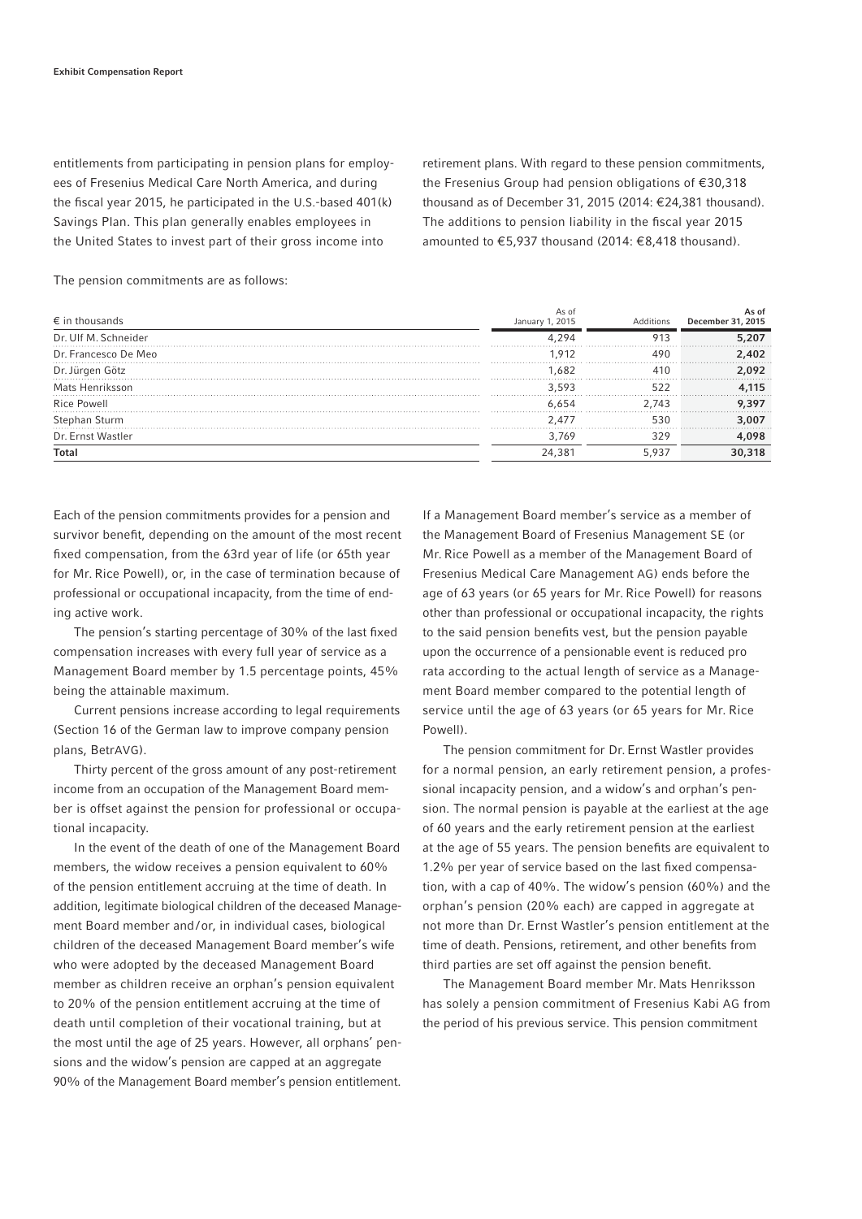entitlements from participating in pension plans for employees of Fresenius Medical Care North America, and during the fiscal year 2015, he participated in the U.S.-based 401(k) Savings Plan. This plan generally enables employees in the United States to invest part of their gross income into retirement plans. With regard to these pension commitments, the Fresenius Group had pension obligations of €30,318 thousand as of December 31, 2015 (2014: €24,381 thousand). The additions to pension liability in the fiscal year 2015 amounted to €5,937 thousand (2014: €8,418 thousand).

The pension commitments are as follows:

| € in thousands | As of January 1, 2015 | Additions | As of December 31, 2015 |
|---|---|---|---|
| Dr. Ulf M. Schneider | 4,294 | 913 | **5,207** |
| Dr. Francesco De Meo | 1,912 | 490 | **2,402** |
| Dr. Jürgen Götz | 1,682 | 410 | **2,092** |
| Mats Henriksson | 3,593 | 522 | **4,115** |
| Rice Powell | 6,654 | 2,743 | **9,397** |
| Stephan Sturm | 2,477 | 530 | **3,007** |
| Dr. Ernst Wastler | 3,769 | 329 | **4,098** |
| **Total** | 24,381 | 5,937 | **30,318** |

Each of the pension commitments provides for a pension and survivor benefit, depending on the amount of the most recent fixed compensation, from the 63rd year of life (or 65th year for Mr. Rice Powell), or, in the case of termination because of professional or occupational incapacity, from the time of ending active work.

The pension's starting percentage of 30% of the last fixed compensation increases with every full year of service as a Management Board member by 1.5 percentage points, 45% being the attainable maximum.

Current pensions increase according to legal requirements (Section 16 of the German law to improve company pension plans, BetrAVG).

Thirty percent of the gross amount of any post-retirement income from an occupation of the Management Board member is offset against the pension for professional or occupational incapacity.

In the event of the death of one of the Management Board members, the widow receives a pension equivalent to 60% of the pension entitlement accruing at the time of death. In addition, legitimate biological children of the deceased Management Board member and/or, in individual cases, biological children of the deceased Management Board member's wife who were adopted by the deceased Management Board member as children receive an orphan's pension equivalent to 20% of the pension entitlement accruing at the time of death until completion of their vocational training, but at the most until the age of 25 years. However, all orphans' pensions and the widow's pension are capped at an aggregate 90% of the Management Board member's pension entitlement.

If a Management Board member's service as a member of the Management Board of Fresenius Management SE (or Mr. Rice Powell as a member of the Management Board of Fresenius Medical Care Management AG) ends before the age of 63 years (or 65 years for Mr. Rice Powell) for reasons other than professional or occupational incapacity, the rights to the said pension benefits vest, but the pension payable upon the occurrence of a pensionable event is reduced pro rata according to the actual length of service as a Management Board member compared to the potential length of service until the age of 63 years (or 65 years for Mr. Rice Powell).

The pension commitment for Dr. Ernst Wastler provides for a normal pension, an early retirement pension, a professional incapacity pension, and a widow's and orphan's pension. The normal pension is payable at the earliest at the age of 60 years and the early retirement pension at the earliest at the age of 55 years. The pension benefits are equivalent to 1.2% per year of service based on the last fixed compensation, with a cap of 40%. The widow's pension (60%) and the orphan's pension (20% each) are capped in aggregate at not more than Dr. Ernst Wastler's pension entitlement at the time of death. Pensions, retirement, and other benefits from third parties are set off against the pension benefit.

The Management Board member Mr. Mats Henriksson has solely a pension commitment of Fresenius Kabi AG from the period of his previous service. This pension commitment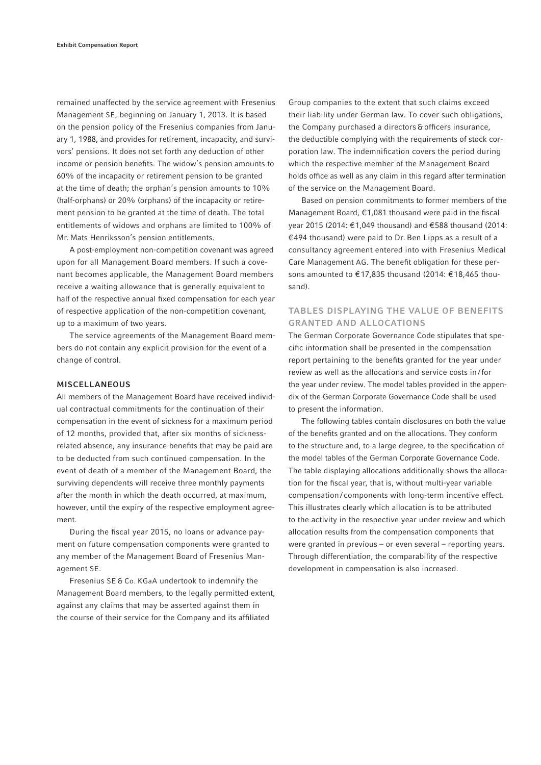remained unaffected by the service agreement with Fresenius Management SE, beginning on January 1, 2013. It is based on the pension policy of the Fresenius companies from January 1, 1988, and provides for retirement, incapacity, and survivors' pensions. It does not set forth any deduction of other income or pension benefits. The widow's pension amounts to 60% of the incapacity or retirement pension to be granted at the time of death; the orphan's pension amounts to 10% (half-orphans) or 20% (orphans) of the incapacity or retirement pension to be granted at the time of death. The total entitlements of widows and orphans are limited to 100% of Mr. Mats Henriksson's pension entitlements.

A post-employment non-competition covenant was agreed upon for all Management Board members. If such a covenant becomes applicable, the Management Board members receive a waiting allowance that is generally equivalent to half of the respective annual fixed compensation for each year of respective application of the non-competition covenant, up to a maximum of two years.

The service agreements of the Management Board members do not contain any explicit provision for the event of a change of control.

### MISCELLANEOUS

All members of the Management Board have received individual contractual commitments for the continuation of their compensation in the event of sickness for a maximum period of 12 months, provided that, after six months of sickness-related absence, any insurance benefits that may be paid are to be deducted from such continued compensation. In the event of death of a member of the Management Board, the surviving dependents will receive three monthly payments after the month in which the death occurred, at maximum, however, until the expiry of the respective employment agreement.

During the fiscal year 2015, no loans or advance payment on future compensation components were granted to any member of the Management Board of Fresenius Management SE.

Fresenius SE & Co. KGaA undertook to indemnify the Management Board members, to the legally permitted extent, against any claims that may be asserted against them in the course of their service for the Company and its affiliated Group companies to the extent that such claims exceed their liability under German law. To cover such obligations, the Company purchased a directors & officers insurance, the deductible complying with the requirements of stock corporation law. The indemnification covers the period during which the respective member of the Management Board holds office as well as any claim in this regard after termination of the service on the Management Board.

Based on pension commitments to former members of the Management Board, €1,081 thousand were paid in the fiscal year 2015 (2014: €1,049 thousand) and €588 thousand (2014: €494 thousand) were paid to Dr. Ben Lipps as a result of a consultancy agreement entered into with Fresenius Medical Care Management AG. The benefit obligation for these persons amounted to €17,835 thousand (2014: €18,465 thousand).

## TABLES DISPLAYING THE VALUE OF BENEFITS GRANTED AND ALLOCATIONS

The German Corporate Governance Code stipulates that specific information shall be presented in the compensation report pertaining to the benefits granted for the year under review as well as the allocations and service costs in/for the year under review. The model tables provided in the appendix of the German Corporate Governance Code shall be used to present the information.

The following tables contain disclosures on both the value of the benefits granted and on the allocations. They conform to the structure and, to a large degree, to the specification of the model tables of the German Corporate Governance Code. The table displaying allocations additionally shows the allocation for the fiscal year, that is, without multi-year variable compensation/components with long-term incentive effect. This illustrates clearly which allocation is to be attributed to the activity in the respective year under review and which allocation results from the compensation components that were granted in previous – or even several – reporting years. Through differentiation, the comparability of the respective development in compensation is also increased.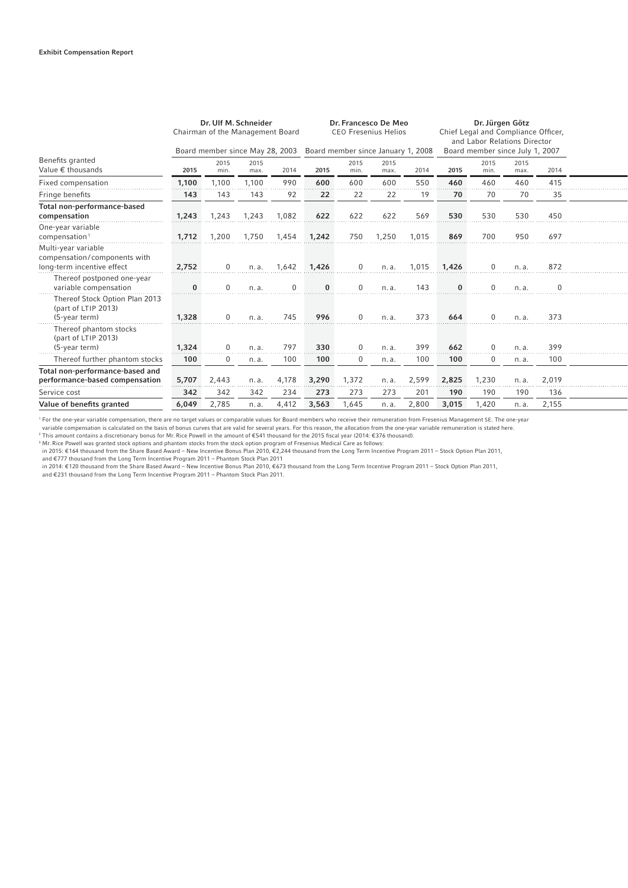**Exhibit Compensation Report**

| Benefits granted<br>Value € thousands | Dr. Ulf M. Schneider<br>Chairman of the Management Board<br>Board member since May 28, 2003 | | | | Dr. Francesco De Meo<br>CEO Fresenius Helios<br>Board member since January 1, 2008 | | | | Dr. Jürgen Götz<br>Chief Legal and Compliance Officer, and Labor Relations Director<br>Board member since July 1, 2007 | | | |
|---|---|---|---|---|---|---|---|---|---|---|---|---|
| | **2015** | 2015 min. | 2015 max. | 2014 | **2015** | 2015 min. | 2015 max. | 2014 | **2015** | 2015 min. | 2015 max. | 2014 |
| Fixed compensation | **1,100** | 1,100 | 1,100 | 990 | **600** | 600 | 600 | 550 | **460** | 460 | 460 | 415 |
| Fringe benefits | **143** | 143 | 143 | 92 | **22** | 22 | 22 | 19 | **70** | 70 | 70 | 35 |
| **Total non-performance-based compensation** | **1,243** | 1,243 | 1,243 | 1,082 | **622** | 622 | 622 | 569 | **530** | 530 | 530 | 450 |
| One-year variable compensation[1] | **1,712** | 1,200 | 1,750 | 1,454 | **1,242** | 750 | 1,250 | 1,015 | **869** | 700 | 950 | 697 |
| Multi-year variable compensation/components with long-term incentive effect | **2,752** | 0 | n.a. | 1,642 | **1,426** | 0 | n.a. | 1,015 | **1,426** | 0 | n.a. | 872 |
| Thereof postponed one-year variable compensation | **0** | 0 | n.a. | 0 | **0** | 0 | n.a. | 143 | **0** | 0 | n.a. | 0 |
| Thereof Stock Option Plan 2013 (part of LTIP 2013) (5-year term) | **1,328** | 0 | n.a. | 745 | **996** | 0 | n.a. | 373 | **664** | 0 | n.a. | 373 |
| Thereof phantom stocks (part of LTIP 2013) (5-year term) | **1,324** | 0 | n.a. | 797 | **330** | 0 | n.a. | 399 | **662** | 0 | n.a. | 399 |
| Thereof further phantom stocks | **100** | 0 | n.a. | 100 | **100** | 0 | n.a. | 100 | **100** | 0 | n.a. | 100 |
| **Total non-performance-based and performance-based compensation** | **5,707** | 2,443 | n.a. | 4,178 | **3,290** | 1,372 | n.a. | 2,599 | **2,825** | 1,230 | n.a. | 2,019 |
| Service cost | **342** | 342 | 342 | 234 | **273** | 273 | 273 | 201 | **190** | 190 | 190 | 136 |
| **Value of benefits granted** | **6,049** | 2,785 | n.a. | 4,412 | **3,563** | 1,645 | n.a. | 2,800 | **3,015** | 1,420 | n.a. | 2,155 |

[1] For the one-year variable compensation, there are no target values or comparable values for Board members who receive their remuneration from Fresenius Management SE. The one-year variable compensation is calculated on the basis of bonus curves that are valid for several years. For this reason, the allocation from the one-year variable remuneration is stated here.

[2] This amount contains a discretionary bonus for Mr. Rice Powell in the amount of €541 thousand for the 2015 fiscal year (2014: €376 thousand).

[3] Mr. Rice Powell was granted stock options and phantom stocks from the stock option program of Fresenius Medical Care as follows:
in 2015: €164 thousand from the Share Based Award – New Incentive Bonus Plan 2010, €2,244 thousand from the Long Term Incentive Program 2011 – Stock Option Plan 2011, and €777 thousand from the Long Term Incentive Program 2011 – Phantom Stock Plan 2011
in 2014: €120 thousand from the Share Based Award – New Incentive Bonus Plan 2010, €673 thousand from the Long Term Incentive Program 2011 – Stock Option Plan 2011, and €231 thousand from the Long Term Incentive Program 2011 – Phantom Stock Plan 2011.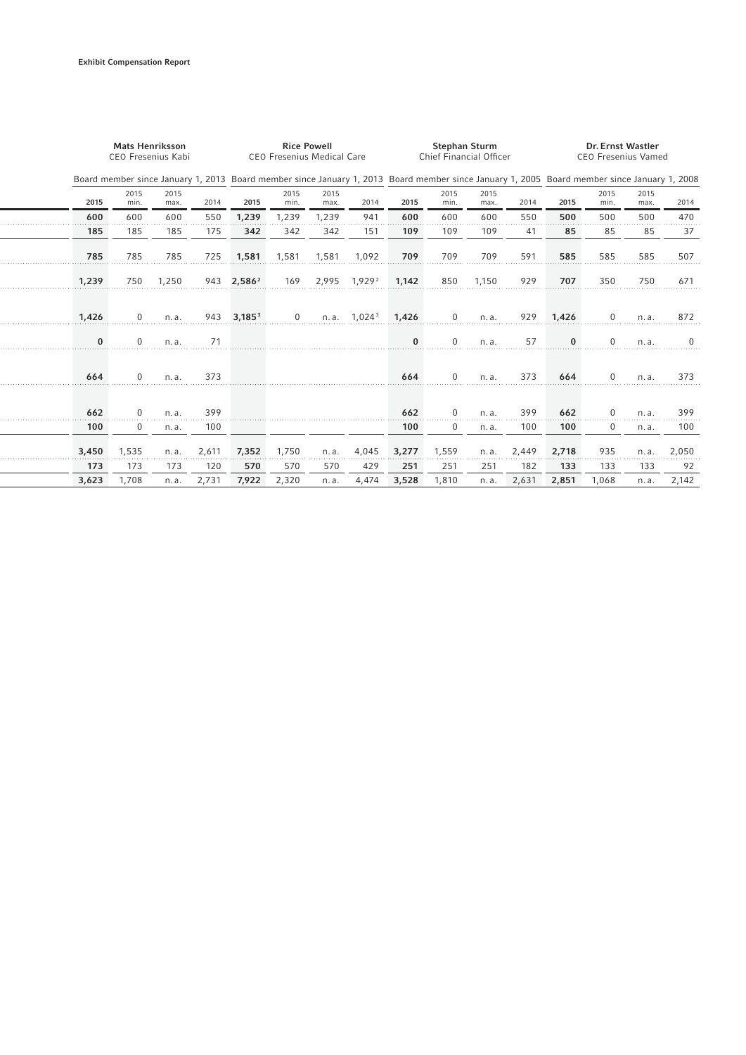**Exhibit Compensation Report**

| Mats Henriksson<br>CEO Fresenius Kabi | | | | Rice Powell<br>CEO Fresenius Medical Care | | | | Stephan Sturm<br>Chief Financial Officer | | | | Dr. Ernst Wastler<br>CEO Fresenius Vamed | | | |
|---|---|---|---|---|---|---|---|---|---|---|---|---|---|---|---|
| Board member since January 1, 2013 | | | | Board member since January 1, 2013 | | | | Board member since January 1, 2005 | | | | Board member since January 1, 2008 | | | |
| **2015** | 2015 min. | 2015 max. | 2014 | **2015** | 2015 min. | 2015 max. | 2014 | **2015** | 2015 min. | 2015 max. | 2014 | **2015** | 2015 min. | 2015 max. | 2014 |
| **600** | 600 | 600 | 550 | **1,239** | 1,239 | 1,239 | 941 | **600** | 600 | 600 | 550 | **500** | 500 | 500 | 470 |
| **185** | 185 | 185 | 175 | **342** | 342 | 342 | 151 | **109** | 109 | 109 | 41 | **85** | 85 | 85 | 37 |
| **785** | 785 | 785 | 725 | **1,581** | 1,581 | 1,581 | 1,092 | **709** | 709 | 709 | 591 | **585** | 585 | 585 | 507 |
| **1,239** | 750 | 1,250 | 943 | **2,586**[2] | 169 | 2,995 | 1,929[2] | **1,142** | 850 | 1,150 | 929 | **707** | 350 | 750 | 671 |
| **1,426** | 0 | n. a. | 943 | **3,185**[3] | 0 | n. a. | 1,024[3] | **1,426** | 0 | n. a. | 929 | **1,426** | 0 | n. a. | 872 |
| **0** | 0 | n. a. | 71 | | | | | **0** | 0 | n. a. | 57 | **0** | 0 | n. a. | 0 |
| **664** | 0 | n. a. | 373 | | | | | **664** | 0 | n. a. | 373 | **664** | 0 | n. a. | 373 |
| **662** | 0 | n. a. | 399 | | | | | **662** | 0 | n. a. | 399 | **662** | 0 | n. a. | 399 |
| **100** | 0 | n. a. | 100 | | | | | **100** | 0 | n. a. | 100 | **100** | 0 | n. a. | 100 |
| **3,450** | 1,535 | n. a. | 2,611 | **7,352** | 1,750 | n. a. | 4,045 | **3,277** | 1,559 | n. a. | 2,449 | **2,718** | 935 | n. a. | 2,050 |
| **173** | 173 | 173 | 120 | **570** | 570 | 570 | 429 | **251** | 251 | 251 | 182 | **133** | 133 | 133 | 92 |
| **3,623** | 1,708 | n. a. | 2,731 | **7,922** | 2,320 | n. a. | 4,474 | **3,528** | 1,810 | n. a. | 2,631 | **2,851** | 1,068 | n. a. | 2,142 |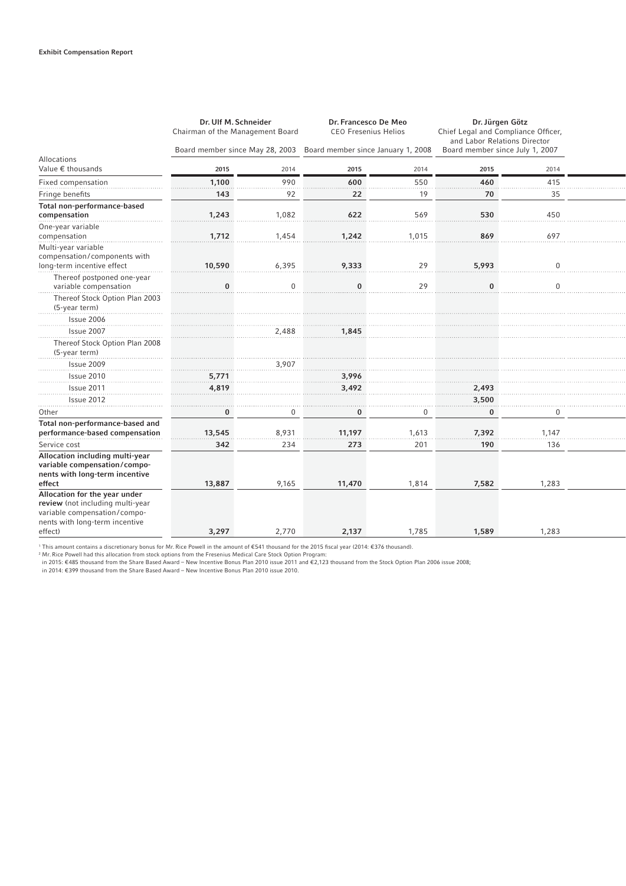**Exhibit Compensation Report**

| Allocations<br>Value € thousands | Dr. Ulf M. Schneider<br>Chairman of the Management Board<br>Board member since May 28, 2003 | | Dr. Francesco De Meo<br>CEO Fresenius Helios<br>Board member since January 1, 2008 | | Dr. Jürgen Götz<br>Chief Legal and Compliance Officer, and Labor Relations Director<br>Board member since July 1, 2007 | |
|---|---|---|---|---|---|---|
| | **2015** | 2014 | **2015** | 2014 | **2015** | 2014 |
| Fixed compensation | **1,100** | 990 | **600** | 550 | **460** | 415 |
| Fringe benefits | **143** | 92 | **22** | 19 | **70** | 35 |
| **Total non-performance-based compensation** | **1,243** | 1,082 | **622** | 569 | **530** | 450 |
| One-year variable compensation | **1,712** | 1,454 | **1,242** | 1,015 | **869** | 697 |
| Multi-year variable compensation/components with long-term incentive effect | **10,590** | 6,395 | **9,333** | 29 | **5,993** | 0 |
| Thereof postponed one-year variable compensation | **0** | 0 | **0** | 29 | **0** | 0 |
| Thereof Stock Option Plan 2003 (5-year term) | | | | | | |
| Issue 2006 | | | | | | |
| Issue 2007 | | 2,488 | **1,845** | | | |
| Thereof Stock Option Plan 2008 (5-year term) | | | | | | |
| Issue 2009 | | 3,907 | | | | |
| Issue 2010 | **5,771** | | **3,996** | | | |
| Issue 2011 | **4,819** | | **3,492** | | **2,493** | |
| Issue 2012 | | | | | **3,500** | |
| Other | **0** | 0 | **0** | 0 | **0** | 0 |
| **Total non-performance-based and performance-based compensation** | **13,545** | 8,931 | **11,197** | 1,613 | **7,392** | 1,147 |
| Service cost | **342** | 234 | **273** | 201 | **190** | 136 |
| **Allocation including multi-year variable compensation/components with long-term incentive effect** | **13,887** | 9,165 | **11,470** | 1,814 | **7,582** | 1,283 |
| **Allocation for the year under review** (not including multi-year variable compensation/components with long-term incentive effect) | **3,297** | 2,770 | **2,137** | 1,785 | **1,589** | 1,283 |

[1] This amount contains a discretionary bonus for Mr. Rice Powell in the amount of €541 thousand for the 2015 fiscal year (2014: €376 thousand).
[2] Mr. Rice Powell had this allocation from stock options from the Fresenius Medical Care Stock Option Program:
in 2015: €485 thousand from the Share Based Award – New Incentive Bonus Plan 2010 issue 2011 and €2,123 thousand from the Stock Option Plan 2006 issue 2008;
in 2014: €399 thousand from the Share Based Award – New Incentive Bonus Plan 2010 issue 2010.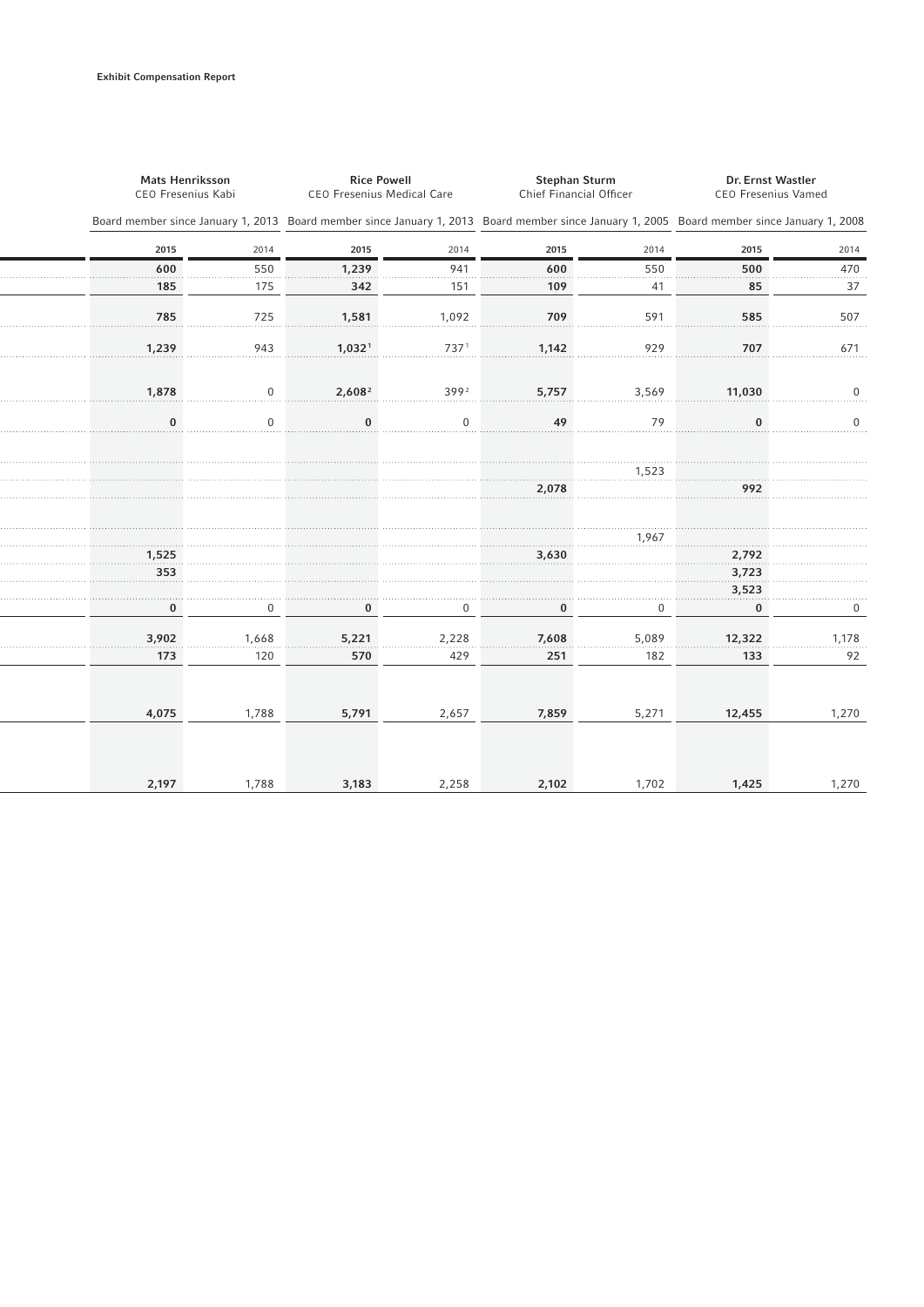| Mats Henriksson | | Rice Powell | | Stephan Sturm | | Dr. Ernst Wastler | |
|---|---|---|---|---|---|---|---|
| CEO Fresenius Kabi | | CEO Fresenius Medical Care | | Chief Financial Officer | | CEO Fresenius Vamed | |
| Board member since January 1, 2013 | | Board member since January 1, 2013 | | Board member since January 1, 2005 | | Board member since January 1, 2008 | |
| **2015** | 2014 | **2015** | 2014 | **2015** | 2014 | **2015** | 2014 |
| **600** | 550 | **1,239** | 941 | **600** | 550 | **500** | 470 |
| **185** | 175 | **342** | 151 | **109** | 41 | **85** | 37 |
| **785** | 725 | **1,581** | 1,092 | **709** | 591 | **585** | 507 |
| **1,239** | 943 | **1,032**[1] | 737[1] | **1,142** | 929 | **707** | 671 |
| **1,878** | 0 | **2,608**[2] | 399[2] | **5,757** | 3,569 | **11,030** | 0 |
| **0** | 0 | **0** | 0 | **49** | 79 | **0** | 0 |
| | | | | | | | |
| | | | | | 1,523 | | |
| | | | | **2,078** | | **992** | |
| | | | | | | | |
| | | | | | 1,967 | | |
| **1,525** | | | | **3,630** | | **2,792** | |
| **353** | | | | | | **3,723** | |
| | | | | | | **3,523** | |
| **0** | 0 | **0** | 0 | **0** | 0 | **0** | 0 |
| **3,902** | 1,668 | **5,221** | 2,228 | **7,608** | 5,089 | **12,322** | 1,178 |
| **173** | 120 | **570** | 429 | **251** | 182 | **133** | 92 |
| **4,075** | 1,788 | **5,791** | 2,657 | **7,859** | 5,271 | **12,455** | 1,270 |
| **2,197** | 1,788 | **3,183** | 2,258 | **2,102** | 1,702 | **1,425** | 1,270 |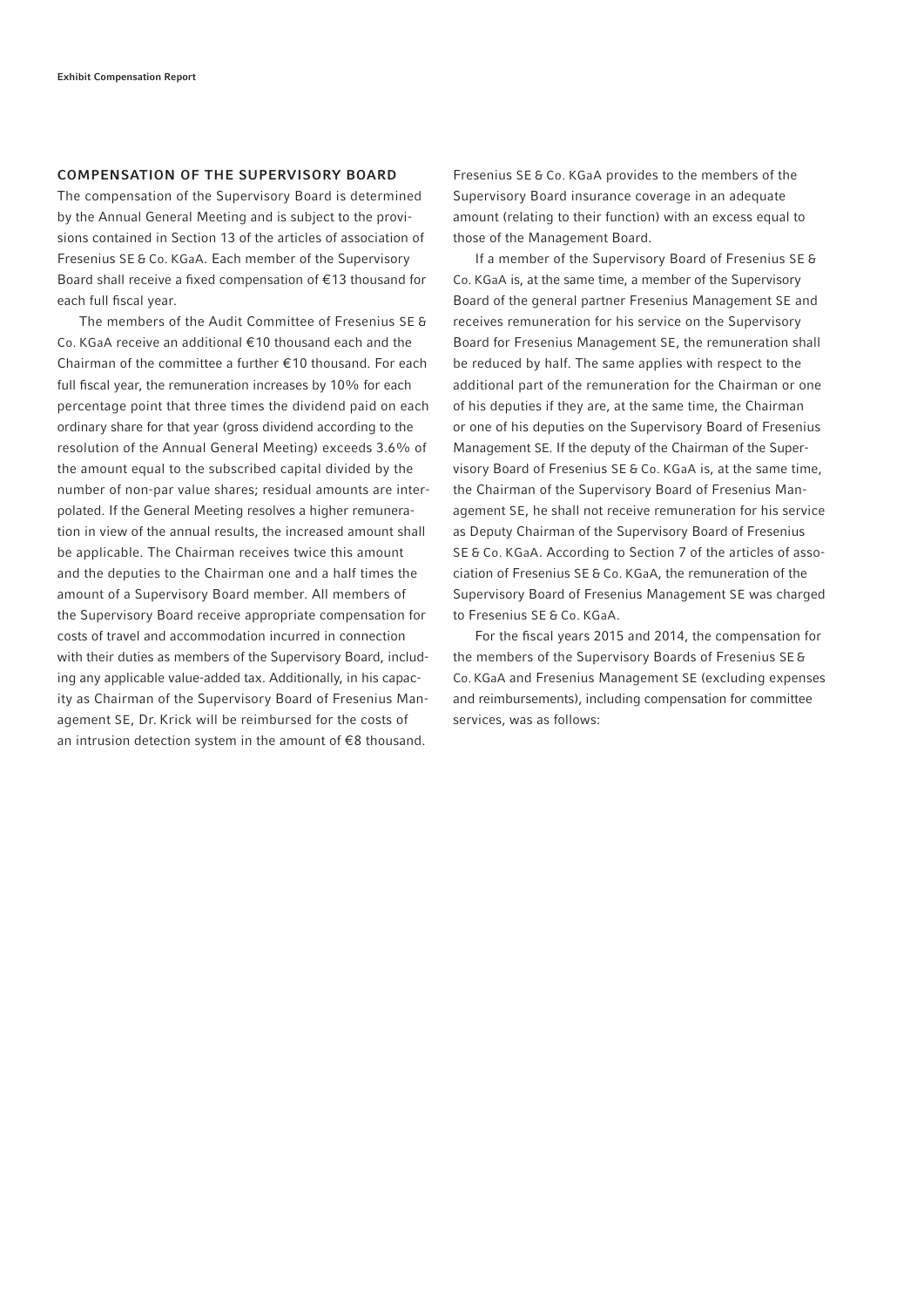## COMPENSATION OF THE SUPERVISORY BOARD

The compensation of the Supervisory Board is determined by the Annual General Meeting and is subject to the provisions contained in Section 13 of the articles of association of Fresenius SE & Co. KGaA. Each member of the Supervisory Board shall receive a fixed compensation of €13 thousand for each full fiscal year.

The members of the Audit Committee of Fresenius SE & Co. KGaA receive an additional €10 thousand each and the Chairman of the committee a further €10 thousand. For each full fiscal year, the remuneration increases by 10% for each percentage point that three times the dividend paid on each ordinary share for that year (gross dividend according to the resolution of the Annual General Meeting) exceeds 3.6% of the amount equal to the subscribed capital divided by the number of non-par value shares; residual amounts are interpolated. If the General Meeting resolves a higher remuneration in view of the annual results, the increased amount shall be applicable. The Chairman receives twice this amount and the deputies to the Chairman one and a half times the amount of a Supervisory Board member. All members of the Supervisory Board receive appropriate compensation for costs of travel and accommodation incurred in connection with their duties as members of the Supervisory Board, including any applicable value-added tax. Additionally, in his capacity as Chairman of the Supervisory Board of Fresenius Management SE, Dr. Krick will be reimbursed for the costs of an intrusion detection system in the amount of €8 thousand.

Fresenius SE & Co. KGaA provides to the members of the Supervisory Board insurance coverage in an adequate amount (relating to their function) with an excess equal to those of the Management Board.

If a member of the Supervisory Board of Fresenius SE & Co. KGaA is, at the same time, a member of the Supervisory Board of the general partner Fresenius Management SE and receives remuneration for his service on the Supervisory Board for Fresenius Management SE, the remuneration shall be reduced by half. The same applies with respect to the additional part of the remuneration for the Chairman or one of his deputies if they are, at the same time, the Chairman or one of his deputies on the Supervisory Board of Fresenius Management SE. If the deputy of the Chairman of the Supervisory Board of Fresenius SE & Co. KGaA is, at the same time, the Chairman of the Supervisory Board of Fresenius Management SE, he shall not receive remuneration for his service as Deputy Chairman of the Supervisory Board of Fresenius SE & Co. KGaA. According to Section 7 of the articles of association of Fresenius SE & Co. KGaA, the remuneration of the Supervisory Board of Fresenius Management SE was charged to Fresenius SE & Co. KGaA.

For the fiscal years 2015 and 2014, the compensation for the members of the Supervisory Boards of Fresenius SE & Co. KGaA and Fresenius Management SE (excluding expenses and reimbursements), including compensation for committee services, was as follows: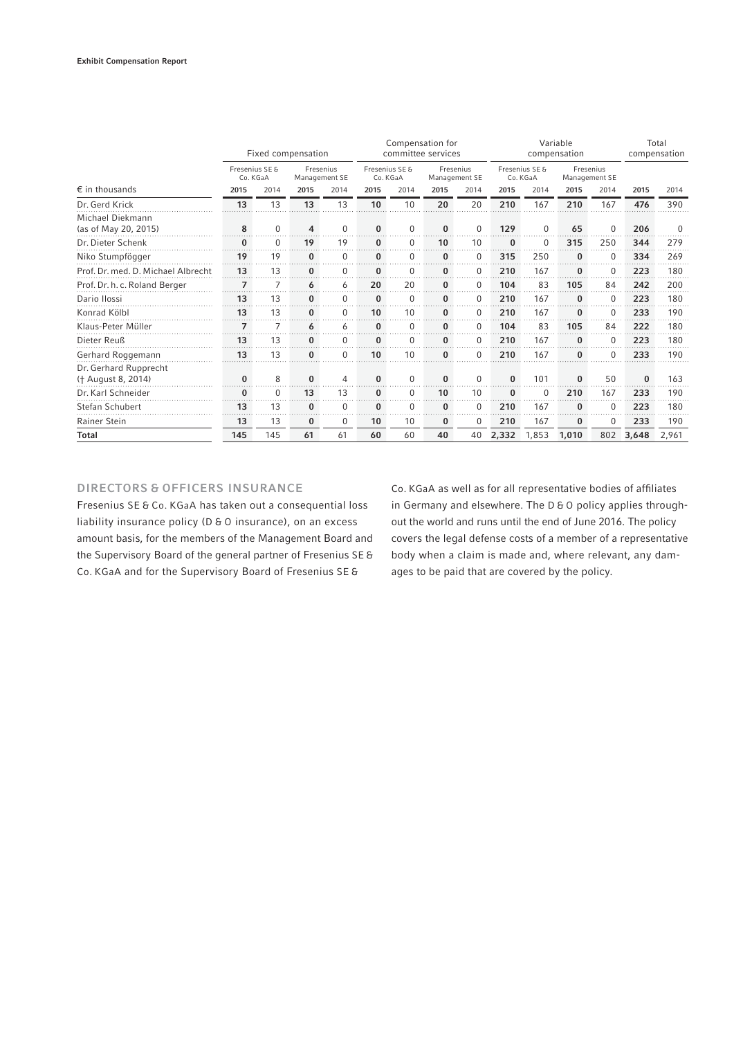| € in thousands | Fixed compensation | | | | Compensation for committee services | | | | Variable compensation | | | | Total compensation | |
|---|---|---|---|---|---|---|---|---|---|---|---|---|---|---|
| | Fresenius SE & Co. KGaA | | Fresenius Management SE | | Fresenius SE & Co. KGaA | | Fresenius Management SE | | Fresenius SE & Co. KGaA | | Fresenius Management SE | | | |
| | **2015** | 2014 | **2015** | 2014 | **2015** | 2014 | **2015** | 2014 | **2015** | 2014 | **2015** | 2014 | **2015** | 2014 |
| Dr. Gerd Krick | **13** | 13 | **13** | 13 | **10** | 10 | **20** | 20 | **210** | 167 | **210** | 167 | **476** | 390 |
| Michael Diekmann (as of May 20, 2015) | **8** | 0 | **4** | 0 | **0** | 0 | **0** | 0 | **129** | 0 | **65** | 0 | **206** | 0 |
| Dr. Dieter Schenk | **0** | 0 | **19** | 19 | **0** | 0 | **10** | 10 | **0** | 0 | **315** | 250 | **344** | 279 |
| Niko Stumpfögger | **19** | 19 | **0** | 0 | **0** | 0 | **0** | 0 | **315** | 250 | **0** | 0 | **334** | 269 |
| Prof. Dr. med. D. Michael Albrecht | **13** | 13 | **0** | 0 | **0** | 0 | **0** | 0 | **210** | 167 | **0** | 0 | **223** | 180 |
| Prof. Dr. h. c. Roland Berger | **7** | 7 | **6** | 6 | **20** | 20 | **0** | 0 | **104** | 83 | **105** | 84 | **242** | 200 |
| Dario Ilossi | **13** | 13 | **0** | 0 | **0** | 0 | **0** | 0 | **210** | 167 | **0** | 0 | **223** | 180 |
| Konrad Kölbl | **13** | 13 | **0** | 0 | **10** | 10 | **0** | 0 | **210** | 167 | **0** | 0 | **233** | 190 |
| Klaus-Peter Müller | **7** | 7 | **6** | 6 | **0** | 0 | **0** | 0 | **104** | 83 | **105** | 84 | **222** | 180 |
| Dieter Reuß | **13** | 13 | **0** | 0 | **0** | 0 | **0** | 0 | **210** | 167 | **0** | 0 | **223** | 180 |
| Gerhard Roggemann | **13** | 13 | **0** | 0 | **10** | 10 | **0** | 0 | **210** | 167 | **0** | 0 | **233** | 190 |
| Dr. Gerhard Rupprecht († August 8, 2014) | **0** | 8 | **0** | 4 | **0** | 0 | **0** | 0 | **0** | 101 | **0** | 50 | **0** | 163 |
| Dr. Karl Schneider | **0** | 0 | **13** | 13 | **0** | 0 | **10** | 10 | **0** | 0 | **210** | 167 | **233** | 190 |
| Stefan Schubert | **13** | 13 | **0** | 0 | **0** | 0 | **0** | 0 | **210** | 167 | **0** | 0 | **223** | 180 |
| Rainer Stein | **13** | 13 | **0** | 0 | **10** | 10 | **0** | 0 | **210** | 167 | **0** | 0 | **233** | 190 |
| **Total** | **145** | 145 | **61** | 61 | **60** | 60 | **40** | 40 | **2,332** | 1,853 | **1,010** | 802 | **3,648** | 2,961 |

## DIRECTORS & OFFICERS INSURANCE

Fresenius SE & Co. KGaA has taken out a consequential loss liability insurance policy (D & O insurance), on an excess amount basis, for the members of the Management Board and the Supervisory Board of the general partner of Fresenius SE & Co. KGaA and for the Supervisory Board of Fresenius SE & Co. KGaA as well as for all representative bodies of affiliates in Germany and elsewhere. The D & O policy applies throughout the world and runs until the end of June 2016. The policy covers the legal defense costs of a member of a representative body when a claim is made and, where relevant, any damages to be paid that are covered by the policy.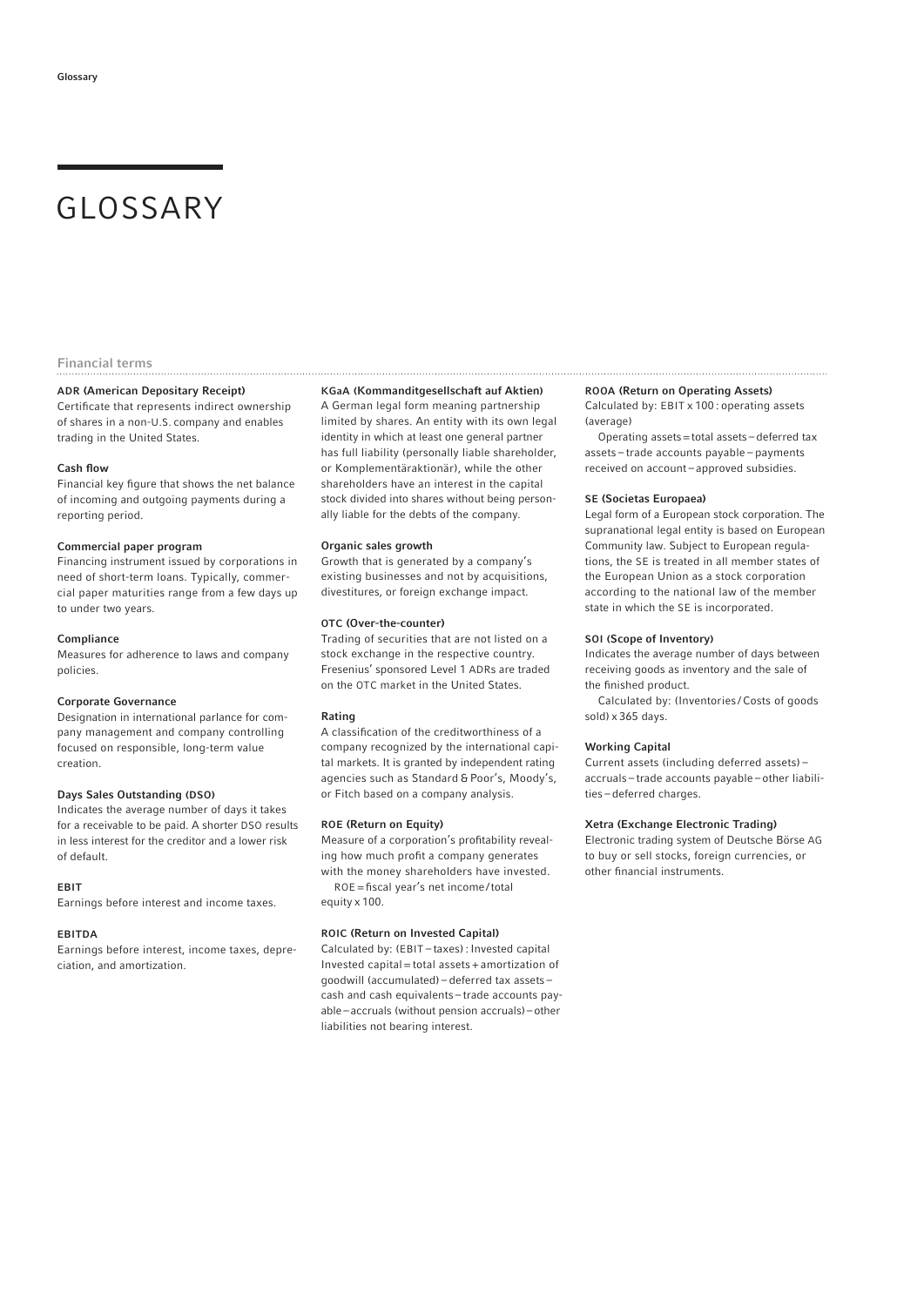# GLOSSARY

## Financial terms

**ADR (American Depositary Receipt)**
Certificate that represents indirect ownership of shares in a non-U.S. company and enables trading in the United States.

**Cash flow**
Financial key figure that shows the net balance of incoming and outgoing payments during a reporting period.

**Commercial paper program**
Financing instrument issued by corporations in need of short-term loans. Typically, commercial paper maturities range from a few days up to under two years.

**Compliance**
Measures for adherence to laws and company policies.

**Corporate Governance**
Designation in international parlance for company management and company controlling focused on responsible, long-term value creation.

**Days Sales Outstanding (DSO)**
Indicates the average number of days it takes for a receivable to be paid. A shorter DSO results in less interest for the creditor and a lower risk of default.

**EBIT**
Earnings before interest and income taxes.

**EBITDA**
Earnings before interest, income taxes, depreciation, and amortization.

**KGaA (Kommanditgesellschaft auf Aktien)**
A German legal form meaning partnership limited by shares. An entity with its own legal identity in which at least one general partner has full liability (personally liable shareholder, or Komplementäraktionär), while the other shareholders have an interest in the capital stock divided into shares without being personally liable for the debts of the company.

**Organic sales growth**
Growth that is generated by a company's existing businesses and not by acquisitions, divestitures, or foreign exchange impact.

**OTC (Over-the-counter)**
Trading of securities that are not listed on a stock exchange in the respective country. Fresenius' sponsored Level 1 ADRs are traded on the OTC market in the United States.

**Rating**
A classification of the creditworthiness of a company recognized by the international capital markets. It is granted by independent rating agencies such as Standard & Poor's, Moody's, or Fitch based on a company analysis.

**ROE (Return on Equity)**
Measure of a corporation's profitability revealing how much profit a company generates with the money shareholders have invested.
ROE = fiscal year's net income / total equity x 100.

**ROIC (Return on Invested Capital)**
Calculated by: (EBIT – taxes) : Invested capital
Invested capital = total assets + amortization of goodwill (accumulated) – deferred tax assets – cash and cash equivalents – trade accounts payable – accruals (without pension accruals) – other liabilities not bearing interest.

**ROOA (Return on Operating Assets)**
Calculated by: EBIT x 100 : operating assets (average)
Operating assets = total assets – deferred tax assets – trade accounts payable – payments received on account – approved subsidies.

**SE (Societas Europaea)**
Legal form of a European stock corporation. The supranational legal entity is based on European Community law. Subject to European regulations, the SE is treated in all member states of the European Union as a stock corporation according to the national law of the member state in which the SE is incorporated.

**SOI (Scope of Inventory)**
Indicates the average number of days between receiving goods as inventory and the sale of the finished product.
Calculated by: (Inventories / Costs of goods sold) x 365 days.

**Working Capital**
Current assets (including deferred assets) – accruals – trade accounts payable – other liabilities – deferred charges.

**Xetra (Exchange Electronic Trading)**
Electronic trading system of Deutsche Börse AG to buy or sell stocks, foreign currencies, or other financial instruments.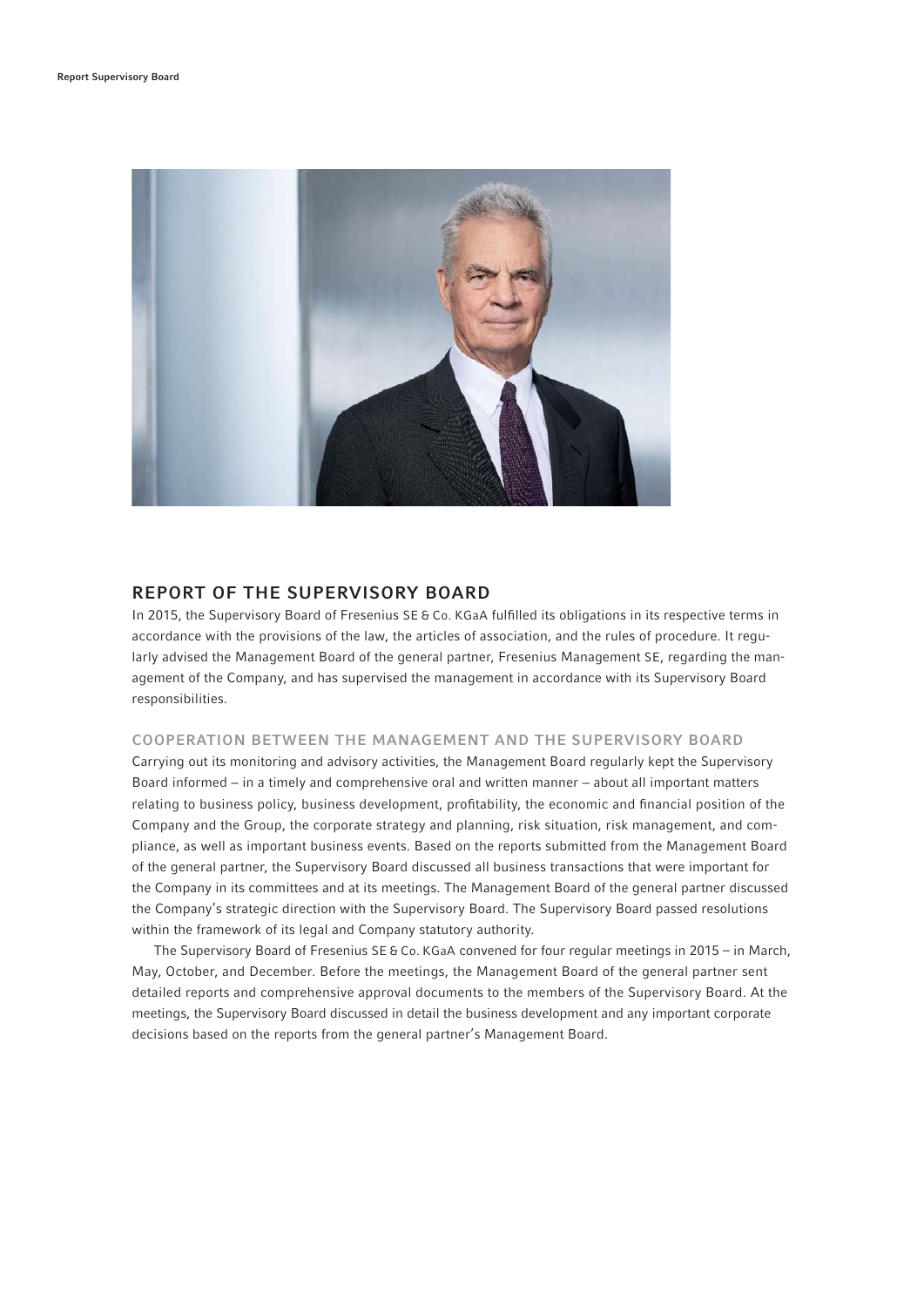## REPORT OF THE SUPERVISORY BOARD

In 2015, the Supervisory Board of Fresenius SE & Co. KGaA fulfilled its obligations in its respective terms in accordance with the provisions of the law, the articles of association, and the rules of procedure. It regularly advised the Management Board of the general partner, Fresenius Management SE, regarding the management of the Company, and has supervised the management in accordance with its Supervisory Board responsibilities.

### COOPERATION BETWEEN THE MANAGEMENT AND THE SUPERVISORY BOARD

Carrying out its monitoring and advisory activities, the Management Board regularly kept the Supervisory Board informed – in a timely and comprehensive oral and written manner – about all important matters relating to business policy, business development, profitability, the economic and financial position of the Company and the Group, the corporate strategy and planning, risk situation, risk management, and compliance, as well as important business events. Based on the reports submitted from the Management Board of the general partner, the Supervisory Board discussed all business transactions that were important for the Company in its committees and at its meetings. The Management Board of the general partner discussed the Company's strategic direction with the Supervisory Board. The Supervisory Board passed resolutions within the framework of its legal and Company statutory authority.

The Supervisory Board of Fresenius SE & Co. KGaA convened for four regular meetings in 2015 – in March, May, October, and December. Before the meetings, the Management Board of the general partner sent detailed reports and comprehensive approval documents to the members of the Supervisory Board. At the meetings, the Supervisory Board discussed in detail the business development and any important corporate decisions based on the reports from the general partner's Management Board.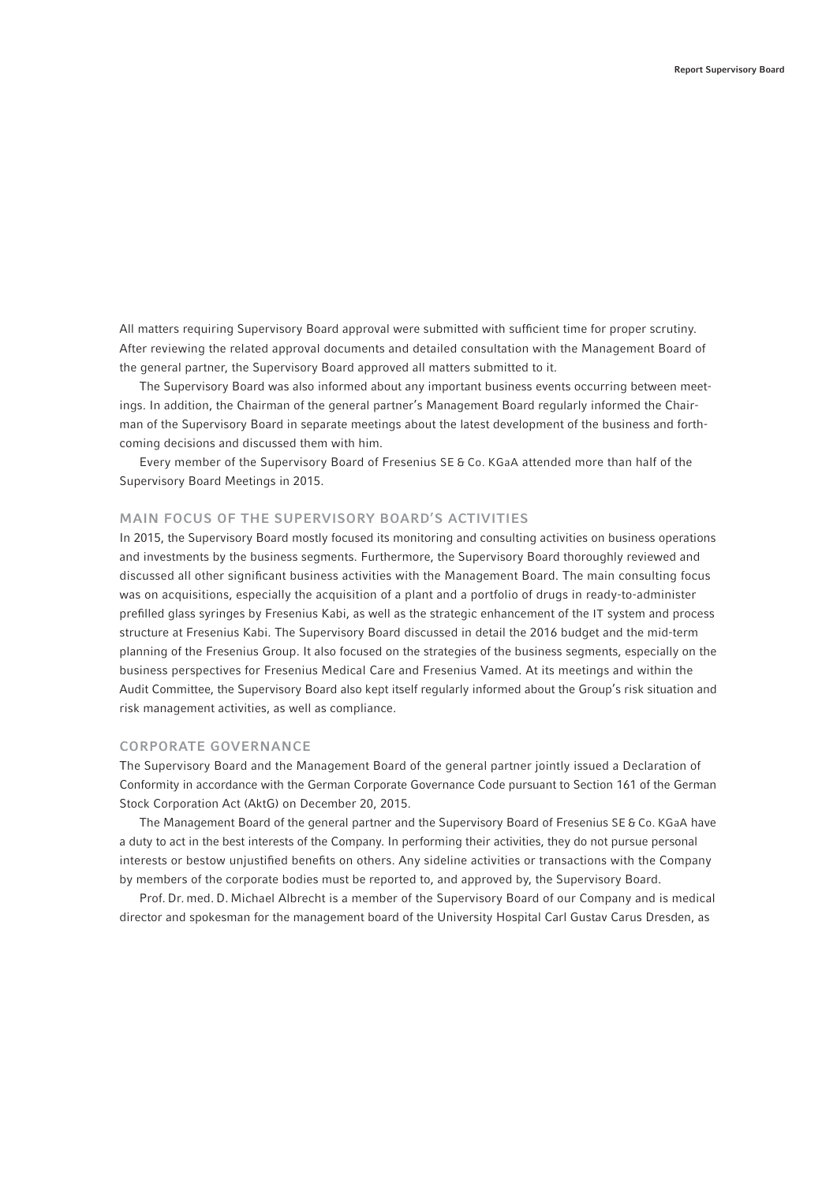All matters requiring Supervisory Board approval were submitted with sufficient time for proper scrutiny. After reviewing the related approval documents and detailed consultation with the Management Board of the general partner, the Supervisory Board approved all matters submitted to it.

The Supervisory Board was also informed about any important business events occurring between meetings. In addition, the Chairman of the general partner's Management Board regularly informed the Chairman of the Supervisory Board in separate meetings about the latest development of the business and forthcoming decisions and discussed them with him.

Every member of the Supervisory Board of Fresenius SE & Co. KGaA attended more than half of the Supervisory Board Meetings in 2015.

## MAIN FOCUS OF THE SUPERVISORY BOARD'S ACTIVITIES

In 2015, the Supervisory Board mostly focused its monitoring and consulting activities on business operations and investments by the business segments. Furthermore, the Supervisory Board thoroughly reviewed and discussed all other significant business activities with the Management Board. The main consulting focus was on acquisitions, especially the acquisition of a plant and a portfolio of drugs in ready-to-administer prefilled glass syringes by Fresenius Kabi, as well as the strategic enhancement of the IT system and process structure at Fresenius Kabi. The Supervisory Board discussed in detail the 2016 budget and the mid-term planning of the Fresenius Group. It also focused on the strategies of the business segments, especially on the business perspectives for Fresenius Medical Care and Fresenius Vamed. At its meetings and within the Audit Committee, the Supervisory Board also kept itself regularly informed about the Group's risk situation and risk management activities, as well as compliance.

## CORPORATE GOVERNANCE

The Supervisory Board and the Management Board of the general partner jointly issued a Declaration of Conformity in accordance with the German Corporate Governance Code pursuant to Section 161 of the German Stock Corporation Act (AktG) on December 20, 2015.

The Management Board of the general partner and the Supervisory Board of Fresenius SE & Co. KGaA have a duty to act in the best interests of the Company. In performing their activities, they do not pursue personal interests or bestow unjustified benefits on others. Any sideline activities or transactions with the Company by members of the corporate bodies must be reported to, and approved by, the Supervisory Board.

Prof. Dr. med. D. Michael Albrecht is a member of the Supervisory Board of our Company and is medical director and spokesman for the management board of the University Hospital Carl Gustav Carus Dresden, as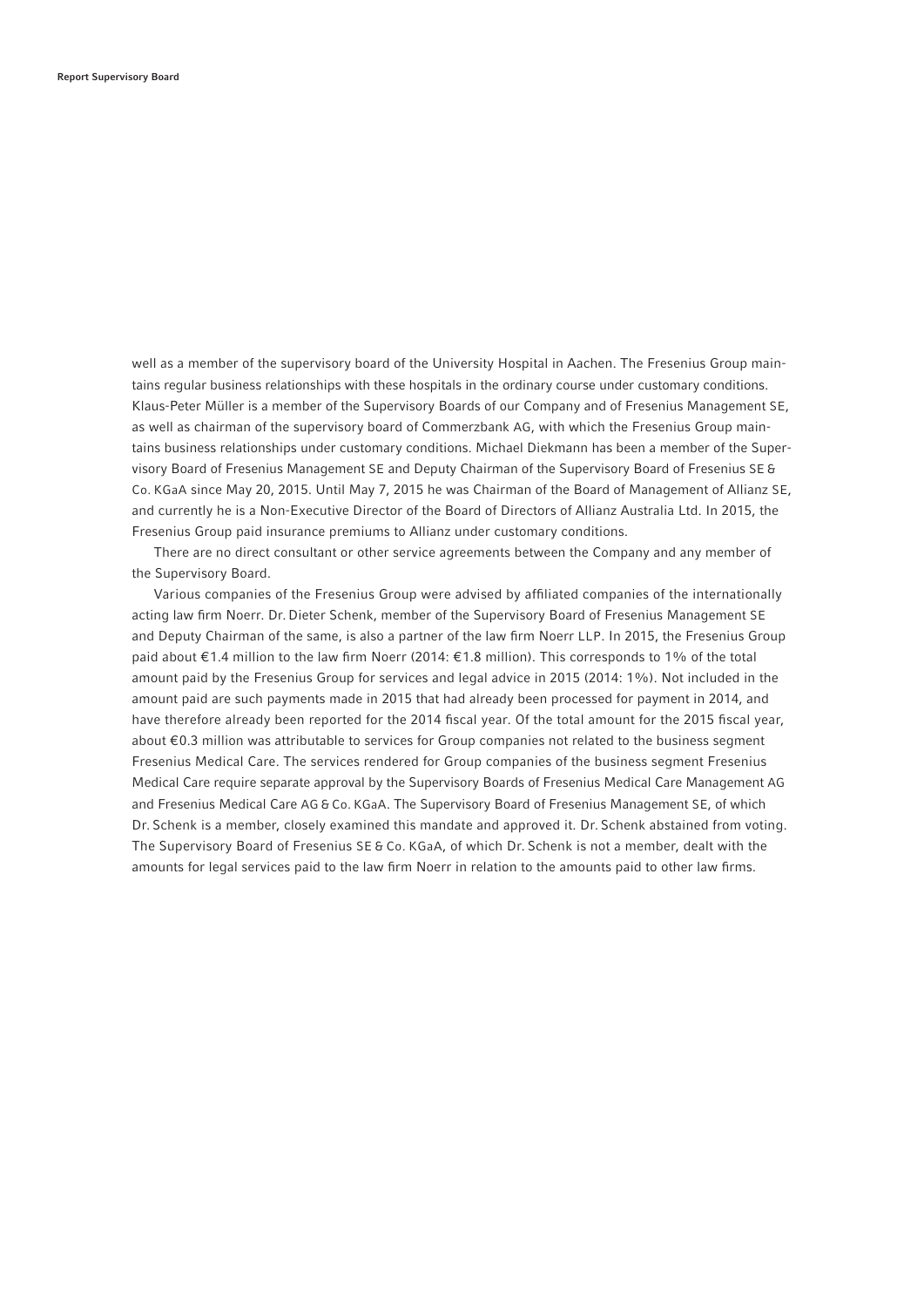well as a member of the supervisory board of the University Hospital in Aachen. The Fresenius Group maintains regular business relationships with these hospitals in the ordinary course under customary conditions. Klaus-Peter Müller is a member of the Supervisory Boards of our Company and of Fresenius Management SE, as well as chairman of the supervisory board of Commerzbank AG, with which the Fresenius Group maintains business relationships under customary conditions. Michael Diekmann has been a member of the Supervisory Board of Fresenius Management SE and Deputy Chairman of the Supervisory Board of Fresenius SE & Co. KGaA since May 20, 2015. Until May 7, 2015 he was Chairman of the Board of Management of Allianz SE, and currently he is a Non-Executive Director of the Board of Directors of Allianz Australia Ltd. In 2015, the Fresenius Group paid insurance premiums to Allianz under customary conditions.

There are no direct consultant or other service agreements between the Company and any member of the Supervisory Board.

Various companies of the Fresenius Group were advised by affiliated companies of the internationally acting law firm Noerr. Dr. Dieter Schenk, member of the Supervisory Board of Fresenius Management SE and Deputy Chairman of the same, is also a partner of the law firm Noerr LLP. In 2015, the Fresenius Group paid about €1.4 million to the law firm Noerr (2014: €1.8 million). This corresponds to 1% of the total amount paid by the Fresenius Group for services and legal advice in 2015 (2014: 1%). Not included in the amount paid are such payments made in 2015 that had already been processed for payment in 2014, and have therefore already been reported for the 2014 fiscal year. Of the total amount for the 2015 fiscal year, about €0.3 million was attributable to services for Group companies not related to the business segment Fresenius Medical Care. The services rendered for Group companies of the business segment Fresenius Medical Care require separate approval by the Supervisory Boards of Fresenius Medical Care Management AG and Fresenius Medical Care AG & Co. KGaA. The Supervisory Board of Fresenius Management SE, of which Dr. Schenk is a member, closely examined this mandate and approved it. Dr. Schenk abstained from voting. The Supervisory Board of Fresenius SE & Co. KGaA, of which Dr. Schenk is not a member, dealt with the amounts for legal services paid to the law firm Noerr in relation to the amounts paid to other law firms.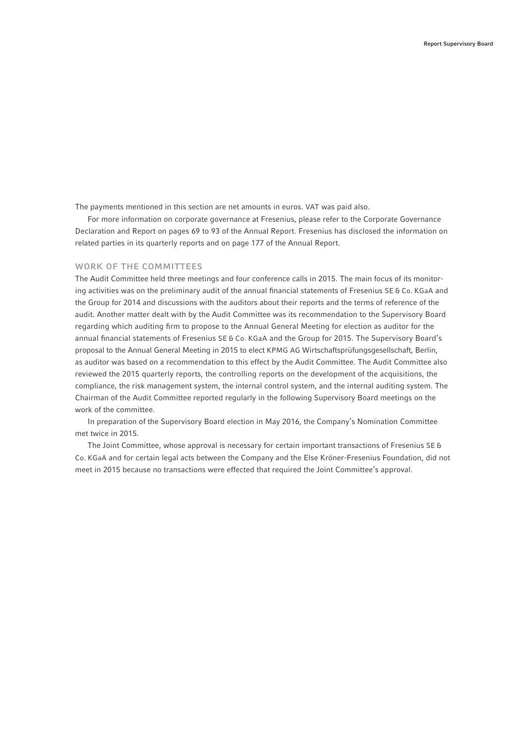The payments mentioned in this section are net amounts in euros. VAT was paid also.

For more information on corporate governance at Fresenius, please refer to the Corporate Governance Declaration and Report on pages 69 to 93 of the Annual Report. Fresenius has disclosed the information on related parties in its quarterly reports and on page 177 of the Annual Report.

## WORK OF THE COMMITTEES

The Audit Committee held three meetings and four conference calls in 2015. The main focus of its monitoring activities was on the preliminary audit of the annual financial statements of Fresenius SE & Co. KGaA and the Group for 2014 and discussions with the auditors about their reports and the terms of reference of the audit. Another matter dealt with by the Audit Committee was its recommendation to the Supervisory Board regarding which auditing firm to propose to the Annual General Meeting for election as auditor for the annual financial statements of Fresenius SE & Co. KGaA and the Group for 2015. The Supervisory Board's proposal to the Annual General Meeting in 2015 to elect KPMG AG Wirtschaftsprüfungsgesellschaft, Berlin, as auditor was based on a recommendation to this effect by the Audit Committee. The Audit Committee also reviewed the 2015 quarterly reports, the controlling reports on the development of the acquisitions, the compliance, the risk management system, the internal control system, and the internal auditing system. The Chairman of the Audit Committee reported regularly in the following Supervisory Board meetings on the work of the committee.

In preparation of the Supervisory Board election in May 2016, the Company's Nomination Committee met twice in 2015.

The Joint Committee, whose approval is necessary for certain important transactions of Fresenius SE & Co. KGaA and for certain legal acts between the Company and the Else Kröner-Fresenius Foundation, did not meet in 2015 because no transactions were effected that required the Joint Committee's approval.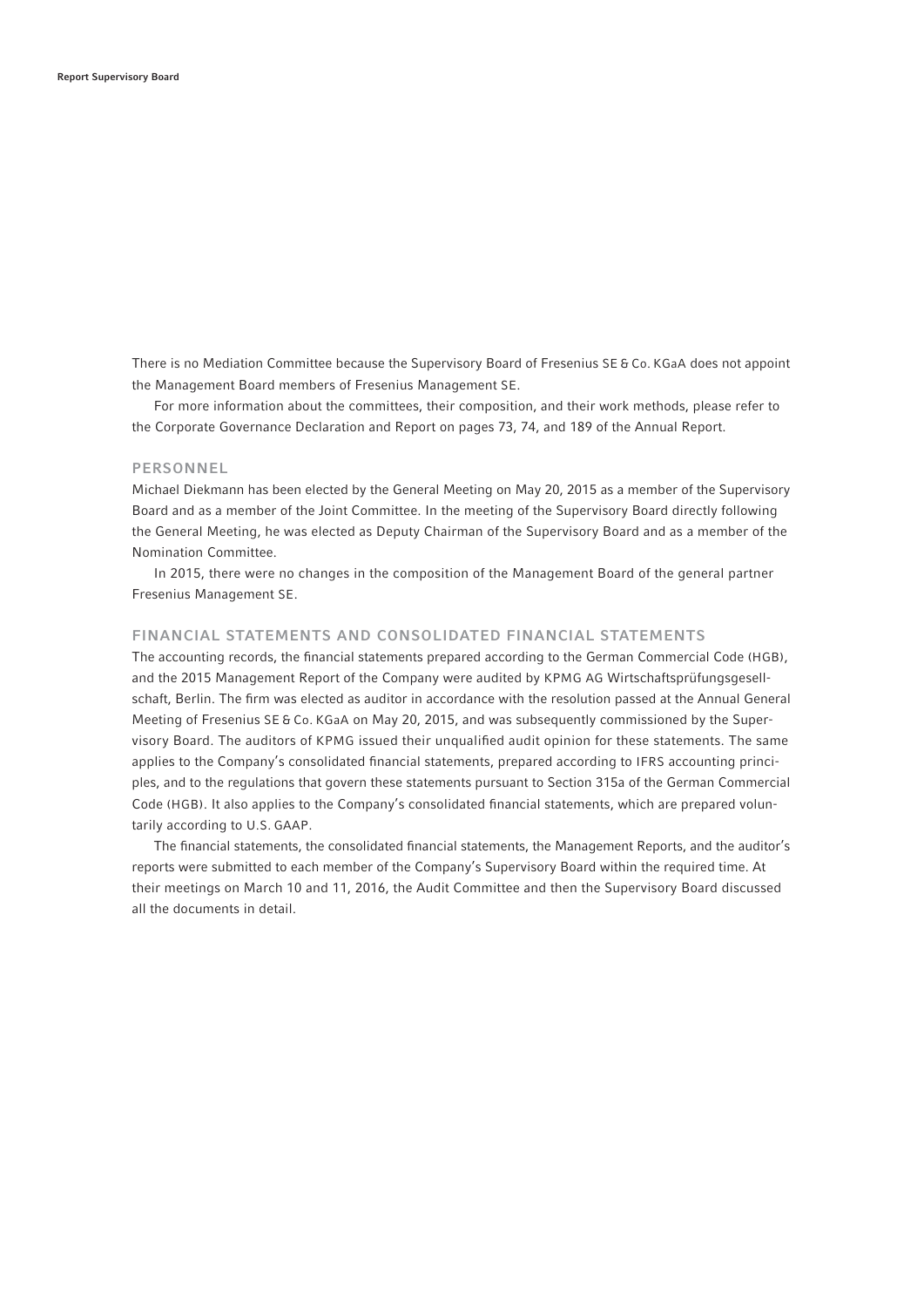There is no Mediation Committee because the Supervisory Board of Fresenius SE & Co. KGaA does not appoint the Management Board members of Fresenius Management SE.

For more information about the committees, their composition, and their work methods, please refer to the Corporate Governance Declaration and Report on pages 73, 74, and 189 of the Annual Report.

## PERSONNEL

Michael Diekmann has been elected by the General Meeting on May 20, 2015 as a member of the Supervisory Board and as a member of the Joint Committee. In the meeting of the Supervisory Board directly following the General Meeting, he was elected as Deputy Chairman of the Supervisory Board and as a member of the Nomination Committee.

In 2015, there were no changes in the composition of the Management Board of the general partner Fresenius Management SE.

## FINANCIAL STATEMENTS AND CONSOLIDATED FINANCIAL STATEMENTS

The accounting records, the financial statements prepared according to the German Commercial Code (HGB), and the 2015 Management Report of the Company were audited by KPMG AG Wirtschaftsprüfungsgesellschaft, Berlin. The firm was elected as auditor in accordance with the resolution passed at the Annual General Meeting of Fresenius SE & Co. KGaA on May 20, 2015, and was subsequently commissioned by the Supervisory Board. The auditors of KPMG issued their unqualified audit opinion for these statements. The same applies to the Company's consolidated financial statements, prepared according to IFRS accounting principles, and to the regulations that govern these statements pursuant to Section 315a of the German Commercial Code (HGB). It also applies to the Company's consolidated financial statements, which are prepared voluntarily according to U.S. GAAP.

The financial statements, the consolidated financial statements, the Management Reports, and the auditor's reports were submitted to each member of the Company's Supervisory Board within the required time. At their meetings on March 10 and 11, 2016, the Audit Committee and then the Supervisory Board discussed all the documents in detail.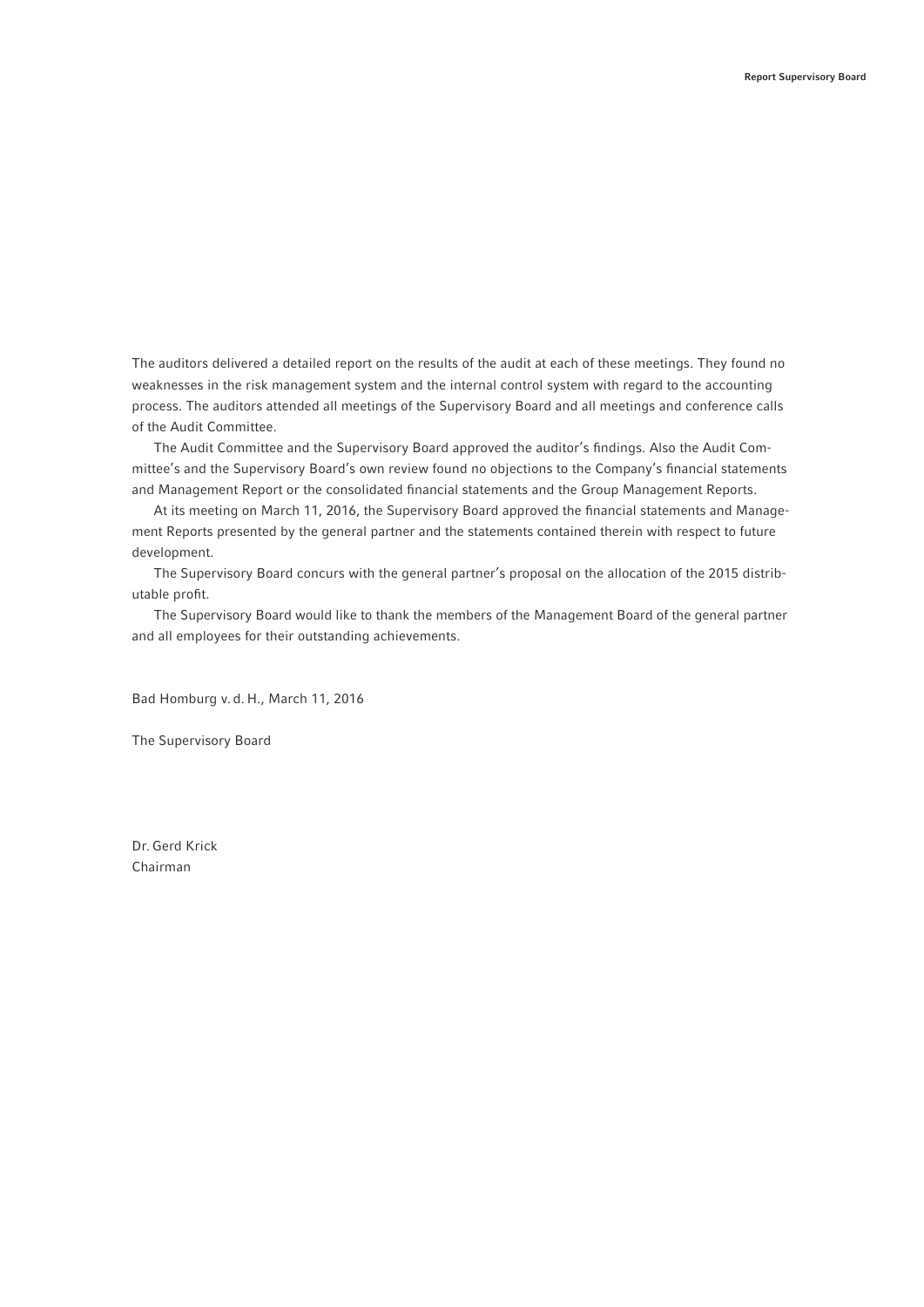The auditors delivered a detailed report on the results of the audit at each of these meetings. They found no weaknesses in the risk management system and the internal control system with regard to the accounting process. The auditors attended all meetings of the Supervisory Board and all meetings and conference calls of the Audit Committee.

The Audit Committee and the Supervisory Board approved the auditor's findings. Also the Audit Committee's and the Supervisory Board's own review found no objections to the Company's financial statements and Management Report or the consolidated financial statements and the Group Management Reports.

At its meeting on March 11, 2016, the Supervisory Board approved the financial statements and Management Reports presented by the general partner and the statements contained therein with respect to future development.

The Supervisory Board concurs with the general partner's proposal on the allocation of the 2015 distributable profit.

The Supervisory Board would like to thank the members of the Management Board of the general partner and all employees for their outstanding achievements.

Bad Homburg v. d. H., March 11, 2016

The Supervisory Board

Dr. Gerd Krick
Chairman